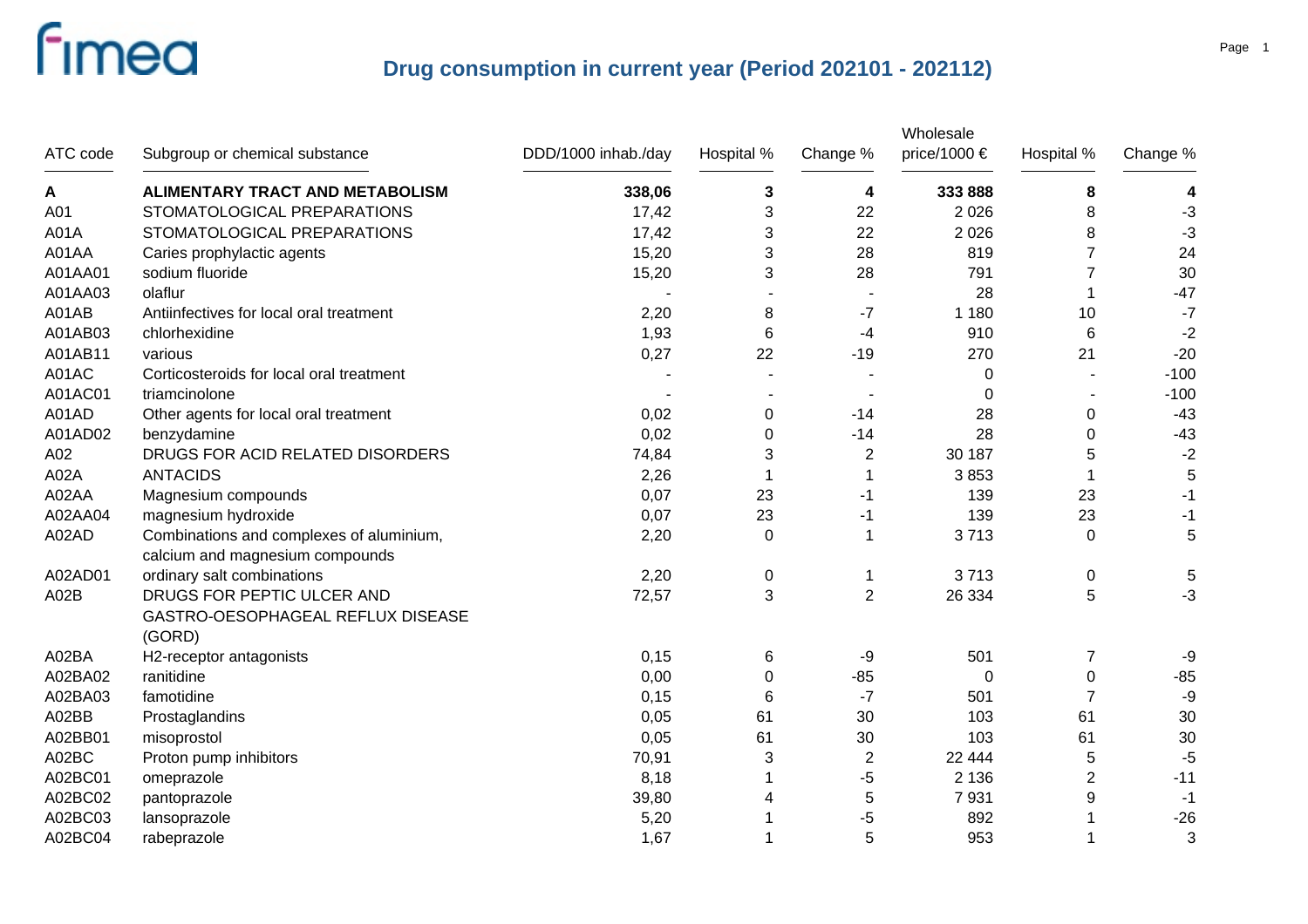# Drug consumption in current year (Period 202101 - 202112)

| ATC code | Subgroup or chemical substance | DDD/1000 inhab./day | Hospital % | Change % | Wholesale price/1000 € | Hospital % | Change % |
|---|---|---|---|---|---|---|---|
| **A** | **ALIMENTARY TRACT AND METABOLISM** | **338,06** | **3** | **4** | **333 888** | **8** | **4** |
| A01 | STOMATOLOGICAL PREPARATIONS | 17,42 | 3 | 22 | 2 026 | 8 | -3 |
| A01A | STOMATOLOGICAL PREPARATIONS | 17,42 | 3 | 22 | 2 026 | 8 | -3 |
| A01AA | Caries prophylactic agents | 15,20 | 3 | 28 | 819 | 7 | 24 |
| A01AA01 | sodium fluoride | 15,20 | 3 | 28 | 791 | 7 | 30 |
| A01AA03 | olaflur | - | - | - | 28 | 1 | -47 |
| A01AB | Antiinfectives for local oral treatment | 2,20 | 8 | -7 | 1 180 | 10 | -7 |
| A01AB03 | chlorhexidine | 1,93 | 6 | -4 | 910 | 6 | -2 |
| A01AB11 | various | 0,27 | 22 | -19 | 270 | 21 | -20 |
| A01AC | Corticosteroids for local oral treatment | - | - | - | 0 | - | -100 |
| A01AC01 | triamcinolone | - | - | - | 0 | - | -100 |
| A01AD | Other agents for local oral treatment | 0,02 | 0 | -14 | 28 | 0 | -43 |
| A01AD02 | benzydamine | 0,02 | 0 | -14 | 28 | 0 | -43 |
| A02 | DRUGS FOR ACID RELATED DISORDERS | 74,84 | 3 | 2 | 30 187 | 5 | -2 |
| A02A | ANTACIDS | 2,26 | 1 | 1 | 3 853 | 1 | 5 |
| A02AA | Magnesium compounds | 0,07 | 23 | -1 | 139 | 23 | -1 |
| A02AA04 | magnesium hydroxide | 0,07 | 23 | -1 | 139 | 23 | -1 |
| A02AD | Combinations and complexes of aluminium, calcium and magnesium compounds | 2,20 | 0 | 1 | 3 713 | 0 | 5 |
| A02AD01 | ordinary salt combinations | 2,20 | 0 | 1 | 3 713 | 0 | 5 |
| A02B | DRUGS FOR PEPTIC ULCER AND GASTRO-OESOPHAGEAL REFLUX DISEASE (GORD) | 72,57 | 3 | 2 | 26 334 | 5 | -3 |
| A02BA | H2-receptor antagonists | 0,15 | 6 | -9 | 501 | 7 | -9 |
| A02BA02 | ranitidine | 0,00 | 0 | -85 | 0 | 0 | -85 |
| A02BA03 | famotidine | 0,15 | 6 | -7 | 501 | 7 | -9 |
| A02BB | Prostaglandins | 0,05 | 61 | 30 | 103 | 61 | 30 |
| A02BB01 | misoprostol | 0,05 | 61 | 30 | 103 | 61 | 30 |
| A02BC | Proton pump inhibitors | 70,91 | 3 | 2 | 22 444 | 5 | -5 |
| A02BC01 | omeprazole | 8,18 | 1 | -5 | 2 136 | 2 | -11 |
| A02BC02 | pantoprazole | 39,80 | 4 | 5 | 7 931 | 9 | -1 |
| A02BC03 | lansoprazole | 5,20 | 1 | -5 | 892 | 1 | -26 |
| A02BC04 | rabeprazole | 1,67 | 1 | 5 | 953 | 1 | 3 |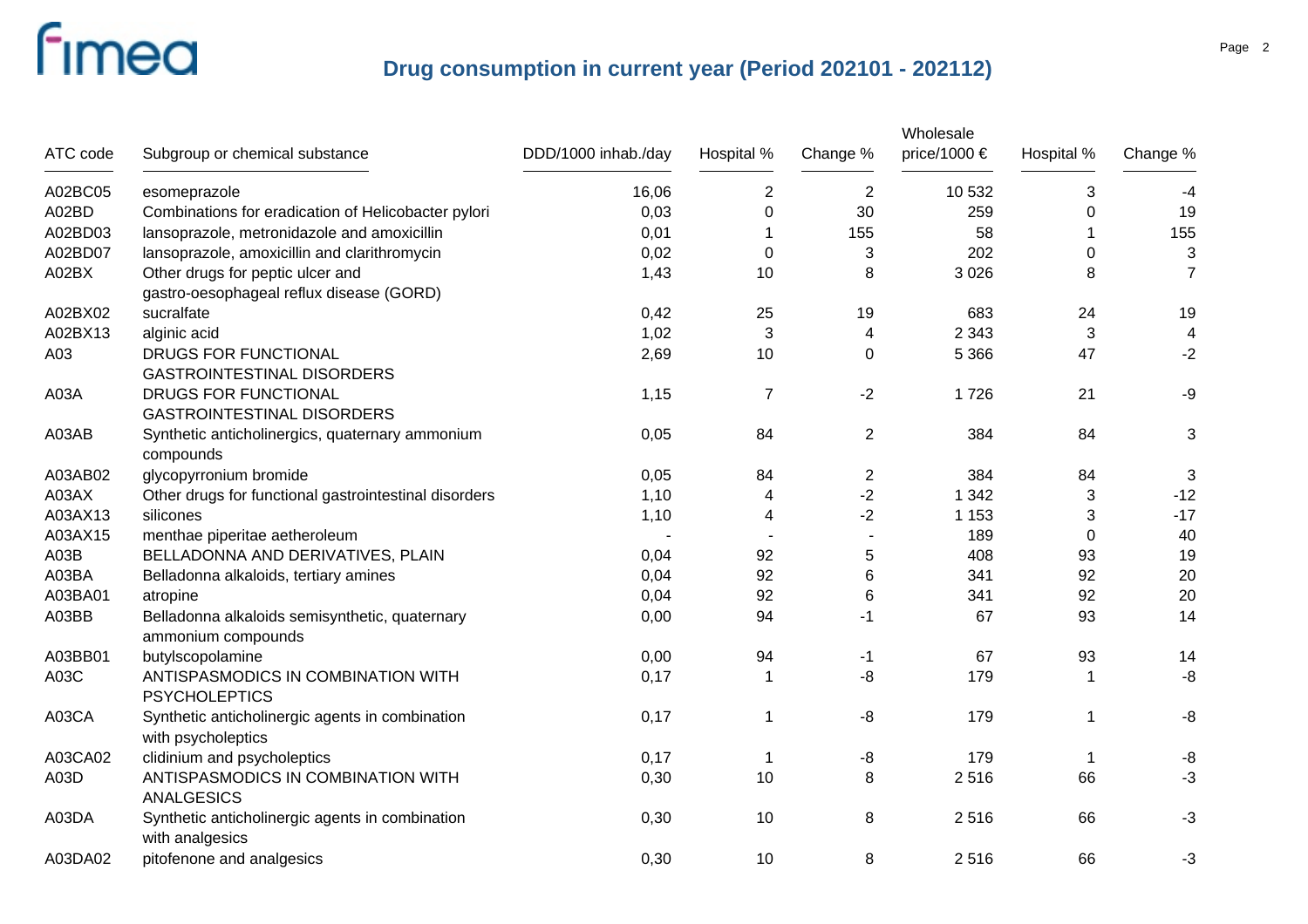# Drug consumption in current year (Period 202101 - 202112)

| ATC code | Subgroup or chemical substance | DDD/1000 inhab./day | Hospital % | Change % | Wholesale price/1000 € | Hospital % | Change % |
|---|---|---|---|---|---|---|---|
| A02BC05 | esomeprazole | 16,06 | 2 | 2 | 10 532 | 3 | -4 |
| A02BD | Combinations for eradication of Helicobacter pylori | 0,03 | 0 | 30 | 259 | 0 | 19 |
| A02BD03 | lansoprazole, metronidazole and amoxicillin | 0,01 | 1 | 155 | 58 | 1 | 155 |
| A02BD07 | lansoprazole, amoxicillin and clarithromycin | 0,02 | 0 | 3 | 202 | 0 | 3 |
| A02BX | Other drugs for peptic ulcer and gastro-oesophageal reflux disease (GORD) | 1,43 | 10 | 8 | 3 026 | 8 | 7 |
| A02BX02 | sucralfate | 0,42 | 25 | 19 | 683 | 24 | 19 |
| A02BX13 | alginic acid | 1,02 | 3 | 4 | 2 343 | 3 | 4 |
| A03 | DRUGS FOR FUNCTIONAL GASTROINTESTINAL DISORDERS | 2,69 | 10 | 0 | 5 366 | 47 | -2 |
| A03A | DRUGS FOR FUNCTIONAL GASTROINTESTINAL DISORDERS | 1,15 | 7 | -2 | 1 726 | 21 | -9 |
| A03AB | Synthetic anticholinergics, quaternary ammonium compounds | 0,05 | 84 | 2 | 384 | 84 | 3 |
| A03AB02 | glycopyrronium bromide | 0,05 | 84 | 2 | 384 | 84 | 3 |
| A03AX | Other drugs for functional gastrointestinal disorders | 1,10 | 4 | -2 | 1 342 | 3 | -12 |
| A03AX13 | silicones | 1,10 | 4 | -2 | 1 153 | 3 | -17 |
| A03AX15 | menthae piperitae aetheroleum | - | - | - | 189 | 0 | 40 |
| A03B | BELLADONNA AND DERIVATIVES, PLAIN | 0,04 | 92 | 5 | 408 | 93 | 19 |
| A03BA | Belladonna alkaloids, tertiary amines | 0,04 | 92 | 6 | 341 | 92 | 20 |
| A03BA01 | atropine | 0,04 | 92 | 6 | 341 | 92 | 20 |
| A03BB | Belladonna alkaloids semisynthetic, quaternary ammonium compounds | 0,00 | 94 | -1 | 67 | 93 | 14 |
| A03BB01 | butylscopolamine | 0,00 | 94 | -1 | 67 | 93 | 14 |
| A03C | ANTISPASMODICS IN COMBINATION WITH PSYCHOLEPTICS | 0,17 | 1 | -8 | 179 | 1 | -8 |
| A03CA | Synthetic anticholinergic agents in combination with psycholeptics | 0,17 | 1 | -8 | 179 | 1 | -8 |
| A03CA02 | clidinium and psycholeptics | 0,17 | 1 | -8 | 179 | 1 | -8 |
| A03D | ANTISPASMODICS IN COMBINATION WITH ANALGESICS | 0,30 | 10 | 8 | 2 516 | 66 | -3 |
| A03DA | Synthetic anticholinergic agents in combination with analgesics | 0,30 | 10 | 8 | 2 516 | 66 | -3 |
| A03DA02 | pitofenone and analgesics | 0,30 | 10 | 8 | 2 516 | 66 | -3 |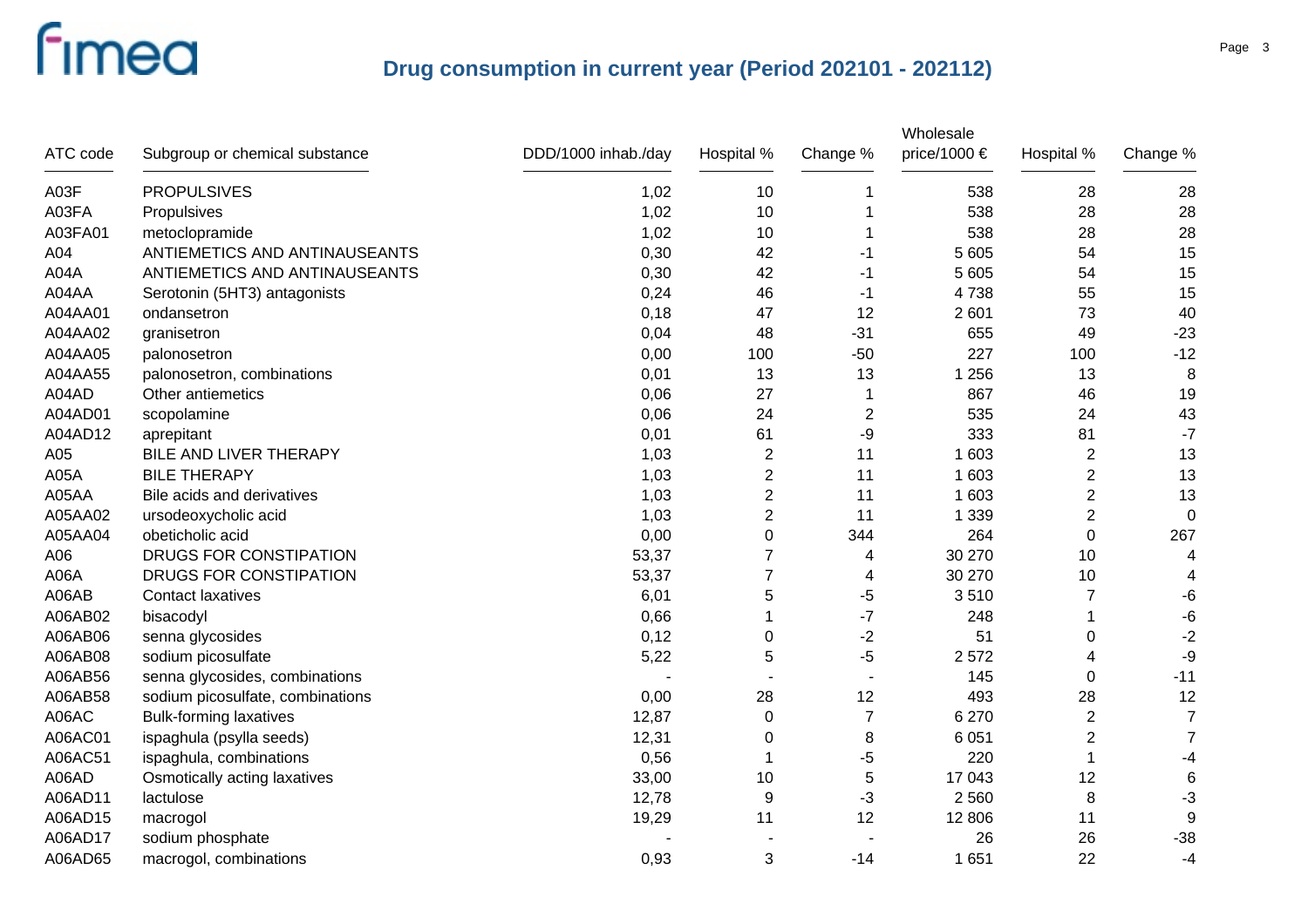# Drug consumption in current year (Period 202101 - 202112)

| ATC code | Subgroup or chemical substance | DDD/1000 inhab./day | Hospital % | Change % | Wholesale price/1000 € | Hospital % | Change % |
|---|---|---|---|---|---|---|---|
| A03F | PROPULSIVES | 1,02 | 10 | 1 | 538 | 28 | 28 |
| A03FA | Propulsives | 1,02 | 10 | 1 | 538 | 28 | 28 |
| A03FA01 | metoclopramide | 1,02 | 10 | 1 | 538 | 28 | 28 |
| A04 | ANTIEMETICS AND ANTINAUSEANTS | 0,30 | 42 | -1 | 5 605 | 54 | 15 |
| A04A | ANTIEMETICS AND ANTINAUSEANTS | 0,30 | 42 | -1 | 5 605 | 54 | 15 |
| A04AA | Serotonin (5HT3) antagonists | 0,24 | 46 | -1 | 4 738 | 55 | 15 |
| A04AA01 | ondansetron | 0,18 | 47 | 12 | 2 601 | 73 | 40 |
| A04AA02 | granisetron | 0,04 | 48 | -31 | 655 | 49 | -23 |
| A04AA05 | palonosetron | 0,00 | 100 | -50 | 227 | 100 | -12 |
| A04AA55 | palonosetron, combinations | 0,01 | 13 | 13 | 1 256 | 13 | 8 |
| A04AD | Other antiemetics | 0,06 | 27 | 1 | 867 | 46 | 19 |
| A04AD01 | scopolamine | 0,06 | 24 | 2 | 535 | 24 | 43 |
| A04AD12 | aprepitant | 0,01 | 61 | -9 | 333 | 81 | -7 |
| A05 | BILE AND LIVER THERAPY | 1,03 | 2 | 11 | 1 603 | 2 | 13 |
| A05A | BILE THERAPY | 1,03 | 2 | 11 | 1 603 | 2 | 13 |
| A05AA | Bile acids and derivatives | 1,03 | 2 | 11 | 1 603 | 2 | 13 |
| A05AA02 | ursodeoxycholic acid | 1,03 | 2 | 11 | 1 339 | 2 | 0 |
| A05AA04 | obeticholic acid | 0,00 | 0 | 344 | 264 | 0 | 267 |
| A06 | DRUGS FOR CONSTIPATION | 53,37 | 7 | 4 | 30 270 | 10 | 4 |
| A06A | DRUGS FOR CONSTIPATION | 53,37 | 7 | 4 | 30 270 | 10 | 4 |
| A06AB | Contact laxatives | 6,01 | 5 | -5 | 3 510 | 7 | -6 |
| A06AB02 | bisacodyl | 0,66 | 1 | -7 | 248 | 1 | -6 |
| A06AB06 | senna glycosides | 0,12 | 0 | -2 | 51 | 0 | -2 |
| A06AB08 | sodium picosulfate | 5,22 | 5 | -5 | 2 572 | 4 | -9 |
| A06AB56 | senna glycosides, combinations | - | - | - | 145 | 0 | -11 |
| A06AB58 | sodium picosulfate, combinations | 0,00 | 28 | 12 | 493 | 28 | 12 |
| A06AC | Bulk-forming laxatives | 12,87 | 0 | 7 | 6 270 | 2 | 7 |
| A06AC01 | ispaghula (psylla seeds) | 12,31 | 0 | 8 | 6 051 | 2 | 7 |
| A06AC51 | ispaghula, combinations | 0,56 | 1 | -5 | 220 | 1 | -4 |
| A06AD | Osmotically acting laxatives | 33,00 | 10 | 5 | 17 043 | 12 | 6 |
| A06AD11 | lactulose | 12,78 | 9 | -3 | 2 560 | 8 | -3 |
| A06AD15 | macrogol | 19,29 | 11 | 12 | 12 806 | 11 | 9 |
| A06AD17 | sodium phosphate | - | - | - | 26 | 26 | -38 |
| A06AD65 | macrogol, combinations | 0,93 | 3 | -14 | 1 651 | 22 | -4 |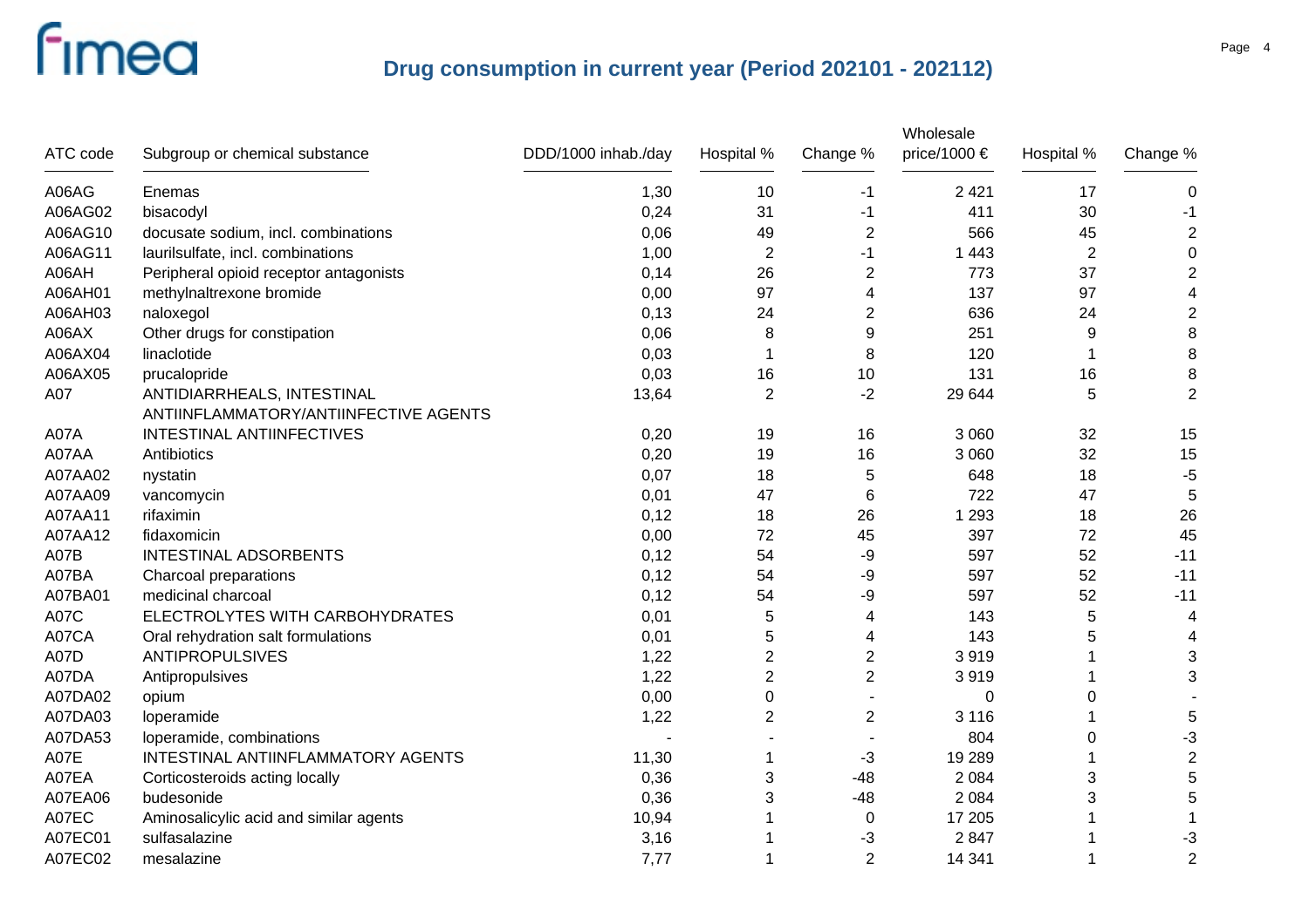# Drug consumption in current year (Period 202101 - 202112)

| ATC code | Subgroup or chemical substance | DDD/1000 inhab./day | Hospital % | Change % | Wholesale price/1000 € | Hospital % | Change % |
|---|---|---|---|---|---|---|---|
| A06AG | Enemas | 1,30 | 10 | -1 | 2 421 | 17 | 0 |
| A06AG02 | bisacodyl | 0,24 | 31 | -1 | 411 | 30 | -1 |
| A06AG10 | docusate sodium, incl. combinations | 0,06 | 49 | 2 | 566 | 45 | 2 |
| A06AG11 | laurilsulfate, incl. combinations | 1,00 | 2 | -1 | 1 443 | 2 | 0 |
| A06AH | Peripheral opioid receptor antagonists | 0,14 | 26 | 2 | 773 | 37 | 2 |
| A06AH01 | methylnaltrexone bromide | 0,00 | 97 | 4 | 137 | 97 | 4 |
| A06AH03 | naloxegol | 0,13 | 24 | 2 | 636 | 24 | 2 |
| A06AX | Other drugs for constipation | 0,06 | 8 | 9 | 251 | 9 | 8 |
| A06AX04 | linaclotide | 0,03 | 1 | 8 | 120 | 1 | 8 |
| A06AX05 | prucalopride | 0,03 | 16 | 10 | 131 | 16 | 8 |
| A07 | ANTIDIARRHEALS, INTESTINAL ANTIINFLAMMATORY/ANTIINFECTIVE AGENTS | 13,64 | 2 | -2 | 29 644 | 5 | 2 |
| A07A | INTESTINAL ANTIINFECTIVES | 0,20 | 19 | 16 | 3 060 | 32 | 15 |
| A07AA | Antibiotics | 0,20 | 19 | 16 | 3 060 | 32 | 15 |
| A07AA02 | nystatin | 0,07 | 18 | 5 | 648 | 18 | -5 |
| A07AA09 | vancomycin | 0,01 | 47 | 6 | 722 | 47 | 5 |
| A07AA11 | rifaximin | 0,12 | 18 | 26 | 1 293 | 18 | 26 |
| A07AA12 | fidaxomicin | 0,00 | 72 | 45 | 397 | 72 | 45 |
| A07B | INTESTINAL ADSORBENTS | 0,12 | 54 | -9 | 597 | 52 | -11 |
| A07BA | Charcoal preparations | 0,12 | 54 | -9 | 597 | 52 | -11 |
| A07BA01 | medicinal charcoal | 0,12 | 54 | -9 | 597 | 52 | -11 |
| A07C | ELECTROLYTES WITH CARBOHYDRATES | 0,01 | 5 | 4 | 143 | 5 | 4 |
| A07CA | Oral rehydration salt formulations | 0,01 | 5 | 4 | 143 | 5 | 4 |
| A07D | ANTIPROPULSIVES | 1,22 | 2 | 2 | 3 919 | 1 | 3 |
| A07DA | Antipropulsives | 1,22 | 2 | 2 | 3 919 | 1 | 3 |
| A07DA02 | opium | 0,00 | 0 | - | 0 | 0 | - |
| A07DA03 | loperamide | 1,22 | 2 | 2 | 3 116 | 1 | 5 |
| A07DA53 | loperamide, combinations | - | - | - | 804 | 0 | -3 |
| A07E | INTESTINAL ANTIINFLAMMATORY AGENTS | 11,30 | 1 | -3 | 19 289 | 1 | 2 |
| A07EA | Corticosteroids acting locally | 0,36 | 3 | -48 | 2 084 | 3 | 5 |
| A07EA06 | budesonide | 0,36 | 3 | -48 | 2 084 | 3 | 5 |
| A07EC | Aminosalicylic acid and similar agents | 10,94 | 1 | 0 | 17 205 | 1 | 1 |
| A07EC01 | sulfasalazine | 3,16 | 1 | -3 | 2 847 | 1 | -3 |
| A07EC02 | mesalazine | 7,77 | 1 | 2 | 14 341 | 1 | 2 |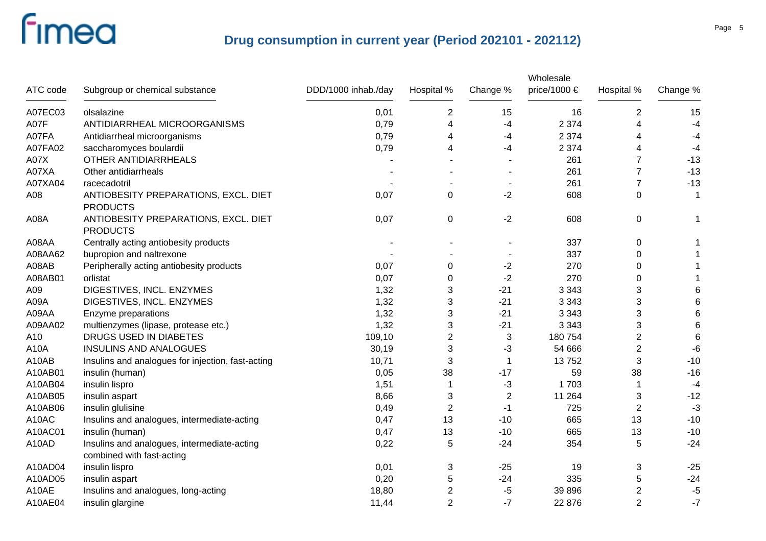## Drug consumption in current year (Period 202101 - 202112)

| ATC code | Subgroup or chemical substance | DDD/1000 inhab./day | Hospital % | Change % | Wholesale price/1000 € | Hospital % | Change % |
|---|---|---|---|---|---|---|---|
| A07EC03 | olsalazine | 0,01 | 2 | 15 | 16 | 2 | 15 |
| A07F | ANTIDIARRHEAL MICROORGANISMS | 0,79 | 4 | -4 | 2 374 | 4 | -4 |
| A07FA | Antidiarrheal microorganisms | 0,79 | 4 | -4 | 2 374 | 4 | -4 |
| A07FA02 | saccharomyces boulardii | 0,79 | 4 | -4 | 2 374 | 4 | -4 |
| A07X | OTHER ANTIDIARRHEALS | - | - | - | 261 | 7 | -13 |
| A07XA | Other antidiarrheals | - | - | - | 261 | 7 | -13 |
| A07XA04 | racecadotril | - | - | - | 261 | 7 | -13 |
| A08 | ANTIOBESITY PREPARATIONS, EXCL. DIET PRODUCTS | 0,07 | 0 | -2 | 608 | 0 | 1 |
| A08A | ANTIOBESITY PREPARATIONS, EXCL. DIET PRODUCTS | 0,07 | 0 | -2 | 608 | 0 | 1 |
| A08AA | Centrally acting antiobesity products | - | - | - | 337 | 0 | 1 |
| A08AA62 | bupropion and naltrexone | - | - | - | 337 | 0 | 1 |
| A08AB | Peripherally acting antiobesity products | 0,07 | 0 | -2 | 270 | 0 | 1 |
| A08AB01 | orlistat | 0,07 | 0 | -2 | 270 | 0 | 1 |
| A09 | DIGESTIVES, INCL. ENZYMES | 1,32 | 3 | -21 | 3 343 | 3 | 6 |
| A09A | DIGESTIVES, INCL. ENZYMES | 1,32 | 3 | -21 | 3 343 | 3 | 6 |
| A09AA | Enzyme preparations | 1,32 | 3 | -21 | 3 343 | 3 | 6 |
| A09AA02 | multienzymes (lipase, protease etc.) | 1,32 | 3 | -21 | 3 343 | 3 | 6 |
| A10 | DRUGS USED IN DIABETES | 109,10 | 2 | 3 | 180 754 | 2 | 6 |
| A10A | INSULINS AND ANALOGUES | 30,19 | 3 | -3 | 54 666 | 2 | -6 |
| A10AB | Insulins and analogues for injection, fast-acting | 10,71 | 3 | 1 | 13 752 | 3 | -10 |
| A10AB01 | insulin (human) | 0,05 | 38 | -17 | 59 | 38 | -16 |
| A10AB04 | insulin lispro | 1,51 | 1 | -3 | 1 703 | 1 | -4 |
| A10AB05 | insulin aspart | 8,66 | 3 | 2 | 11 264 | 3 | -12 |
| A10AB06 | insulin glulisine | 0,49 | 2 | -1 | 725 | 2 | -3 |
| A10AC | Insulins and analogues, intermediate-acting | 0,47 | 13 | -10 | 665 | 13 | -10 |
| A10AC01 | insulin (human) | 0,47 | 13 | -10 | 665 | 13 | -10 |
| A10AD | Insulins and analogues, intermediate-acting combined with fast-acting | 0,22 | 5 | -24 | 354 | 5 | -24 |
| A10AD04 | insulin lispro | 0,01 | 3 | -25 | 19 | 3 | -25 |
| A10AD05 | insulin aspart | 0,20 | 5 | -24 | 335 | 5 | -24 |
| A10AE | Insulins and analogues, long-acting | 18,80 | 2 | -5 | 39 896 | 2 | -5 |
| A10AE04 | insulin glargine | 11,44 | 2 | -7 | 22 876 | 2 | -7 |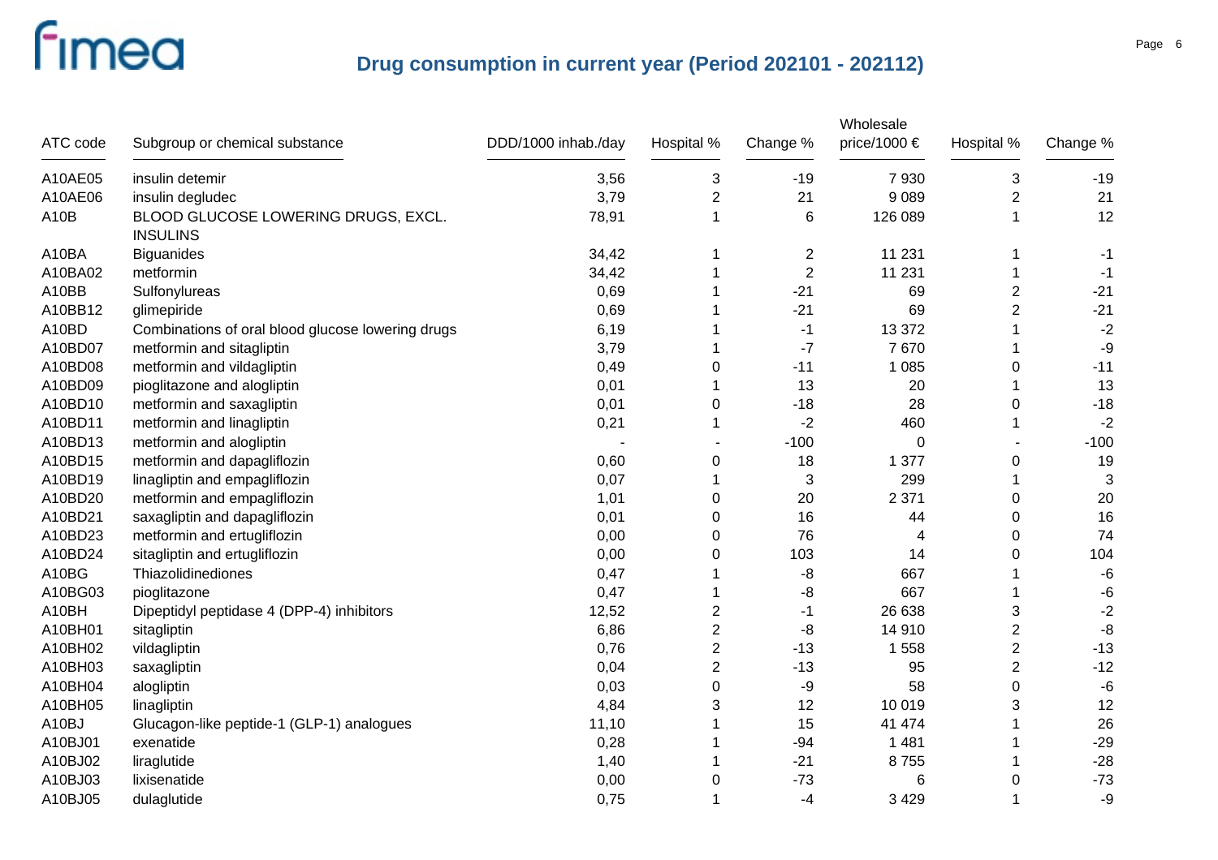# Drug consumption in current year (Period 202101 - 202112)

| ATC code | Subgroup or chemical substance | DDD/1000 inhab./day | Hospital % | Change % | Wholesale price/1000 € | Hospital % | Change % |
|---|---|---|---|---|---|---|---|
| A10AE05 | insulin detemir | 3,56 | 3 | -19 | 7 930 | 3 | -19 |
| A10AE06 | insulin degludec | 3,79 | 2 | 21 | 9 089 | 2 | 21 |
| A10B | BLOOD GLUCOSE LOWERING DRUGS, EXCL. INSULINS | 78,91 | 1 | 6 | 126 089 | 1 | 12 |
| A10BA | Biguanides | 34,42 | 1 | 2 | 11 231 | 1 | -1 |
| A10BA02 | metformin | 34,42 | 1 | 2 | 11 231 | 1 | -1 |
| A10BB | Sulfonylureas | 0,69 | 1 | -21 | 69 | 2 | -21 |
| A10BB12 | glimepiride | 0,69 | 1 | -21 | 69 | 2 | -21 |
| A10BD | Combinations of oral blood glucose lowering drugs | 6,19 | 1 | -1 | 13 372 | 1 | -2 |
| A10BD07 | metformin and sitagliptin | 3,79 | 1 | -7 | 7 670 | 1 | -9 |
| A10BD08 | metformin and vildagliptin | 0,49 | 0 | -11 | 1 085 | 0 | -11 |
| A10BD09 | pioglitazone and alogliptin | 0,01 | 1 | 13 | 20 | 1 | 13 |
| A10BD10 | metformin and saxagliptin | 0,01 | 0 | -18 | 28 | 0 | -18 |
| A10BD11 | metformin and linagliptin | 0,21 | 1 | -2 | 460 | 1 | -2 |
| A10BD13 | metformin and alogliptin | - | - | -100 | 0 | - | -100 |
| A10BD15 | metformin and dapagliflozin | 0,60 | 0 | 18 | 1 377 | 0 | 19 |
| A10BD19 | linagliptin and empagliflozin | 0,07 | 1 | 3 | 299 | 1 | 3 |
| A10BD20 | metformin and empagliflozin | 1,01 | 0 | 20 | 2 371 | 0 | 20 |
| A10BD21 | saxagliptin and dapagliflozin | 0,01 | 0 | 16 | 44 | 0 | 16 |
| A10BD23 | metformin and ertugliflozin | 0,00 | 0 | 76 | 4 | 0 | 74 |
| A10BD24 | sitagliptin and ertugliflozin | 0,00 | 0 | 103 | 14 | 0 | 104 |
| A10BG | Thiazolidinediones | 0,47 | 1 | -8 | 667 | 1 | -6 |
| A10BG03 | pioglitazone | 0,47 | 1 | -8 | 667 | 1 | -6 |
| A10BH | Dipeptidyl peptidase 4 (DPP-4) inhibitors | 12,52 | 2 | -1 | 26 638 | 3 | -2 |
| A10BH01 | sitagliptin | 6,86 | 2 | -8 | 14 910 | 2 | -8 |
| A10BH02 | vildagliptin | 0,76 | 2 | -13 | 1 558 | 2 | -13 |
| A10BH03 | saxagliptin | 0,04 | 2 | -13 | 95 | 2 | -12 |
| A10BH04 | alogliptin | 0,03 | 0 | -9 | 58 | 0 | -6 |
| A10BH05 | linagliptin | 4,84 | 3 | 12 | 10 019 | 3 | 12 |
| A10BJ | Glucagon-like peptide-1 (GLP-1) analogues | 11,10 | 1 | 15 | 41 474 | 1 | 26 |
| A10BJ01 | exenatide | 0,28 | 1 | -94 | 1 481 | 1 | -29 |
| A10BJ02 | liraglutide | 1,40 | 1 | -21 | 8 755 | 1 | -28 |
| A10BJ03 | lixisenatide | 0,00 | 0 | -73 | 6 | 0 | -73 |
| A10BJ05 | dulaglutide | 0,75 | 1 | -4 | 3 429 | 1 | -9 |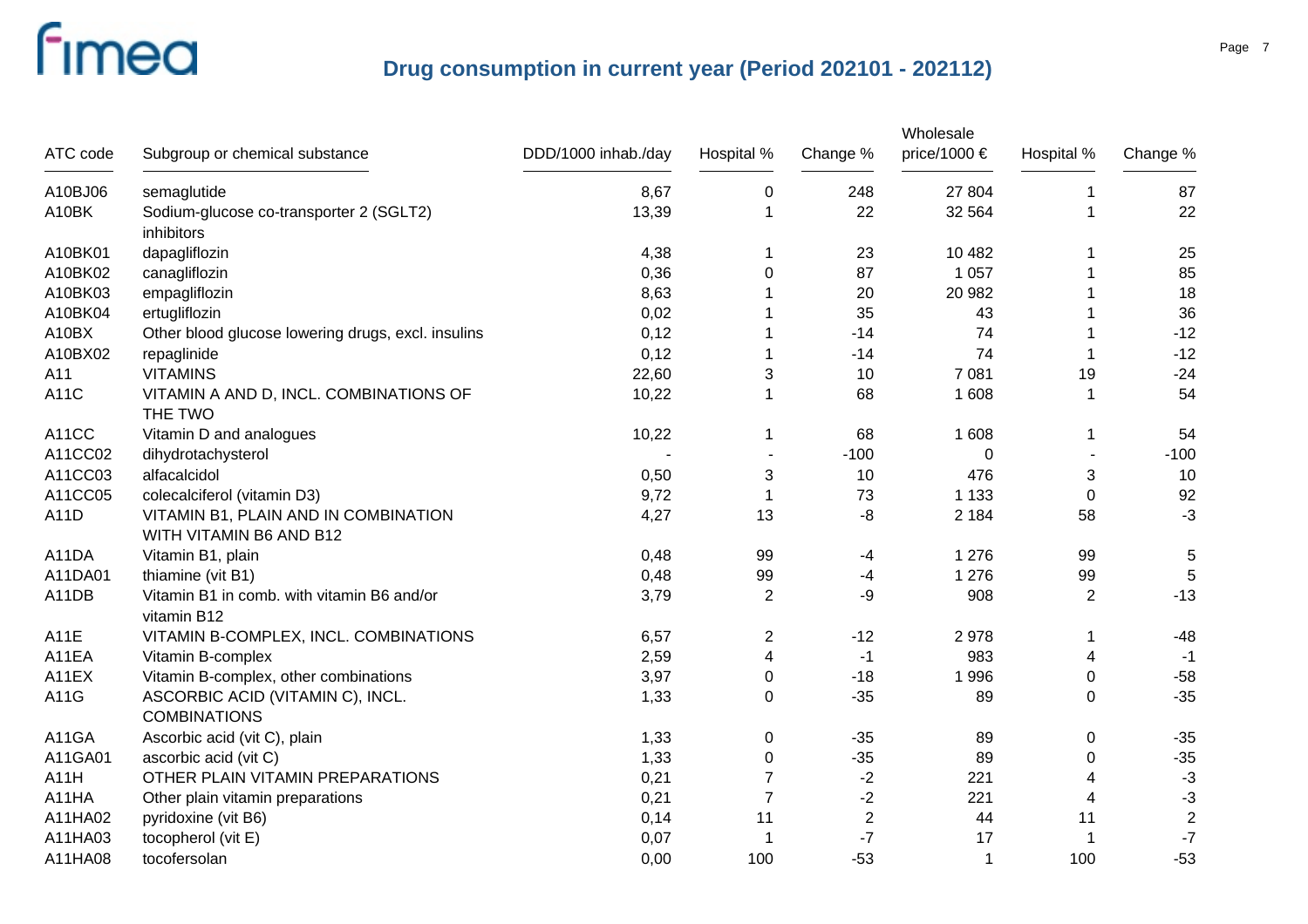# Drug consumption in current year (Period 202101 - 202112)

| ATC code | Subgroup or chemical substance | DDD/1000 inhab./day | Hospital % | Change % | Wholesale price/1000 € | Hospital % | Change % |
|---|---|---|---|---|---|---|---|
| A10BJ06 | semaglutide | 8,67 | 0 | 248 | 27 804 | 1 | 87 |
| A10BK | Sodium-glucose co-transporter 2 (SGLT2) inhibitors | 13,39 | 1 | 22 | 32 564 | 1 | 22 |
| A10BK01 | dapagliflozin | 4,38 | 1 | 23 | 10 482 | 1 | 25 |
| A10BK02 | canagliflozin | 0,36 | 0 | 87 | 1 057 | 1 | 85 |
| A10BK03 | empagliflozin | 8,63 | 1 | 20 | 20 982 | 1 | 18 |
| A10BK04 | ertugliflozin | 0,02 | 1 | 35 | 43 | 1 | 36 |
| A10BX | Other blood glucose lowering drugs, excl. insulins | 0,12 | 1 | -14 | 74 | 1 | -12 |
| A10BX02 | repaglinide | 0,12 | 1 | -14 | 74 | 1 | -12 |
| A11 | VITAMINS | 22,60 | 3 | 10 | 7 081 | 19 | -24 |
| A11C | VITAMIN A AND D, INCL. COMBINATIONS OF THE TWO | 10,22 | 1 | 68 | 1 608 | 1 | 54 |
| A11CC | Vitamin D and analogues | 10,22 | 1 | 68 | 1 608 | 1 | 54 |
| A11CC02 | dihydrotachysterol | - | - | -100 | 0 | - | -100 |
| A11CC03 | alfacalcidol | 0,50 | 3 | 10 | 476 | 3 | 10 |
| A11CC05 | colecalciferol (vitamin D3) | 9,72 | 1 | 73 | 1 133 | 0 | 92 |
| A11D | VITAMIN B1, PLAIN AND IN COMBINATION WITH VITAMIN B6 AND B12 | 4,27 | 13 | -8 | 2 184 | 58 | -3 |
| A11DA | Vitamin B1, plain | 0,48 | 99 | -4 | 1 276 | 99 | 5 |
| A11DA01 | thiamine (vit B1) | 0,48 | 99 | -4 | 1 276 | 99 | 5 |
| A11DB | Vitamin B1 in comb. with vitamin B6 and/or vitamin B12 | 3,79 | 2 | -9 | 908 | 2 | -13 |
| A11E | VITAMIN B-COMPLEX, INCL. COMBINATIONS | 6,57 | 2 | -12 | 2 978 | 1 | -48 |
| A11EA | Vitamin B-complex | 2,59 | 4 | -1 | 983 | 4 | -1 |
| A11EX | Vitamin B-complex, other combinations | 3,97 | 0 | -18 | 1 996 | 0 | -58 |
| A11G | ASCORBIC ACID (VITAMIN C), INCL. COMBINATIONS | 1,33 | 0 | -35 | 89 | 0 | -35 |
| A11GA | Ascorbic acid (vit C), plain | 1,33 | 0 | -35 | 89 | 0 | -35 |
| A11GA01 | ascorbic acid (vit C) | 1,33 | 0 | -35 | 89 | 0 | -35 |
| A11H | OTHER PLAIN VITAMIN PREPARATIONS | 0,21 | 7 | -2 | 221 | 4 | -3 |
| A11HA | Other plain vitamin preparations | 0,21 | 7 | -2 | 221 | 4 | -3 |
| A11HA02 | pyridoxine (vit B6) | 0,14 | 11 | 2 | 44 | 11 | 2 |
| A11HA03 | tocopherol (vit E) | 0,07 | 1 | -7 | 17 | 1 | -7 |
| A11HA08 | tocofersolan | 0,00 | 100 | -53 | 1 | 100 | -53 |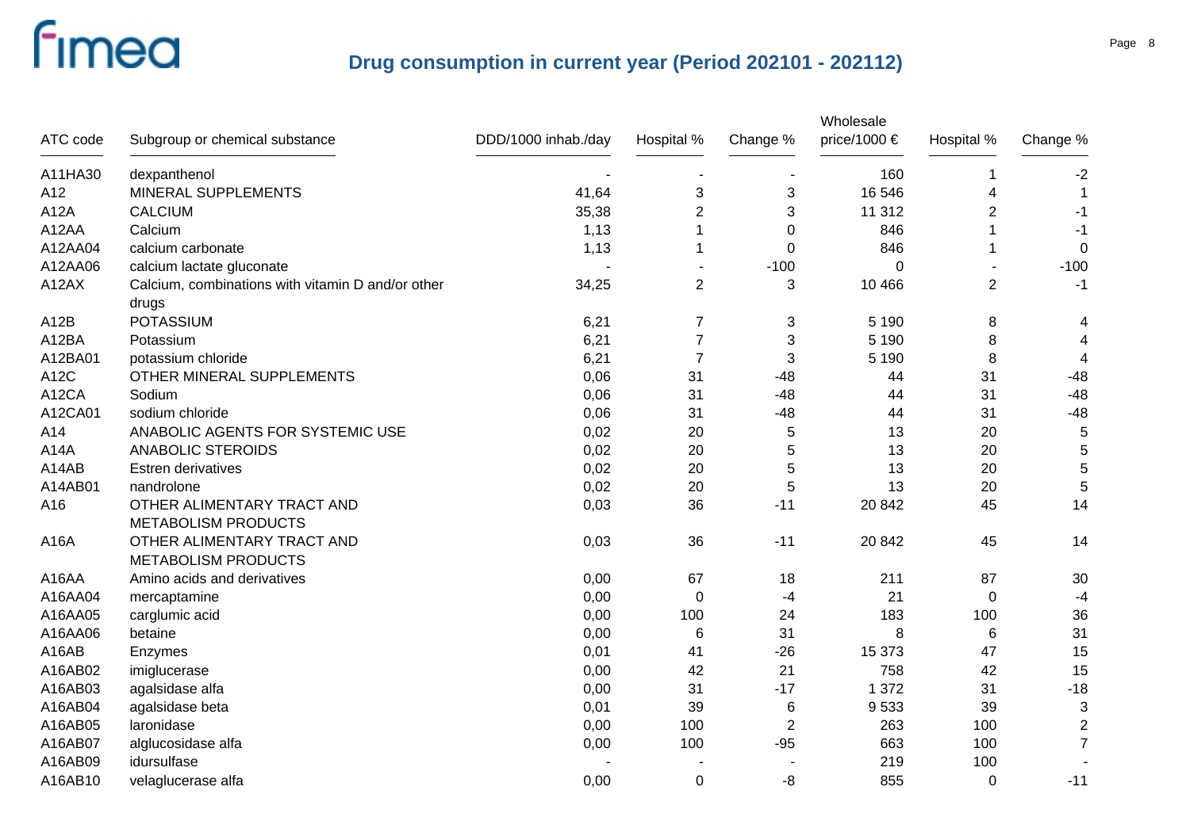## Drug consumption in current year (Period 202101 - 202112)

| ATC code | Subgroup or chemical substance | DDD/1000 inhab./day | Hospital % | Change % | Wholesale price/1000 € | Hospital % | Change % |
|---|---|---|---|---|---|---|---|
| A11HA30 | dexpanthenol | - | - | - | 160 | 1 | -2 |
| A12 | MINERAL SUPPLEMENTS | 41,64 | 3 | 3 | 16 546 | 4 | 1 |
| A12A | CALCIUM | 35,38 | 2 | 3 | 11 312 | 2 | -1 |
| A12AA | Calcium | 1,13 | 1 | 0 | 846 | 1 | -1 |
| A12AA04 | calcium carbonate | 1,13 | 1 | 0 | 846 | 1 | 0 |
| A12AA06 | calcium lactate gluconate | - | - | -100 | 0 | - | -100 |
| A12AX | Calcium, combinations with vitamin D and/or other drugs | 34,25 | 2 | 3 | 10 466 | 2 | -1 |
| A12B | POTASSIUM | 6,21 | 7 | 3 | 5 190 | 8 | 4 |
| A12BA | Potassium | 6,21 | 7 | 3 | 5 190 | 8 | 4 |
| A12BA01 | potassium chloride | 6,21 | 7 | 3 | 5 190 | 8 | 4 |
| A12C | OTHER MINERAL SUPPLEMENTS | 0,06 | 31 | -48 | 44 | 31 | -48 |
| A12CA | Sodium | 0,06 | 31 | -48 | 44 | 31 | -48 |
| A12CA01 | sodium chloride | 0,06 | 31 | -48 | 44 | 31 | -48 |
| A14 | ANABOLIC AGENTS FOR SYSTEMIC USE | 0,02 | 20 | 5 | 13 | 20 | 5 |
| A14A | ANABOLIC STEROIDS | 0,02 | 20 | 5 | 13 | 20 | 5 |
| A14AB | Estren derivatives | 0,02 | 20 | 5 | 13 | 20 | 5 |
| A14AB01 | nandrolone | 0,02 | 20 | 5 | 13 | 20 | 5 |
| A16 | OTHER ALIMENTARY TRACT AND METABOLISM PRODUCTS | 0,03 | 36 | -11 | 20 842 | 45 | 14 |
| A16A | OTHER ALIMENTARY TRACT AND METABOLISM PRODUCTS | 0,03 | 36 | -11 | 20 842 | 45 | 14 |
| A16AA | Amino acids and derivatives | 0,00 | 67 | 18 | 211 | 87 | 30 |
| A16AA04 | mercaptamine | 0,00 | 0 | -4 | 21 | 0 | -4 |
| A16AA05 | carglumic acid | 0,00 | 100 | 24 | 183 | 100 | 36 |
| A16AA06 | betaine | 0,00 | 6 | 31 | 8 | 6 | 31 |
| A16AB | Enzymes | 0,01 | 41 | -26 | 15 373 | 47 | 15 |
| A16AB02 | imiglucerase | 0,00 | 42 | 21 | 758 | 42 | 15 |
| A16AB03 | agalsidase alfa | 0,00 | 31 | -17 | 1 372 | 31 | -18 |
| A16AB04 | agalsidase beta | 0,01 | 39 | 6 | 9 533 | 39 | 3 |
| A16AB05 | laronidase | 0,00 | 100 | 2 | 263 | 100 | 2 |
| A16AB07 | alglucosidase alfa | 0,00 | 100 | -95 | 663 | 100 | 7 |
| A16AB09 | idursulfase | - | - | - | 219 | 100 | - |
| A16AB10 | velaglucerase alfa | 0,00 | 0 | -8 | 855 | 0 | -11 |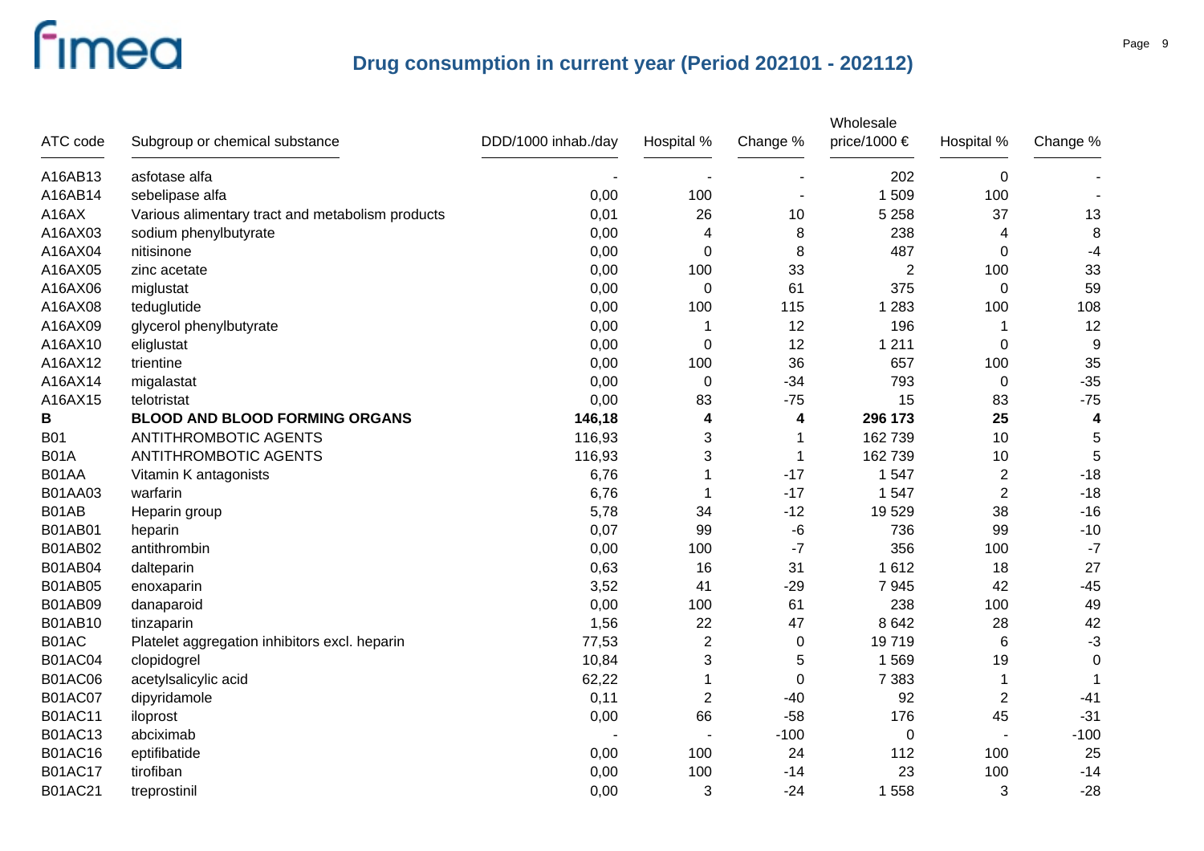## Drug consumption in current year (Period 202101 - 202112)

| ATC code | Subgroup or chemical substance | DDD/1000 inhab./day | Hospital % | Change % | Wholesale price/1000 € | Hospital % | Change % |
|---|---|---|---|---|---|---|---|
| A16AB13 | asfotase alfa | - | - | - | 202 | 0 | - |
| A16AB14 | sebelipase alfa | 0,00 | 100 | - | 1 509 | 100 | - |
| A16AX | Various alimentary tract and metabolism products | 0,01 | 26 | 10 | 5 258 | 37 | 13 |
| A16AX03 | sodium phenylbutyrate | 0,00 | 4 | 8 | 238 | 4 | 8 |
| A16AX04 | nitisinone | 0,00 | 0 | 8 | 487 | 0 | -4 |
| A16AX05 | zinc acetate | 0,00 | 100 | 33 | 2 | 100 | 33 |
| A16AX06 | miglustat | 0,00 | 0 | 61 | 375 | 0 | 59 |
| A16AX08 | teduglutide | 0,00 | 100 | 115 | 1 283 | 100 | 108 |
| A16AX09 | glycerol phenylbutyrate | 0,00 | 1 | 12 | 196 | 1 | 12 |
| A16AX10 | eliglustat | 0,00 | 0 | 12 | 1 211 | 0 | 9 |
| A16AX12 | trientine | 0,00 | 100 | 36 | 657 | 100 | 35 |
| A16AX14 | migalastat | 0,00 | 0 | -34 | 793 | 0 | -35 |
| A16AX15 | telotristat | 0,00 | 83 | -75 | 15 | 83 | -75 |
| **B** | **BLOOD AND BLOOD FORMING ORGANS** | **146,18** | **4** | **4** | **296 173** | **25** | **4** |
| B01 | ANTITHROMBOTIC AGENTS | 116,93 | 3 | 1 | 162 739 | 10 | 5 |
| B01A | ANTITHROMBOTIC AGENTS | 116,93 | 3 | 1 | 162 739 | 10 | 5 |
| B01AA | Vitamin K antagonists | 6,76 | 1 | -17 | 1 547 | 2 | -18 |
| B01AA03 | warfarin | 6,76 | 1 | -17 | 1 547 | 2 | -18 |
| B01AB | Heparin group | 5,78 | 34 | -12 | 19 529 | 38 | -16 |
| B01AB01 | heparin | 0,07 | 99 | -6 | 736 | 99 | -10 |
| B01AB02 | antithrombin | 0,00 | 100 | -7 | 356 | 100 | -7 |
| B01AB04 | dalteparin | 0,63 | 16 | 31 | 1 612 | 18 | 27 |
| B01AB05 | enoxaparin | 3,52 | 41 | -29 | 7 945 | 42 | -45 |
| B01AB09 | danaparoid | 0,00 | 100 | 61 | 238 | 100 | 49 |
| B01AB10 | tinzaparin | 1,56 | 22 | 47 | 8 642 | 28 | 42 |
| B01AC | Platelet aggregation inhibitors excl. heparin | 77,53 | 2 | 0 | 19 719 | 6 | -3 |
| B01AC04 | clopidogrel | 10,84 | 3 | 5 | 1 569 | 19 | 0 |
| B01AC06 | acetylsalicylic acid | 62,22 | 1 | 0 | 7 383 | 1 | 1 |
| B01AC07 | dipyridamole | 0,11 | 2 | -40 | 92 | 2 | -41 |
| B01AC11 | iloprost | 0,00 | 66 | -58 | 176 | 45 | -31 |
| B01AC13 | abciximab | - | - | -100 | 0 | - | -100 |
| B01AC16 | eptifibatide | 0,00 | 100 | 24 | 112 | 100 | 25 |
| B01AC17 | tirofiban | 0,00 | 100 | -14 | 23 | 100 | -14 |
| B01AC21 | treprostinil | 0,00 | 3 | -24 | 1 558 | 3 | -28 |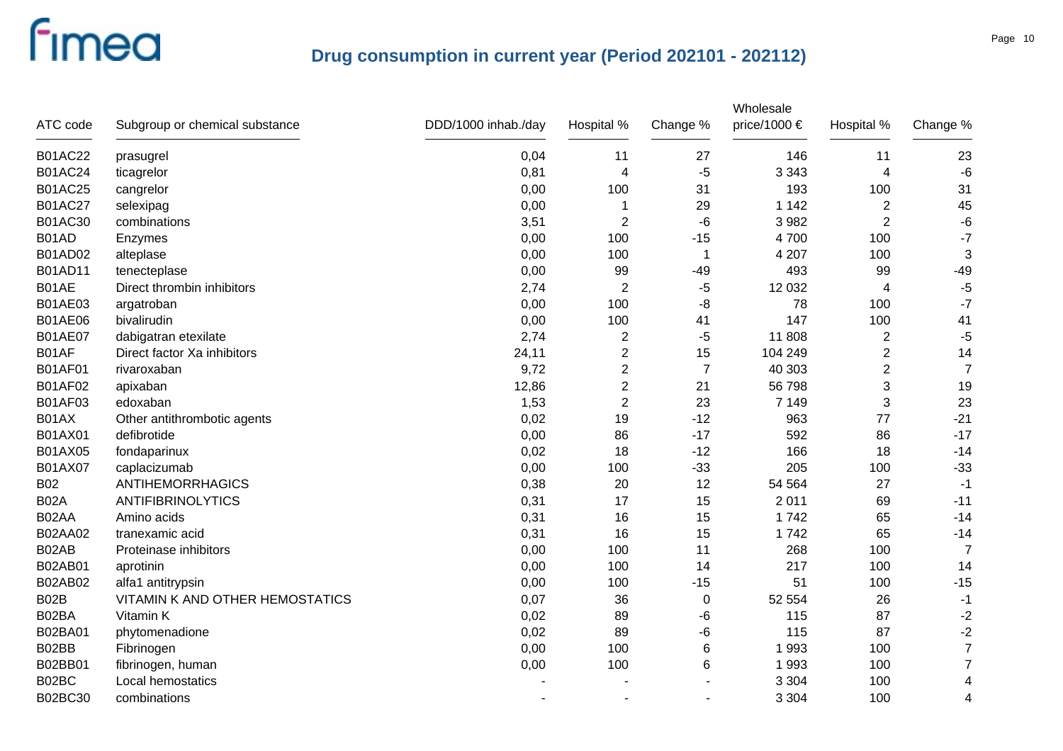## Drug consumption in current year (Period 202101 - 202112)

| ATC code | Subgroup or chemical substance | DDD/1000 inhab./day | Hospital % | Change % | Wholesale price/1000 € | Hospital % | Change % |
|---|---|---|---|---|---|---|---|
| B01AC22 | prasugrel | 0,04 | 11 | 27 | 146 | 11 | 23 |
| B01AC24 | ticagrelor | 0,81 | 4 | -5 | 3 343 | 4 | -6 |
| B01AC25 | cangrelor | 0,00 | 100 | 31 | 193 | 100 | 31 |
| B01AC27 | selexipag | 0,00 | 1 | 29 | 1 142 | 2 | 45 |
| B01AC30 | combinations | 3,51 | 2 | -6 | 3 982 | 2 | -6 |
| B01AD | Enzymes | 0,00 | 100 | -15 | 4 700 | 100 | -7 |
| B01AD02 | alteplase | 0,00 | 100 | 1 | 4 207 | 100 | 3 |
| B01AD11 | tenecteplase | 0,00 | 99 | -49 | 493 | 99 | -49 |
| B01AE | Direct thrombin inhibitors | 2,74 | 2 | -5 | 12 032 | 4 | -5 |
| B01AE03 | argatroban | 0,00 | 100 | -8 | 78 | 100 | -7 |
| B01AE06 | bivalirudin | 0,00 | 100 | 41 | 147 | 100 | 41 |
| B01AE07 | dabigatran etexilate | 2,74 | 2 | -5 | 11 808 | 2 | -5 |
| B01AF | Direct factor Xa inhibitors | 24,11 | 2 | 15 | 104 249 | 2 | 14 |
| B01AF01 | rivaroxaban | 9,72 | 2 | 7 | 40 303 | 2 | 7 |
| B01AF02 | apixaban | 12,86 | 2 | 21 | 56 798 | 3 | 19 |
| B01AF03 | edoxaban | 1,53 | 2 | 23 | 7 149 | 3 | 23 |
| B01AX | Other antithrombotic agents | 0,02 | 19 | -12 | 963 | 77 | -21 |
| B01AX01 | defibrotide | 0,00 | 86 | -17 | 592 | 86 | -17 |
| B01AX05 | fondaparinux | 0,02 | 18 | -12 | 166 | 18 | -14 |
| B01AX07 | caplacizumab | 0,00 | 100 | -33 | 205 | 100 | -33 |
| B02 | ANTIHEMORRHAGICS | 0,38 | 20 | 12 | 54 564 | 27 | -1 |
| B02A | ANTIFIBRINOLYTICS | 0,31 | 17 | 15 | 2 011 | 69 | -11 |
| B02AA | Amino acids | 0,31 | 16 | 15 | 1 742 | 65 | -14 |
| B02AA02 | tranexamic acid | 0,31 | 16 | 15 | 1 742 | 65 | -14 |
| B02AB | Proteinase inhibitors | 0,00 | 100 | 11 | 268 | 100 | 7 |
| B02AB01 | aprotinin | 0,00 | 100 | 14 | 217 | 100 | 14 |
| B02AB02 | alfa1 antitrypsin | 0,00 | 100 | -15 | 51 | 100 | -15 |
| B02B | VITAMIN K AND OTHER HEMOSTATICS | 0,07 | 36 | 0 | 52 554 | 26 | -1 |
| B02BA | Vitamin K | 0,02 | 89 | -6 | 115 | 87 | -2 |
| B02BA01 | phytomenadione | 0,02 | 89 | -6 | 115 | 87 | -2 |
| B02BB | Fibrinogen | 0,00 | 100 | 6 | 1 993 | 100 | 7 |
| B02BB01 | fibrinogen, human | 0,00 | 100 | 6 | 1 993 | 100 | 7 |
| B02BC | Local hemostatics | - | - | - | 3 304 | 100 | 4 |
| B02BC30 | combinations | - | - | - | 3 304 | 100 | 4 |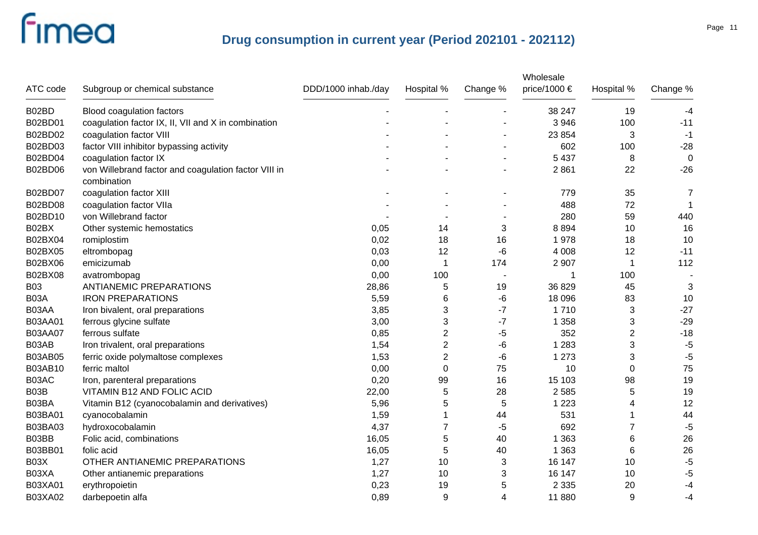# Drug consumption in current year (Period 202101 - 202112)

| ATC code | Subgroup or chemical substance | DDD/1000 inhab./day | Hospital % | Change % | Wholesale price/1000 € | Hospital % | Change % |
|---|---|---|---|---|---|---|---|
| B02BD | Blood coagulation factors | - | - | - | 38 247 | 19 | -4 |
| B02BD01 | coagulation factor IX, II, VII and X in combination | - | - | - | 3 946 | 100 | -11 |
| B02BD02 | coagulation factor VIII | - | - | - | 23 854 | 3 | -1 |
| B02BD03 | factor VIII inhibitor bypassing activity | - | - | - | 602 | 100 | -28 |
| B02BD04 | coagulation factor IX | - | - | - | 5 437 | 8 | 0 |
| B02BD06 | von Willebrand factor and coagulation factor VIII in combination | - | - | - | 2 861 | 22 | -26 |
| B02BD07 | coagulation factor XIII | - | - | - | 779 | 35 | 7 |
| B02BD08 | coagulation factor VIIa | - | - | - | 488 | 72 | 1 |
| B02BD10 | von Willebrand factor | - | - | - | 280 | 59 | 440 |
| B02BX | Other systemic hemostatics | 0,05 | 14 | 3 | 8 894 | 10 | 16 |
| B02BX04 | romiplostim | 0,02 | 18 | 16 | 1 978 | 18 | 10 |
| B02BX05 | eltrombopag | 0,03 | 12 | -6 | 4 008 | 12 | -11 |
| B02BX06 | emicizumab | 0,00 | 1 | 174 | 2 907 | 1 | 112 |
| B02BX08 | avatrombopag | 0,00 | 100 | - | 1 | 100 | - |
| B03 | ANTIANEMIC PREPARATIONS | 28,86 | 5 | 19 | 36 829 | 45 | 3 |
| B03A | IRON PREPARATIONS | 5,59 | 6 | -6 | 18 096 | 83 | 10 |
| B03AA | Iron bivalent, oral preparations | 3,85 | 3 | -7 | 1 710 | 3 | -27 |
| B03AA01 | ferrous glycine sulfate | 3,00 | 3 | -7 | 1 358 | 3 | -29 |
| B03AA07 | ferrous sulfate | 0,85 | 2 | -5 | 352 | 2 | -18 |
| B03AB | Iron trivalent, oral preparations | 1,54 | 2 | -6 | 1 283 | 3 | -5 |
| B03AB05 | ferric oxide polymaltose complexes | 1,53 | 2 | -6 | 1 273 | 3 | -5 |
| B03AB10 | ferric maltol | 0,00 | 0 | 75 | 10 | 0 | 75 |
| B03AC | Iron, parenteral preparations | 0,20 | 99 | 16 | 15 103 | 98 | 19 |
| B03B | VITAMIN B12 AND FOLIC ACID | 22,00 | 5 | 28 | 2 585 | 5 | 19 |
| B03BA | Vitamin B12 (cyanocobalamin and derivatives) | 5,96 | 5 | 5 | 1 223 | 4 | 12 |
| B03BA01 | cyanocobalamin | 1,59 | 1 | 44 | 531 | 1 | 44 |
| B03BA03 | hydroxocobalamin | 4,37 | 7 | -5 | 692 | 7 | -5 |
| B03BB | Folic acid, combinations | 16,05 | 5 | 40 | 1 363 | 6 | 26 |
| B03BB01 | folic acid | 16,05 | 5 | 40 | 1 363 | 6 | 26 |
| B03X | OTHER ANTIANEMIC PREPARATIONS | 1,27 | 10 | 3 | 16 147 | 10 | -5 |
| B03XA | Other antianemic preparations | 1,27 | 10 | 3 | 16 147 | 10 | -5 |
| B03XA01 | erythropoietin | 0,23 | 19 | 5 | 2 335 | 20 | -4 |
| B03XA02 | darbepoetin alfa | 0,89 | 9 | 4 | 11 880 | 9 | -4 |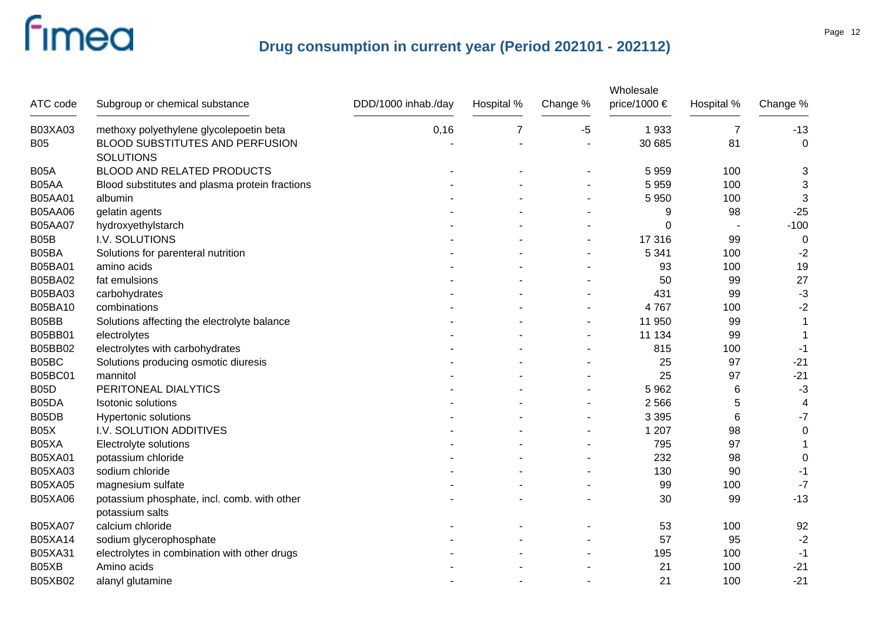# Drug consumption in current year (Period 202101 - 202112)

| ATC code | Subgroup or chemical substance | DDD/1000 inhab./day | Hospital % | Change % | Wholesale price/1000 € | Hospital % | Change % |
|---|---|---|---|---|---|---|---|
| B03XA03 | methoxy polyethylene glycolepoetin beta | 0,16 | 7 | -5 | 1 933 | 7 | -13 |
| B05 | BLOOD SUBSTITUTES AND PERFUSION SOLUTIONS | - | - | - | 30 685 | 81 | 0 |
| B05A | BLOOD AND RELATED PRODUCTS | - | - | - | 5 959 | 100 | 3 |
| B05AA | Blood substitutes and plasma protein fractions | - | - | - | 5 959 | 100 | 3 |
| B05AA01 | albumin | - | - | - | 5 950 | 100 | 3 |
| B05AA06 | gelatin agents | - | - | - | 9 | 98 | -25 |
| B05AA07 | hydroxyethylstarch | - | - | - | 0 | - | -100 |
| B05B | I.V. SOLUTIONS | - | - | - | 17 316 | 99 | 0 |
| B05BA | Solutions for parenteral nutrition | - | - | - | 5 341 | 100 | -2 |
| B05BA01 | amino acids | - | - | - | 93 | 100 | 19 |
| B05BA02 | fat emulsions | - | - | - | 50 | 99 | 27 |
| B05BA03 | carbohydrates | - | - | - | 431 | 99 | -3 |
| B05BA10 | combinations | - | - | - | 4 767 | 100 | -2 |
| B05BB | Solutions affecting the electrolyte balance | - | - | - | 11 950 | 99 | 1 |
| B05BB01 | electrolytes | - | - | - | 11 134 | 99 | 1 |
| B05BB02 | electrolytes with carbohydrates | - | - | - | 815 | 100 | -1 |
| B05BC | Solutions producing osmotic diuresis | - | - | - | 25 | 97 | -21 |
| B05BC01 | mannitol | - | - | - | 25 | 97 | -21 |
| B05D | PERITONEAL DIALYTICS | - | - | - | 5 962 | 6 | -3 |
| B05DA | Isotonic solutions | - | - | - | 2 566 | 5 | 4 |
| B05DB | Hypertonic solutions | - | - | - | 3 395 | 6 | -7 |
| B05X | I.V. SOLUTION ADDITIVES | - | - | - | 1 207 | 98 | 0 |
| B05XA | Electrolyte solutions | - | - | - | 795 | 97 | 1 |
| B05XA01 | potassium chloride | - | - | - | 232 | 98 | 0 |
| B05XA03 | sodium chloride | - | - | - | 130 | 90 | -1 |
| B05XA05 | magnesium sulfate | - | - | - | 99 | 100 | -7 |
| B05XA06 | potassium phosphate, incl. comb. with other potassium salts | - | - | - | 30 | 99 | -13 |
| B05XA07 | calcium chloride | - | - | - | 53 | 100 | 92 |
| B05XA14 | sodium glycerophosphate | - | - | - | 57 | 95 | -2 |
| B05XA31 | electrolytes in combination with other drugs | - | - | - | 195 | 100 | -1 |
| B05XB | Amino acids | - | - | - | 21 | 100 | -21 |
| B05XB02 | alanyl glutamine | - | - | - | 21 | 100 | -21 |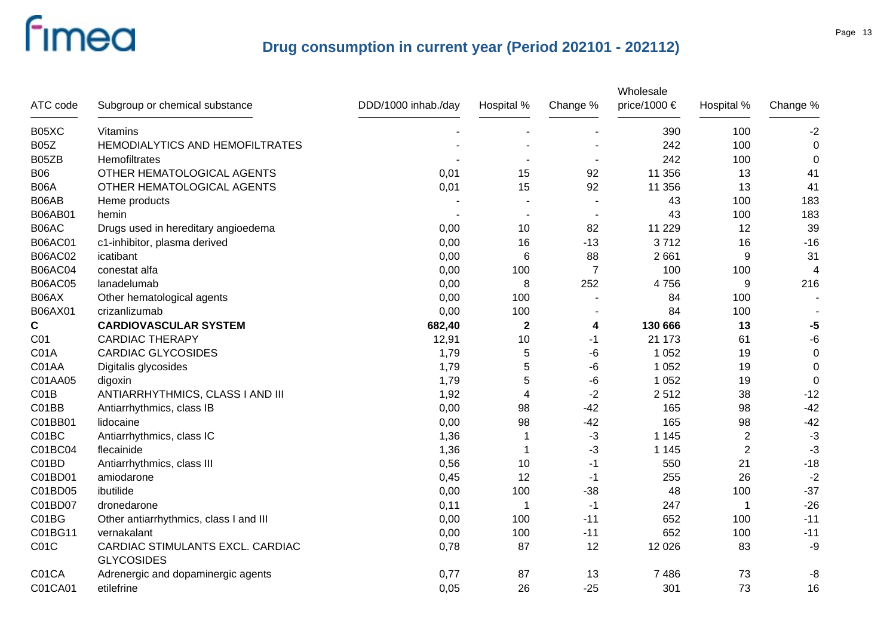# Drug consumption in current year (Period 202101 - 202112)

| ATC code | Subgroup or chemical substance | DDD/1000 inhab./day | Hospital % | Change % | Wholesale price/1000 € | Hospital % | Change % |
|---|---|---|---|---|---|---|---|
| B05XC | Vitamins | - | - | - | 390 | 100 | -2 |
| B05Z | HEMODIALYTICS AND HEMOFILTRATES | - | - | - | 242 | 100 | 0 |
| B05ZB | Hemofiltrates | - | - | - | 242 | 100 | 0 |
| B06 | OTHER HEMATOLOGICAL AGENTS | 0,01 | 15 | 92 | 11 356 | 13 | 41 |
| B06A | OTHER HEMATOLOGICAL AGENTS | 0,01 | 15 | 92 | 11 356 | 13 | 41 |
| B06AB | Heme products | - | - | - | 43 | 100 | 183 |
| B06AB01 | hemin | - | - | - | 43 | 100 | 183 |
| B06AC | Drugs used in hereditary angioedema | 0,00 | 10 | 82 | 11 229 | 12 | 39 |
| B06AC01 | c1-inhibitor, plasma derived | 0,00 | 16 | -13 | 3 712 | 16 | -16 |
| B06AC02 | icatibant | 0,00 | 6 | 88 | 2 661 | 9 | 31 |
| B06AC04 | conestat alfa | 0,00 | 100 | 7 | 100 | 100 | 4 |
| B06AC05 | lanadelumab | 0,00 | 8 | 252 | 4 756 | 9 | 216 |
| B06AX | Other hematological agents | 0,00 | 100 | - | 84 | 100 | - |
| B06AX01 | crizanlizumab | 0,00 | 100 | - | 84 | 100 | - |
| **C** | **CARDIOVASCULAR SYSTEM** | **682,40** | **2** | **4** | **130 666** | **13** | **-5** |
| C01 | CARDIAC THERAPY | 12,91 | 10 | -1 | 21 173 | 61 | -6 |
| C01A | CARDIAC GLYCOSIDES | 1,79 | 5 | -6 | 1 052 | 19 | 0 |
| C01AA | Digitalis glycosides | 1,79 | 5 | -6 | 1 052 | 19 | 0 |
| C01AA05 | digoxin | 1,79 | 5 | -6 | 1 052 | 19 | 0 |
| C01B | ANTIARRHYTHMICS, CLASS I AND III | 1,92 | 4 | -2 | 2 512 | 38 | -12 |
| C01BB | Antiarrhythmics, class IB | 0,00 | 98 | -42 | 165 | 98 | -42 |
| C01BB01 | lidocaine | 0,00 | 98 | -42 | 165 | 98 | -42 |
| C01BC | Antiarrhythmics, class IC | 1,36 | 1 | -3 | 1 145 | 2 | -3 |
| C01BC04 | flecainide | 1,36 | 1 | -3 | 1 145 | 2 | -3 |
| C01BD | Antiarrhythmics, class III | 0,56 | 10 | -1 | 550 | 21 | -18 |
| C01BD01 | amiodarone | 0,45 | 12 | -1 | 255 | 26 | -2 |
| C01BD05 | ibutilide | 0,00 | 100 | -38 | 48 | 100 | -37 |
| C01BD07 | dronedarone | 0,11 | 1 | -1 | 247 | 1 | -26 |
| C01BG | Other antiarrhythmics, class I and III | 0,00 | 100 | -11 | 652 | 100 | -11 |
| C01BG11 | vernakalant | 0,00 | 100 | -11 | 652 | 100 | -11 |
| C01C | CARDIAC STIMULANTS EXCL. CARDIAC GLYCOSIDES | 0,78 | 87 | 12 | 12 026 | 83 | -9 |
| C01CA | Adrenergic and dopaminergic agents | 0,77 | 87 | 13 | 7 486 | 73 | -8 |
| C01CA01 | etilefrine | 0,05 | 26 | -25 | 301 | 73 | 16 |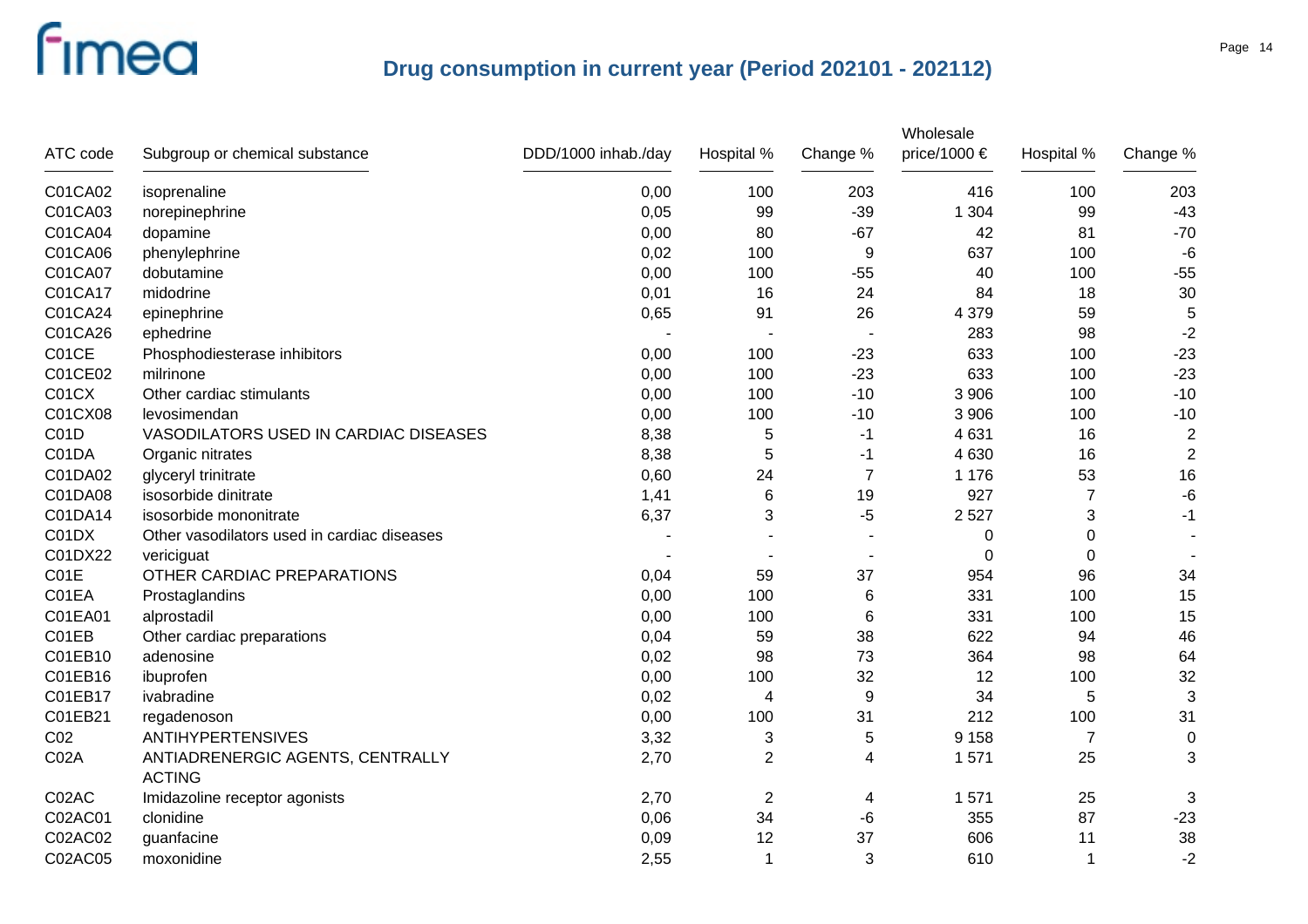# Drug consumption in current year (Period 202101 - 202112)

| ATC code | Subgroup or chemical substance | DDD/1000 inhab./day | Hospital % | Change % | Wholesale price/1000 € | Hospital % | Change % |
|---|---|---|---|---|---|---|---|
| C01CA02 | isoprenaline | 0,00 | 100 | 203 | 416 | 100 | 203 |
| C01CA03 | norepinephrine | 0,05 | 99 | -39 | 1 304 | 99 | -43 |
| C01CA04 | dopamine | 0,00 | 80 | -67 | 42 | 81 | -70 |
| C01CA06 | phenylephrine | 0,02 | 100 | 9 | 637 | 100 | -6 |
| C01CA07 | dobutamine | 0,00 | 100 | -55 | 40 | 100 | -55 |
| C01CA17 | midodrine | 0,01 | 16 | 24 | 84 | 18 | 30 |
| C01CA24 | epinephrine | 0,65 | 91 | 26 | 4 379 | 59 | 5 |
| C01CA26 | ephedrine | - | - | - | 283 | 98 | -2 |
| C01CE | Phosphodiesterase inhibitors | 0,00 | 100 | -23 | 633 | 100 | -23 |
| C01CE02 | milrinone | 0,00 | 100 | -23 | 633 | 100 | -23 |
| C01CX | Other cardiac stimulants | 0,00 | 100 | -10 | 3 906 | 100 | -10 |
| C01CX08 | levosimendan | 0,00 | 100 | -10 | 3 906 | 100 | -10 |
| C01D | VASODILATORS USED IN CARDIAC DISEASES | 8,38 | 5 | -1 | 4 631 | 16 | 2 |
| C01DA | Organic nitrates | 8,38 | 5 | -1 | 4 630 | 16 | 2 |
| C01DA02 | glyceryl trinitrate | 0,60 | 24 | 7 | 1 176 | 53 | 16 |
| C01DA08 | isosorbide dinitrate | 1,41 | 6 | 19 | 927 | 7 | -6 |
| C01DA14 | isosorbide mononitrate | 6,37 | 3 | -5 | 2 527 | 3 | -1 |
| C01DX | Other vasodilators used in cardiac diseases | - | - | - | 0 | 0 | - |
| C01DX22 | vericiguat | - | - | - | 0 | 0 | - |
| C01E | OTHER CARDIAC PREPARATIONS | 0,04 | 59 | 37 | 954 | 96 | 34 |
| C01EA | Prostaglandins | 0,00 | 100 | 6 | 331 | 100 | 15 |
| C01EA01 | alprostadil | 0,00 | 100 | 6 | 331 | 100 | 15 |
| C01EB | Other cardiac preparations | 0,04 | 59 | 38 | 622 | 94 | 46 |
| C01EB10 | adenosine | 0,02 | 98 | 73 | 364 | 98 | 64 |
| C01EB16 | ibuprofen | 0,00 | 100 | 32 | 12 | 100 | 32 |
| C01EB17 | ivabradine | 0,02 | 4 | 9 | 34 | 5 | 3 |
| C01EB21 | regadenoson | 0,00 | 100 | 31 | 212 | 100 | 31 |
| C02 | ANTIHYPERTENSIVES | 3,32 | 3 | 5 | 9 158 | 7 | 0 |
| C02A | ANTIADRENERGIC AGENTS, CENTRALLY ACTING | 2,70 | 2 | 4 | 1 571 | 25 | 3 |
| C02AC | Imidazoline receptor agonists | 2,70 | 2 | 4 | 1 571 | 25 | 3 |
| C02AC01 | clonidine | 0,06 | 34 | -6 | 355 | 87 | -23 |
| C02AC02 | guanfacine | 0,09 | 12 | 37 | 606 | 11 | 38 |
| C02AC05 | moxonidine | 2,55 | 1 | 3 | 610 | 1 | -2 |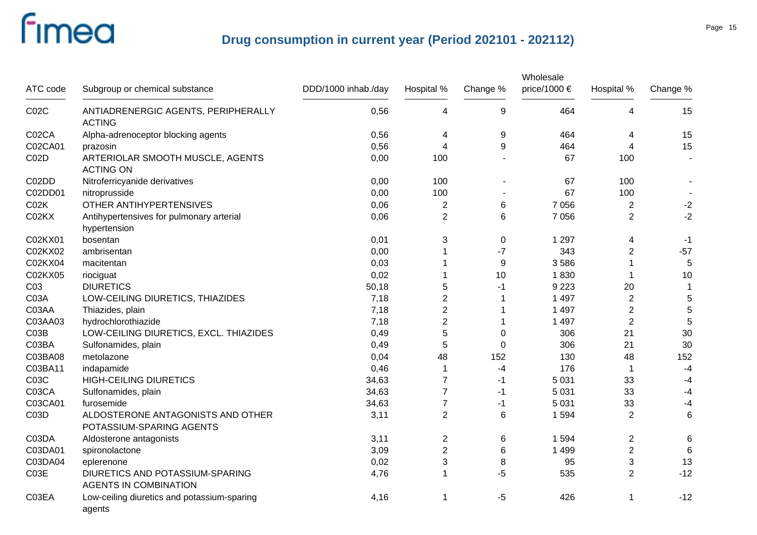## Drug consumption in current year (Period 202101 - 202112)

| ATC code | Subgroup or chemical substance | DDD/1000 inhab./day | Hospital % | Change % | Wholesale price/1000 € | Hospital % | Change % |
|---|---|---|---|---|---|---|---|
| C02C | ANTIADRENERGIC AGENTS, PERIPHERALLY ACTING | 0,56 | 4 | 9 | 464 | 4 | 15 |
| C02CA | Alpha-adrenoceptor blocking agents | 0,56 | 4 | 9 | 464 | 4 | 15 |
| C02CA01 | prazosin | 0,56 | 4 | 9 | 464 | 4 | 15 |
| C02D | ARTERIOLAR SMOOTH MUSCLE, AGENTS ACTING ON | 0,00 | 100 | - | 67 | 100 | - |
| C02DD | Nitroferricyanide derivatives | 0,00 | 100 | - | 67 | 100 | - |
| C02DD01 | nitroprusside | 0,00 | 100 | - | 67 | 100 | - |
| C02K | OTHER ANTIHYPERTENSIVES | 0,06 | 2 | 6 | 7 056 | 2 | -2 |
| C02KX | Antihypertensives for pulmonary arterial hypertension | 0,06 | 2 | 6 | 7 056 | 2 | -2 |
| C02KX01 | bosentan | 0,01 | 3 | 0 | 1 297 | 4 | -1 |
| C02KX02 | ambrisentan | 0,00 | 1 | -7 | 343 | 2 | -57 |
| C02KX04 | macitentan | 0,03 | 1 | 9 | 3 586 | 1 | 5 |
| C02KX05 | riociguat | 0,02 | 1 | 10 | 1 830 | 1 | 10 |
| C03 | DIURETICS | 50,18 | 5 | -1 | 9 223 | 20 | 1 |
| C03A | LOW-CEILING DIURETICS, THIAZIDES | 7,18 | 2 | 1 | 1 497 | 2 | 5 |
| C03AA | Thiazides, plain | 7,18 | 2 | 1 | 1 497 | 2 | 5 |
| C03AA03 | hydrochlorothiazide | 7,18 | 2 | 1 | 1 497 | 2 | 5 |
| C03B | LOW-CEILING DIURETICS, EXCL. THIAZIDES | 0,49 | 5 | 0 | 306 | 21 | 30 |
| C03BA | Sulfonamides, plain | 0,49 | 5 | 0 | 306 | 21 | 30 |
| C03BA08 | metolazone | 0,04 | 48 | 152 | 130 | 48 | 152 |
| C03BA11 | indapamide | 0,46 | 1 | -4 | 176 | 1 | -4 |
| C03C | HIGH-CEILING DIURETICS | 34,63 | 7 | -1 | 5 031 | 33 | -4 |
| C03CA | Sulfonamides, plain | 34,63 | 7 | -1 | 5 031 | 33 | -4 |
| C03CA01 | furosemide | 34,63 | 7 | -1 | 5 031 | 33 | -4 |
| C03D | ALDOSTERONE ANTAGONISTS AND OTHER POTASSIUM-SPARING AGENTS | 3,11 | 2 | 6 | 1 594 | 2 | 6 |
| C03DA | Aldosterone antagonists | 3,11 | 2 | 6 | 1 594 | 2 | 6 |
| C03DA01 | spironolactone | 3,09 | 2 | 6 | 1 499 | 2 | 6 |
| C03DA04 | eplerenone | 0,02 | 3 | 8 | 95 | 3 | 13 |
| C03E | DIURETICS AND POTASSIUM-SPARING AGENTS IN COMBINATION | 4,76 | 1 | -5 | 535 | 2 | -12 |
| C03EA | Low-ceiling diuretics and potassium-sparing agents | 4,16 | 1 | -5 | 426 | 1 | -12 |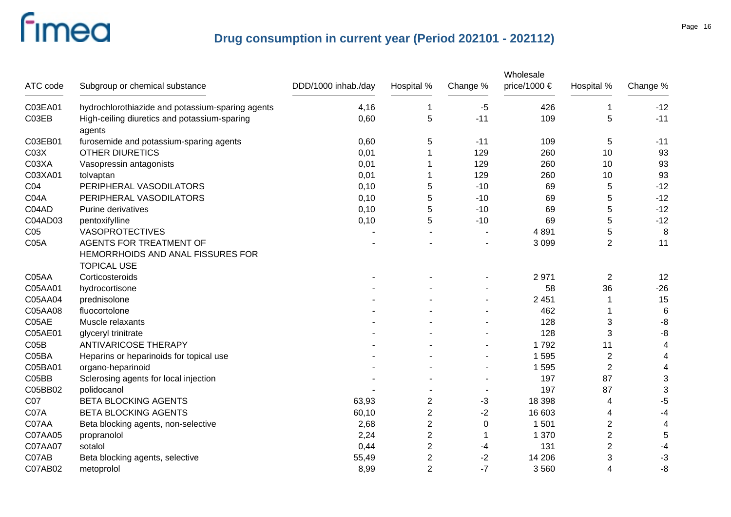# Drug consumption in current year (Period 202101 - 202112)

| ATC code | Subgroup or chemical substance | DDD/1000 inhab./day | Hospital % | Change % | Wholesale price/1000 € | Hospital % | Change % |
|---|---|---|---|---|---|---|---|
| C03EA01 | hydrochlorothiazide and potassium-sparing agents | 4,16 | 1 | -5 | 426 | 1 | -12 |
| C03EB | High-ceiling diuretics and potassium-sparing agents | 0,60 | 5 | -11 | 109 | 5 | -11 |
| C03EB01 | furosemide and potassium-sparing agents | 0,60 | 5 | -11 | 109 | 5 | -11 |
| C03X | OTHER DIURETICS | 0,01 | 1 | 129 | 260 | 10 | 93 |
| C03XA | Vasopressin antagonists | 0,01 | 1 | 129 | 260 | 10 | 93 |
| C03XA01 | tolvaptan | 0,01 | 1 | 129 | 260 | 10 | 93 |
| C04 | PERIPHERAL VASODILATORS | 0,10 | 5 | -10 | 69 | 5 | -12 |
| C04A | PERIPHERAL VASODILATORS | 0,10 | 5 | -10 | 69 | 5 | -12 |
| C04AD | Purine derivatives | 0,10 | 5 | -10 | 69 | 5 | -12 |
| C04AD03 | pentoxifylline | 0,10 | 5 | -10 | 69 | 5 | -12 |
| C05 | VASOPROTECTIVES | - | - | - | 4 891 | 5 | 8 |
| C05A | AGENTS FOR TREATMENT OF HEMORRHOIDS AND ANAL FISSURES FOR TOPICAL USE | - | - | - | 3 099 | 2 | 11 |
| C05AA | Corticosteroids | - | - | - | 2 971 | 2 | 12 |
| C05AA01 | hydrocortisone | - | - | - | 58 | 36 | -26 |
| C05AA04 | prednisolone | - | - | - | 2 451 | 1 | 15 |
| C05AA08 | fluocortolone | - | - | - | 462 | 1 | 6 |
| C05AE | Muscle relaxants | - | - | - | 128 | 3 | -8 |
| C05AE01 | glyceryl trinitrate | - | - | - | 128 | 3 | -8 |
| C05B | ANTIVARICOSE THERAPY | - | - | - | 1 792 | 11 | 4 |
| C05BA | Heparins or heparinoids for topical use | - | - | - | 1 595 | 2 | 4 |
| C05BA01 | organo-heparinoid | - | - | - | 1 595 | 2 | 4 |
| C05BB | Sclerosing agents for local injection | - | - | - | 197 | 87 | 3 |
| C05BB02 | polidocanol | - | - | - | 197 | 87 | 3 |
| C07 | BETA BLOCKING AGENTS | 63,93 | 2 | -3 | 18 398 | 4 | -5 |
| C07A | BETA BLOCKING AGENTS | 60,10 | 2 | -2 | 16 603 | 4 | -4 |
| C07AA | Beta blocking agents, non-selective | 2,68 | 2 | 0 | 1 501 | 2 | 4 |
| C07AA05 | propranolol | 2,24 | 2 | 1 | 1 370 | 2 | 5 |
| C07AA07 | sotalol | 0,44 | 2 | -4 | 131 | 2 | -4 |
| C07AB | Beta blocking agents, selective | 55,49 | 2 | -2 | 14 206 | 3 | -3 |
| C07AB02 | metoprolol | 8,99 | 2 | -7 | 3 560 | 4 | -8 |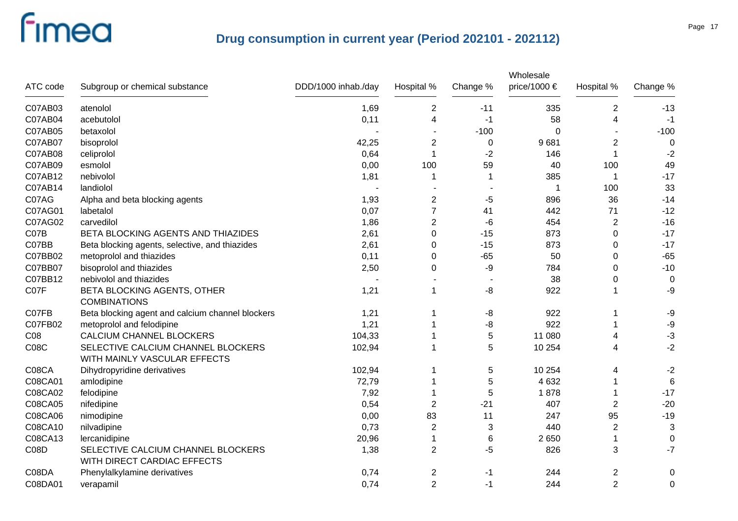## Drug consumption in current year (Period 202101 - 202112)

| ATC code | Subgroup or chemical substance | DDD/1000 inhab./day | Hospital % | Change % | Wholesale price/1000 € | Hospital % | Change % |
|---|---|---|---|---|---|---|---|
| C07AB03 | atenolol | 1,69 | 2 | -11 | 335 | 2 | -13 |
| C07AB04 | acebutolol | 0,11 | 4 | -1 | 58 | 4 | -1 |
| C07AB05 | betaxolol | - | - | -100 | 0 | - | -100 |
| C07AB07 | bisoprolol | 42,25 | 2 | 0 | 9 681 | 2 | 0 |
| C07AB08 | celiprolol | 0,64 | 1 | -2 | 146 | 1 | -2 |
| C07AB09 | esmolol | 0,00 | 100 | 59 | 40 | 100 | 49 |
| C07AB12 | nebivolol | 1,81 | 1 | 1 | 385 | 1 | -17 |
| C07AB14 | landiolol | - | - | - | 1 | 100 | 33 |
| C07AG | Alpha and beta blocking agents | 1,93 | 2 | -5 | 896 | 36 | -14 |
| C07AG01 | labetalol | 0,07 | 7 | 41 | 442 | 71 | -12 |
| C07AG02 | carvedilol | 1,86 | 2 | -6 | 454 | 2 | -16 |
| C07B | BETA BLOCKING AGENTS AND THIAZIDES | 2,61 | 0 | -15 | 873 | 0 | -17 |
| C07BB | Beta blocking agents, selective, and thiazides | 2,61 | 0 | -15 | 873 | 0 | -17 |
| C07BB02 | metoprolol and thiazides | 0,11 | 0 | -65 | 50 | 0 | -65 |
| C07BB07 | bisoprolol and thiazides | 2,50 | 0 | -9 | 784 | 0 | -10 |
| C07BB12 | nebivolol and thiazides | - | - | - | 38 | 0 | 0 |
| C07F | BETA BLOCKING AGENTS, OTHER COMBINATIONS | 1,21 | 1 | -8 | 922 | 1 | -9 |
| C07FB | Beta blocking agent and calcium channel blockers | 1,21 | 1 | -8 | 922 | 1 | -9 |
| C07FB02 | metoprolol and felodipine | 1,21 | 1 | -8 | 922 | 1 | -9 |
| C08 | CALCIUM CHANNEL BLOCKERS | 104,33 | 1 | 5 | 11 080 | 4 | -3 |
| C08C | SELECTIVE CALCIUM CHANNEL BLOCKERS WITH MAINLY VASCULAR EFFECTS | 102,94 | 1 | 5 | 10 254 | 4 | -2 |
| C08CA | Dihydropyridine derivatives | 102,94 | 1 | 5 | 10 254 | 4 | -2 |
| C08CA01 | amlodipine | 72,79 | 1 | 5 | 4 632 | 1 | 6 |
| C08CA02 | felodipine | 7,92 | 1 | 5 | 1 878 | 1 | -17 |
| C08CA05 | nifedipine | 0,54 | 2 | -21 | 407 | 2 | -20 |
| C08CA06 | nimodipine | 0,00 | 83 | 11 | 247 | 95 | -19 |
| C08CA10 | nilvadipine | 0,73 | 2 | 3 | 440 | 2 | 3 |
| C08CA13 | lercanidipine | 20,96 | 1 | 6 | 2 650 | 1 | 0 |
| C08D | SELECTIVE CALCIUM CHANNEL BLOCKERS WITH DIRECT CARDIAC EFFECTS | 1,38 | 2 | -5 | 826 | 3 | -7 |
| C08DA | Phenylalkylamine derivatives | 0,74 | 2 | -1 | 244 | 2 | 0 |
| C08DA01 | verapamil | 0,74 | 2 | -1 | 244 | 2 | 0 |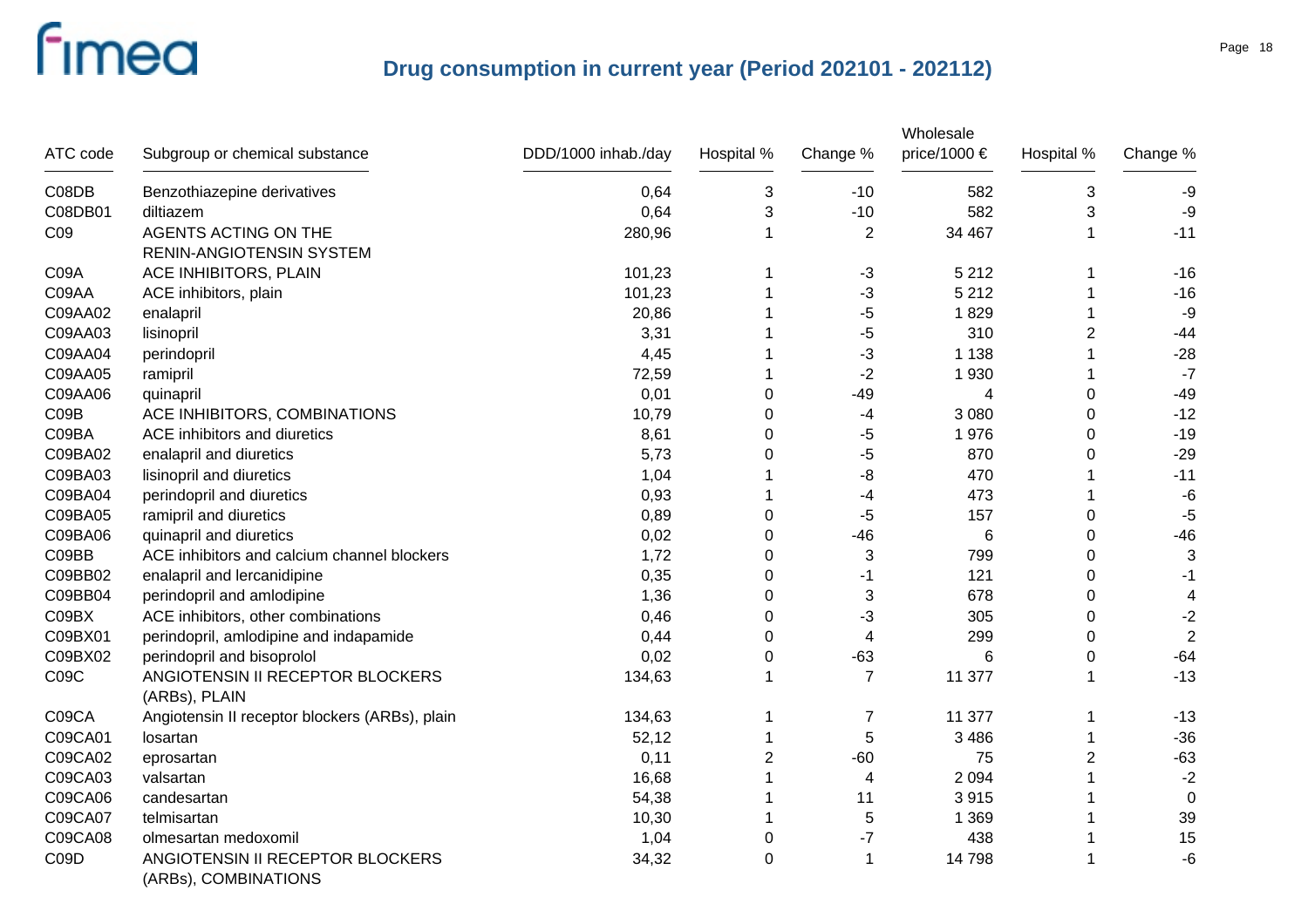# Drug consumption in current year (Period 202101 - 202112)

| ATC code | Subgroup or chemical substance | DDD/1000 inhab./day | Hospital % | Change % | Wholesale price/1000 € | Hospital % | Change % |
|---|---|---|---|---|---|---|---|
| C08DB | Benzothiazepine derivatives | 0,64 | 3 | -10 | 582 | 3 | -9 |
| C08DB01 | diltiazem | 0,64 | 3 | -10 | 582 | 3 | -9 |
| C09 | AGENTS ACTING ON THE RENIN-ANGIOTENSIN SYSTEM | 280,96 | 1 | 2 | 34 467 | 1 | -11 |
| C09A | ACE INHIBITORS, PLAIN | 101,23 | 1 | -3 | 5 212 | 1 | -16 |
| C09AA | ACE inhibitors, plain | 101,23 | 1 | -3 | 5 212 | 1 | -16 |
| C09AA02 | enalapril | 20,86 | 1 | -5 | 1 829 | 1 | -9 |
| C09AA03 | lisinopril | 3,31 | 1 | -5 | 310 | 2 | -44 |
| C09AA04 | perindopril | 4,45 | 1 | -3 | 1 138 | 1 | -28 |
| C09AA05 | ramipril | 72,59 | 1 | -2 | 1 930 | 1 | -7 |
| C09AA06 | quinapril | 0,01 | 0 | -49 | 4 | 0 | -49 |
| C09B | ACE INHIBITORS, COMBINATIONS | 10,79 | 0 | -4 | 3 080 | 0 | -12 |
| C09BA | ACE inhibitors and diuretics | 8,61 | 0 | -5 | 1 976 | 0 | -19 |
| C09BA02 | enalapril and diuretics | 5,73 | 0 | -5 | 870 | 0 | -29 |
| C09BA03 | lisinopril and diuretics | 1,04 | 1 | -8 | 470 | 1 | -11 |
| C09BA04 | perindopril and diuretics | 0,93 | 1 | -4 | 473 | 1 | -6 |
| C09BA05 | ramipril and diuretics | 0,89 | 0 | -5 | 157 | 0 | -5 |
| C09BA06 | quinapril and diuretics | 0,02 | 0 | -46 | 6 | 0 | -46 |
| C09BB | ACE inhibitors and calcium channel blockers | 1,72 | 0 | 3 | 799 | 0 | 3 |
| C09BB02 | enalapril and lercanidipine | 0,35 | 0 | -1 | 121 | 0 | -1 |
| C09BB04 | perindopril and amlodipine | 1,36 | 0 | 3 | 678 | 0 | 4 |
| C09BX | ACE inhibitors, other combinations | 0,46 | 0 | -3 | 305 | 0 | -2 |
| C09BX01 | perindopril, amlodipine and indapamide | 0,44 | 0 | 4 | 299 | 0 | 2 |
| C09BX02 | perindopril and bisoprolol | 0,02 | 0 | -63 | 6 | 0 | -64 |
| C09C | ANGIOTENSIN II RECEPTOR BLOCKERS (ARBs), PLAIN | 134,63 | 1 | 7 | 11 377 | 1 | -13 |
| C09CA | Angiotensin II receptor blockers (ARBs), plain | 134,63 | 1 | 7 | 11 377 | 1 | -13 |
| C09CA01 | losartan | 52,12 | 1 | 5 | 3 486 | 1 | -36 |
| C09CA02 | eprosartan | 0,11 | 2 | -60 | 75 | 2 | -63 |
| C09CA03 | valsartan | 16,68 | 1 | 4 | 2 094 | 1 | -2 |
| C09CA06 | candesartan | 54,38 | 1 | 11 | 3 915 | 1 | 0 |
| C09CA07 | telmisartan | 10,30 | 1 | 5 | 1 369 | 1 | 39 |
| C09CA08 | olmesartan medoxomil | 1,04 | 0 | -7 | 438 | 1 | 15 |
| C09D | ANGIOTENSIN II RECEPTOR BLOCKERS (ARBs), COMBINATIONS | 34,32 | 0 | 1 | 14 798 | 1 | -6 |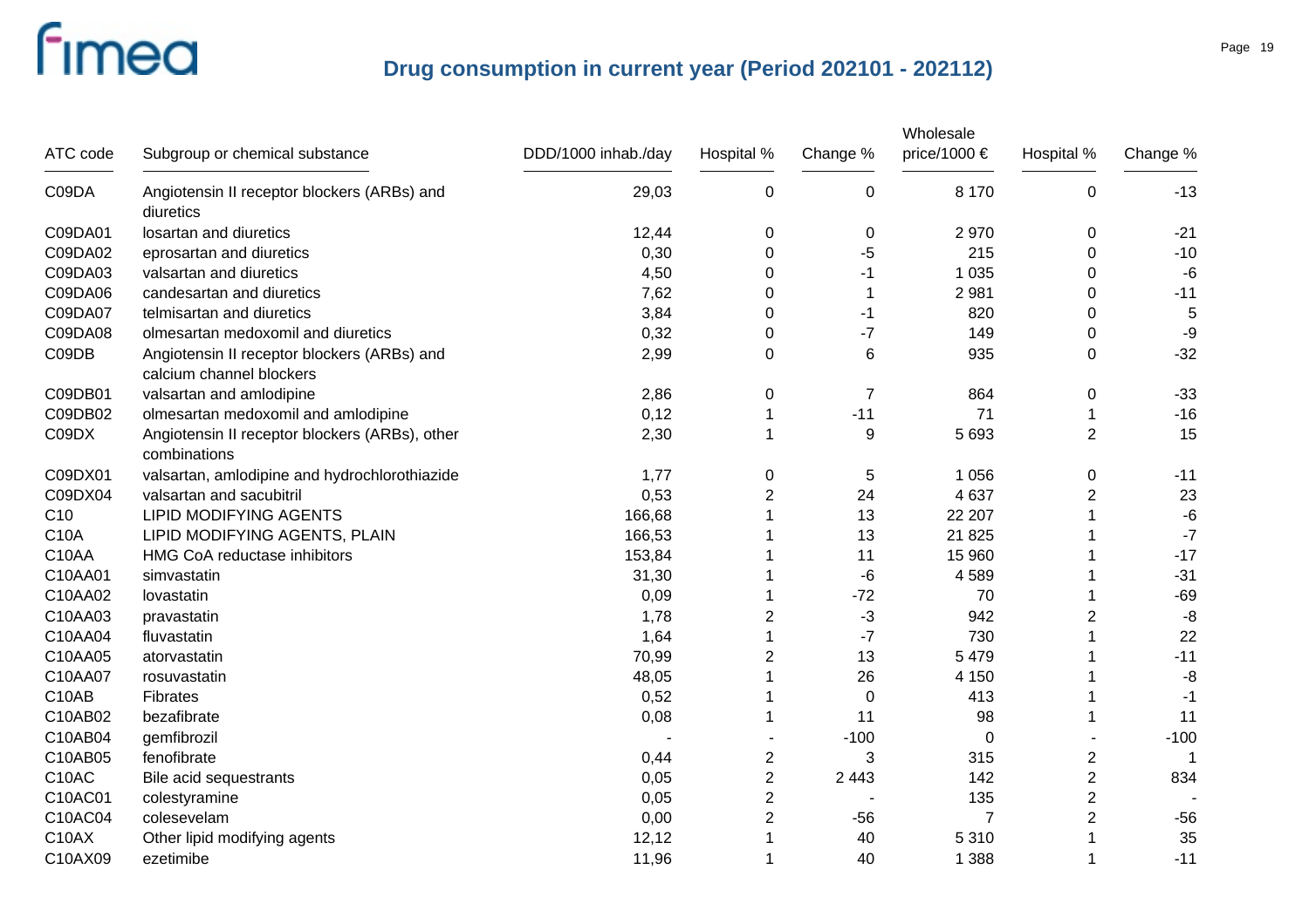# Drug consumption in current year (Period 202101 - 202112)

| ATC code | Subgroup or chemical substance | DDD/1000 inhab./day | Hospital % | Change % | Wholesale price/1000 € | Hospital % | Change % |
|---|---|---|---|---|---|---|---|
| C09DA | Angiotensin II receptor blockers (ARBs) and diuretics | 29,03 | 0 | 0 | 8 170 | 0 | -13 |
| C09DA01 | losartan and diuretics | 12,44 | 0 | 0 | 2 970 | 0 | -21 |
| C09DA02 | eprosartan and diuretics | 0,30 | 0 | -5 | 215 | 0 | -10 |
| C09DA03 | valsartan and diuretics | 4,50 | 0 | -1 | 1 035 | 0 | -6 |
| C09DA06 | candesartan and diuretics | 7,62 | 0 | 1 | 2 981 | 0 | -11 |
| C09DA07 | telmisartan and diuretics | 3,84 | 0 | -1 | 820 | 0 | 5 |
| C09DA08 | olmesartan medoxomil and diuretics | 0,32 | 0 | -7 | 149 | 0 | -9 |
| C09DB | Angiotensin II receptor blockers (ARBs) and calcium channel blockers | 2,99 | 0 | 6 | 935 | 0 | -32 |
| C09DB01 | valsartan and amlodipine | 2,86 | 0 | 7 | 864 | 0 | -33 |
| C09DB02 | olmesartan medoxomil and amlodipine | 0,12 | 1 | -11 | 71 | 1 | -16 |
| C09DX | Angiotensin II receptor blockers (ARBs), other combinations | 2,30 | 1 | 9 | 5 693 | 2 | 15 |
| C09DX01 | valsartan, amlodipine and hydrochlorothiazide | 1,77 | 0 | 5 | 1 056 | 0 | -11 |
| C09DX04 | valsartan and sacubitril | 0,53 | 2 | 24 | 4 637 | 2 | 23 |
| C10 | LIPID MODIFYING AGENTS | 166,68 | 1 | 13 | 22 207 | 1 | -6 |
| C10A | LIPID MODIFYING AGENTS, PLAIN | 166,53 | 1 | 13 | 21 825 | 1 | -7 |
| C10AA | HMG CoA reductase inhibitors | 153,84 | 1 | 11 | 15 960 | 1 | -17 |
| C10AA01 | simvastatin | 31,30 | 1 | -6 | 4 589 | 1 | -31 |
| C10AA02 | lovastatin | 0,09 | 1 | -72 | 70 | 1 | -69 |
| C10AA03 | pravastatin | 1,78 | 2 | -3 | 942 | 2 | -8 |
| C10AA04 | fluvastatin | 1,64 | 1 | -7 | 730 | 1 | 22 |
| C10AA05 | atorvastatin | 70,99 | 2 | 13 | 5 479 | 1 | -11 |
| C10AA07 | rosuvastatin | 48,05 | 1 | 26 | 4 150 | 1 | -8 |
| C10AB | Fibrates | 0,52 | 1 | 0 | 413 | 1 | -1 |
| C10AB02 | bezafibrate | 0,08 | 1 | 11 | 98 | 1 | 11 |
| C10AB04 | gemfibrozil | - | - | -100 | 0 | - | -100 |
| C10AB05 | fenofibrate | 0,44 | 2 | 3 | 315 | 2 | 1 |
| C10AC | Bile acid sequestrants | 0,05 | 2 | 2 443 | 142 | 2 | 834 |
| C10AC01 | colestyramine | 0,05 | 2 | - | 135 | 2 | - |
| C10AC04 | colesevelam | 0,00 | 2 | -56 | 7 | 2 | -56 |
| C10AX | Other lipid modifying agents | 12,12 | 1 | 40 | 5 310 | 1 | 35 |
| C10AX09 | ezetimibe | 11,96 | 1 | 40 | 1 388 | 1 | -11 |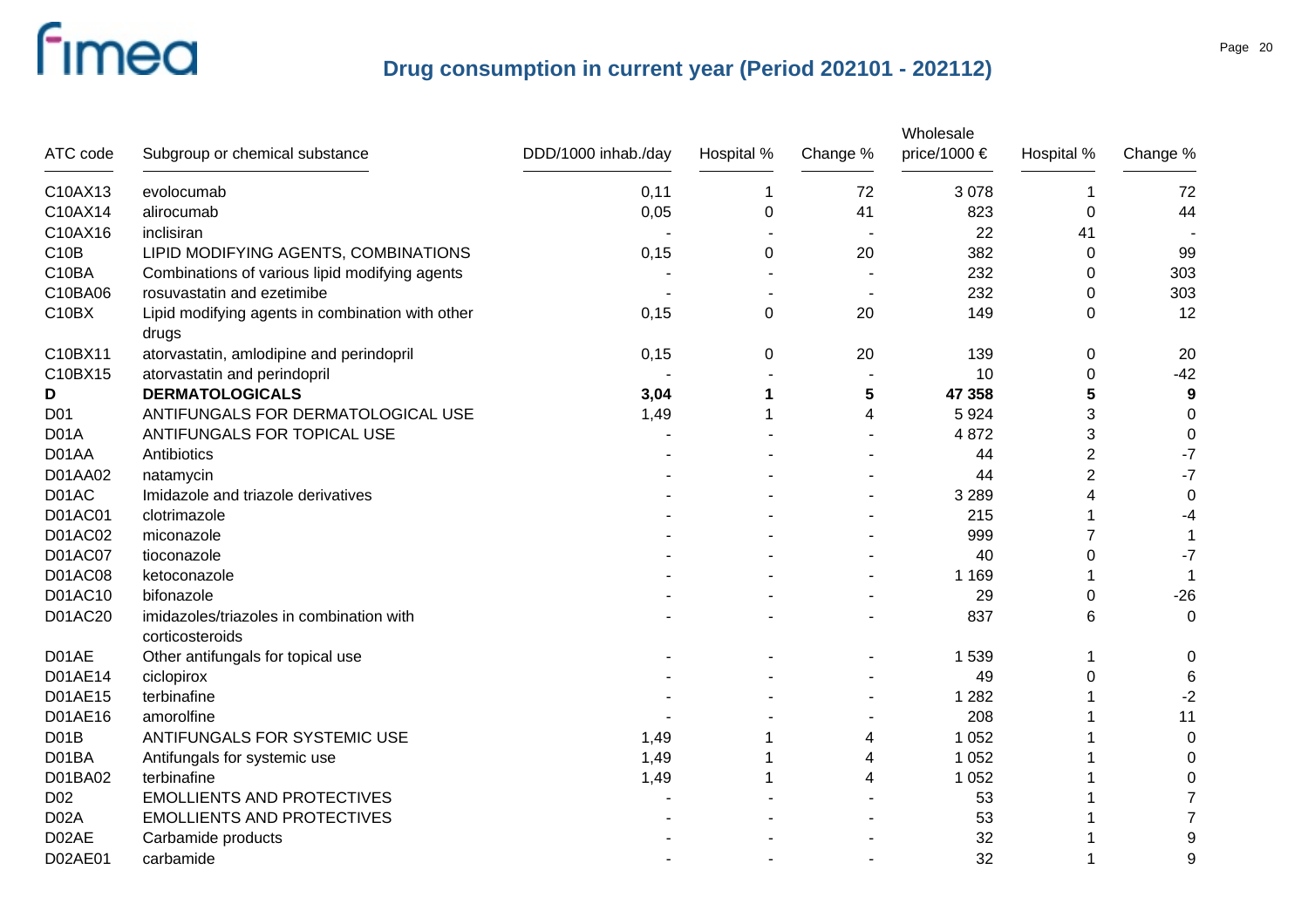## Drug consumption in current year (Period 202101 - 202112)

| ATC code | Subgroup or chemical substance | DDD/1000 inhab./day | Hospital % | Change % | Wholesale price/1000 € | Hospital % | Change % |
|---|---|---|---|---|---|---|---|
| C10AX13 | evolocumab | 0,11 | 1 | 72 | 3 078 | 1 | 72 |
| C10AX14 | alirocumab | 0,05 | 0 | 41 | 823 | 0 | 44 |
| C10AX16 | inclisiran | - | - | - | 22 | 41 | - |
| C10B | LIPID MODIFYING AGENTS, COMBINATIONS | 0,15 | 0 | 20 | 382 | 0 | 99 |
| C10BA | Combinations of various lipid modifying agents | - | - | - | 232 | 0 | 303 |
| C10BA06 | rosuvastatin and ezetimibe | - | - | - | 232 | 0 | 303 |
| C10BX | Lipid modifying agents in combination with other drugs | 0,15 | 0 | 20 | 149 | 0 | 12 |
| C10BX11 | atorvastatin, amlodipine and perindopril | 0,15 | 0 | 20 | 139 | 0 | 20 |
| C10BX15 | atorvastatin and perindopril | - | - | - | 10 | 0 | -42 |
| **D** | **DERMATOLOGICALS** | **3,04** | **1** | **5** | **47 358** | **5** | **9** |
| D01 | ANTIFUNGALS FOR DERMATOLOGICAL USE | 1,49 | 1 | 4 | 5 924 | 3 | 0 |
| D01A | ANTIFUNGALS FOR TOPICAL USE | - | - | - | 4 872 | 3 | 0 |
| D01AA | Antibiotics | - | - | - | 44 | 2 | -7 |
| D01AA02 | natamycin | - | - | - | 44 | 2 | -7 |
| D01AC | Imidazole and triazole derivatives | - | - | - | 3 289 | 4 | 0 |
| D01AC01 | clotrimazole | - | - | - | 215 | 1 | -4 |
| D01AC02 | miconazole | - | - | - | 999 | 7 | 1 |
| D01AC07 | tioconazole | - | - | - | 40 | 0 | -7 |
| D01AC08 | ketoconazole | - | - | - | 1 169 | 1 | 1 |
| D01AC10 | bifonazole | - | - | - | 29 | 0 | -26 |
| D01AC20 | imidazoles/triazoles in combination with corticosteroids | - | - | - | 837 | 6 | 0 |
| D01AE | Other antifungals for topical use | - | - | - | 1 539 | 1 | 0 |
| D01AE14 | ciclopirox | - | - | - | 49 | 0 | 6 |
| D01AE15 | terbinafine | - | - | - | 1 282 | 1 | -2 |
| D01AE16 | amorolfine | - | - | - | 208 | 1 | 11 |
| D01B | ANTIFUNGALS FOR SYSTEMIC USE | 1,49 | 1 | 4 | 1 052 | 1 | 0 |
| D01BA | Antifungals for systemic use | 1,49 | 1 | 4 | 1 052 | 1 | 0 |
| D01BA02 | terbinafine | 1,49 | 1 | 4 | 1 052 | 1 | 0 |
| D02 | EMOLLIENTS AND PROTECTIVES | - | - | - | 53 | 1 | 7 |
| D02A | EMOLLIENTS AND PROTECTIVES | - | - | - | 53 | 1 | 7 |
| D02AE | Carbamide products | - | - | - | 32 | 1 | 9 |
| D02AE01 | carbamide | - | - | - | 32 | 1 | 9 |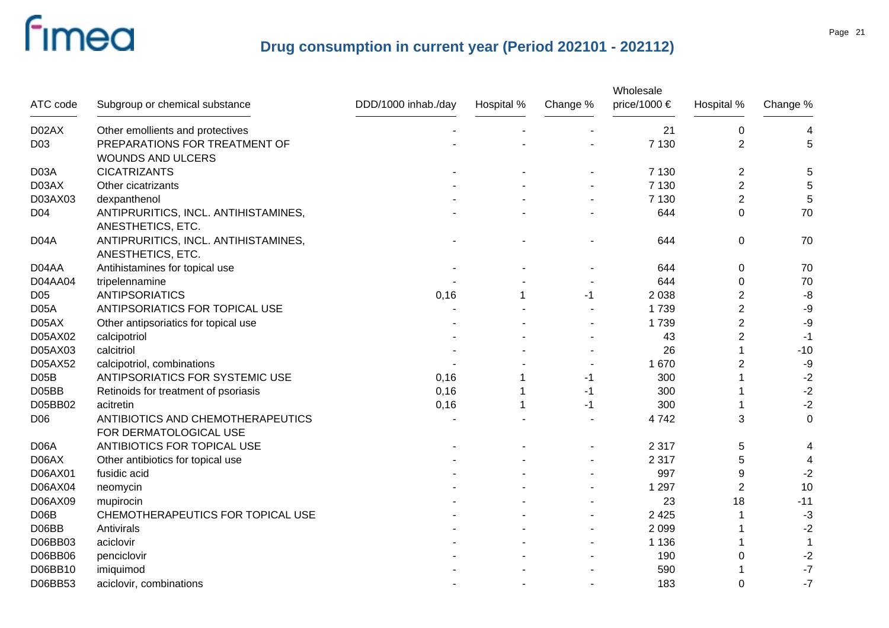# Drug consumption in current year (Period 202101 - 202112)

| ATC code | Subgroup or chemical substance | DDD/1000 inhab./day | Hospital % | Change % | Wholesale price/1000 € | Hospital % | Change % |
|---|---|---|---|---|---|---|---|
| D02AX | Other emollients and protectives | - | - | - | 21 | 0 | 4 |
| D03 | PREPARATIONS FOR TREATMENT OF WOUNDS AND ULCERS | - | - | - | 7 130 | 2 | 5 |
| D03A | CICATRIZANTS | - | - | - | 7 130 | 2 | 5 |
| D03AX | Other cicatrizants | - | - | - | 7 130 | 2 | 5 |
| D03AX03 | dexpanthenol | - | - | - | 7 130 | 2 | 5 |
| D04 | ANTIPRURITICS, INCL. ANTIHISTAMINES, ANESTHETICS, ETC. | - | - | - | 644 | 0 | 70 |
| D04A | ANTIPRURITICS, INCL. ANTIHISTAMINES, ANESTHETICS, ETC. | - | - | - | 644 | 0 | 70 |
| D04AA | Antihistamines for topical use | - | - | - | 644 | 0 | 70 |
| D04AA04 | tripelennamine | - | - | - | 644 | 0 | 70 |
| D05 | ANTIPSORIATICS | 0,16 | 1 | -1 | 2 038 | 2 | -8 |
| D05A | ANTIPSORIATICS FOR TOPICAL USE | - | - | - | 1 739 | 2 | -9 |
| D05AX | Other antipsoriatics for topical use | - | - | - | 1 739 | 2 | -9 |
| D05AX02 | calcipotriol | - | - | - | 43 | 2 | -1 |
| D05AX03 | calcitriol | - | - | - | 26 | 1 | -10 |
| D05AX52 | calcipotriol, combinations | - | - | - | 1 670 | 2 | -9 |
| D05B | ANTIPSORIATICS FOR SYSTEMIC USE | 0,16 | 1 | -1 | 300 | 1 | -2 |
| D05BB | Retinoids for treatment of psoriasis | 0,16 | 1 | -1 | 300 | 1 | -2 |
| D05BB02 | acitretin | 0,16 | 1 | -1 | 300 | 1 | -2 |
| D06 | ANTIBIOTICS AND CHEMOTHERAPEUTICS FOR DERMATOLOGICAL USE | - | - | - | 4 742 | 3 | 0 |
| D06A | ANTIBIOTICS FOR TOPICAL USE | - | - | - | 2 317 | 5 | 4 |
| D06AX | Other antibiotics for topical use | - | - | - | 2 317 | 5 | 4 |
| D06AX01 | fusidic acid | - | - | - | 997 | 9 | -2 |
| D06AX04 | neomycin | - | - | - | 1 297 | 2 | 10 |
| D06AX09 | mupirocin | - | - | - | 23 | 18 | -11 |
| D06B | CHEMOTHERAPEUTICS FOR TOPICAL USE | - | - | - | 2 425 | 1 | -3 |
| D06BB | Antivirals | - | - | - | 2 099 | 1 | -2 |
| D06BB03 | aciclovir | - | - | - | 1 136 | 1 | 1 |
| D06BB06 | penciclovir | - | - | - | 190 | 0 | -2 |
| D06BB10 | imiquimod | - | - | - | 590 | 1 | -7 |
| D06BB53 | aciclovir, combinations | - | - | - | 183 | 0 | -7 |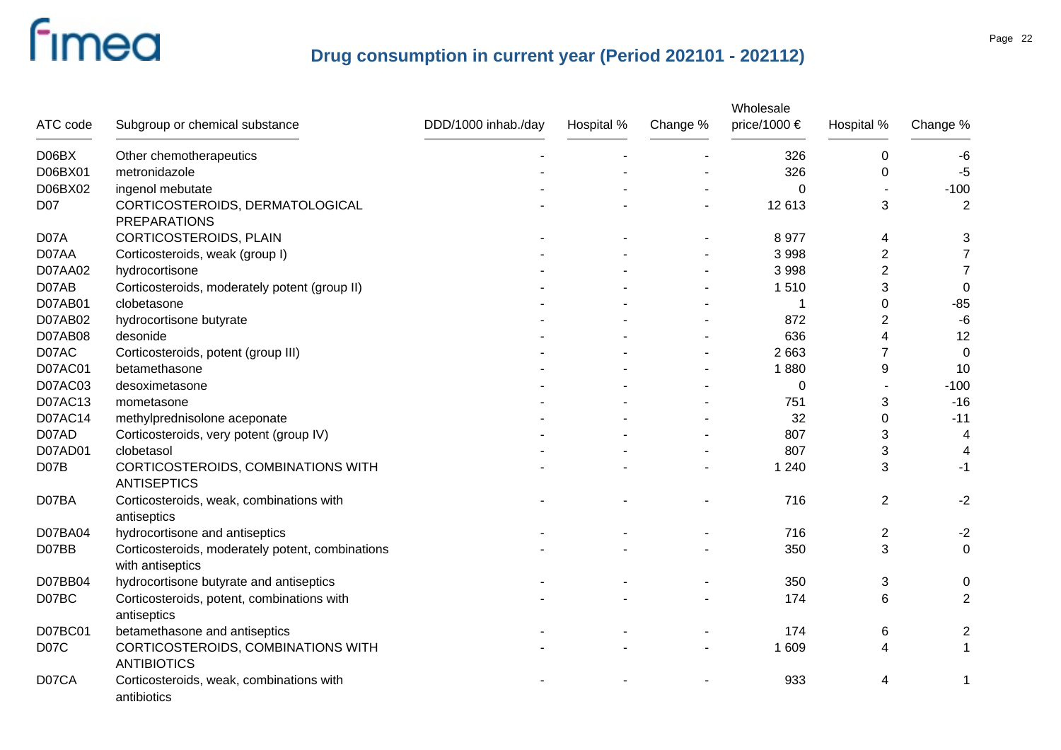# Drug consumption in current year (Period 202101 - 202112)

| ATC code | Subgroup or chemical substance | DDD/1000 inhab./day | Hospital % | Change % | Wholesale price/1000 € | Hospital % | Change % |
|---|---|---|---|---|---|---|---|
| D06BX | Other chemotherapeutics | - | - | - | 326 | 0 | -6 |
| D06BX01 | metronidazole | - | - | - | 326 | 0 | -5 |
| D06BX02 | ingenol mebutate | - | - | - | 0 | - | -100 |
| D07 | CORTICOSTEROIDS, DERMATOLOGICAL PREPARATIONS | - | - | - | 12 613 | 3 | 2 |
| D07A | CORTICOSTEROIDS, PLAIN | - | - | - | 8 977 | 4 | 3 |
| D07AA | Corticosteroids, weak (group I) | - | - | - | 3 998 | 2 | 7 |
| D07AA02 | hydrocortisone | - | - | - | 3 998 | 2 | 7 |
| D07AB | Corticosteroids, moderately potent (group II) | - | - | - | 1 510 | 3 | 0 |
| D07AB01 | clobetasone | - | - | - | 1 | 0 | -85 |
| D07AB02 | hydrocortisone butyrate | - | - | - | 872 | 2 | -6 |
| D07AB08 | desonide | - | - | - | 636 | 4 | 12 |
| D07AC | Corticosteroids, potent (group III) | - | - | - | 2 663 | 7 | 0 |
| D07AC01 | betamethasone | - | - | - | 1 880 | 9 | 10 |
| D07AC03 | desoximetasone | - | - | - | 0 | - | -100 |
| D07AC13 | mometasone | - | - | - | 751 | 3 | -16 |
| D07AC14 | methylprednisolone aceponate | - | - | - | 32 | 0 | -11 |
| D07AD | Corticosteroids, very potent (group IV) | - | - | - | 807 | 3 | 4 |
| D07AD01 | clobetasol | - | - | - | 807 | 3 | 4 |
| D07B | CORTICOSTEROIDS, COMBINATIONS WITH ANTISEPTICS | - | - | - | 1 240 | 3 | -1 |
| D07BA | Corticosteroids, weak, combinations with antiseptics | - | - | - | 716 | 2 | -2 |
| D07BA04 | hydrocortisone and antiseptics | - | - | - | 716 | 2 | -2 |
| D07BB | Corticosteroids, moderately potent, combinations with antiseptics | - | - | - | 350 | 3 | 0 |
| D07BB04 | hydrocortisone butyrate and antiseptics | - | - | - | 350 | 3 | 0 |
| D07BC | Corticosteroids, potent, combinations with antiseptics | - | - | - | 174 | 6 | 2 |
| D07BC01 | betamethasone and antiseptics | - | - | - | 174 | 6 | 2 |
| D07C | CORTICOSTEROIDS, COMBINATIONS WITH ANTIBIOTICS | - | - | - | 1 609 | 4 | 1 |
| D07CA | Corticosteroids, weak, combinations with antibiotics | - | - | - | 933 | 4 | 1 |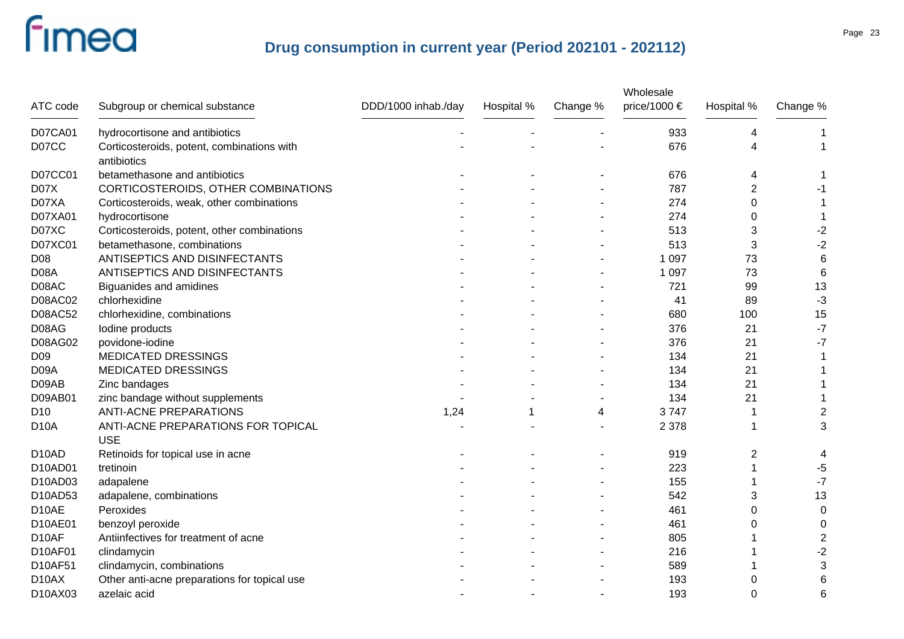# Drug consumption in current year (Period 202101 - 202112)

| ATC code | Subgroup or chemical substance | DDD/1000 inhab./day | Hospital % | Change % | Wholesale price/1000 € | Hospital % | Change % |
|---|---|---|---|---|---|---|---|
| D07CA01 | hydrocortisone and antibiotics | - | - | - | 933 | 4 | 1 |
| D07CC | Corticosteroids, potent, combinations with antibiotics | - | - | - | 676 | 4 | 1 |
| D07CC01 | betamethasone and antibiotics | - | - | - | 676 | 4 | 1 |
| D07X | CORTICOSTEROIDS, OTHER COMBINATIONS | - | - | - | 787 | 2 | -1 |
| D07XA | Corticosteroids, weak, other combinations | - | - | - | 274 | 0 | 1 |
| D07XA01 | hydrocortisone | - | - | - | 274 | 0 | 1 |
| D07XC | Corticosteroids, potent, other combinations | - | - | - | 513 | 3 | -2 |
| D07XC01 | betamethasone, combinations | - | - | - | 513 | 3 | -2 |
| D08 | ANTISEPTICS AND DISINFECTANTS | - | - | - | 1 097 | 73 | 6 |
| D08A | ANTISEPTICS AND DISINFECTANTS | - | - | - | 1 097 | 73 | 6 |
| D08AC | Biguanides and amidines | - | - | - | 721 | 99 | 13 |
| D08AC02 | chlorhexidine | - | - | - | 41 | 89 | -3 |
| D08AC52 | chlorhexidine, combinations | - | - | - | 680 | 100 | 15 |
| D08AG | Iodine products | - | - | - | 376 | 21 | -7 |
| D08AG02 | povidone-iodine | - | - | - | 376 | 21 | -7 |
| D09 | MEDICATED DRESSINGS | - | - | - | 134 | 21 | 1 |
| D09A | MEDICATED DRESSINGS | - | - | - | 134 | 21 | 1 |
| D09AB | Zinc bandages | - | - | - | 134 | 21 | 1 |
| D09AB01 | zinc bandage without supplements | - | - | - | 134 | 21 | 1 |
| D10 | ANTI-ACNE PREPARATIONS | 1,24 | 1 | 4 | 3 747 | 1 | 2 |
| D10A | ANTI-ACNE PREPARATIONS FOR TOPICAL USE | - | - | - | 2 378 | 1 | 3 |
| D10AD | Retinoids for topical use in acne | - | - | - | 919 | 2 | 4 |
| D10AD01 | tretinoin | - | - | - | 223 | 1 | -5 |
| D10AD03 | adapalene | - | - | - | 155 | 1 | -7 |
| D10AD53 | adapalene, combinations | - | - | - | 542 | 3 | 13 |
| D10AE | Peroxides | - | - | - | 461 | 0 | 0 |
| D10AE01 | benzoyl peroxide | - | - | - | 461 | 0 | 0 |
| D10AF | Antiinfectives for treatment of acne | - | - | - | 805 | 1 | 2 |
| D10AF01 | clindamycin | - | - | - | 216 | 1 | -2 |
| D10AF51 | clindamycin, combinations | - | - | - | 589 | 1 | 3 |
| D10AX | Other anti-acne preparations for topical use | - | - | - | 193 | 0 | 6 |
| D10AX03 | azelaic acid | - | - | - | 193 | 0 | 6 |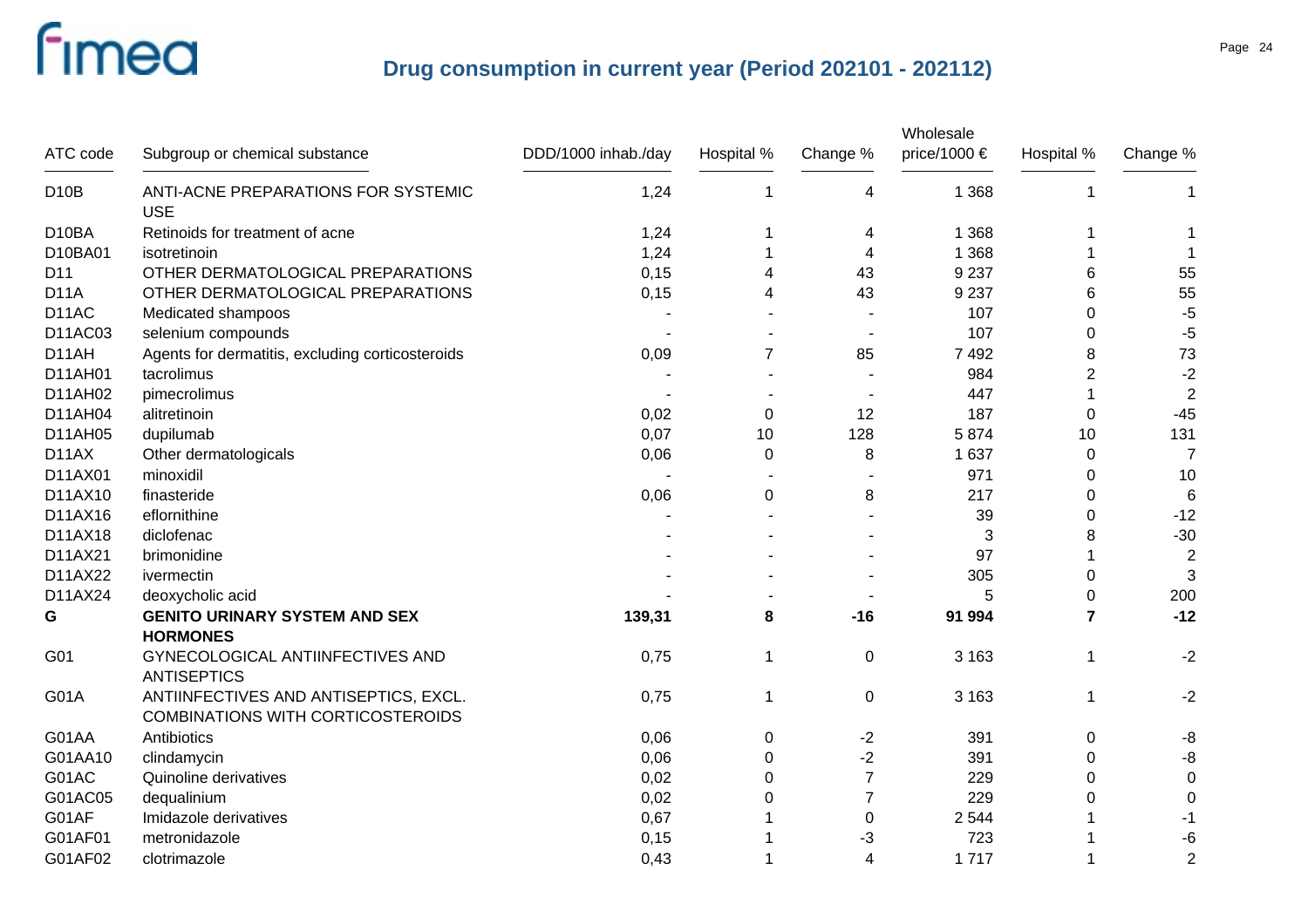# Drug consumption in current year (Period 202101 - 202112)

| ATC code | Subgroup or chemical substance | DDD/1000 inhab./day | Hospital % | Change % | Wholesale price/1000 € | Hospital % | Change % |
|---|---|---|---|---|---|---|---|
| D10B | ANTI-ACNE PREPARATIONS FOR SYSTEMIC USE | 1,24 | 1 | 4 | 1 368 | 1 | 1 |
| D10BA | Retinoids for treatment of acne | 1,24 | 1 | 4 | 1 368 | 1 | 1 |
| D10BA01 | isotretinoin | 1,24 | 1 | 4 | 1 368 | 1 | 1 |
| D11 | OTHER DERMATOLOGICAL PREPARATIONS | 0,15 | 4 | 43 | 9 237 | 6 | 55 |
| D11A | OTHER DERMATOLOGICAL PREPARATIONS | 0,15 | 4 | 43 | 9 237 | 6 | 55 |
| D11AC | Medicated shampoos | - | - | - | 107 | 0 | -5 |
| D11AC03 | selenium compounds | - | - | - | 107 | 0 | -5 |
| D11AH | Agents for dermatitis, excluding corticosteroids | 0,09 | 7 | 85 | 7 492 | 8 | 73 |
| D11AH01 | tacrolimus | - | - | - | 984 | 2 | -2 |
| D11AH02 | pimecrolimus | - | - | - | 447 | 1 | 2 |
| D11AH04 | alitretinoin | 0,02 | 0 | 12 | 187 | 0 | -45 |
| D11AH05 | dupilumab | 0,07 | 10 | 128 | 5 874 | 10 | 131 |
| D11AX | Other dermatologicals | 0,06 | 0 | 8 | 1 637 | 0 | 7 |
| D11AX01 | minoxidil | - | - | - | 971 | 0 | 10 |
| D11AX10 | finasteride | 0,06 | 0 | 8 | 217 | 0 | 6 |
| D11AX16 | eflornithine | - | - | - | 39 | 0 | -12 |
| D11AX18 | diclofenac | - | - | - | 3 | 8 | -30 |
| D11AX21 | brimonidine | - | - | - | 97 | 1 | 2 |
| D11AX22 | ivermectin | - | - | - | 305 | 0 | 3 |
| D11AX24 | deoxycholic acid | - | - | - | 5 | 0 | 200 |
| **G** | **GENITO URINARY SYSTEM AND SEX HORMONES** | **139,31** | **8** | **-16** | **91 994** | **7** | **-12** |
| G01 | GYNECOLOGICAL ANTIINFECTIVES AND ANTISEPTICS | 0,75 | 1 | 0 | 3 163 | 1 | -2 |
| G01A | ANTIINFECTIVES AND ANTISEPTICS, EXCL. COMBINATIONS WITH CORTICOSTEROIDS | 0,75 | 1 | 0 | 3 163 | 1 | -2 |
| G01AA | Antibiotics | 0,06 | 0 | -2 | 391 | 0 | -8 |
| G01AA10 | clindamycin | 0,06 | 0 | -2 | 391 | 0 | -8 |
| G01AC | Quinoline derivatives | 0,02 | 0 | 7 | 229 | 0 | 0 |
| G01AC05 | dequalinium | 0,02 | 0 | 7 | 229 | 0 | 0 |
| G01AF | Imidazole derivatives | 0,67 | 1 | 0 | 2 544 | 1 | -1 |
| G01AF01 | metronidazole | 0,15 | 1 | -3 | 723 | 1 | -6 |
| G01AF02 | clotrimazole | 0,43 | 1 | 4 | 1 717 | 1 | 2 |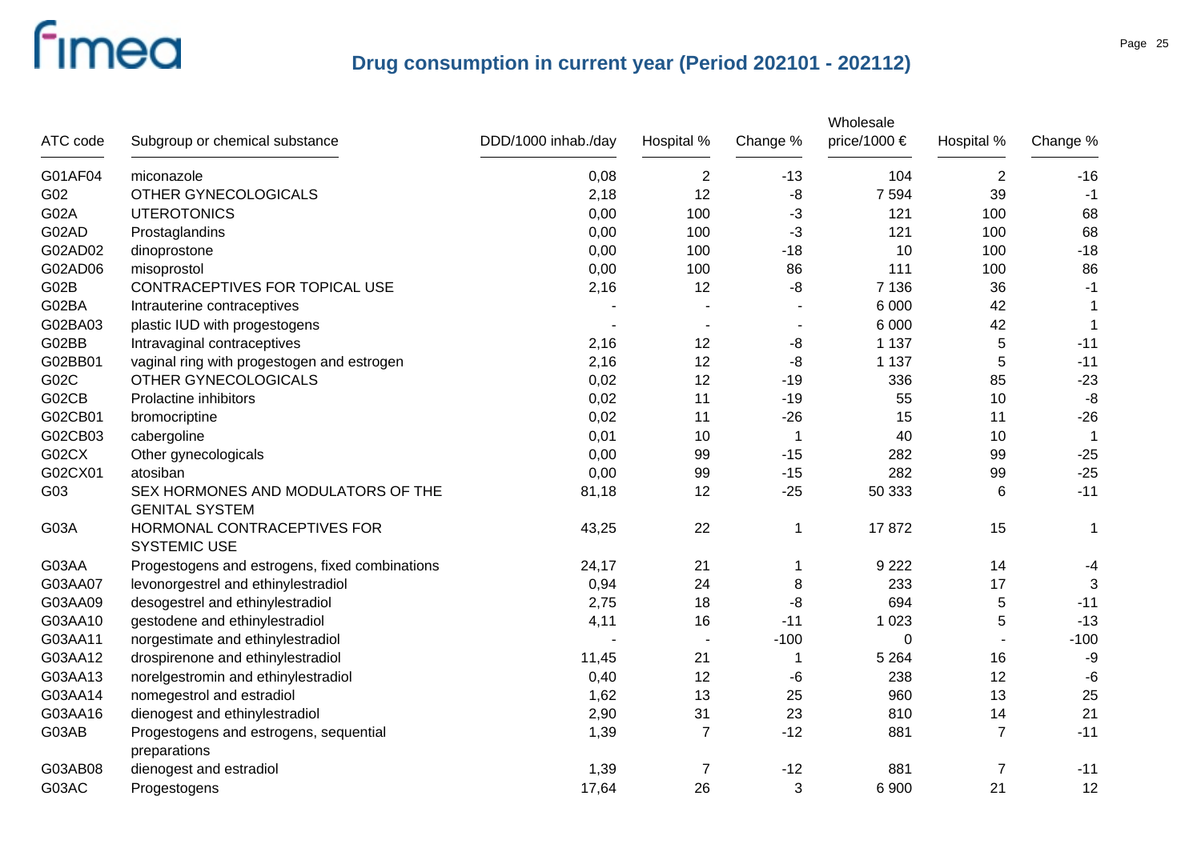# Drug consumption in current year (Period 202101 - 202112)

| ATC code | Subgroup or chemical substance | DDD/1000 inhab./day | Hospital % | Change % | Wholesale price/1000 € | Hospital % | Change % |
|---|---|---|---|---|---|---|---|
| G01AF04 | miconazole | 0,08 | 2 | -13 | 104 | 2 | -16 |
| G02 | OTHER GYNECOLOGICALS | 2,18 | 12 | -8 | 7 594 | 39 | -1 |
| G02A | UTEROTONICS | 0,00 | 100 | -3 | 121 | 100 | 68 |
| G02AD | Prostaglandins | 0,00 | 100 | -3 | 121 | 100 | 68 |
| G02AD02 | dinoprostone | 0,00 | 100 | -18 | 10 | 100 | -18 |
| G02AD06 | misoprostol | 0,00 | 100 | 86 | 111 | 100 | 86 |
| G02B | CONTRACEPTIVES FOR TOPICAL USE | 2,16 | 12 | -8 | 7 136 | 36 | -1 |
| G02BA | Intrauterine contraceptives | - | - | - | 6 000 | 42 | 1 |
| G02BA03 | plastic IUD with progestogens | - | - | - | 6 000 | 42 | 1 |
| G02BB | Intravaginal contraceptives | 2,16 | 12 | -8 | 1 137 | 5 | -11 |
| G02BB01 | vaginal ring with progestogen and estrogen | 2,16 | 12 | -8 | 1 137 | 5 | -11 |
| G02C | OTHER GYNECOLOGICALS | 0,02 | 12 | -19 | 336 | 85 | -23 |
| G02CB | Prolactine inhibitors | 0,02 | 11 | -19 | 55 | 10 | -8 |
| G02CB01 | bromocriptine | 0,02 | 11 | -26 | 15 | 11 | -26 |
| G02CB03 | cabergoline | 0,01 | 10 | 1 | 40 | 10 | 1 |
| G02CX | Other gynecologicals | 0,00 | 99 | -15 | 282 | 99 | -25 |
| G02CX01 | atosiban | 0,00 | 99 | -15 | 282 | 99 | -25 |
| G03 | SEX HORMONES AND MODULATORS OF THE GENITAL SYSTEM | 81,18 | 12 | -25 | 50 333 | 6 | -11 |
| G03A | HORMONAL CONTRACEPTIVES FOR SYSTEMIC USE | 43,25 | 22 | 1 | 17 872 | 15 | 1 |
| G03AA | Progestogens and estrogens, fixed combinations | 24,17 | 21 | 1 | 9 222 | 14 | -4 |
| G03AA07 | levonorgestrel and ethinylestradiol | 0,94 | 24 | 8 | 233 | 17 | 3 |
| G03AA09 | desogestrel and ethinylestradiol | 2,75 | 18 | -8 | 694 | 5 | -11 |
| G03AA10 | gestodene and ethinylestradiol | 4,11 | 16 | -11 | 1 023 | 5 | -13 |
| G03AA11 | norgestimate and ethinylestradiol | - | - | -100 | 0 | - | -100 |
| G03AA12 | drospirenone and ethinylestradiol | 11,45 | 21 | 1 | 5 264 | 16 | -9 |
| G03AA13 | norelgestromin and ethinylestradiol | 0,40 | 12 | -6 | 238 | 12 | -6 |
| G03AA14 | nomegestrol and estradiol | 1,62 | 13 | 25 | 960 | 13 | 25 |
| G03AA16 | dienogest and ethinylestradiol | 2,90 | 31 | 23 | 810 | 14 | 21 |
| G03AB | Progestogens and estrogens, sequential preparations | 1,39 | 7 | -12 | 881 | 7 | -11 |
| G03AB08 | dienogest and estradiol | 1,39 | 7 | -12 | 881 | 7 | -11 |
| G03AC | Progestogens | 17,64 | 26 | 3 | 6 900 | 21 | 12 |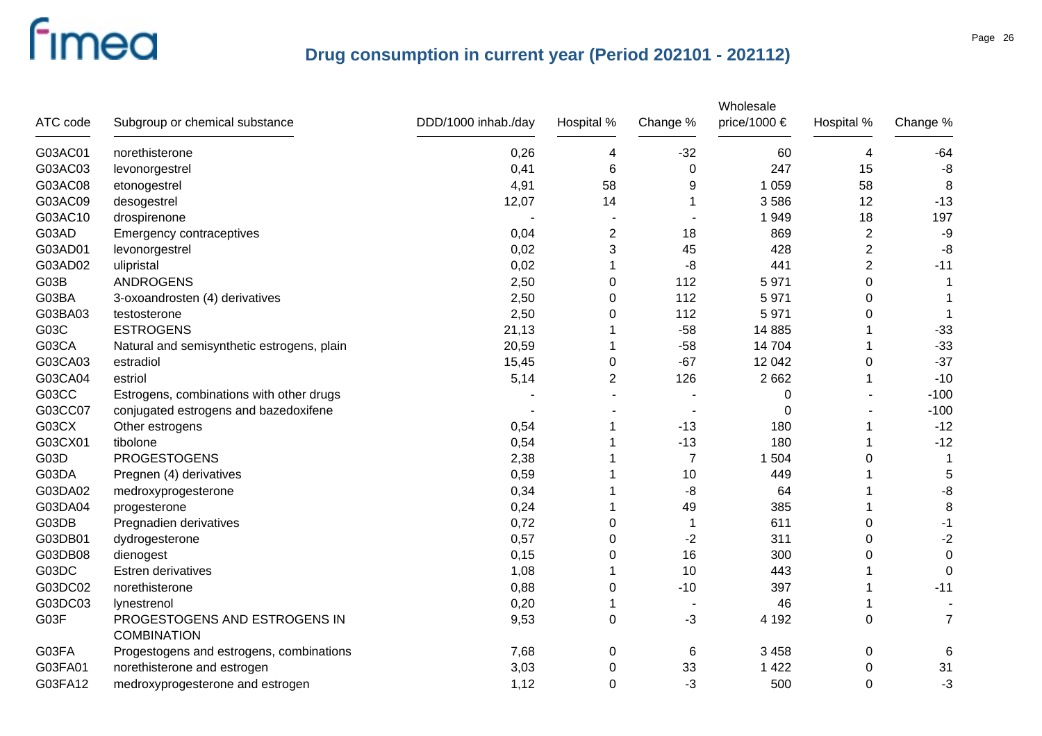## Drug consumption in current year (Period 202101 - 202112)

| ATC code | Subgroup or chemical substance | DDD/1000 inhab./day | Hospital % | Change % | Wholesale price/1000 € | Hospital % | Change % |
|---|---|---|---|---|---|---|---|
| G03AC01 | norethisterone | 0,26 | 4 | -32 | 60 | 4 | -64 |
| G03AC03 | levonorgestrel | 0,41 | 6 | 0 | 247 | 15 | -8 |
| G03AC08 | etonogestrel | 4,91 | 58 | 9 | 1 059 | 58 | 8 |
| G03AC09 | desogestrel | 12,07 | 14 | 1 | 3 586 | 12 | -13 |
| G03AC10 | drospirenone | - | - | - | 1 949 | 18 | 197 |
| G03AD | Emergency contraceptives | 0,04 | 2 | 18 | 869 | 2 | -9 |
| G03AD01 | levonorgestrel | 0,02 | 3 | 45 | 428 | 2 | -8 |
| G03AD02 | ulipristal | 0,02 | 1 | -8 | 441 | 2 | -11 |
| G03B | ANDROGENS | 2,50 | 0 | 112 | 5 971 | 0 | 1 |
| G03BA | 3-oxoandrosten (4) derivatives | 2,50 | 0 | 112 | 5 971 | 0 | 1 |
| G03BA03 | testosterone | 2,50 | 0 | 112 | 5 971 | 0 | 1 |
| G03C | ESTROGENS | 21,13 | 1 | -58 | 14 885 | 1 | -33 |
| G03CA | Natural and semisynthetic estrogens, plain | 20,59 | 1 | -58 | 14 704 | 1 | -33 |
| G03CA03 | estradiol | 15,45 | 0 | -67 | 12 042 | 0 | -37 |
| G03CA04 | estriol | 5,14 | 2 | 126 | 2 662 | 1 | -10 |
| G03CC | Estrogens, combinations with other drugs | - | - | - | 0 | - | -100 |
| G03CC07 | conjugated estrogens and bazedoxifene | - | - | - | 0 | - | -100 |
| G03CX | Other estrogens | 0,54 | 1 | -13 | 180 | 1 | -12 |
| G03CX01 | tibolone | 0,54 | 1 | -13 | 180 | 1 | -12 |
| G03D | PROGESTOGENS | 2,38 | 1 | 7 | 1 504 | 0 | 1 |
| G03DA | Pregnen (4) derivatives | 0,59 | 1 | 10 | 449 | 1 | 5 |
| G03DA02 | medroxyprogesterone | 0,34 | 1 | -8 | 64 | 1 | -8 |
| G03DA04 | progesterone | 0,24 | 1 | 49 | 385 | 1 | 8 |
| G03DB | Pregnadien derivatives | 0,72 | 0 | 1 | 611 | 0 | -1 |
| G03DB01 | dydrogesterone | 0,57 | 0 | -2 | 311 | 0 | -2 |
| G03DB08 | dienogest | 0,15 | 0 | 16 | 300 | 0 | 0 |
| G03DC | Estren derivatives | 1,08 | 1 | 10 | 443 | 1 | 0 |
| G03DC02 | norethisterone | 0,88 | 0 | -10 | 397 | 1 | -11 |
| G03DC03 | lynestrenol | 0,20 | 1 | - | 46 | 1 | - |
| G03F | PROGESTOGENS AND ESTROGENS IN COMBINATION | 9,53 | 0 | -3 | 4 192 | 0 | 7 |
| G03FA | Progestogens and estrogens, combinations | 7,68 | 0 | 6 | 3 458 | 0 | 6 |
| G03FA01 | norethisterone and estrogen | 3,03 | 0 | 33 | 1 422 | 0 | 31 |
| G03FA12 | medroxyprogesterone and estrogen | 1,12 | 0 | -3 | 500 | 0 | -3 |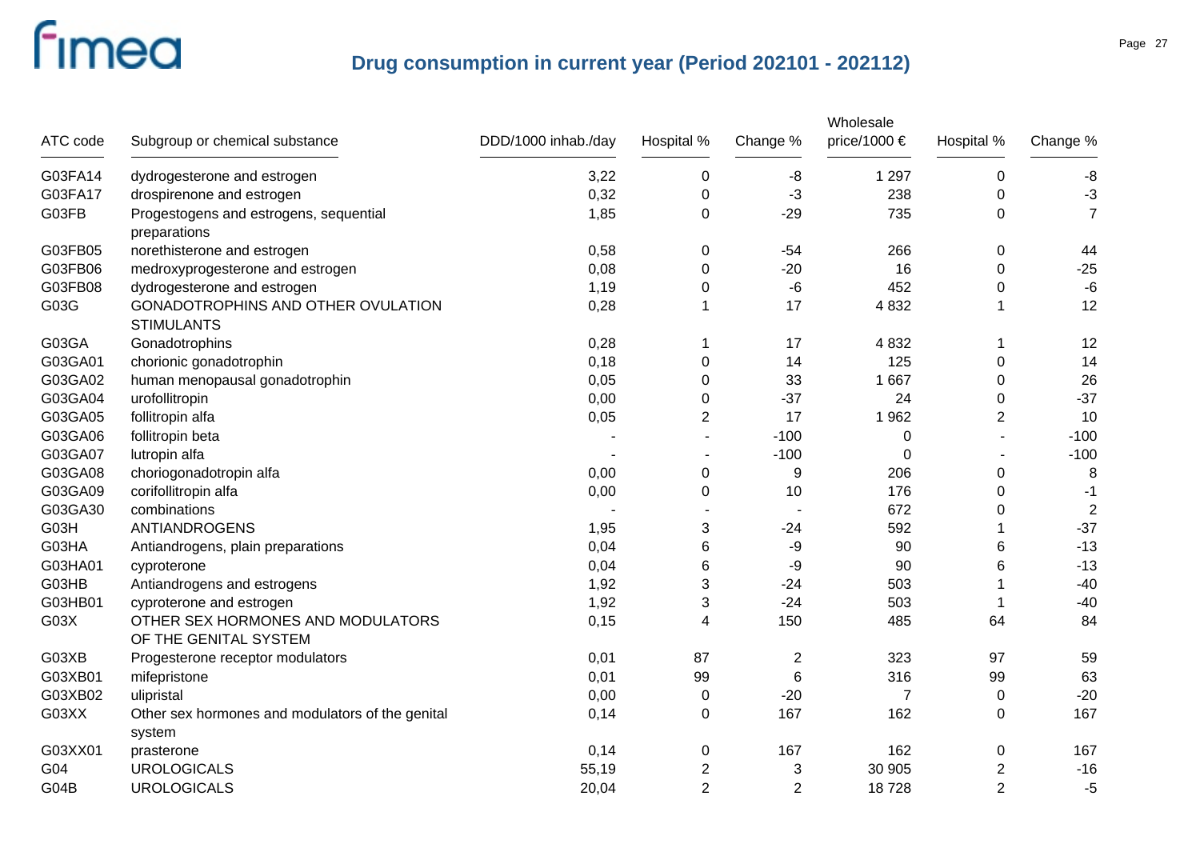## Drug consumption in current year (Period 202101 - 202112)

| ATC code | Subgroup or chemical substance | DDD/1000 inhab./day | Hospital % | Change % | Wholesale price/1000 € | Hospital % | Change % |
|---|---|---|---|---|---|---|---|
| G03FA14 | dydrogesterone and estrogen | 3,22 | 0 | -8 | 1 297 | 0 | -8 |
| G03FA17 | drospirenone and estrogen | 0,32 | 0 | -3 | 238 | 0 | -3 |
| G03FB | Progestogens and estrogens, sequential preparations | 1,85 | 0 | -29 | 735 | 0 | 7 |
| G03FB05 | norethisterone and estrogen | 0,58 | 0 | -54 | 266 | 0 | 44 |
| G03FB06 | medroxyprogesterone and estrogen | 0,08 | 0 | -20 | 16 | 0 | -25 |
| G03FB08 | dydrogesterone and estrogen | 1,19 | 0 | -6 | 452 | 0 | -6 |
| G03G | GONADOTROPHINS AND OTHER OVULATION STIMULANTS | 0,28 | 1 | 17 | 4 832 | 1 | 12 |
| G03GA | Gonadotrophins | 0,28 | 1 | 17 | 4 832 | 1 | 12 |
| G03GA01 | chorionic gonadotrophin | 0,18 | 0 | 14 | 125 | 0 | 14 |
| G03GA02 | human menopausal gonadotrophin | 0,05 | 0 | 33 | 1 667 | 0 | 26 |
| G03GA04 | urofollitropin | 0,00 | 0 | -37 | 24 | 0 | -37 |
| G03GA05 | follitropin alfa | 0,05 | 2 | 17 | 1 962 | 2 | 10 |
| G03GA06 | follitropin beta | - | - | -100 | 0 | - | -100 |
| G03GA07 | lutropin alfa | - | - | -100 | 0 | - | -100 |
| G03GA08 | choriogonadotropin alfa | 0,00 | 0 | 9 | 206 | 0 | 8 |
| G03GA09 | corifollitropin alfa | 0,00 | 0 | 10 | 176 | 0 | -1 |
| G03GA30 | combinations | - | - | - | 672 | 0 | 2 |
| G03H | ANTIANDROGENS | 1,95 | 3 | -24 | 592 | 1 | -37 |
| G03HA | Antiandrogens, plain preparations | 0,04 | 6 | -9 | 90 | 6 | -13 |
| G03HA01 | cyproterone | 0,04 | 6 | -9 | 90 | 6 | -13 |
| G03HB | Antiandrogens and estrogens | 1,92 | 3 | -24 | 503 | 1 | -40 |
| G03HB01 | cyproterone and estrogen | 1,92 | 3 | -24 | 503 | 1 | -40 |
| G03X | OTHER SEX HORMONES AND MODULATORS OF THE GENITAL SYSTEM | 0,15 | 4 | 150 | 485 | 64 | 84 |
| G03XB | Progesterone receptor modulators | 0,01 | 87 | 2 | 323 | 97 | 59 |
| G03XB01 | mifepristone | 0,01 | 99 | 6 | 316 | 99 | 63 |
| G03XB02 | ulipristal | 0,00 | 0 | -20 | 7 | 0 | -20 |
| G03XX | Other sex hormones and modulators of the genital system | 0,14 | 0 | 167 | 162 | 0 | 167 |
| G03XX01 | prasterone | 0,14 | 0 | 167 | 162 | 0 | 167 |
| G04 | UROLOGICALS | 55,19 | 2 | 3 | 30 905 | 2 | -16 |
| G04B | UROLOGICALS | 20,04 | 2 | 2 | 18 728 | 2 | -5 |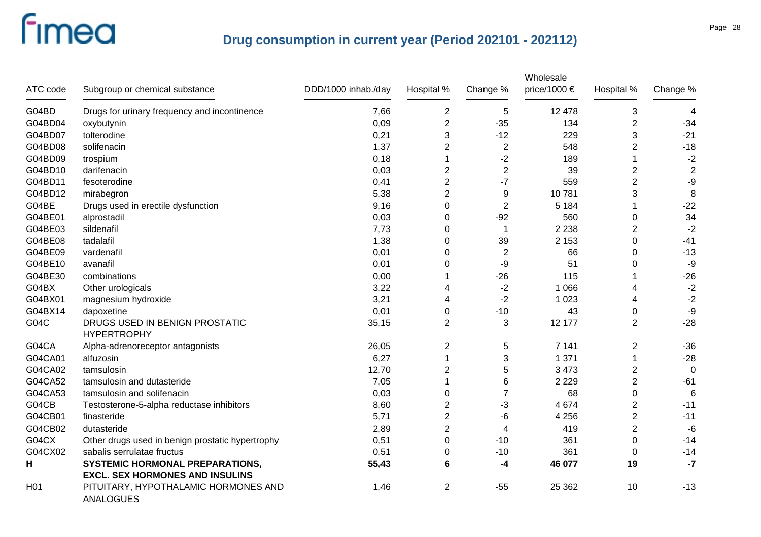## Drug consumption in current year (Period 202101 - 202112)

| ATC code | Subgroup or chemical substance | DDD/1000 inhab./day | Hospital % | Change % | Wholesale price/1000 € | Hospital % | Change % |
|---|---|---|---|---|---|---|---|
| G04BD | Drugs for urinary frequency and incontinence | 7,66 | 2 | 5 | 12 478 | 3 | 4 |
| G04BD04 | oxybutynin | 0,09 | 2 | -35 | 134 | 2 | -34 |
| G04BD07 | tolterodine | 0,21 | 3 | -12 | 229 | 3 | -21 |
| G04BD08 | solifenacin | 1,37 | 2 | 2 | 548 | 2 | -18 |
| G04BD09 | trospium | 0,18 | 1 | -2 | 189 | 1 | -2 |
| G04BD10 | darifenacin | 0,03 | 2 | 2 | 39 | 2 | 2 |
| G04BD11 | fesoterodine | 0,41 | 2 | -7 | 559 | 2 | -9 |
| G04BD12 | mirabegron | 5,38 | 2 | 9 | 10 781 | 3 | 8 |
| G04BE | Drugs used in erectile dysfunction | 9,16 | 0 | 2 | 5 184 | 1 | -22 |
| G04BE01 | alprostadil | 0,03 | 0 | -92 | 560 | 0 | 34 |
| G04BE03 | sildenafil | 7,73 | 0 | 1 | 2 238 | 2 | -2 |
| G04BE08 | tadalafil | 1,38 | 0 | 39 | 2 153 | 0 | -41 |
| G04BE09 | vardenafil | 0,01 | 0 | 2 | 66 | 0 | -13 |
| G04BE10 | avanafil | 0,01 | 0 | -9 | 51 | 0 | -9 |
| G04BE30 | combinations | 0,00 | 1 | -26 | 115 | 1 | -26 |
| G04BX | Other urologicals | 3,22 | 4 | -2 | 1 066 | 4 | -2 |
| G04BX01 | magnesium hydroxide | 3,21 | 4 | -2 | 1 023 | 4 | -2 |
| G04BX14 | dapoxetine | 0,01 | 0 | -10 | 43 | 0 | -9 |
| G04C | DRUGS USED IN BENIGN PROSTATIC HYPERTROPHY | 35,15 | 2 | 3 | 12 177 | 2 | -28 |
| G04CA | Alpha-adrenoreceptor antagonists | 26,05 | 2 | 5 | 7 141 | 2 | -36 |
| G04CA01 | alfuzosin | 6,27 | 1 | 3 | 1 371 | 1 | -28 |
| G04CA02 | tamsulosin | 12,70 | 2 | 5 | 3 473 | 2 | 0 |
| G04CA52 | tamsulosin and dutasteride | 7,05 | 1 | 6 | 2 229 | 2 | -61 |
| G04CA53 | tamsulosin and solifenacin | 0,03 | 0 | 7 | 68 | 0 | 6 |
| G04CB | Testosterone-5-alpha reductase inhibitors | 8,60 | 2 | -3 | 4 674 | 2 | -11 |
| G04CB01 | finasteride | 5,71 | 2 | -6 | 4 256 | 2 | -11 |
| G04CB02 | dutasteride | 2,89 | 2 | 4 | 419 | 2 | -6 |
| G04CX | Other drugs used in benign prostatic hypertrophy | 0,51 | 0 | -10 | 361 | 0 | -14 |
| G04CX02 | sabalis serrulatae fructus | 0,51 | 0 | -10 | 361 | 0 | -14 |
| **H** | **SYSTEMIC HORMONAL PREPARATIONS, EXCL. SEX HORMONES AND INSULINS** | **55,43** | **6** | **-4** | **46 077** | **19** | **-7** |
| H01 | PITUITARY, HYPOTHALAMIC HORMONES AND ANALOGUES | 1,46 | 2 | -55 | 25 362 | 10 | -13 |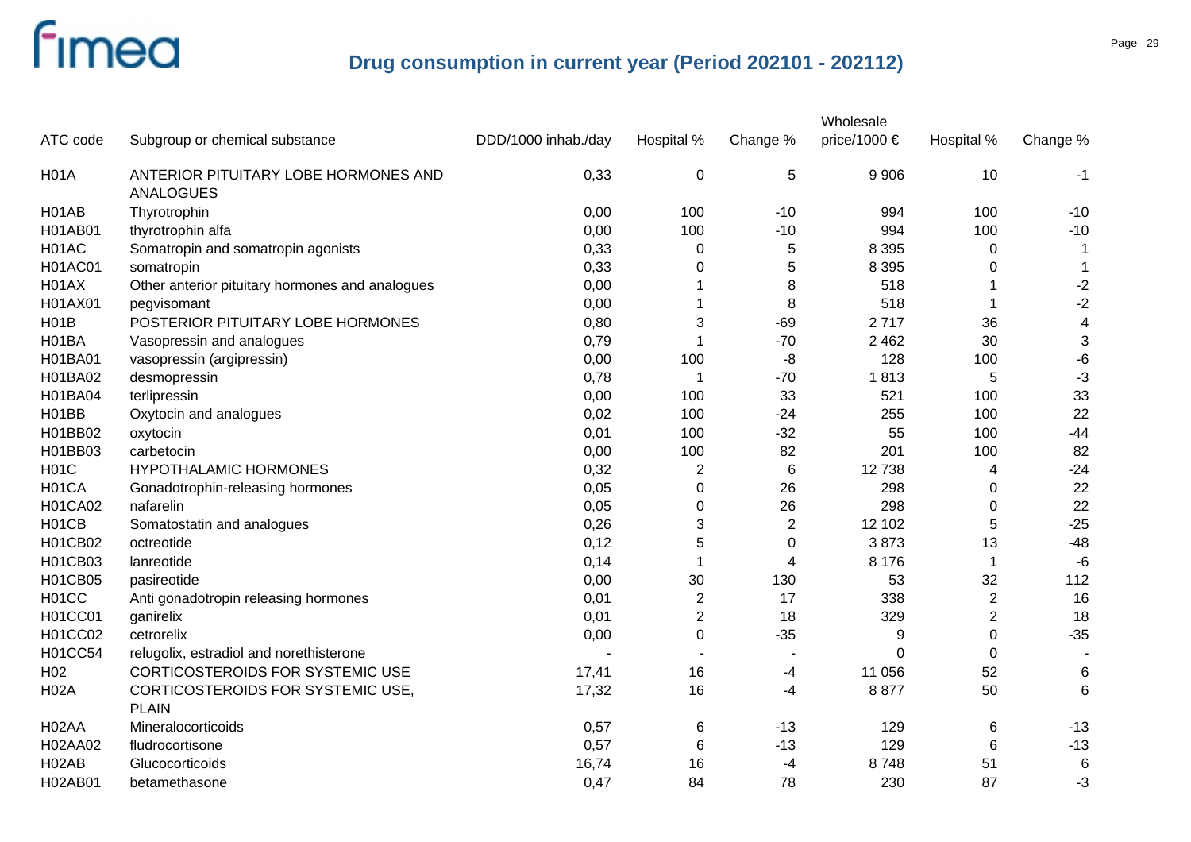## Drug consumption in current year (Period 202101 - 202112)

| ATC code | Subgroup or chemical substance | DDD/1000 inhab./day | Hospital % | Change % | Wholesale price/1000 € | Hospital % | Change % |
|---|---|---|---|---|---|---|---|
| H01A | ANTERIOR PITUITARY LOBE HORMONES AND ANALOGUES | 0,33 | 0 | 5 | 9 906 | 10 | -1 |
| H01AB | Thyrotrophin | 0,00 | 100 | -10 | 994 | 100 | -10 |
| H01AB01 | thyrotrophin alfa | 0,00 | 100 | -10 | 994 | 100 | -10 |
| H01AC | Somatropin and somatropin agonists | 0,33 | 0 | 5 | 8 395 | 0 | 1 |
| H01AC01 | somatropin | 0,33 | 0 | 5 | 8 395 | 0 | 1 |
| H01AX | Other anterior pituitary hormones and analogues | 0,00 | 1 | 8 | 518 | 1 | -2 |
| H01AX01 | pegvisomant | 0,00 | 1 | 8 | 518 | 1 | -2 |
| H01B | POSTERIOR PITUITARY LOBE HORMONES | 0,80 | 3 | -69 | 2 717 | 36 | 4 |
| H01BA | Vasopressin and analogues | 0,79 | 1 | -70 | 2 462 | 30 | 3 |
| H01BA01 | vasopressin (argipressin) | 0,00 | 100 | -8 | 128 | 100 | -6 |
| H01BA02 | desmopressin | 0,78 | 1 | -70 | 1 813 | 5 | -3 |
| H01BA04 | terlipressin | 0,00 | 100 | 33 | 521 | 100 | 33 |
| H01BB | Oxytocin and analogues | 0,02 | 100 | -24 | 255 | 100 | 22 |
| H01BB02 | oxytocin | 0,01 | 100 | -32 | 55 | 100 | -44 |
| H01BB03 | carbetocin | 0,00 | 100 | 82 | 201 | 100 | 82 |
| H01C | HYPOTHALAMIC HORMONES | 0,32 | 2 | 6 | 12 738 | 4 | -24 |
| H01CA | Gonadotrophin-releasing hormones | 0,05 | 0 | 26 | 298 | 0 | 22 |
| H01CA02 | nafarelin | 0,05 | 0 | 26 | 298 | 0 | 22 |
| H01CB | Somatostatin and analogues | 0,26 | 3 | 2 | 12 102 | 5 | -25 |
| H01CB02 | octreotide | 0,12 | 5 | 0 | 3 873 | 13 | -48 |
| H01CB03 | lanreotide | 0,14 | 1 | 4 | 8 176 | 1 | -6 |
| H01CB05 | pasireotide | 0,00 | 30 | 130 | 53 | 32 | 112 |
| H01CC | Anti gonadotropin releasing hormones | 0,01 | 2 | 17 | 338 | 2 | 16 |
| H01CC01 | ganirelix | 0,01 | 2 | 18 | 329 | 2 | 18 |
| H01CC02 | cetrorelix | 0,00 | 0 | -35 | 9 | 0 | -35 |
| H01CC54 | relugolix, estradiol and norethisterone | - | - | - | 0 | 0 | - |
| H02 | CORTICOSTEROIDS FOR SYSTEMIC USE | 17,41 | 16 | -4 | 11 056 | 52 | 6 |
| H02A | CORTICOSTEROIDS FOR SYSTEMIC USE, PLAIN | 17,32 | 16 | -4 | 8 877 | 50 | 6 |
| H02AA | Mineralocorticoids | 0,57 | 6 | -13 | 129 | 6 | -13 |
| H02AA02 | fludrocortisone | 0,57 | 6 | -13 | 129 | 6 | -13 |
| H02AB | Glucocorticoids | 16,74 | 16 | -4 | 8 748 | 51 | 6 |
| H02AB01 | betamethasone | 0,47 | 84 | 78 | 230 | 87 | -3 |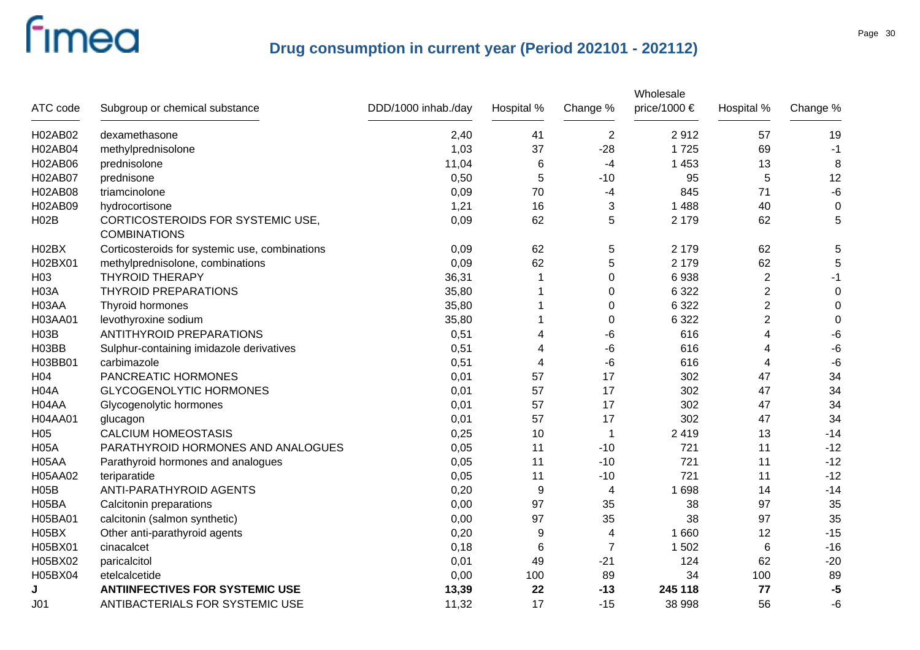# Drug consumption in current year (Period 202101 - 202112)

| ATC code | Subgroup or chemical substance | DDD/1000 inhab./day | Hospital % | Change % | Wholesale price/1000 € | Hospital % | Change % |
|---|---|---|---|---|---|---|---|
| H02AB02 | dexamethasone | 2,40 | 41 | 2 | 2 912 | 57 | 19 |
| H02AB04 | methylprednisolone | 1,03 | 37 | -28 | 1 725 | 69 | -1 |
| H02AB06 | prednisolone | 11,04 | 6 | -4 | 1 453 | 13 | 8 |
| H02AB07 | prednisone | 0,50 | 5 | -10 | 95 | 5 | 12 |
| H02AB08 | triamcinolone | 0,09 | 70 | -4 | 845 | 71 | -6 |
| H02AB09 | hydrocortisone | 1,21 | 16 | 3 | 1 488 | 40 | 0 |
| H02B | CORTICOSTEROIDS FOR SYSTEMIC USE, COMBINATIONS | 0,09 | 62 | 5 | 2 179 | 62 | 5 |
| H02BX | Corticosteroids for systemic use, combinations | 0,09 | 62 | 5 | 2 179 | 62 | 5 |
| H02BX01 | methylprednisolone, combinations | 0,09 | 62 | 5 | 2 179 | 62 | 5 |
| H03 | THYROID THERAPY | 36,31 | 1 | 0 | 6 938 | 2 | -1 |
| H03A | THYROID PREPARATIONS | 35,80 | 1 | 0 | 6 322 | 2 | 0 |
| H03AA | Thyroid hormones | 35,80 | 1 | 0 | 6 322 | 2 | 0 |
| H03AA01 | levothyroxine sodium | 35,80 | 1 | 0 | 6 322 | 2 | 0 |
| H03B | ANTITHYROID PREPARATIONS | 0,51 | 4 | -6 | 616 | 4 | -6 |
| H03BB | Sulphur-containing imidazole derivatives | 0,51 | 4 | -6 | 616 | 4 | -6 |
| H03BB01 | carbimazole | 0,51 | 4 | -6 | 616 | 4 | -6 |
| H04 | PANCREATIC HORMONES | 0,01 | 57 | 17 | 302 | 47 | 34 |
| H04A | GLYCOGENOLYTIC HORMONES | 0,01 | 57 | 17 | 302 | 47 | 34 |
| H04AA | Glycogenolytic hormones | 0,01 | 57 | 17 | 302 | 47 | 34 |
| H04AA01 | glucagon | 0,01 | 57 | 17 | 302 | 47 | 34 |
| H05 | CALCIUM HOMEOSTASIS | 0,25 | 10 | 1 | 2 419 | 13 | -14 |
| H05A | PARATHYROID HORMONES AND ANALOGUES | 0,05 | 11 | -10 | 721 | 11 | -12 |
| H05AA | Parathyroid hormones and analogues | 0,05 | 11 | -10 | 721 | 11 | -12 |
| H05AA02 | teriparatide | 0,05 | 11 | -10 | 721 | 11 | -12 |
| H05B | ANTI-PARATHYROID AGENTS | 0,20 | 9 | 4 | 1 698 | 14 | -14 |
| H05BA | Calcitonin preparations | 0,00 | 97 | 35 | 38 | 97 | 35 |
| H05BA01 | calcitonin (salmon synthetic) | 0,00 | 97 | 35 | 38 | 97 | 35 |
| H05BX | Other anti-parathyroid agents | 0,20 | 9 | 4 | 1 660 | 12 | -15 |
| H05BX01 | cinacalcet | 0,18 | 6 | 7 | 1 502 | 6 | -16 |
| H05BX02 | paricalcitol | 0,01 | 49 | -21 | 124 | 62 | -20 |
| H05BX04 | etelcalcetide | 0,00 | 100 | 89 | 34 | 100 | 89 |
| **J** | **ANTIINFECTIVES FOR SYSTEMIC USE** | **13,39** | **22** | **-13** | **245 118** | **77** | **-5** |
| J01 | ANTIBACTERIALS FOR SYSTEMIC USE | 11,32 | 17 | -15 | 38 998 | 56 | -6 |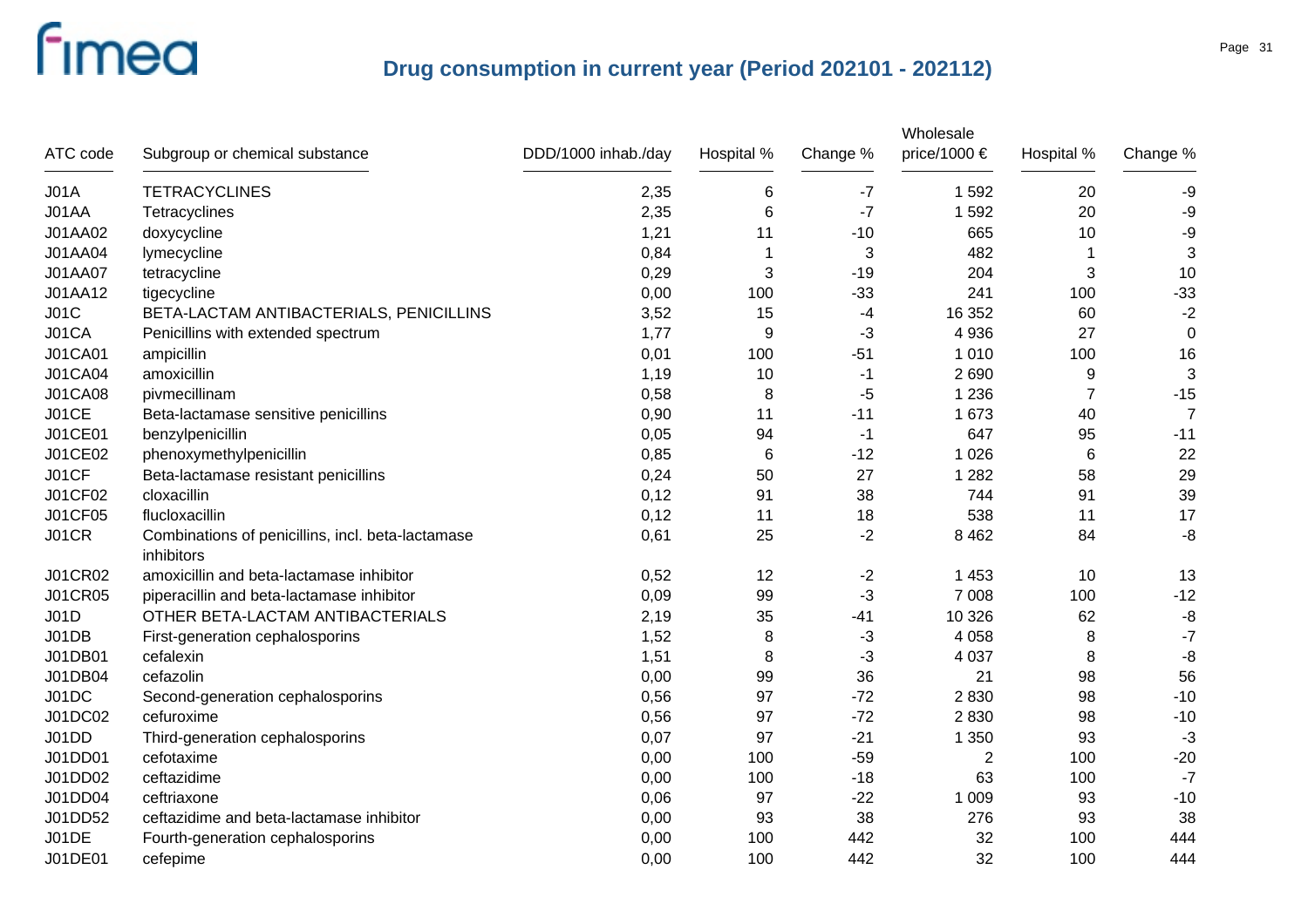## Drug consumption in current year (Period 202101 - 202112)

| ATC code | Subgroup or chemical substance | DDD/1000 inhab./day | Hospital % | Change % | Wholesale price/1000 € | Hospital % | Change % |
|---|---|---|---|---|---|---|---|
| J01A | TETRACYCLINES | 2,35 | 6 | -7 | 1 592 | 20 | -9 |
| J01AA | Tetracyclines | 2,35 | 6 | -7 | 1 592 | 20 | -9 |
| J01AA02 | doxycycline | 1,21 | 11 | -10 | 665 | 10 | -9 |
| J01AA04 | lymecycline | 0,84 | 1 | 3 | 482 | 1 | 3 |
| J01AA07 | tetracycline | 0,29 | 3 | -19 | 204 | 3 | 10 |
| J01AA12 | tigecycline | 0,00 | 100 | -33 | 241 | 100 | -33 |
| J01C | BETA-LACTAM ANTIBACTERIALS, PENICILLINS | 3,52 | 15 | -4 | 16 352 | 60 | -2 |
| J01CA | Penicillins with extended spectrum | 1,77 | 9 | -3 | 4 936 | 27 | 0 |
| J01CA01 | ampicillin | 0,01 | 100 | -51 | 1 010 | 100 | 16 |
| J01CA04 | amoxicillin | 1,19 | 10 | -1 | 2 690 | 9 | 3 |
| J01CA08 | pivmecillinam | 0,58 | 8 | -5 | 1 236 | 7 | -15 |
| J01CE | Beta-lactamase sensitive penicillins | 0,90 | 11 | -11 | 1 673 | 40 | 7 |
| J01CE01 | benzylpenicillin | 0,05 | 94 | -1 | 647 | 95 | -11 |
| J01CE02 | phenoxymethylpenicillin | 0,85 | 6 | -12 | 1 026 | 6 | 22 |
| J01CF | Beta-lactamase resistant penicillins | 0,24 | 50 | 27 | 1 282 | 58 | 29 |
| J01CF02 | cloxacillin | 0,12 | 91 | 38 | 744 | 91 | 39 |
| J01CF05 | flucloxacillin | 0,12 | 11 | 18 | 538 | 11 | 17 |
| J01CR | Combinations of penicillins, incl. beta-lactamase inhibitors | 0,61 | 25 | -2 | 8 462 | 84 | -8 |
| J01CR02 | amoxicillin and beta-lactamase inhibitor | 0,52 | 12 | -2 | 1 453 | 10 | 13 |
| J01CR05 | piperacillin and beta-lactamase inhibitor | 0,09 | 99 | -3 | 7 008 | 100 | -12 |
| J01D | OTHER BETA-LACTAM ANTIBACTERIALS | 2,19 | 35 | -41 | 10 326 | 62 | -8 |
| J01DB | First-generation cephalosporins | 1,52 | 8 | -3 | 4 058 | 8 | -7 |
| J01DB01 | cefalexin | 1,51 | 8 | -3 | 4 037 | 8 | -8 |
| J01DB04 | cefazolin | 0,00 | 99 | 36 | 21 | 98 | 56 |
| J01DC | Second-generation cephalosporins | 0,56 | 97 | -72 | 2 830 | 98 | -10 |
| J01DC02 | cefuroxime | 0,56 | 97 | -72 | 2 830 | 98 | -10 |
| J01DD | Third-generation cephalosporins | 0,07 | 97 | -21 | 1 350 | 93 | -3 |
| J01DD01 | cefotaxime | 0,00 | 100 | -59 | 2 | 100 | -20 |
| J01DD02 | ceftazidime | 0,00 | 100 | -18 | 63 | 100 | -7 |
| J01DD04 | ceftriaxone | 0,06 | 97 | -22 | 1 009 | 93 | -10 |
| J01DD52 | ceftazidime and beta-lactamase inhibitor | 0,00 | 93 | 38 | 276 | 93 | 38 |
| J01DE | Fourth-generation cephalosporins | 0,00 | 100 | 442 | 32 | 100 | 444 |
| J01DE01 | cefepime | 0,00 | 100 | 442 | 32 | 100 | 444 |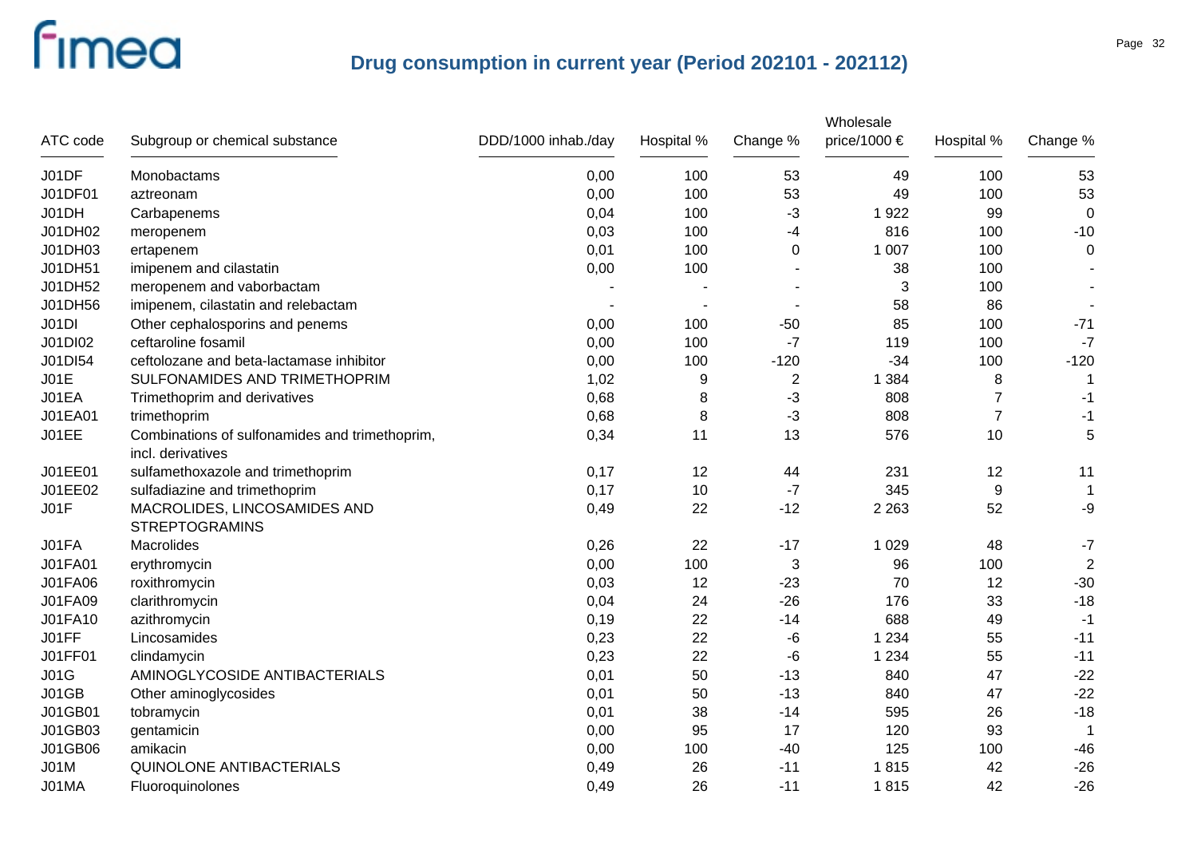# Drug consumption in current year (Period 202101 - 202112)

| ATC code | Subgroup or chemical substance | DDD/1000 inhab./day | Hospital % | Change % | Wholesale price/1000 € | Hospital % | Change % |
|---|---|---|---|---|---|---|---|
| J01DF | Monobactams | 0,00 | 100 | 53 | 49 | 100 | 53 |
| J01DF01 | aztreonam | 0,00 | 100 | 53 | 49 | 100 | 53 |
| J01DH | Carbapenems | 0,04 | 100 | -3 | 1 922 | 99 | 0 |
| J01DH02 | meropenem | 0,03 | 100 | -4 | 816 | 100 | -10 |
| J01DH03 | ertapenem | 0,01 | 100 | 0 | 1 007 | 100 | 0 |
| J01DH51 | imipenem and cilastatin | 0,00 | 100 | - | 38 | 100 | - |
| J01DH52 | meropenem and vaborbactam | - | - | - | 3 | 100 | - |
| J01DH56 | imipenem, cilastatin and relebactam | - | - | - | 58 | 86 | - |
| J01DI | Other cephalosporins and penems | 0,00 | 100 | -50 | 85 | 100 | -71 |
| J01DI02 | ceftaroline fosamil | 0,00 | 100 | -7 | 119 | 100 | -7 |
| J01DI54 | ceftolozane and beta-lactamase inhibitor | 0,00 | 100 | -120 | -34 | 100 | -120 |
| J01E | SULFONAMIDES AND TRIMETHOPRIM | 1,02 | 9 | 2 | 1 384 | 8 | 1 |
| J01EA | Trimethoprim and derivatives | 0,68 | 8 | -3 | 808 | 7 | -1 |
| J01EA01 | trimethoprim | 0,68 | 8 | -3 | 808 | 7 | -1 |
| J01EE | Combinations of sulfonamides and trimethoprim, incl. derivatives | 0,34 | 11 | 13 | 576 | 10 | 5 |
| J01EE01 | sulfamethoxazole and trimethoprim | 0,17 | 12 | 44 | 231 | 12 | 11 |
| J01EE02 | sulfadiazine and trimethoprim | 0,17 | 10 | -7 | 345 | 9 | 1 |
| J01F | MACROLIDES, LINCOSAMIDES AND STREPTOGRAMINS | 0,49 | 22 | -12 | 2 263 | 52 | -9 |
| J01FA | Macrolides | 0,26 | 22 | -17 | 1 029 | 48 | -7 |
| J01FA01 | erythromycin | 0,00 | 100 | 3 | 96 | 100 | 2 |
| J01FA06 | roxithromycin | 0,03 | 12 | -23 | 70 | 12 | -30 |
| J01FA09 | clarithromycin | 0,04 | 24 | -26 | 176 | 33 | -18 |
| J01FA10 | azithromycin | 0,19 | 22 | -14 | 688 | 49 | -1 |
| J01FF | Lincosamides | 0,23 | 22 | -6 | 1 234 | 55 | -11 |
| J01FF01 | clindamycin | 0,23 | 22 | -6 | 1 234 | 55 | -11 |
| J01G | AMINOGLYCOSIDE ANTIBACTERIALS | 0,01 | 50 | -13 | 840 | 47 | -22 |
| J01GB | Other aminoglycosides | 0,01 | 50 | -13 | 840 | 47 | -22 |
| J01GB01 | tobramycin | 0,01 | 38 | -14 | 595 | 26 | -18 |
| J01GB03 | gentamicin | 0,00 | 95 | 17 | 120 | 93 | 1 |
| J01GB06 | amikacin | 0,00 | 100 | -40 | 125 | 100 | -46 |
| J01M | QUINOLONE ANTIBACTERIALS | 0,49 | 26 | -11 | 1 815 | 42 | -26 |
| J01MA | Fluoroquinolones | 0,49 | 26 | -11 | 1 815 | 42 | -26 |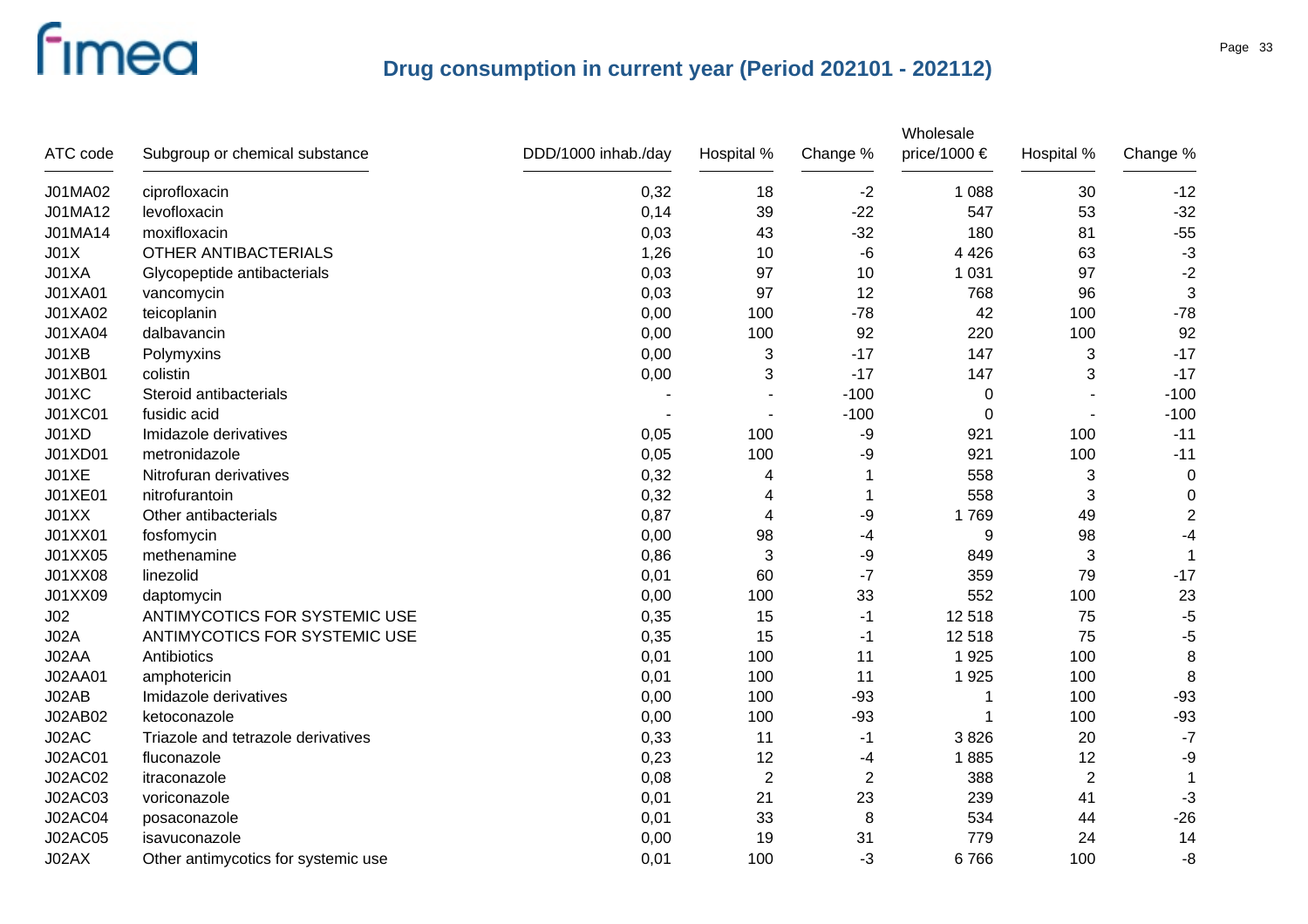## Drug consumption in current year (Period 202101 - 202112)

| ATC code | Subgroup or chemical substance | DDD/1000 inhab./day | Hospital % | Change % | Wholesale price/1000 € | Hospital % | Change % |
|---|---|---|---|---|---|---|---|
| J01MA02 | ciprofloxacin | 0,32 | 18 | -2 | 1 088 | 30 | -12 |
| J01MA12 | levofloxacin | 0,14 | 39 | -22 | 547 | 53 | -32 |
| J01MA14 | moxifloxacin | 0,03 | 43 | -32 | 180 | 81 | -55 |
| J01X | OTHER ANTIBACTERIALS | 1,26 | 10 | -6 | 4 426 | 63 | -3 |
| J01XA | Glycopeptide antibacterials | 0,03 | 97 | 10 | 1 031 | 97 | -2 |
| J01XA01 | vancomycin | 0,03 | 97 | 12 | 768 | 96 | 3 |
| J01XA02 | teicoplanin | 0,00 | 100 | -78 | 42 | 100 | -78 |
| J01XA04 | dalbavancin | 0,00 | 100 | 92 | 220 | 100 | 92 |
| J01XB | Polymyxins | 0,00 | 3 | -17 | 147 | 3 | -17 |
| J01XB01 | colistin | 0,00 | 3 | -17 | 147 | 3 | -17 |
| J01XC | Steroid antibacterials | - | - | -100 | 0 | - | -100 |
| J01XC01 | fusidic acid | - | - | -100 | 0 | - | -100 |
| J01XD | Imidazole derivatives | 0,05 | 100 | -9 | 921 | 100 | -11 |
| J01XD01 | metronidazole | 0,05 | 100 | -9 | 921 | 100 | -11 |
| J01XE | Nitrofuran derivatives | 0,32 | 4 | 1 | 558 | 3 | 0 |
| J01XE01 | nitrofurantoin | 0,32 | 4 | 1 | 558 | 3 | 0 |
| J01XX | Other antibacterials | 0,87 | 4 | -9 | 1 769 | 49 | 2 |
| J01XX01 | fosfomycin | 0,00 | 98 | -4 | 9 | 98 | -4 |
| J01XX05 | methenamine | 0,86 | 3 | -9 | 849 | 3 | 1 |
| J01XX08 | linezolid | 0,01 | 60 | -7 | 359 | 79 | -17 |
| J01XX09 | daptomycin | 0,00 | 100 | 33 | 552 | 100 | 23 |
| J02 | ANTIMYCOTICS FOR SYSTEMIC USE | 0,35 | 15 | -1 | 12 518 | 75 | -5 |
| J02A | ANTIMYCOTICS FOR SYSTEMIC USE | 0,35 | 15 | -1 | 12 518 | 75 | -5 |
| J02AA | Antibiotics | 0,01 | 100 | 11 | 1 925 | 100 | 8 |
| J02AA01 | amphotericin | 0,01 | 100 | 11 | 1 925 | 100 | 8 |
| J02AB | Imidazole derivatives | 0,00 | 100 | -93 | 1 | 100 | -93 |
| J02AB02 | ketoconazole | 0,00 | 100 | -93 | 1 | 100 | -93 |
| J02AC | Triazole and tetrazole derivatives | 0,33 | 11 | -1 | 3 826 | 20 | -7 |
| J02AC01 | fluconazole | 0,23 | 12 | -4 | 1 885 | 12 | -9 |
| J02AC02 | itraconazole | 0,08 | 2 | 2 | 388 | 2 | 1 |
| J02AC03 | voriconazole | 0,01 | 21 | 23 | 239 | 41 | -3 |
| J02AC04 | posaconazole | 0,01 | 33 | 8 | 534 | 44 | -26 |
| J02AC05 | isavuconazole | 0,00 | 19 | 31 | 779 | 24 | 14 |
| J02AX | Other antimycotics for systemic use | 0,01 | 100 | -3 | 6 766 | 100 | -8 |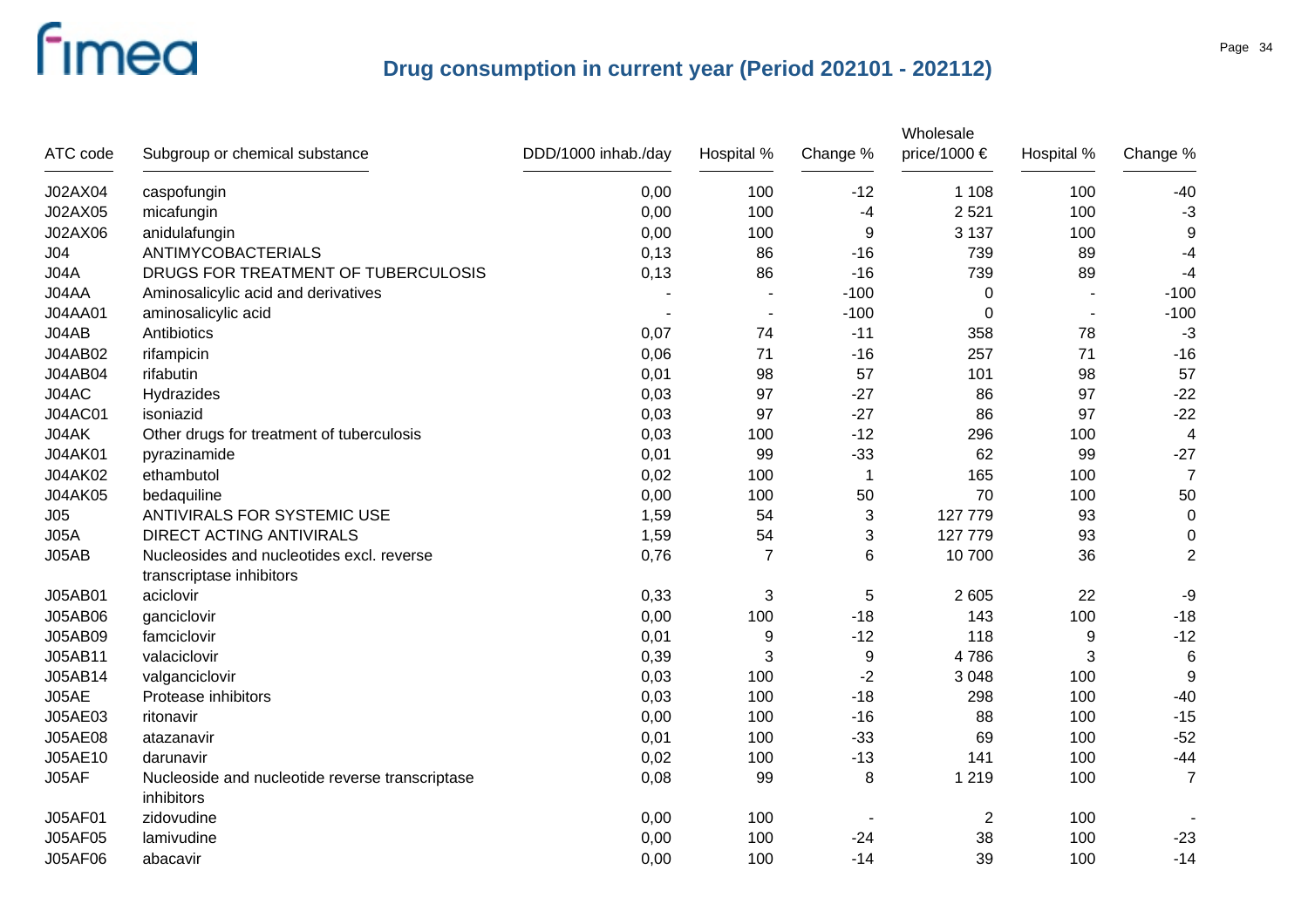# Drug consumption in current year (Period 202101 - 202112)

| ATC code | Subgroup or chemical substance | DDD/1000 inhab./day | Hospital % | Change % | Wholesale price/1000 € | Hospital % | Change % |
|---|---|---|---|---|---|---|---|
| J02AX04 | caspofungin | 0,00 | 100 | -12 | 1 108 | 100 | -40 |
| J02AX05 | micafungin | 0,00 | 100 | -4 | 2 521 | 100 | -3 |
| J02AX06 | anidulafungin | 0,00 | 100 | 9 | 3 137 | 100 | 9 |
| J04 | ANTIMYCOBACTERIALS | 0,13 | 86 | -16 | 739 | 89 | -4 |
| J04A | DRUGS FOR TREATMENT OF TUBERCULOSIS | 0,13 | 86 | -16 | 739 | 89 | -4 |
| J04AA | Aminosalicylic acid and derivatives | - | - | -100 | 0 | - | -100 |
| J04AA01 | aminosalicylic acid | - | - | -100 | 0 | - | -100 |
| J04AB | Antibiotics | 0,07 | 74 | -11 | 358 | 78 | -3 |
| J04AB02 | rifampicin | 0,06 | 71 | -16 | 257 | 71 | -16 |
| J04AB04 | rifabutin | 0,01 | 98 | 57 | 101 | 98 | 57 |
| J04AC | Hydrazides | 0,03 | 97 | -27 | 86 | 97 | -22 |
| J04AC01 | isoniazid | 0,03 | 97 | -27 | 86 | 97 | -22 |
| J04AK | Other drugs for treatment of tuberculosis | 0,03 | 100 | -12 | 296 | 100 | 4 |
| J04AK01 | pyrazinamide | 0,01 | 99 | -33 | 62 | 99 | -27 |
| J04AK02 | ethambutol | 0,02 | 100 | 1 | 165 | 100 | 7 |
| J04AK05 | bedaquiline | 0,00 | 100 | 50 | 70 | 100 | 50 |
| J05 | ANTIVIRALS FOR SYSTEMIC USE | 1,59 | 54 | 3 | 127 779 | 93 | 0 |
| J05A | DIRECT ACTING ANTIVIRALS | 1,59 | 54 | 3 | 127 779 | 93 | 0 |
| J05AB | Nucleosides and nucleotides excl. reverse transcriptase inhibitors | 0,76 | 7 | 6 | 10 700 | 36 | 2 |
| J05AB01 | aciclovir | 0,33 | 3 | 5 | 2 605 | 22 | -9 |
| J05AB06 | ganciclovir | 0,00 | 100 | -18 | 143 | 100 | -18 |
| J05AB09 | famciclovir | 0,01 | 9 | -12 | 118 | 9 | -12 |
| J05AB11 | valaciclovir | 0,39 | 3 | 9 | 4 786 | 3 | 6 |
| J05AB14 | valganciclovir | 0,03 | 100 | -2 | 3 048 | 100 | 9 |
| J05AE | Protease inhibitors | 0,03 | 100 | -18 | 298 | 100 | -40 |
| J05AE03 | ritonavir | 0,00 | 100 | -16 | 88 | 100 | -15 |
| J05AE08 | atazanavir | 0,01 | 100 | -33 | 69 | 100 | -52 |
| J05AE10 | darunavir | 0,02 | 100 | -13 | 141 | 100 | -44 |
| J05AF | Nucleoside and nucleotide reverse transcriptase inhibitors | 0,08 | 99 | 8 | 1 219 | 100 | 7 |
| J05AF01 | zidovudine | 0,00 | 100 | - | 2 | 100 | - |
| J05AF05 | lamivudine | 0,00 | 100 | -24 | 38 | 100 | -23 |
| J05AF06 | abacavir | 0,00 | 100 | -14 | 39 | 100 | -14 |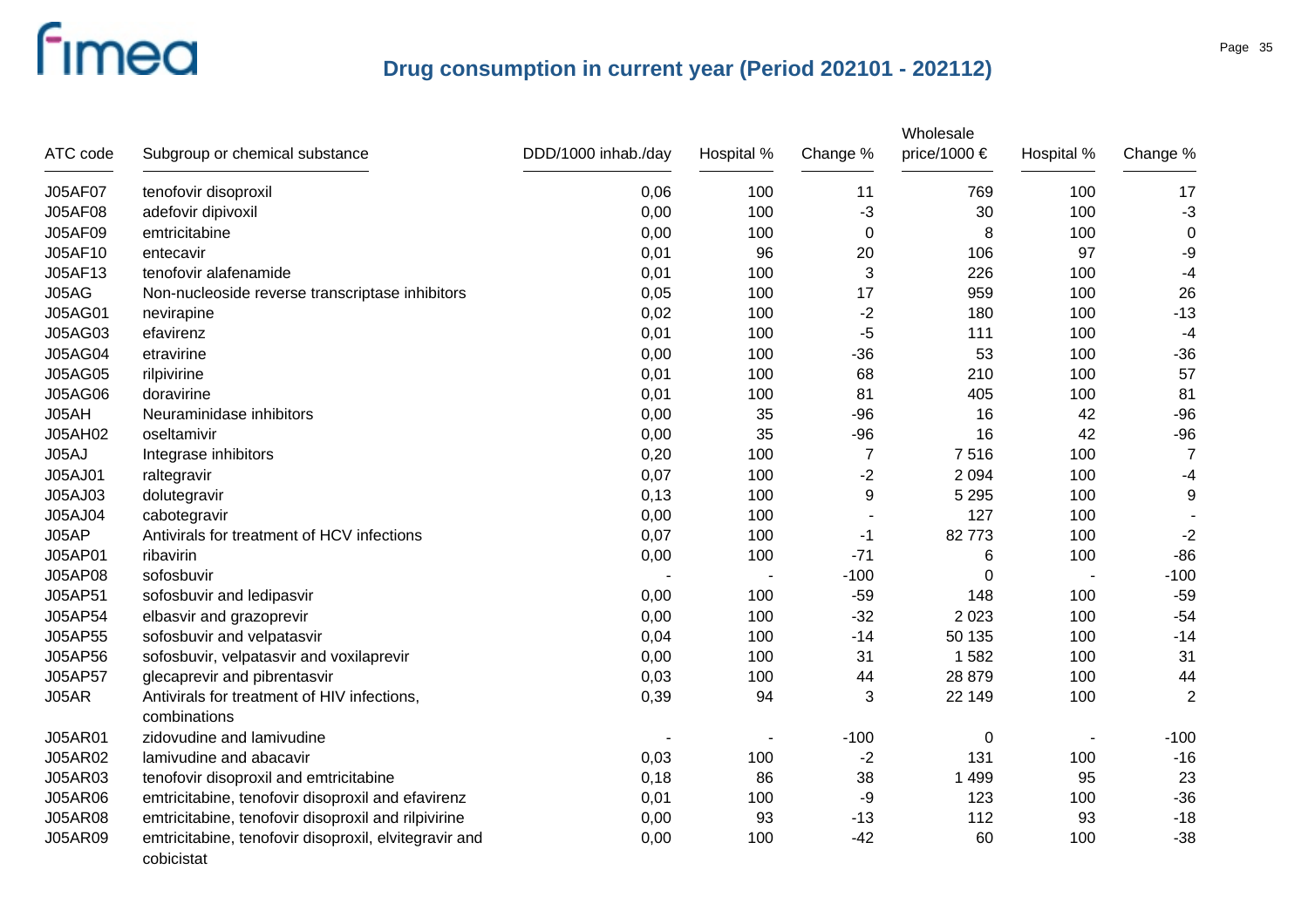## Drug consumption in current year (Period 202101 - 202112)

| ATC code | Subgroup or chemical substance | DDD/1000 inhab./day | Hospital % | Change % | Wholesale price/1000 € | Hospital % | Change % |
|---|---|---|---|---|---|---|---|
| J05AF07 | tenofovir disoproxil | 0,06 | 100 | 11 | 769 | 100 | 17 |
| J05AF08 | adefovir dipivoxil | 0,00 | 100 | -3 | 30 | 100 | -3 |
| J05AF09 | emtricitabine | 0,00 | 100 | 0 | 8 | 100 | 0 |
| J05AF10 | entecavir | 0,01 | 96 | 20 | 106 | 97 | -9 |
| J05AF13 | tenofovir alafenamide | 0,01 | 100 | 3 | 226 | 100 | -4 |
| J05AG | Non-nucleoside reverse transcriptase inhibitors | 0,05 | 100 | 17 | 959 | 100 | 26 |
| J05AG01 | nevirapine | 0,02 | 100 | -2 | 180 | 100 | -13 |
| J05AG03 | efavirenz | 0,01 | 100 | -5 | 111 | 100 | -4 |
| J05AG04 | etravirine | 0,00 | 100 | -36 | 53 | 100 | -36 |
| J05AG05 | rilpivirine | 0,01 | 100 | 68 | 210 | 100 | 57 |
| J05AG06 | doravirine | 0,01 | 100 | 81 | 405 | 100 | 81 |
| J05AH | Neuraminidase inhibitors | 0,00 | 35 | -96 | 16 | 42 | -96 |
| J05AH02 | oseltamivir | 0,00 | 35 | -96 | 16 | 42 | -96 |
| J05AJ | Integrase inhibitors | 0,20 | 100 | 7 | 7 516 | 100 | 7 |
| J05AJ01 | raltegravir | 0,07 | 100 | -2 | 2 094 | 100 | -4 |
| J05AJ03 | dolutegravir | 0,13 | 100 | 9 | 5 295 | 100 | 9 |
| J05AJ04 | cabotegravir | 0,00 | 100 | - | 127 | 100 | - |
| J05AP | Antivirals for treatment of HCV infections | 0,07 | 100 | -1 | 82 773 | 100 | -2 |
| J05AP01 | ribavirin | 0,00 | 100 | -71 | 6 | 100 | -86 |
| J05AP08 | sofosbuvir | - | - | -100 | 0 | - | -100 |
| J05AP51 | sofosbuvir and ledipasvir | 0,00 | 100 | -59 | 148 | 100 | -59 |
| J05AP54 | elbasvir and grazoprevir | 0,00 | 100 | -32 | 2 023 | 100 | -54 |
| J05AP55 | sofosbuvir and velpatasvir | 0,04 | 100 | -14 | 50 135 | 100 | -14 |
| J05AP56 | sofosbuvir, velpatasvir and voxilaprevir | 0,00 | 100 | 31 | 1 582 | 100 | 31 |
| J05AP57 | glecaprevir and pibrentasvir | 0,03 | 100 | 44 | 28 879 | 100 | 44 |
| J05AR | Antivirals for treatment of HIV infections, combinations | 0,39 | 94 | 3 | 22 149 | 100 | 2 |
| J05AR01 | zidovudine and lamivudine | - | - | -100 | 0 | - | -100 |
| J05AR02 | lamivudine and abacavir | 0,03 | 100 | -2 | 131 | 100 | -16 |
| J05AR03 | tenofovir disoproxil and emtricitabine | 0,18 | 86 | 38 | 1 499 | 95 | 23 |
| J05AR06 | emtricitabine, tenofovir disoproxil and efavirenz | 0,01 | 100 | -9 | 123 | 100 | -36 |
| J05AR08 | emtricitabine, tenofovir disoproxil and rilpivirine | 0,00 | 93 | -13 | 112 | 93 | -18 |
| J05AR09 | emtricitabine, tenofovir disoproxil, elvitegravir and cobicistat | 0,00 | 100 | -42 | 60 | 100 | -38 |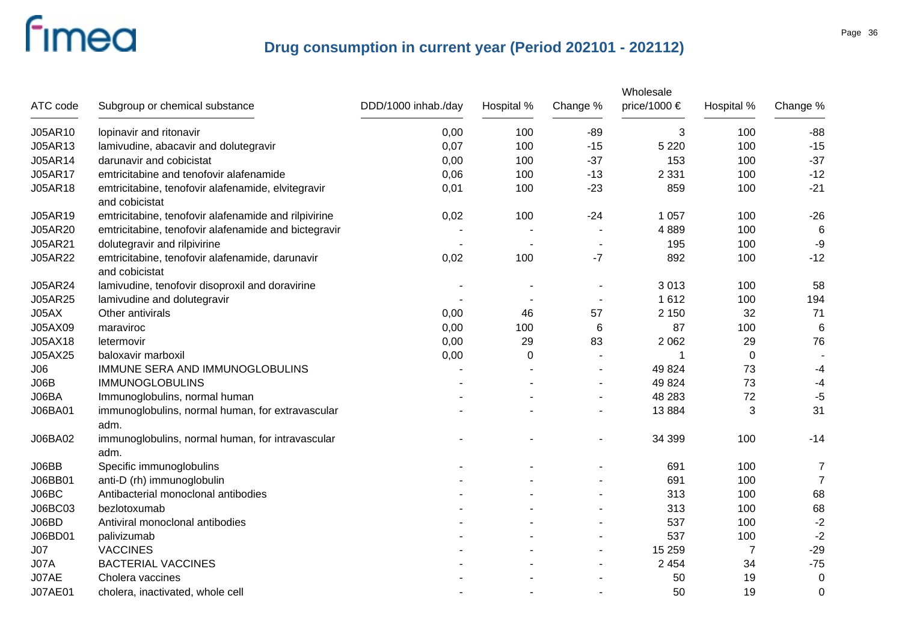## Drug consumption in current year (Period 202101 - 202112)

| ATC code | Subgroup or chemical substance | DDD/1000 inhab./day | Hospital % | Change % | Wholesale price/1000 € | Hospital % | Change % |
|---|---|---|---|---|---|---|---|
| J05AR10 | lopinavir and ritonavir | 0,00 | 100 | -89 | 3 | 100 | -88 |
| J05AR13 | lamivudine, abacavir and dolutegravir | 0,07 | 100 | -15 | 5 220 | 100 | -15 |
| J05AR14 | darunavir and cobicistat | 0,00 | 100 | -37 | 153 | 100 | -37 |
| J05AR17 | emtricitabine and tenofovir alafenamide | 0,06 | 100 | -13 | 2 331 | 100 | -12 |
| J05AR18 | emtricitabine, tenofovir alafenamide, elvitegravir and cobicistat | 0,01 | 100 | -23 | 859 | 100 | -21 |
| J05AR19 | emtricitabine, tenofovir alafenamide and rilpivirine | 0,02 | 100 | -24 | 1 057 | 100 | -26 |
| J05AR20 | emtricitabine, tenofovir alafenamide and bictegravir | - | - | - | 4 889 | 100 | 6 |
| J05AR21 | dolutegravir and rilpivirine | - | - | - | 195 | 100 | -9 |
| J05AR22 | emtricitabine, tenofovir alafenamide, darunavir and cobicistat | 0,02 | 100 | -7 | 892 | 100 | -12 |
| J05AR24 | lamivudine, tenofovir disoproxil and doravirine | - | - | - | 3 013 | 100 | 58 |
| J05AR25 | lamivudine and dolutegravir | - | - | - | 1 612 | 100 | 194 |
| J05AX | Other antivirals | 0,00 | 46 | 57 | 2 150 | 32 | 71 |
| J05AX09 | maraviroc | 0,00 | 100 | 6 | 87 | 100 | 6 |
| J05AX18 | letermovir | 0,00 | 29 | 83 | 2 062 | 29 | 76 |
| J05AX25 | baloxavir marboxil | 0,00 | 0 | - | 1 | 0 | - |
| J06 | IMMUNE SERA AND IMMUNOGLOBULINS | - | - | - | 49 824 | 73 | -4 |
| J06B | IMMUNOGLOBULINS | - | - | - | 49 824 | 73 | -4 |
| J06BA | Immunoglobulins, normal human | - | - | - | 48 283 | 72 | -5 |
| J06BA01 | immunoglobulins, normal human, for extravascular adm. | - | - | - | 13 884 | 3 | 31 |
| J06BA02 | immunoglobulins, normal human, for intravascular adm. | - | - | - | 34 399 | 100 | -14 |
| J06BB | Specific immunoglobulins | - | - | - | 691 | 100 | 7 |
| J06BB01 | anti-D (rh) immunoglobulin | - | - | - | 691 | 100 | 7 |
| J06BC | Antibacterial monoclonal antibodies | - | - | - | 313 | 100 | 68 |
| J06BC03 | bezlotoxumab | - | - | - | 313 | 100 | 68 |
| J06BD | Antiviral monoclonal antibodies | - | - | - | 537 | 100 | -2 |
| J06BD01 | palivizumab | - | - | - | 537 | 100 | -2 |
| J07 | VACCINES | - | - | - | 15 259 | 7 | -29 |
| J07A | BACTERIAL VACCINES | - | - | - | 2 454 | 34 | -75 |
| J07AE | Cholera vaccines | - | - | - | 50 | 19 | 0 |
| J07AE01 | cholera, inactivated, whole cell | - | - | - | 50 | 19 | 0 |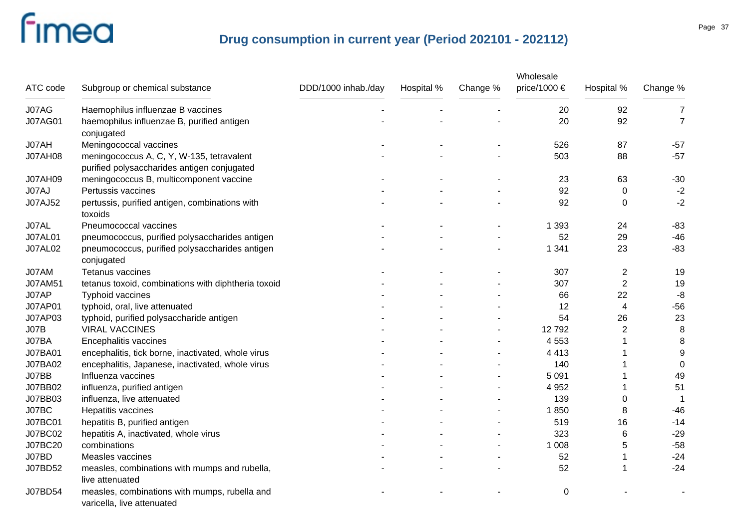## Drug consumption in current year (Period 202101 - 202112)

| ATC code | Subgroup or chemical substance | DDD/1000 inhab./day | Hospital % | Change % | Wholesale price/1000 € | Hospital % | Change % |
|---|---|---|---|---|---|---|---|
| J07AG | Haemophilus influenzae B vaccines | - | - | - | 20 | 92 | 7 |
| J07AG01 | haemophilus influenzae B, purified antigen conjugated | - | - | - | 20 | 92 | 7 |
| J07AH | Meningococcal vaccines | - | - | - | 526 | 87 | -57 |
| J07AH08 | meningococcus A, C, Y, W-135, tetravalent purified polysaccharides antigen conjugated | - | - | - | 503 | 88 | -57 |
| J07AH09 | meningococcus B, multicomponent vaccine | - | - | - | 23 | 63 | -30 |
| J07AJ | Pertussis vaccines | - | - | - | 92 | 0 | -2 |
| J07AJ52 | pertussis, purified antigen, combinations with toxoids | - | - | - | 92 | 0 | -2 |
| J07AL | Pneumococcal vaccines | - | - | - | 1 393 | 24 | -83 |
| J07AL01 | pneumococcus, purified polysaccharides antigen | - | - | - | 52 | 29 | -46 |
| J07AL02 | pneumococcus, purified polysaccharides antigen conjugated | - | - | - | 1 341 | 23 | -83 |
| J07AM | Tetanus vaccines | - | - | - | 307 | 2 | 19 |
| J07AM51 | tetanus toxoid, combinations with diphtheria toxoid | - | - | - | 307 | 2 | 19 |
| J07AP | Typhoid vaccines | - | - | - | 66 | 22 | -8 |
| J07AP01 | typhoid, oral, live attenuated | - | - | - | 12 | 4 | -56 |
| J07AP03 | typhoid, purified polysaccharide antigen | - | - | - | 54 | 26 | 23 |
| J07B | VIRAL VACCINES | - | - | - | 12 792 | 2 | 8 |
| J07BA | Encephalitis vaccines | - | - | - | 4 553 | 1 | 8 |
| J07BA01 | encephalitis, tick borne, inactivated, whole virus | - | - | - | 4 413 | 1 | 9 |
| J07BA02 | encephalitis, Japanese, inactivated, whole virus | - | - | - | 140 | 1 | 0 |
| J07BB | Influenza vaccines | - | - | - | 5 091 | 1 | 49 |
| J07BB02 | influenza, purified antigen | - | - | - | 4 952 | 1 | 51 |
| J07BB03 | influenza, live attenuated | - | - | - | 139 | 0 | 1 |
| J07BC | Hepatitis vaccines | - | - | - | 1 850 | 8 | -46 |
| J07BC01 | hepatitis B, purified antigen | - | - | - | 519 | 16 | -14 |
| J07BC02 | hepatitis A, inactivated, whole virus | - | - | - | 323 | 6 | -29 |
| J07BC20 | combinations | - | - | - | 1 008 | 5 | -58 |
| J07BD | Measles vaccines | - | - | - | 52 | 1 | -24 |
| J07BD52 | measles, combinations with mumps and rubella, live attenuated | - | - | - | 52 | 1 | -24 |
| J07BD54 | measles, combinations with mumps, rubella and varicella, live attenuated | - | - | - | 0 | - | - |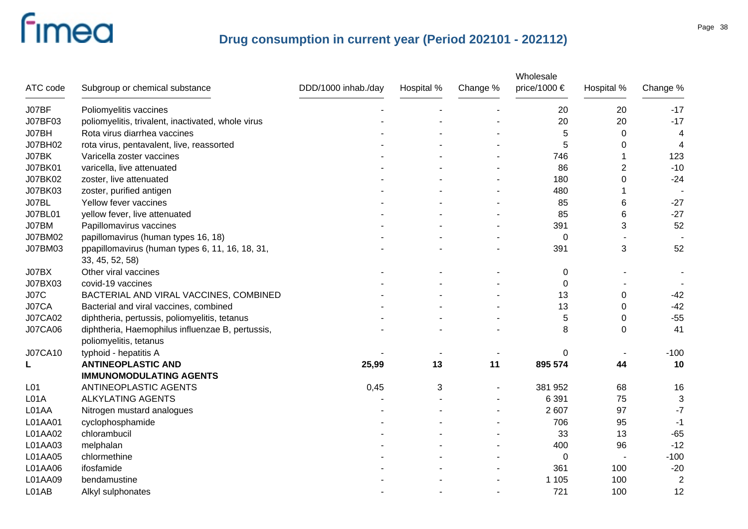## Drug consumption in current year (Period 202101 - 202112)

| ATC code | Subgroup or chemical substance | DDD/1000 inhab./day | Hospital % | Change % | Wholesale price/1000 € | Hospital % | Change % |
|---|---|---|---|---|---|---|---|
| J07BF | Poliomyelitis vaccines | - | - | - | 20 | 20 | -17 |
| J07BF03 | poliomyelitis, trivalent, inactivated, whole virus | - | - | - | 20 | 20 | -17 |
| J07BH | Rota virus diarrhea vaccines | - | - | - | 5 | 0 | 4 |
| J07BH02 | rota virus, pentavalent, live, reassorted | - | - | - | 5 | 0 | 4 |
| J07BK | Varicella zoster vaccines | - | - | - | 746 | 1 | 123 |
| J07BK01 | varicella, live attenuated | - | - | - | 86 | 2 | -10 |
| J07BK02 | zoster, live attenuated | - | - | - | 180 | 0 | -24 |
| J07BK03 | zoster, purified antigen | - | - | - | 480 | 1 | - |
| J07BL | Yellow fever vaccines | - | - | - | 85 | 6 | -27 |
| J07BL01 | yellow fever, live attenuated | - | - | - | 85 | 6 | -27 |
| J07BM | Papillomavirus vaccines | - | - | - | 391 | 3 | 52 |
| J07BM02 | papillomavirus (human types 16, 18) | - | - | - | 0 | - | - |
| J07BM03 | ppapillomavirus (human types 6, 11, 16, 18, 31, 33, 45, 52, 58) | - | - | - | 391 | 3 | 52 |
| J07BX | Other viral vaccines | - | - | - | 0 | - | - |
| J07BX03 | covid-19 vaccines | - | - | - | 0 | - | - |
| J07C | BACTERIAL AND VIRAL VACCINES, COMBINED | - | - | - | 13 | 0 | -42 |
| J07CA | Bacterial and viral vaccines, combined | - | - | - | 13 | 0 | -42 |
| J07CA02 | diphtheria, pertussis, poliomyelitis, tetanus | - | - | - | 5 | 0 | -55 |
| J07CA06 | diphtheria, Haemophilus influenzae B, pertussis, poliomyelitis, tetanus | - | - | - | 8 | 0 | 41 |
| J07CA10 | typhoid - hepatitis A | - | - | - | 0 | - | -100 |
| **L** | **ANTINEOPLASTIC AND IMMUNOMODULATING AGENTS** | **25,99** | **13** | **11** | **895 574** | **44** | **10** |
| L01 | ANTINEOPLASTIC AGENTS | 0,45 | 3 | - | 381 952 | 68 | 16 |
| L01A | ALKYLATING AGENTS | - | - | - | 6 391 | 75 | 3 |
| L01AA | Nitrogen mustard analogues | - | - | - | 2 607 | 97 | -7 |
| L01AA01 | cyclophosphamide | - | - | - | 706 | 95 | -1 |
| L01AA02 | chlorambucil | - | - | - | 33 | 13 | -65 |
| L01AA03 | melphalan | - | - | - | 400 | 96 | -12 |
| L01AA05 | chlormethine | - | - | - | 0 | - | -100 |
| L01AA06 | ifosfamide | - | - | - | 361 | 100 | -20 |
| L01AA09 | bendamustine | - | - | - | 1 105 | 100 | 2 |
| L01AB | Alkyl sulphonates | - | - | - | 721 | 100 | 12 |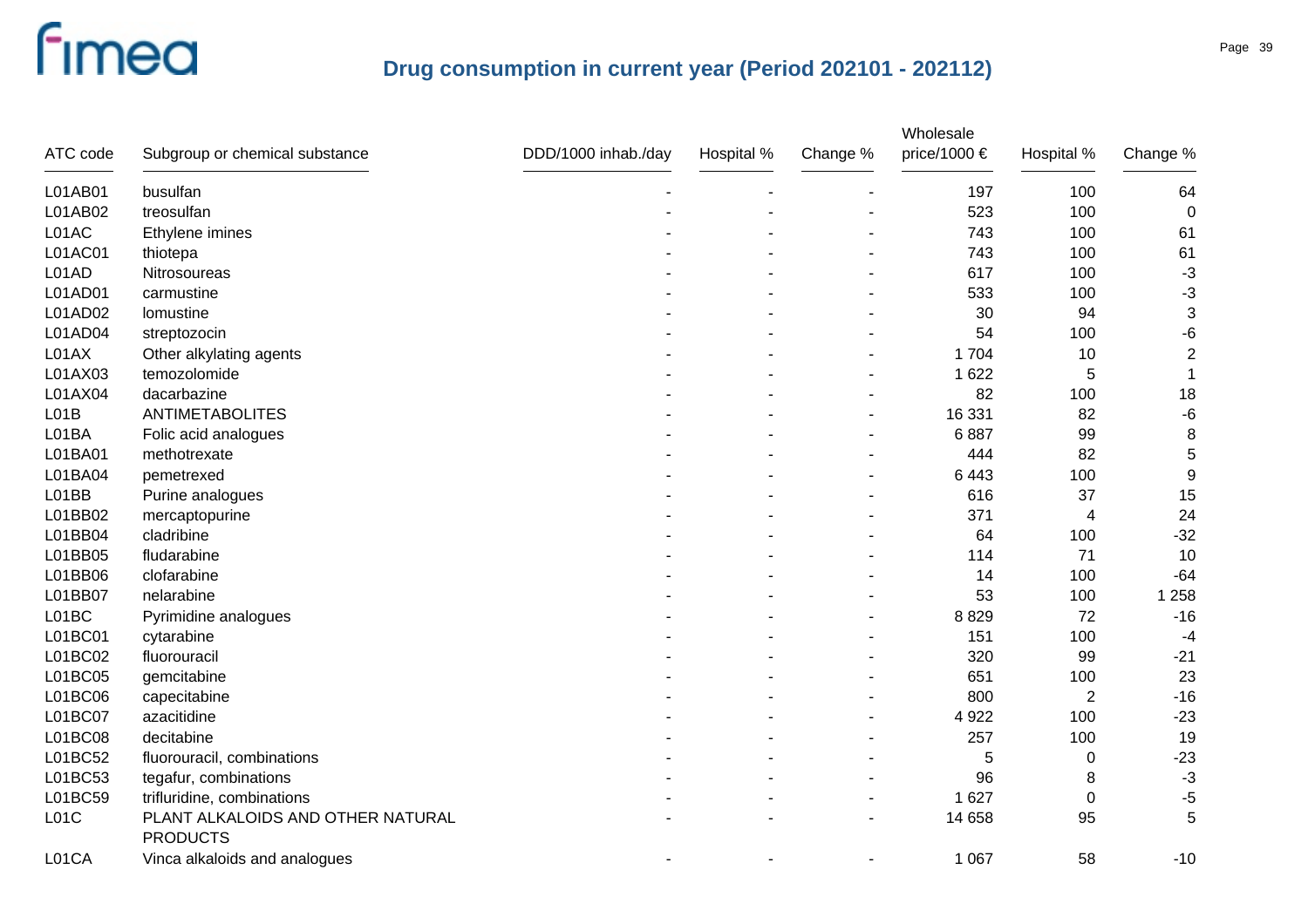## Drug consumption in current year (Period 202101 - 202112)

| ATC code | Subgroup or chemical substance | DDD/1000 inhab./day | Hospital % | Change % | Wholesale price/1000 € | Hospital % | Change % |
|---|---|---|---|---|---|---|---|
| L01AB01 | busulfan | - | - | - | 197 | 100 | 64 |
| L01AB02 | treosulfan | - | - | - | 523 | 100 | 0 |
| L01AC | Ethylene imines | - | - | - | 743 | 100 | 61 |
| L01AC01 | thiotepa | - | - | - | 743 | 100 | 61 |
| L01AD | Nitrosoureas | - | - | - | 617 | 100 | -3 |
| L01AD01 | carmustine | - | - | - | 533 | 100 | -3 |
| L01AD02 | lomustine | - | - | - | 30 | 94 | 3 |
| L01AD04 | streptozocin | - | - | - | 54 | 100 | -6 |
| L01AX | Other alkylating agents | - | - | - | 1 704 | 10 | 2 |
| L01AX03 | temozolomide | - | - | - | 1 622 | 5 | 1 |
| L01AX04 | dacarbazine | - | - | - | 82 | 100 | 18 |
| L01B | ANTIMETABOLITES | - | - | - | 16 331 | 82 | -6 |
| L01BA | Folic acid analogues | - | - | - | 6 887 | 99 | 8 |
| L01BA01 | methotrexate | - | - | - | 444 | 82 | 5 |
| L01BA04 | pemetrexed | - | - | - | 6 443 | 100 | 9 |
| L01BB | Purine analogues | - | - | - | 616 | 37 | 15 |
| L01BB02 | mercaptopurine | - | - | - | 371 | 4 | 24 |
| L01BB04 | cladribine | - | - | - | 64 | 100 | -32 |
| L01BB05 | fludarabine | - | - | - | 114 | 71 | 10 |
| L01BB06 | clofarabine | - | - | - | 14 | 100 | -64 |
| L01BB07 | nelarabine | - | - | - | 53 | 100 | 1 258 |
| L01BC | Pyrimidine analogues | - | - | - | 8 829 | 72 | -16 |
| L01BC01 | cytarabine | - | - | - | 151 | 100 | -4 |
| L01BC02 | fluorouracil | - | - | - | 320 | 99 | -21 |
| L01BC05 | gemcitabine | - | - | - | 651 | 100 | 23 |
| L01BC06 | capecitabine | - | - | - | 800 | 2 | -16 |
| L01BC07 | azacitidine | - | - | - | 4 922 | 100 | -23 |
| L01BC08 | decitabine | - | - | - | 257 | 100 | 19 |
| L01BC52 | fluorouracil, combinations | - | - | - | 5 | 0 | -23 |
| L01BC53 | tegafur, combinations | - | - | - | 96 | 8 | -3 |
| L01BC59 | trifluridine, combinations | - | - | - | 1 627 | 0 | -5 |
| L01C | PLANT ALKALOIDS AND OTHER NATURAL PRODUCTS | - | - | - | 14 658 | 95 | 5 |
| L01CA | Vinca alkaloids and analogues | - | - | - | 1 067 | 58 | -10 |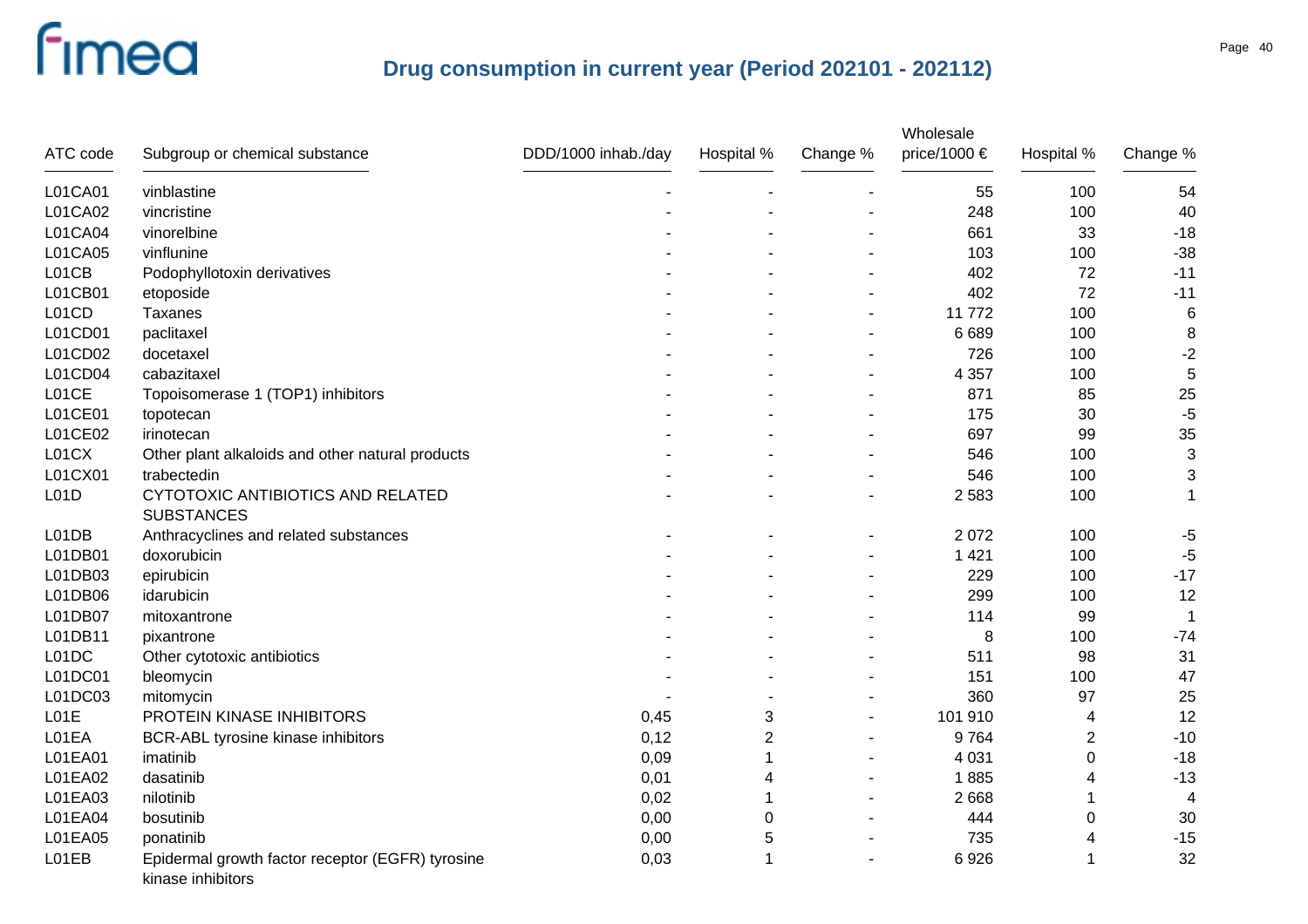# Drug consumption in current year (Period 202101 - 202112)

| ATC code | Subgroup or chemical substance | DDD/1000 inhab./day | Hospital % | Change % | Wholesale price/1000 € | Hospital % | Change % |
|---|---|---|---|---|---|---|---|
| L01CA01 | vinblastine | - | - | - | 55 | 100 | 54 |
| L01CA02 | vincristine | - | - | - | 248 | 100 | 40 |
| L01CA04 | vinorelbine | - | - | - | 661 | 33 | -18 |
| L01CA05 | vinflunine | - | - | - | 103 | 100 | -38 |
| L01CB | Podophyllotoxin derivatives | - | - | - | 402 | 72 | -11 |
| L01CB01 | etoposide | - | - | - | 402 | 72 | -11 |
| L01CD | Taxanes | - | - | - | 11 772 | 100 | 6 |
| L01CD01 | paclitaxel | - | - | - | 6 689 | 100 | 8 |
| L01CD02 | docetaxel | - | - | - | 726 | 100 | -2 |
| L01CD04 | cabazitaxel | - | - | - | 4 357 | 100 | 5 |
| L01CE | Topoisomerase 1 (TOP1) inhibitors | - | - | - | 871 | 85 | 25 |
| L01CE01 | topotecan | - | - | - | 175 | 30 | -5 |
| L01CE02 | irinotecan | - | - | - | 697 | 99 | 35 |
| L01CX | Other plant alkaloids and other natural products | - | - | - | 546 | 100 | 3 |
| L01CX01 | trabectedin | - | - | - | 546 | 100 | 3 |
| L01D | CYTOTOXIC ANTIBIOTICS AND RELATED SUBSTANCES | - | - | - | 2 583 | 100 | 1 |
| L01DB | Anthracyclines and related substances | - | - | - | 2 072 | 100 | -5 |
| L01DB01 | doxorubicin | - | - | - | 1 421 | 100 | -5 |
| L01DB03 | epirubicin | - | - | - | 229 | 100 | -17 |
| L01DB06 | idarubicin | - | - | - | 299 | 100 | 12 |
| L01DB07 | mitoxantrone | - | - | - | 114 | 99 | 1 |
| L01DB11 | pixantrone | - | - | - | 8 | 100 | -74 |
| L01DC | Other cytotoxic antibiotics | - | - | - | 511 | 98 | 31 |
| L01DC01 | bleomycin | - | - | - | 151 | 100 | 47 |
| L01DC03 | mitomycin | - | - | - | 360 | 97 | 25 |
| L01E | PROTEIN KINASE INHIBITORS | 0,45 | 3 | - | 101 910 | 4 | 12 |
| L01EA | BCR-ABL tyrosine kinase inhibitors | 0,12 | 2 | - | 9 764 | 2 | -10 |
| L01EA01 | imatinib | 0,09 | 1 | - | 4 031 | 0 | -18 |
| L01EA02 | dasatinib | 0,01 | 4 | - | 1 885 | 4 | -13 |
| L01EA03 | nilotinib | 0,02 | 1 | - | 2 668 | 1 | 4 |
| L01EA04 | bosutinib | 0,00 | 0 | - | 444 | 0 | 30 |
| L01EA05 | ponatinib | 0,00 | 5 | - | 735 | 4 | -15 |
| L01EB | Epidermal growth factor receptor (EGFR) tyrosine kinase inhibitors | 0,03 | 1 | - | 6 926 | 1 | 32 |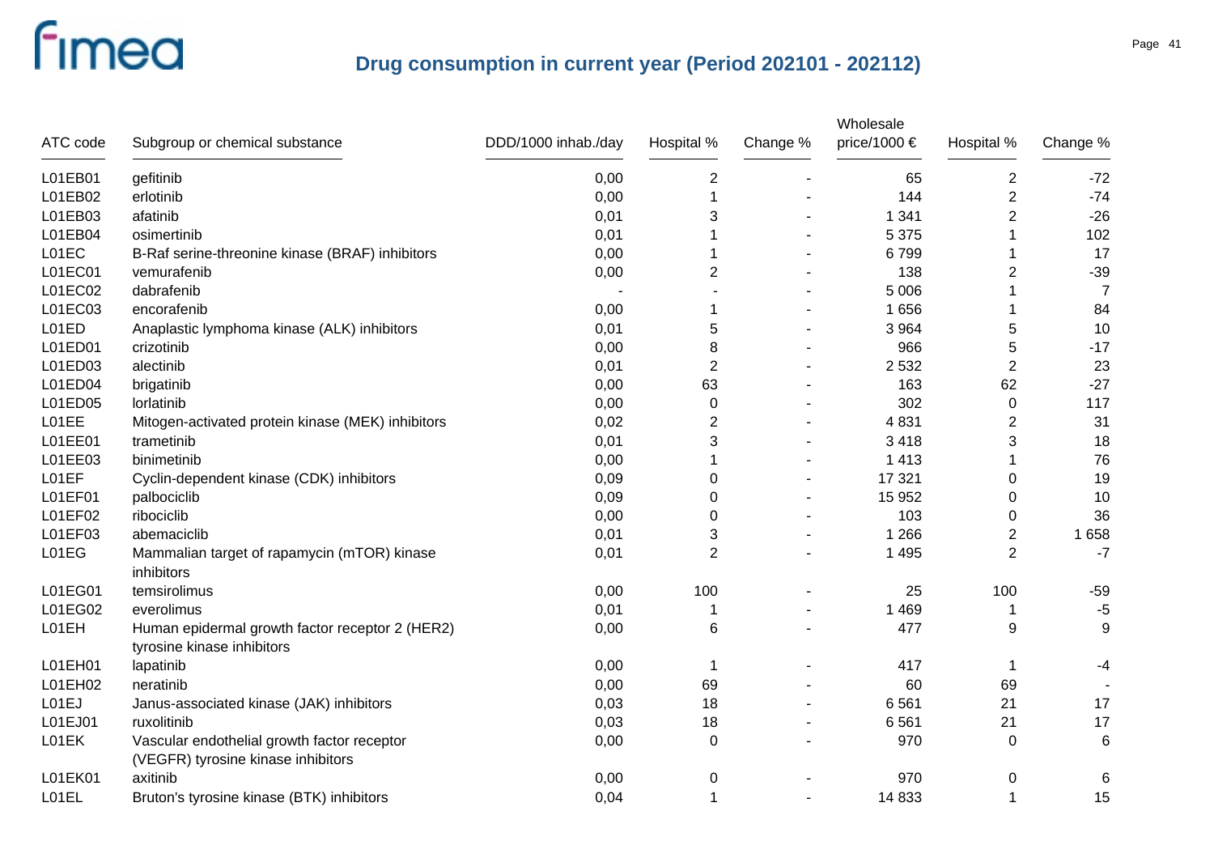## Drug consumption in current year (Period 202101 - 202112)

| ATC code | Subgroup or chemical substance | DDD/1000 inhab./day | Hospital % | Change % | Wholesale price/1000 € | Hospital % | Change % |
|---|---|---|---|---|---|---|---|
| L01EB01 | gefitinib | 0,00 | 2 | - | 65 | 2 | -72 |
| L01EB02 | erlotinib | 0,00 | 1 | - | 144 | 2 | -74 |
| L01EB03 | afatinib | 0,01 | 3 | - | 1 341 | 2 | -26 |
| L01EB04 | osimertinib | 0,01 | 1 | - | 5 375 | 1 | 102 |
| L01EC | B-Raf serine-threonine kinase (BRAF) inhibitors | 0,00 | 1 | - | 6 799 | 1 | 17 |
| L01EC01 | vemurafenib | 0,00 | 2 | - | 138 | 2 | -39 |
| L01EC02 | dabrafenib | - | - | - | 5 006 | 1 | 7 |
| L01EC03 | encorafenib | 0,00 | 1 | - | 1 656 | 1 | 84 |
| L01ED | Anaplastic lymphoma kinase (ALK) inhibitors | 0,01 | 5 | - | 3 964 | 5 | 10 |
| L01ED01 | crizotinib | 0,00 | 8 | - | 966 | 5 | -17 |
| L01ED03 | alectinib | 0,01 | 2 | - | 2 532 | 2 | 23 |
| L01ED04 | brigatinib | 0,00 | 63 | - | 163 | 62 | -27 |
| L01ED05 | lorlatinib | 0,00 | 0 | - | 302 | 0 | 117 |
| L01EE | Mitogen-activated protein kinase (MEK) inhibitors | 0,02 | 2 | - | 4 831 | 2 | 31 |
| L01EE01 | trametinib | 0,01 | 3 | - | 3 418 | 3 | 18 |
| L01EE03 | binimetinib | 0,00 | 1 | - | 1 413 | 1 | 76 |
| L01EF | Cyclin-dependent kinase (CDK) inhibitors | 0,09 | 0 | - | 17 321 | 0 | 19 |
| L01EF01 | palbociclib | 0,09 | 0 | - | 15 952 | 0 | 10 |
| L01EF02 | ribociclib | 0,00 | 0 | - | 103 | 0 | 36 |
| L01EF03 | abemaciclib | 0,01 | 3 | - | 1 266 | 2 | 1 658 |
| L01EG | Mammalian target of rapamycin (mTOR) kinase inhibitors | 0,01 | 2 | - | 1 495 | 2 | -7 |
| L01EG01 | temsirolimus | 0,00 | 100 | - | 25 | 100 | -59 |
| L01EG02 | everolimus | 0,01 | 1 | - | 1 469 | 1 | -5 |
| L01EH | Human epidermal growth factor receptor 2 (HER2) tyrosine kinase inhibitors | 0,00 | 6 | - | 477 | 9 | 9 |
| L01EH01 | lapatinib | 0,00 | 1 | - | 417 | 1 | -4 |
| L01EH02 | neratinib | 0,00 | 69 | - | 60 | 69 | - |
| L01EJ | Janus-associated kinase (JAK) inhibitors | 0,03 | 18 | - | 6 561 | 21 | 17 |
| L01EJ01 | ruxolitinib | 0,03 | 18 | - | 6 561 | 21 | 17 |
| L01EK | Vascular endothelial growth factor receptor (VEGFR) tyrosine kinase inhibitors | 0,00 | 0 | - | 970 | 0 | 6 |
| L01EK01 | axitinib | 0,00 | 0 | - | 970 | 0 | 6 |
| L01EL | Bruton's tyrosine kinase (BTK) inhibitors | 0,04 | 1 | - | 14 833 | 1 | 15 |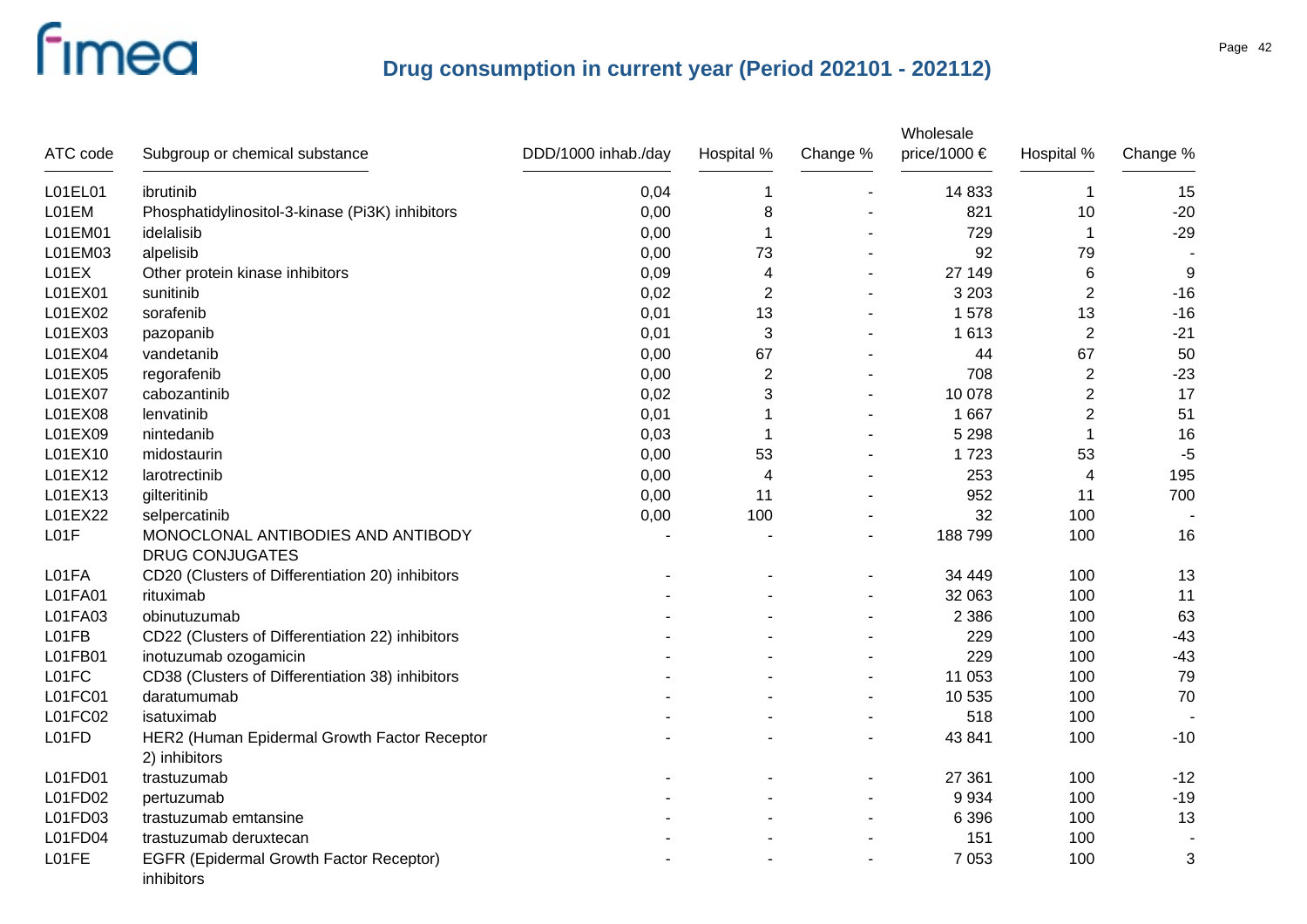## Drug consumption in current year (Period 202101 - 202112)

| ATC code | Subgroup or chemical substance | DDD/1000 inhab./day | Hospital % | Change % | Wholesale price/1000 € | Hospital % | Change % |
|---|---|---|---|---|---|---|---|
| L01EL01 | ibrutinib | 0,04 | 1 | - | 14 833 | 1 | 15 |
| L01EM | Phosphatidylinositol-3-kinase (Pi3K) inhibitors | 0,00 | 8 | - | 821 | 10 | -20 |
| L01EM01 | idelalisib | 0,00 | 1 | - | 729 | 1 | -29 |
| L01EM03 | alpelisib | 0,00 | 73 | - | 92 | 79 | - |
| L01EX | Other protein kinase inhibitors | 0,09 | 4 | - | 27 149 | 6 | 9 |
| L01EX01 | sunitinib | 0,02 | 2 | - | 3 203 | 2 | -16 |
| L01EX02 | sorafenib | 0,01 | 13 | - | 1 578 | 13 | -16 |
| L01EX03 | pazopanib | 0,01 | 3 | - | 1 613 | 2 | -21 |
| L01EX04 | vandetanib | 0,00 | 67 | - | 44 | 67 | 50 |
| L01EX05 | regorafenib | 0,00 | 2 | - | 708 | 2 | -23 |
| L01EX07 | cabozantinib | 0,02 | 3 | - | 10 078 | 2 | 17 |
| L01EX08 | lenvatinib | 0,01 | 1 | - | 1 667 | 2 | 51 |
| L01EX09 | nintedanib | 0,03 | 1 | - | 5 298 | 1 | 16 |
| L01EX10 | midostaurin | 0,00 | 53 | - | 1 723 | 53 | -5 |
| L01EX12 | larotrectinib | 0,00 | 4 | - | 253 | 4 | 195 |
| L01EX13 | gilteritinib | 0,00 | 11 | - | 952 | 11 | 700 |
| L01EX22 | selpercatinib | 0,00 | 100 | - | 32 | 100 | - |
| L01F | MONOCLONAL ANTIBODIES AND ANTIBODY DRUG CONJUGATES | - | - | - | 188 799 | 100 | 16 |
| L01FA | CD20 (Clusters of Differentiation 20) inhibitors | - | - | - | 34 449 | 100 | 13 |
| L01FA01 | rituximab | - | - | - | 32 063 | 100 | 11 |
| L01FA03 | obinutuzumab | - | - | - | 2 386 | 100 | 63 |
| L01FB | CD22 (Clusters of Differentiation 22) inhibitors | - | - | - | 229 | 100 | -43 |
| L01FB01 | inotuzumab ozogamicin | - | - | - | 229 | 100 | -43 |
| L01FC | CD38 (Clusters of Differentiation 38) inhibitors | - | - | - | 11 053 | 100 | 79 |
| L01FC01 | daratumumab | - | - | - | 10 535 | 100 | 70 |
| L01FC02 | isatuximab | - | - | - | 518 | 100 | - |
| L01FD | HER2 (Human Epidermal Growth Factor Receptor 2) inhibitors | - | - | - | 43 841 | 100 | -10 |
| L01FD01 | trastuzumab | - | - | - | 27 361 | 100 | -12 |
| L01FD02 | pertuzumab | - | - | - | 9 934 | 100 | -19 |
| L01FD03 | trastuzumab emtansine | - | - | - | 6 396 | 100 | 13 |
| L01FD04 | trastuzumab deruxtecan | - | - | - | 151 | 100 | - |
| L01FE | EGFR (Epidermal Growth Factor Receptor) inhibitors | - | - | - | 7 053 | 100 | 3 |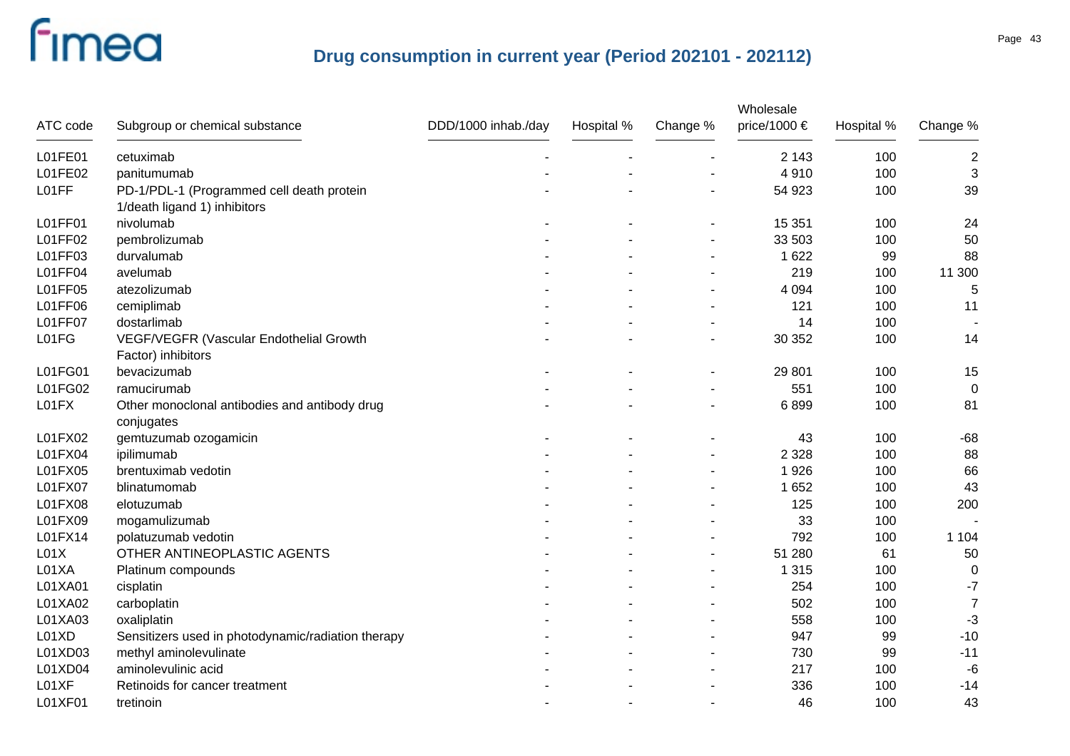## Drug consumption in current year (Period 202101 - 202112)

| ATC code | Subgroup or chemical substance | DDD/1000 inhab./day | Hospital % | Change % | Wholesale price/1000 € | Hospital % | Change % |
|---|---|---|---|---|---|---|---|
| L01FE01 | cetuximab | - | - | - | 2 143 | 100 | 2 |
| L01FE02 | panitumumab | - | - | - | 4 910 | 100 | 3 |
| L01FF | PD-1/PDL-1 (Programmed cell death protein 1/death ligand 1) inhibitors | - | - | - | 54 923 | 100 | 39 |
| L01FF01 | nivolumab | - | - | - | 15 351 | 100 | 24 |
| L01FF02 | pembrolizumab | - | - | - | 33 503 | 100 | 50 |
| L01FF03 | durvalumab | - | - | - | 1 622 | 99 | 88 |
| L01FF04 | avelumab | - | - | - | 219 | 100 | 11 300 |
| L01FF05 | atezolizumab | - | - | - | 4 094 | 100 | 5 |
| L01FF06 | cemiplimab | - | - | - | 121 | 100 | 11 |
| L01FF07 | dostarlimab | - | - | - | 14 | 100 | - |
| L01FG | VEGF/VEGFR (Vascular Endothelial Growth Factor) inhibitors | - | - | - | 30 352 | 100 | 14 |
| L01FG01 | bevacizumab | - | - | - | 29 801 | 100 | 15 |
| L01FG02 | ramucirumab | - | - | - | 551 | 100 | 0 |
| L01FX | Other monoclonal antibodies and antibody drug conjugates | - | - | - | 6 899 | 100 | 81 |
| L01FX02 | gemtuzumab ozogamicin | - | - | - | 43 | 100 | -68 |
| L01FX04 | ipilimumab | - | - | - | 2 328 | 100 | 88 |
| L01FX05 | brentuximab vedotin | - | - | - | 1 926 | 100 | 66 |
| L01FX07 | blinatumomab | - | - | - | 1 652 | 100 | 43 |
| L01FX08 | elotuzumab | - | - | - | 125 | 100 | 200 |
| L01FX09 | mogamulizumab | - | - | - | 33 | 100 | - |
| L01FX14 | polatuzumab vedotin | - | - | - | 792 | 100 | 1 104 |
| L01X | OTHER ANTINEOPLASTIC AGENTS | - | - | - | 51 280 | 61 | 50 |
| L01XA | Platinum compounds | - | - | - | 1 315 | 100 | 0 |
| L01XA01 | cisplatin | - | - | - | 254 | 100 | -7 |
| L01XA02 | carboplatin | - | - | - | 502 | 100 | 7 |
| L01XA03 | oxaliplatin | - | - | - | 558 | 100 | -3 |
| L01XD | Sensitizers used in photodynamic/radiation therapy | - | - | - | 947 | 99 | -10 |
| L01XD03 | methyl aminolevulinate | - | - | - | 730 | 99 | -11 |
| L01XD04 | aminolevulinic acid | - | - | - | 217 | 100 | -6 |
| L01XF | Retinoids for cancer treatment | - | - | - | 336 | 100 | -14 |
| L01XF01 | tretinoin | - | - | - | 46 | 100 | 43 |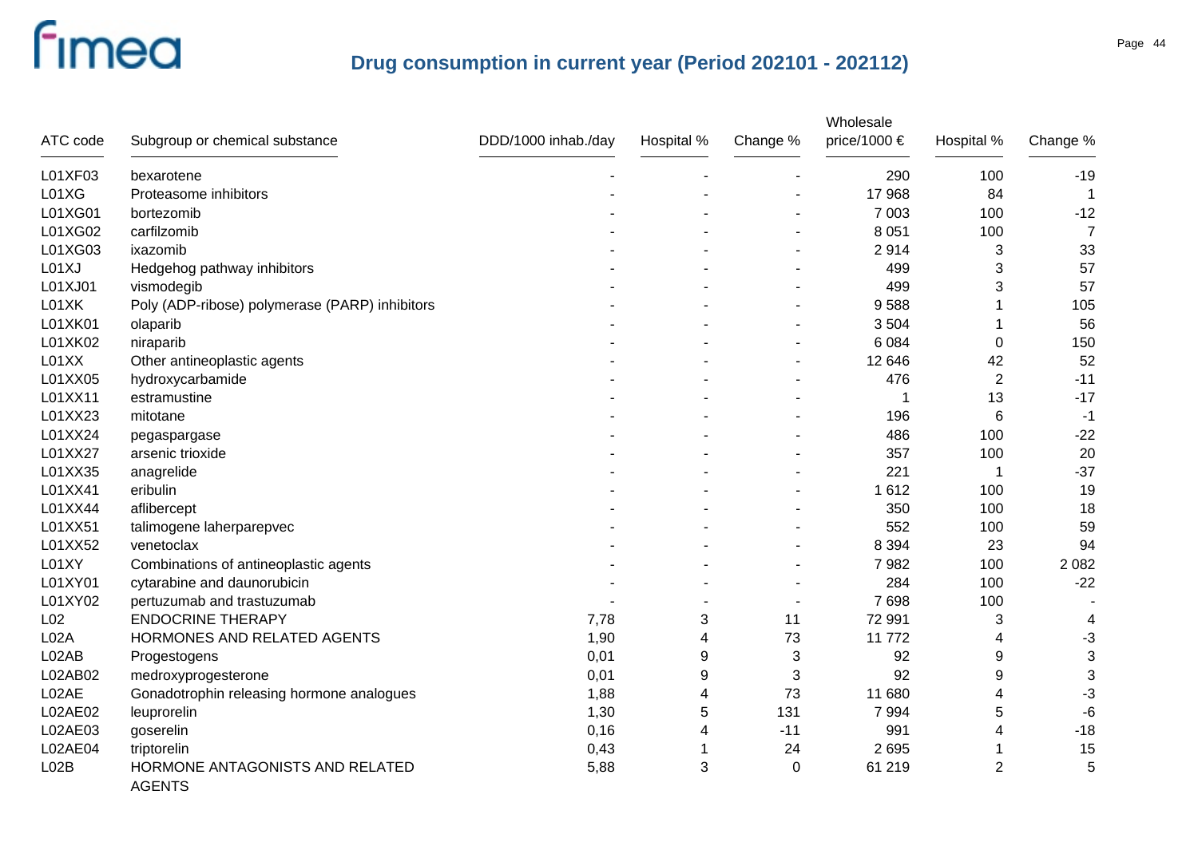## Drug consumption in current year (Period 202101 - 202112)

| ATC code | Subgroup or chemical substance | DDD/1000 inhab./day | Hospital % | Change % | Wholesale price/1000 € | Hospital % | Change % |
|---|---|---|---|---|---|---|---|
| L01XF03 | bexarotene | - | - | - | 290 | 100 | -19 |
| L01XG | Proteasome inhibitors | - | - | - | 17 968 | 84 | 1 |
| L01XG01 | bortezomib | - | - | - | 7 003 | 100 | -12 |
| L01XG02 | carfilzomib | - | - | - | 8 051 | 100 | 7 |
| L01XG03 | ixazomib | - | - | - | 2 914 | 3 | 33 |
| L01XJ | Hedgehog pathway inhibitors | - | - | - | 499 | 3 | 57 |
| L01XJ01 | vismodegib | - | - | - | 499 | 3 | 57 |
| L01XK | Poly (ADP-ribose) polymerase (PARP) inhibitors | - | - | - | 9 588 | 1 | 105 |
| L01XK01 | olaparib | - | - | - | 3 504 | 1 | 56 |
| L01XK02 | niraparib | - | - | - | 6 084 | 0 | 150 |
| L01XX | Other antineoplastic agents | - | - | - | 12 646 | 42 | 52 |
| L01XX05 | hydroxycarbamide | - | - | - | 476 | 2 | -11 |
| L01XX11 | estramustine | - | - | - | 1 | 13 | -17 |
| L01XX23 | mitotane | - | - | - | 196 | 6 | -1 |
| L01XX24 | pegaspargase | - | - | - | 486 | 100 | -22 |
| L01XX27 | arsenic trioxide | - | - | - | 357 | 100 | 20 |
| L01XX35 | anagrelide | - | - | - | 221 | 1 | -37 |
| L01XX41 | eribulin | - | - | - | 1 612 | 100 | 19 |
| L01XX44 | aflibercept | - | - | - | 350 | 100 | 18 |
| L01XX51 | talimogene laherparepvec | - | - | - | 552 | 100 | 59 |
| L01XX52 | venetoclax | - | - | - | 8 394 | 23 | 94 |
| L01XY | Combinations of antineoplastic agents | - | - | - | 7 982 | 100 | 2 082 |
| L01XY01 | cytarabine and daunorubicin | - | - | - | 284 | 100 | -22 |
| L01XY02 | pertuzumab and trastuzumab | - | - | - | 7 698 | 100 | - |
| L02 | ENDOCRINE THERAPY | 7,78 | 3 | 11 | 72 991 | 3 | 4 |
| L02A | HORMONES AND RELATED AGENTS | 1,90 | 4 | 73 | 11 772 | 4 | -3 |
| L02AB | Progestogens | 0,01 | 9 | 3 | 92 | 9 | 3 |
| L02AB02 | medroxyprogesterone | 0,01 | 9 | 3 | 92 | 9 | 3 |
| L02AE | Gonadotrophin releasing hormone analogues | 1,88 | 4 | 73 | 11 680 | 4 | -3 |
| L02AE02 | leuprorelin | 1,30 | 5 | 131 | 7 994 | 5 | -6 |
| L02AE03 | goserelin | 0,16 | 4 | -11 | 991 | 4 | -18 |
| L02AE04 | triptorelin | 0,43 | 1 | 24 | 2 695 | 1 | 15 |
| L02B | HORMONE ANTAGONISTS AND RELATED AGENTS | 5,88 | 3 | 0 | 61 219 | 2 | 5 |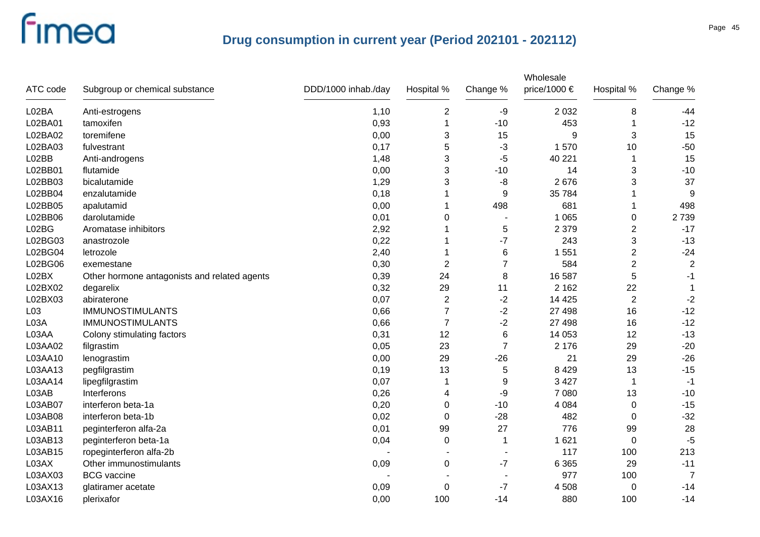# Drug consumption in current year (Period 202101 - 202112)

| ATC code | Subgroup or chemical substance | DDD/1000 inhab./day | Hospital % | Change % | Wholesale price/1000 € | Hospital % | Change % |
|---|---|---|---|---|---|---|---|
| L02BA | Anti-estrogens | 1,10 | 2 | -9 | 2 032 | 8 | -44 |
| L02BA01 | tamoxifen | 0,93 | 1 | -10 | 453 | 1 | -12 |
| L02BA02 | toremifene | 0,00 | 3 | 15 | 9 | 3 | 15 |
| L02BA03 | fulvestrant | 0,17 | 5 | -3 | 1 570 | 10 | -50 |
| L02BB | Anti-androgens | 1,48 | 3 | -5 | 40 221 | 1 | 15 |
| L02BB01 | flutamide | 0,00 | 3 | -10 | 14 | 3 | -10 |
| L02BB03 | bicalutamide | 1,29 | 3 | -8 | 2 676 | 3 | 37 |
| L02BB04 | enzalutamide | 0,18 | 1 | 9 | 35 784 | 1 | 9 |
| L02BB05 | apalutamid | 0,00 | 1 | 498 | 681 | 1 | 498 |
| L02BB06 | darolutamide | 0,01 | 0 | - | 1 065 | 0 | 2 739 |
| L02BG | Aromatase inhibitors | 2,92 | 1 | 5 | 2 379 | 2 | -17 |
| L02BG03 | anastrozole | 0,22 | 1 | -7 | 243 | 3 | -13 |
| L02BG04 | letrozole | 2,40 | 1 | 6 | 1 551 | 2 | -24 |
| L02BG06 | exemestane | 0,30 | 2 | 7 | 584 | 2 | 2 |
| L02BX | Other hormone antagonists and related agents | 0,39 | 24 | 8 | 16 587 | 5 | -1 |
| L02BX02 | degarelix | 0,32 | 29 | 11 | 2 162 | 22 | 1 |
| L02BX03 | abiraterone | 0,07 | 2 | -2 | 14 425 | 2 | -2 |
| L03 | IMMUNOSTIMULANTS | 0,66 | 7 | -2 | 27 498 | 16 | -12 |
| L03A | IMMUNOSTIMULANTS | 0,66 | 7 | -2 | 27 498 | 16 | -12 |
| L03AA | Colony stimulating factors | 0,31 | 12 | 6 | 14 053 | 12 | -13 |
| L03AA02 | filgrastim | 0,05 | 23 | 7 | 2 176 | 29 | -20 |
| L03AA10 | lenograstim | 0,00 | 29 | -26 | 21 | 29 | -26 |
| L03AA13 | pegfilgrastim | 0,19 | 13 | 5 | 8 429 | 13 | -15 |
| L03AA14 | lipegfilgrastim | 0,07 | 1 | 9 | 3 427 | 1 | -1 |
| L03AB | Interferons | 0,26 | 4 | -9 | 7 080 | 13 | -10 |
| L03AB07 | interferon beta-1a | 0,20 | 0 | -10 | 4 084 | 0 | -15 |
| L03AB08 | interferon beta-1b | 0,02 | 0 | -28 | 482 | 0 | -32 |
| L03AB11 | peginterferon alfa-2a | 0,01 | 99 | 27 | 776 | 99 | 28 |
| L03AB13 | peginterferon beta-1a | 0,04 | 0 | 1 | 1 621 | 0 | -5 |
| L03AB15 | ropeginterferon alfa-2b | - | - | - | 117 | 100 | 213 |
| L03AX | Other immunostimulants | 0,09 | 0 | -7 | 6 365 | 29 | -11 |
| L03AX03 | BCG vaccine | - | - | - | 977 | 100 | 7 |
| L03AX13 | glatiramer acetate | 0,09 | 0 | -7 | 4 508 | 0 | -14 |
| L03AX16 | plerixafor | 0,00 | 100 | -14 | 880 | 100 | -14 |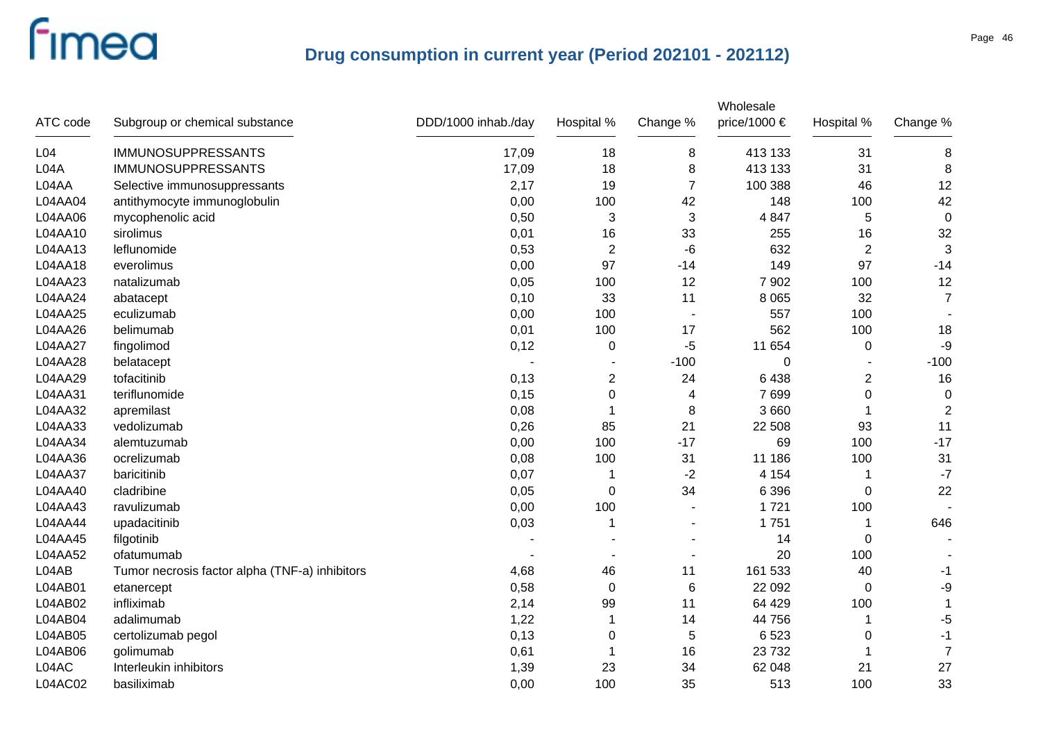# Drug consumption in current year (Period 202101 - 202112)

| ATC code | Subgroup or chemical substance | DDD/1000 inhab./day | Hospital % | Change % | Wholesale price/1000 € | Hospital % | Change % |
|---|---|---|---|---|---|---|---|
| L04 | IMMUNOSUPPRESSANTS | 17,09 | 18 | 8 | 413 133 | 31 | 8 |
| L04A | IMMUNOSUPPRESSANTS | 17,09 | 18 | 8 | 413 133 | 31 | 8 |
| L04AA | Selective immunosuppressants | 2,17 | 19 | 7 | 100 388 | 46 | 12 |
| L04AA04 | antithymocyte immunoglobulin | 0,00 | 100 | 42 | 148 | 100 | 42 |
| L04AA06 | mycophenolic acid | 0,50 | 3 | 3 | 4 847 | 5 | 0 |
| L04AA10 | sirolimus | 0,01 | 16 | 33 | 255 | 16 | 32 |
| L04AA13 | leflunomide | 0,53 | 2 | -6 | 632 | 2 | 3 |
| L04AA18 | everolimus | 0,00 | 97 | -14 | 149 | 97 | -14 |
| L04AA23 | natalizumab | 0,05 | 100 | 12 | 7 902 | 100 | 12 |
| L04AA24 | abatacept | 0,10 | 33 | 11 | 8 065 | 32 | 7 |
| L04AA25 | eculizumab | 0,00 | 100 | - | 557 | 100 | - |
| L04AA26 | belimumab | 0,01 | 100 | 17 | 562 | 100 | 18 |
| L04AA27 | fingolimod | 0,12 | 0 | -5 | 11 654 | 0 | -9 |
| L04AA28 | belatacept | - | - | -100 | 0 | - | -100 |
| L04AA29 | tofacitinib | 0,13 | 2 | 24 | 6 438 | 2 | 16 |
| L04AA31 | teriflunomide | 0,15 | 0 | 4 | 7 699 | 0 | 0 |
| L04AA32 | apremilast | 0,08 | 1 | 8 | 3 660 | 1 | 2 |
| L04AA33 | vedolizumab | 0,26 | 85 | 21 | 22 508 | 93 | 11 |
| L04AA34 | alemtuzumab | 0,00 | 100 | -17 | 69 | 100 | -17 |
| L04AA36 | ocrelizumab | 0,08 | 100 | 31 | 11 186 | 100 | 31 |
| L04AA37 | baricitinib | 0,07 | 1 | -2 | 4 154 | 1 | -7 |
| L04AA40 | cladribine | 0,05 | 0 | 34 | 6 396 | 0 | 22 |
| L04AA43 | ravulizumab | 0,00 | 100 | - | 1 721 | 100 | - |
| L04AA44 | upadacitinib | 0,03 | 1 | - | 1 751 | 1 | 646 |
| L04AA45 | filgotinib | - | - | - | 14 | 0 | - |
| L04AA52 | ofatumumab | - | - | - | 20 | 100 | - |
| L04AB | Tumor necrosis factor alpha (TNF-a) inhibitors | 4,68 | 46 | 11 | 161 533 | 40 | -1 |
| L04AB01 | etanercept | 0,58 | 0 | 6 | 22 092 | 0 | -9 |
| L04AB02 | infliximab | 2,14 | 99 | 11 | 64 429 | 100 | 1 |
| L04AB04 | adalimumab | 1,22 | 1 | 14 | 44 756 | 1 | -5 |
| L04AB05 | certolizumab pegol | 0,13 | 0 | 5 | 6 523 | 0 | -1 |
| L04AB06 | golimumab | 0,61 | 1 | 16 | 23 732 | 1 | 7 |
| L04AC | Interleukin inhibitors | 1,39 | 23 | 34 | 62 048 | 21 | 27 |
| L04AC02 | basiliximab | 0,00 | 100 | 35 | 513 | 100 | 33 |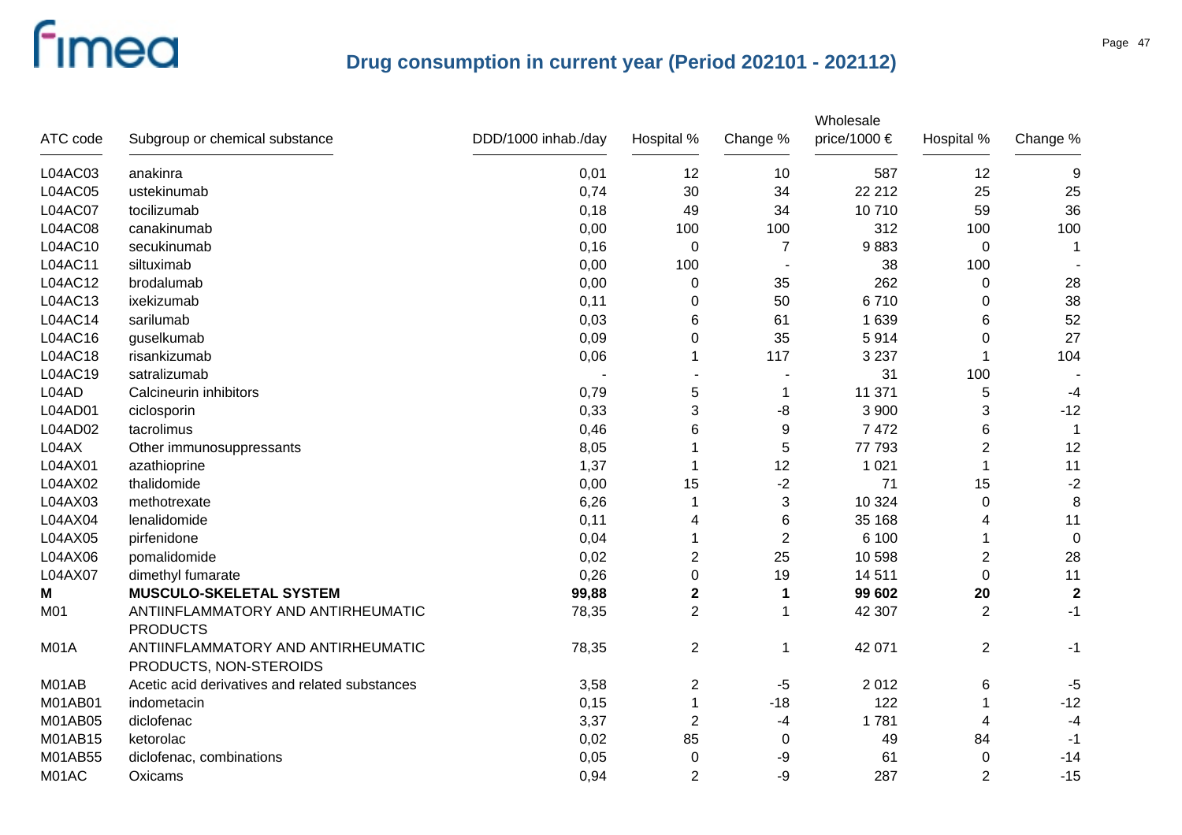# Drug consumption in current year (Period 202101 - 202112)

| ATC code | Subgroup or chemical substance | DDD/1000 inhab./day | Hospital % | Change % | Wholesale price/1000 € | Hospital % | Change % |
|---|---|---|---|---|---|---|---|
| L04AC03 | anakinra | 0,01 | 12 | 10 | 587 | 12 | 9 |
| L04AC05 | ustekinumab | 0,74 | 30 | 34 | 22 212 | 25 | 25 |
| L04AC07 | tocilizumab | 0,18 | 49 | 34 | 10 710 | 59 | 36 |
| L04AC08 | canakinumab | 0,00 | 100 | 100 | 312 | 100 | 100 |
| L04AC10 | secukinumab | 0,16 | 0 | 7 | 9 883 | 0 | 1 |
| L04AC11 | siltuximab | 0,00 | 100 | - | 38 | 100 | - |
| L04AC12 | brodalumab | 0,00 | 0 | 35 | 262 | 0 | 28 |
| L04AC13 | ixekizumab | 0,11 | 0 | 50 | 6 710 | 0 | 38 |
| L04AC14 | sarilumab | 0,03 | 6 | 61 | 1 639 | 6 | 52 |
| L04AC16 | guselkumab | 0,09 | 0 | 35 | 5 914 | 0 | 27 |
| L04AC18 | risankizumab | 0,06 | 1 | 117 | 3 237 | 1 | 104 |
| L04AC19 | satralizumab | - | - | - | 31 | 100 | - |
| L04AD | Calcineurin inhibitors | 0,79 | 5 | 1 | 11 371 | 5 | -4 |
| L04AD01 | ciclosporin | 0,33 | 3 | -8 | 3 900 | 3 | -12 |
| L04AD02 | tacrolimus | 0,46 | 6 | 9 | 7 472 | 6 | 1 |
| L04AX | Other immunosuppressants | 8,05 | 1 | 5 | 77 793 | 2 | 12 |
| L04AX01 | azathioprine | 1,37 | 1 | 12 | 1 021 | 1 | 11 |
| L04AX02 | thalidomide | 0,00 | 15 | -2 | 71 | 15 | -2 |
| L04AX03 | methotrexate | 6,26 | 1 | 3 | 10 324 | 0 | 8 |
| L04AX04 | lenalidomide | 0,11 | 4 | 6 | 35 168 | 4 | 11 |
| L04AX05 | pirfenidone | 0,04 | 1 | 2 | 6 100 | 1 | 0 |
| L04AX06 | pomalidomide | 0,02 | 2 | 25 | 10 598 | 2 | 28 |
| L04AX07 | dimethyl fumarate | 0,26 | 0 | 19 | 14 511 | 0 | 11 |
| **M** | **MUSCULO-SKELETAL SYSTEM** | **99,88** | **2** | **1** | **99 602** | **20** | **2** |
| M01 | ANTIINFLAMMATORY AND ANTIRHEUMATIC PRODUCTS | 78,35 | 2 | 1 | 42 307 | 2 | -1 |
| M01A | ANTIINFLAMMATORY AND ANTIRHEUMATIC PRODUCTS, NON-STEROIDS | 78,35 | 2 | 1 | 42 071 | 2 | -1 |
| M01AB | Acetic acid derivatives and related substances | 3,58 | 2 | -5 | 2 012 | 6 | -5 |
| M01AB01 | indometacin | 0,15 | 1 | -18 | 122 | 1 | -12 |
| M01AB05 | diclofenac | 3,37 | 2 | -4 | 1 781 | 4 | -4 |
| M01AB15 | ketorolac | 0,02 | 85 | 0 | 49 | 84 | -1 |
| M01AB55 | diclofenac, combinations | 0,05 | 0 | -9 | 61 | 0 | -14 |
| M01AC | Oxicams | 0,94 | 2 | -9 | 287 | 2 | -15 |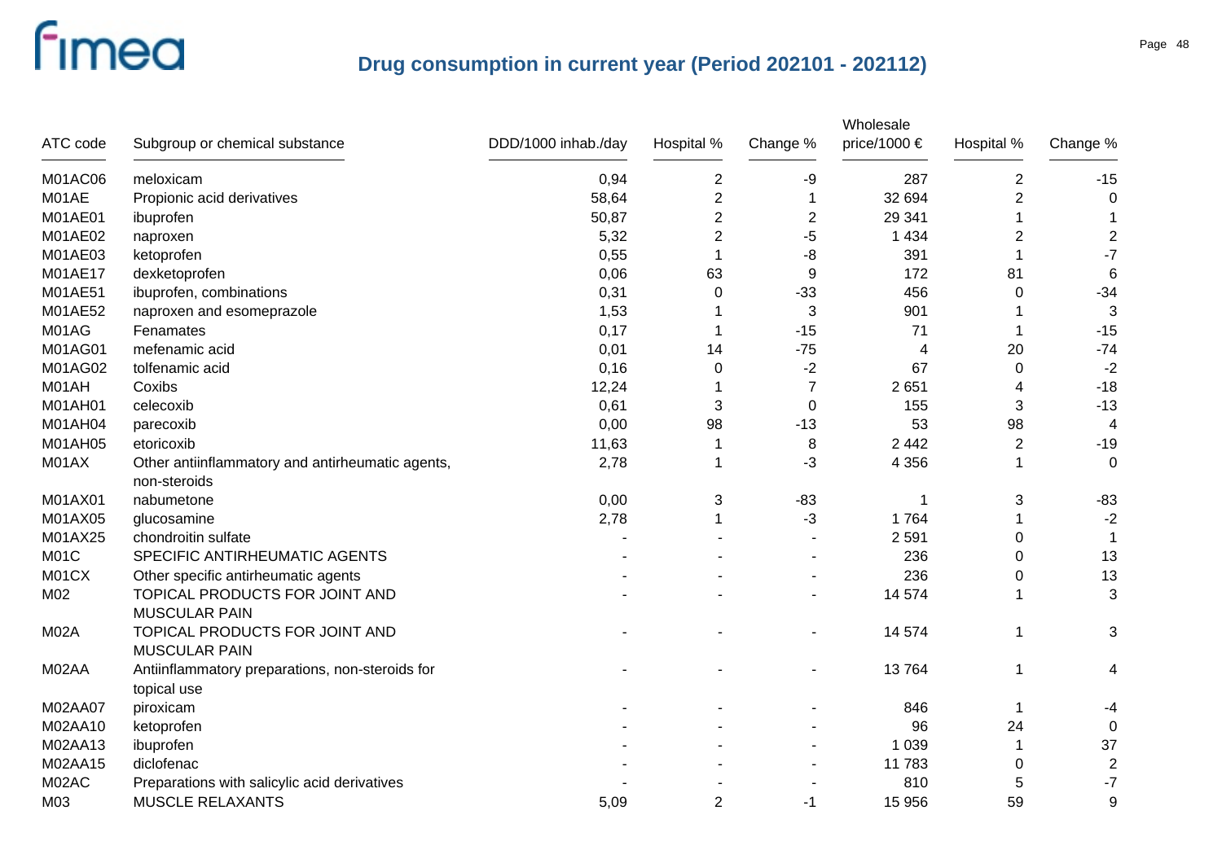# Drug consumption in current year (Period 202101 - 202112)

| ATC code | Subgroup or chemical substance | DDD/1000 inhab./day | Hospital % | Change % | Wholesale price/1000 € | Hospital % | Change % |
|---|---|---|---|---|---|---|---|
| M01AC06 | meloxicam | 0,94 | 2 | -9 | 287 | 2 | -15 |
| M01AE | Propionic acid derivatives | 58,64 | 2 | 1 | 32 694 | 2 | 0 |
| M01AE01 | ibuprofen | 50,87 | 2 | 2 | 29 341 | 1 | 1 |
| M01AE02 | naproxen | 5,32 | 2 | -5 | 1 434 | 2 | 2 |
| M01AE03 | ketoprofen | 0,55 | 1 | -8 | 391 | 1 | -7 |
| M01AE17 | dexketoprofen | 0,06 | 63 | 9 | 172 | 81 | 6 |
| M01AE51 | ibuprofen, combinations | 0,31 | 0 | -33 | 456 | 0 | -34 |
| M01AE52 | naproxen and esomeprazole | 1,53 | 1 | 3 | 901 | 1 | 3 |
| M01AG | Fenamates | 0,17 | 1 | -15 | 71 | 1 | -15 |
| M01AG01 | mefenamic acid | 0,01 | 14 | -75 | 4 | 20 | -74 |
| M01AG02 | tolfenamic acid | 0,16 | 0 | -2 | 67 | 0 | -2 |
| M01AH | Coxibs | 12,24 | 1 | 7 | 2 651 | 4 | -18 |
| M01AH01 | celecoxib | 0,61 | 3 | 0 | 155 | 3 | -13 |
| M01AH04 | parecoxib | 0,00 | 98 | -13 | 53 | 98 | 4 |
| M01AH05 | etoricoxib | 11,63 | 1 | 8 | 2 442 | 2 | -19 |
| M01AX | Other antiinflammatory and antirheumatic agents, non-steroids | 2,78 | 1 | -3 | 4 356 | 1 | 0 |
| M01AX01 | nabumetone | 0,00 | 3 | -83 | 1 | 3 | -83 |
| M01AX05 | glucosamine | 2,78 | 1 | -3 | 1 764 | 1 | -2 |
| M01AX25 | chondroitin sulfate | - | - | - | 2 591 | 0 | 1 |
| M01C | SPECIFIC ANTIRHEUMATIC AGENTS | - | - | - | 236 | 0 | 13 |
| M01CX | Other specific antirheumatic agents | - | - | - | 236 | 0 | 13 |
| M02 | TOPICAL PRODUCTS FOR JOINT AND MUSCULAR PAIN | - | - | - | 14 574 | 1 | 3 |
| M02A | TOPICAL PRODUCTS FOR JOINT AND MUSCULAR PAIN | - | - | - | 14 574 | 1 | 3 |
| M02AA | Antiinflammatory preparations, non-steroids for topical use | - | - | - | 13 764 | 1 | 4 |
| M02AA07 | piroxicam | - | - | - | 846 | 1 | -4 |
| M02AA10 | ketoprofen | - | - | - | 96 | 24 | 0 |
| M02AA13 | ibuprofen | - | - | - | 1 039 | 1 | 37 |
| M02AA15 | diclofenac | - | - | - | 11 783 | 0 | 2 |
| M02AC | Preparations with salicylic acid derivatives | - | - | - | 810 | 5 | -7 |
| M03 | MUSCLE RELAXANTS | 5,09 | 2 | -1 | 15 956 | 59 | 9 |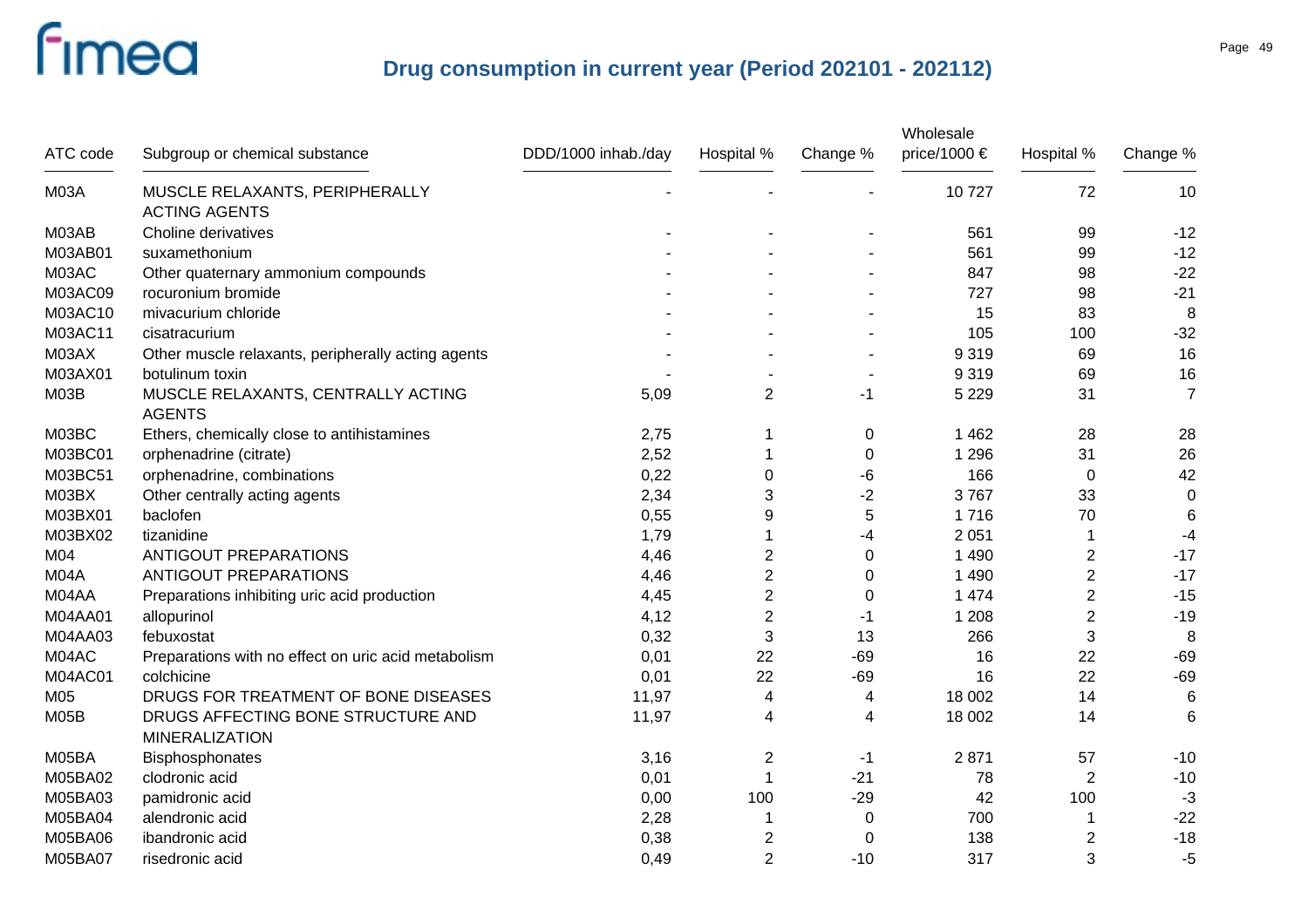## Drug consumption in current year (Period 202101 - 202112)

| ATC code | Subgroup or chemical substance | DDD/1000 inhab./day | Hospital % | Change % | Wholesale price/1000 € | Hospital % | Change % |
|---|---|---|---|---|---|---|---|
| M03A | MUSCLE RELAXANTS, PERIPHERALLY ACTING AGENTS | - | - | - | 10 727 | 72 | 10 |
| M03AB | Choline derivatives | - | - | - | 561 | 99 | -12 |
| M03AB01 | suxamethonium | - | - | - | 561 | 99 | -12 |
| M03AC | Other quaternary ammonium compounds | - | - | - | 847 | 98 | -22 |
| M03AC09 | rocuronium bromide | - | - | - | 727 | 98 | -21 |
| M03AC10 | mivacurium chloride | - | - | - | 15 | 83 | 8 |
| M03AC11 | cisatracurium | - | - | - | 105 | 100 | -32 |
| M03AX | Other muscle relaxants, peripherally acting agents | - | - | - | 9 319 | 69 | 16 |
| M03AX01 | botulinum toxin | - | - | - | 9 319 | 69 | 16 |
| M03B | MUSCLE RELAXANTS, CENTRALLY ACTING AGENTS | 5,09 | 2 | -1 | 5 229 | 31 | 7 |
| M03BC | Ethers, chemically close to antihistamines | 2,75 | 1 | 0 | 1 462 | 28 | 28 |
| M03BC01 | orphenadrine (citrate) | 2,52 | 1 | 0 | 1 296 | 31 | 26 |
| M03BC51 | orphenadrine, combinations | 0,22 | 0 | -6 | 166 | 0 | 42 |
| M03BX | Other centrally acting agents | 2,34 | 3 | -2 | 3 767 | 33 | 0 |
| M03BX01 | baclofen | 0,55 | 9 | 5 | 1 716 | 70 | 6 |
| M03BX02 | tizanidine | 1,79 | 1 | -4 | 2 051 | 1 | -4 |
| M04 | ANTIGOUT PREPARATIONS | 4,46 | 2 | 0 | 1 490 | 2 | -17 |
| M04A | ANTIGOUT PREPARATIONS | 4,46 | 2 | 0 | 1 490 | 2 | -17 |
| M04AA | Preparations inhibiting uric acid production | 4,45 | 2 | 0 | 1 474 | 2 | -15 |
| M04AA01 | allopurinol | 4,12 | 2 | -1 | 1 208 | 2 | -19 |
| M04AA03 | febuxostat | 0,32 | 3 | 13 | 266 | 3 | 8 |
| M04AC | Preparations with no effect on uric acid metabolism | 0,01 | 22 | -69 | 16 | 22 | -69 |
| M04AC01 | colchicine | 0,01 | 22 | -69 | 16 | 22 | -69 |
| M05 | DRUGS FOR TREATMENT OF BONE DISEASES | 11,97 | 4 | 4 | 18 002 | 14 | 6 |
| M05B | DRUGS AFFECTING BONE STRUCTURE AND MINERALIZATION | 11,97 | 4 | 4 | 18 002 | 14 | 6 |
| M05BA | Bisphosphonates | 3,16 | 2 | -1 | 2 871 | 57 | -10 |
| M05BA02 | clodronic acid | 0,01 | 1 | -21 | 78 | 2 | -10 |
| M05BA03 | pamidronic acid | 0,00 | 100 | -29 | 42 | 100 | -3 |
| M05BA04 | alendronic acid | 2,28 | 1 | 0 | 700 | 1 | -22 |
| M05BA06 | ibandronic acid | 0,38 | 2 | 0 | 138 | 2 | -18 |
| M05BA07 | risedronic acid | 0,49 | 2 | -10 | 317 | 3 | -5 |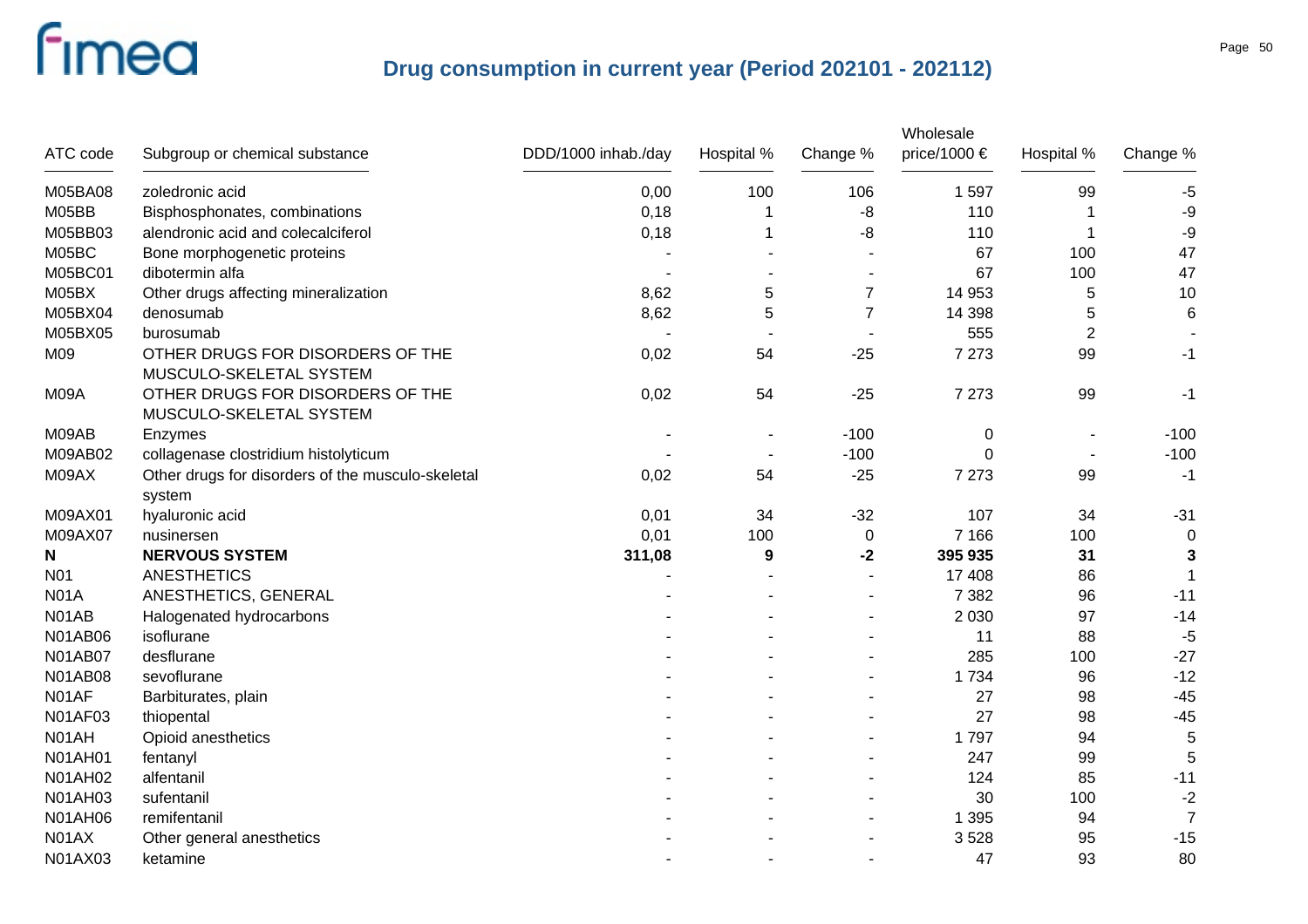# Drug consumption in current year (Period 202101 - 202112)

| ATC code | Subgroup or chemical substance | DDD/1000 inhab./day | Hospital % | Change % | Wholesale price/1000 € | Hospital % | Change % |
|---|---|---|---|---|---|---|---|
| M05BA08 | zoledronic acid | 0,00 | 100 | 106 | 1 597 | 99 | -5 |
| M05BB | Bisphosphonates, combinations | 0,18 | 1 | -8 | 110 | 1 | -9 |
| M05BB03 | alendronic acid and colecalciferol | 0,18 | 1 | -8 | 110 | 1 | -9 |
| M05BC | Bone morphogenetic proteins | - | - | - | 67 | 100 | 47 |
| M05BC01 | dibotermin alfa | - | - | - | 67 | 100 | 47 |
| M05BX | Other drugs affecting mineralization | 8,62 | 5 | 7 | 14 953 | 5 | 10 |
| M05BX04 | denosumab | 8,62 | 5 | 7 | 14 398 | 5 | 6 |
| M05BX05 | burosumab | - | - | - | 555 | 2 | - |
| M09 | OTHER DRUGS FOR DISORDERS OF THE MUSCULO-SKELETAL SYSTEM | 0,02 | 54 | -25 | 7 273 | 99 | -1 |
| M09A | OTHER DRUGS FOR DISORDERS OF THE MUSCULO-SKELETAL SYSTEM | 0,02 | 54 | -25 | 7 273 | 99 | -1 |
| M09AB | Enzymes | - | - | -100 | 0 | - | -100 |
| M09AB02 | collagenase clostridium histolyticum | - | - | -100 | 0 | - | -100 |
| M09AX | Other drugs for disorders of the musculo-skeletal system | 0,02 | 54 | -25 | 7 273 | 99 | -1 |
| M09AX01 | hyaluronic acid | 0,01 | 34 | -32 | 107 | 34 | -31 |
| M09AX07 | nusinersen | 0,01 | 100 | 0 | 7 166 | 100 | 0 |
| **N** | **NERVOUS SYSTEM** | **311,08** | **9** | **-2** | **395 935** | **31** | **3** |
| N01 | ANESTHETICS | - | - | - | 17 408 | 86 | 1 |
| N01A | ANESTHETICS, GENERAL | - | - | - | 7 382 | 96 | -11 |
| N01AB | Halogenated hydrocarbons | - | - | - | 2 030 | 97 | -14 |
| N01AB06 | isoflurane | - | - | - | 11 | 88 | -5 |
| N01AB07 | desflurane | - | - | - | 285 | 100 | -27 |
| N01AB08 | sevoflurane | - | - | - | 1 734 | 96 | -12 |
| N01AF | Barbiturates, plain | - | - | - | 27 | 98 | -45 |
| N01AF03 | thiopental | - | - | - | 27 | 98 | -45 |
| N01AH | Opioid anesthetics | - | - | - | 1 797 | 94 | 5 |
| N01AH01 | fentanyl | - | - | - | 247 | 99 | 5 |
| N01AH02 | alfentanil | - | - | - | 124 | 85 | -11 |
| N01AH03 | sufentanil | - | - | - | 30 | 100 | -2 |
| N01AH06 | remifentanil | - | - | - | 1 395 | 94 | 7 |
| N01AX | Other general anesthetics | - | - | - | 3 528 | 95 | -15 |
| N01AX03 | ketamine | - | - | - | 47 | 93 | 80 |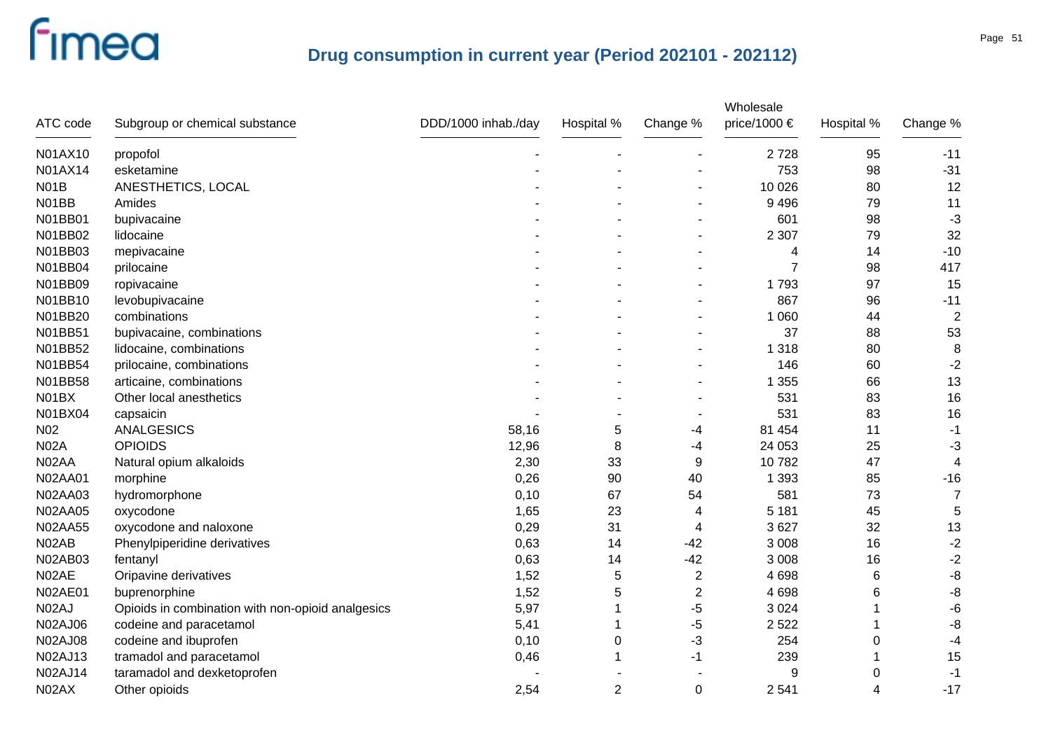## Drug consumption in current year (Period 202101 - 202112)

| ATC code | Subgroup or chemical substance | DDD/1000 inhab./day | Hospital % | Change % | Wholesale price/1000 € | Hospital % | Change % |
|---|---|---|---|---|---|---|---|
| N01AX10 | propofol | - | - | - | 2 728 | 95 | -11 |
| N01AX14 | esketamine | - | - | - | 753 | 98 | -31 |
| N01B | ANESTHETICS, LOCAL | - | - | - | 10 026 | 80 | 12 |
| N01BB | Amides | - | - | - | 9 496 | 79 | 11 |
| N01BB01 | bupivacaine | - | - | - | 601 | 98 | -3 |
| N01BB02 | lidocaine | - | - | - | 2 307 | 79 | 32 |
| N01BB03 | mepivacaine | - | - | - | 4 | 14 | -10 |
| N01BB04 | prilocaine | - | - | - | 7 | 98 | 417 |
| N01BB09 | ropivacaine | - | - | - | 1 793 | 97 | 15 |
| N01BB10 | levobupivacaine | - | - | - | 867 | 96 | -11 |
| N01BB20 | combinations | - | - | - | 1 060 | 44 | 2 |
| N01BB51 | bupivacaine, combinations | - | - | - | 37 | 88 | 53 |
| N01BB52 | lidocaine, combinations | - | - | - | 1 318 | 80 | 8 |
| N01BB54 | prilocaine, combinations | - | - | - | 146 | 60 | -2 |
| N01BB58 | articaine, combinations | - | - | - | 1 355 | 66 | 13 |
| N01BX | Other local anesthetics | - | - | - | 531 | 83 | 16 |
| N01BX04 | capsaicin | - | - | - | 531 | 83 | 16 |
| N02 | ANALGESICS | 58,16 | 5 | -4 | 81 454 | 11 | -1 |
| N02A | OPIOIDS | 12,96 | 8 | -4 | 24 053 | 25 | -3 |
| N02AA | Natural opium alkaloids | 2,30 | 33 | 9 | 10 782 | 47 | 4 |
| N02AA01 | morphine | 0,26 | 90 | 40 | 1 393 | 85 | -16 |
| N02AA03 | hydromorphone | 0,10 | 67 | 54 | 581 | 73 | 7 |
| N02AA05 | oxycodone | 1,65 | 23 | 4 | 5 181 | 45 | 5 |
| N02AA55 | oxycodone and naloxone | 0,29 | 31 | 4 | 3 627 | 32 | 13 |
| N02AB | Phenylpiperidine derivatives | 0,63 | 14 | -42 | 3 008 | 16 | -2 |
| N02AB03 | fentanyl | 0,63 | 14 | -42 | 3 008 | 16 | -2 |
| N02AE | Oripavine derivatives | 1,52 | 5 | 2 | 4 698 | 6 | -8 |
| N02AE01 | buprenorphine | 1,52 | 5 | 2 | 4 698 | 6 | -8 |
| N02AJ | Opioids in combination with non-opioid analgesics | 5,97 | 1 | -5 | 3 024 | 1 | -6 |
| N02AJ06 | codeine and paracetamol | 5,41 | 1 | -5 | 2 522 | 1 | -8 |
| N02AJ08 | codeine and ibuprofen | 0,10 | 0 | -3 | 254 | 0 | -4 |
| N02AJ13 | tramadol and paracetamol | 0,46 | 1 | -1 | 239 | 1 | 15 |
| N02AJ14 | taramadol and dexketoprofen | - | - | - | 9 | 0 | -1 |
| N02AX | Other opioids | 2,54 | 2 | 0 | 2 541 | 4 | -17 |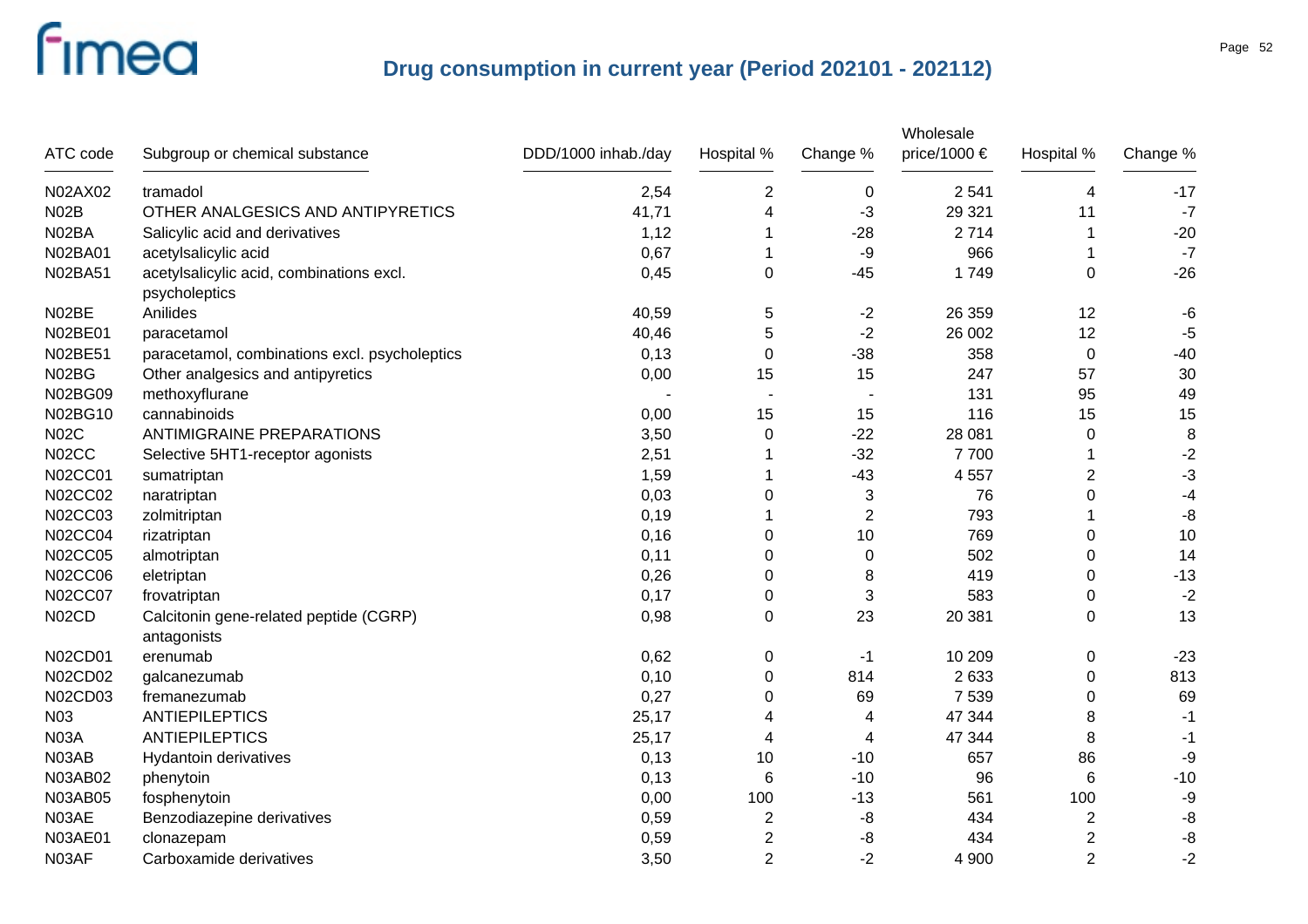# Drug consumption in current year (Period 202101 - 202112)

| ATC code | Subgroup or chemical substance | DDD/1000 inhab./day | Hospital % | Change % | Wholesale price/1000 € | Hospital % | Change % |
|---|---|---|---|---|---|---|---|
| N02AX02 | tramadol | 2,54 | 2 | 0 | 2 541 | 4 | -17 |
| N02B | OTHER ANALGESICS AND ANTIPYRETICS | 41,71 | 4 | -3 | 29 321 | 11 | -7 |
| N02BA | Salicylic acid and derivatives | 1,12 | 1 | -28 | 2 714 | 1 | -20 |
| N02BA01 | acetylsalicylic acid | 0,67 | 1 | -9 | 966 | 1 | -7 |
| N02BA51 | acetylsalicylic acid, combinations excl. psycholeptics | 0,45 | 0 | -45 | 1 749 | 0 | -26 |
| N02BE | Anilides | 40,59 | 5 | -2 | 26 359 | 12 | -6 |
| N02BE01 | paracetamol | 40,46 | 5 | -2 | 26 002 | 12 | -5 |
| N02BE51 | paracetamol, combinations excl. psycholeptics | 0,13 | 0 | -38 | 358 | 0 | -40 |
| N02BG | Other analgesics and antipyretics | 0,00 | 15 | 15 | 247 | 57 | 30 |
| N02BG09 | methoxyflurane | - | - | - | 131 | 95 | 49 |
| N02BG10 | cannabinoids | 0,00 | 15 | 15 | 116 | 15 | 15 |
| N02C | ANTIMIGRAINE PREPARATIONS | 3,50 | 0 | -22 | 28 081 | 0 | 8 |
| N02CC | Selective 5HT1-receptor agonists | 2,51 | 1 | -32 | 7 700 | 1 | -2 |
| N02CC01 | sumatriptan | 1,59 | 1 | -43 | 4 557 | 2 | -3 |
| N02CC02 | naratriptan | 0,03 | 0 | 3 | 76 | 0 | -4 |
| N02CC03 | zolmitriptan | 0,19 | 1 | 2 | 793 | 1 | -8 |
| N02CC04 | rizatriptan | 0,16 | 0 | 10 | 769 | 0 | 10 |
| N02CC05 | almotriptan | 0,11 | 0 | 0 | 502 | 0 | 14 |
| N02CC06 | eletriptan | 0,26 | 0 | 8 | 419 | 0 | -13 |
| N02CC07 | frovatriptan | 0,17 | 0 | 3 | 583 | 0 | -2 |
| N02CD | Calcitonin gene-related peptide (CGRP) antagonists | 0,98 | 0 | 23 | 20 381 | 0 | 13 |
| N02CD01 | erenumab | 0,62 | 0 | -1 | 10 209 | 0 | -23 |
| N02CD02 | galcanezumab | 0,10 | 0 | 814 | 2 633 | 0 | 813 |
| N02CD03 | fremanezumab | 0,27 | 0 | 69 | 7 539 | 0 | 69 |
| N03 | ANTIEPILEPTICS | 25,17 | 4 | 4 | 47 344 | 8 | -1 |
| N03A | ANTIEPILEPTICS | 25,17 | 4 | 4 | 47 344 | 8 | -1 |
| N03AB | Hydantoin derivatives | 0,13 | 10 | -10 | 657 | 86 | -9 |
| N03AB02 | phenytoin | 0,13 | 6 | -10 | 96 | 6 | -10 |
| N03AB05 | fosphenytoin | 0,00 | 100 | -13 | 561 | 100 | -9 |
| N03AE | Benzodiazepine derivatives | 0,59 | 2 | -8 | 434 | 2 | -8 |
| N03AE01 | clonazepam | 0,59 | 2 | -8 | 434 | 2 | -8 |
| N03AF | Carboxamide derivatives | 3,50 | 2 | -2 | 4 900 | 2 | -2 |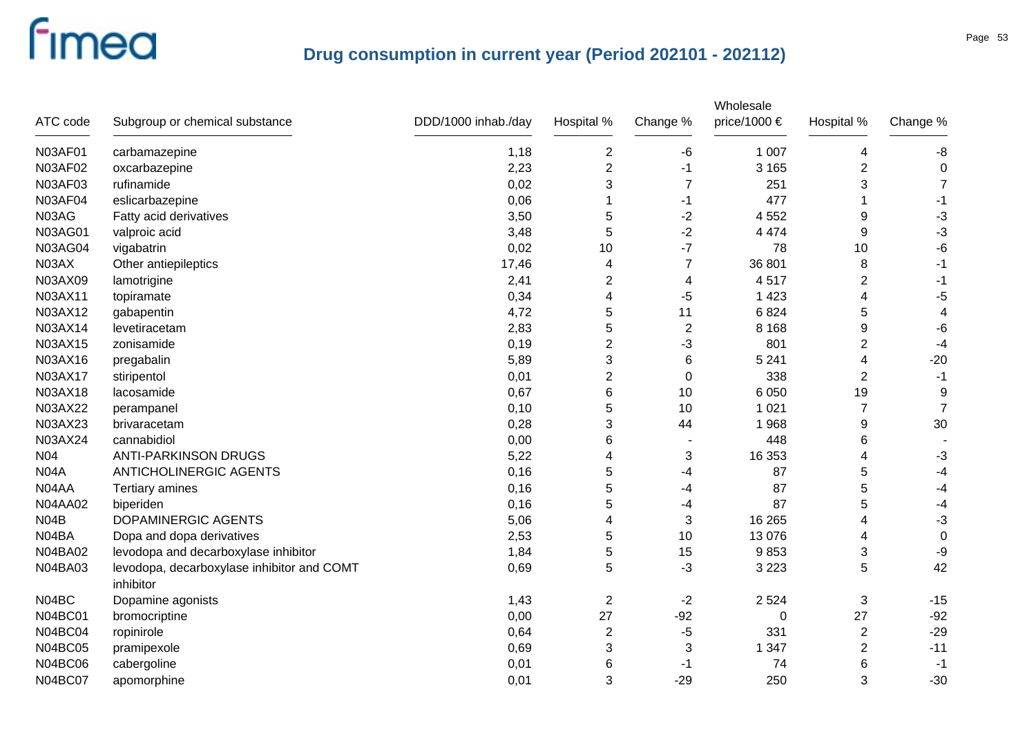# Drug consumption in current year (Period 202101 - 202112)

| ATC code | Subgroup or chemical substance | DDD/1000 inhab./day | Hospital % | Change % | Wholesale price/1000 € | Hospital % | Change % |
|---|---|---|---|---|---|---|---|
| N03AF01 | carbamazepine | 1,18 | 2 | -6 | 1 007 | 4 | -8 |
| N03AF02 | oxcarbazepine | 2,23 | 2 | -1 | 3 165 | 2 | 0 |
| N03AF03 | rufinamide | 0,02 | 3 | 7 | 251 | 3 | 7 |
| N03AF04 | eslicarbazepine | 0,06 | 1 | -1 | 477 | 1 | -1 |
| N03AG | Fatty acid derivatives | 3,50 | 5 | -2 | 4 552 | 9 | -3 |
| N03AG01 | valproic acid | 3,48 | 5 | -2 | 4 474 | 9 | -3 |
| N03AG04 | vigabatrin | 0,02 | 10 | -7 | 78 | 10 | -6 |
| N03AX | Other antiepileptics | 17,46 | 4 | 7 | 36 801 | 8 | -1 |
| N03AX09 | lamotrigine | 2,41 | 2 | 4 | 4 517 | 2 | -1 |
| N03AX11 | topiramate | 0,34 | 4 | -5 | 1 423 | 4 | -5 |
| N03AX12 | gabapentin | 4,72 | 5 | 11 | 6 824 | 5 | 4 |
| N03AX14 | levetiracetam | 2,83 | 5 | 2 | 8 168 | 9 | -6 |
| N03AX15 | zonisamide | 0,19 | 2 | -3 | 801 | 2 | -4 |
| N03AX16 | pregabalin | 5,89 | 3 | 6 | 5 241 | 4 | -20 |
| N03AX17 | stiripentol | 0,01 | 2 | 0 | 338 | 2 | -1 |
| N03AX18 | lacosamide | 0,67 | 6 | 10 | 6 050 | 19 | 9 |
| N03AX22 | perampanel | 0,10 | 5 | 10 | 1 021 | 7 | 7 |
| N03AX23 | brivaracetam | 0,28 | 3 | 44 | 1 968 | 9 | 30 |
| N03AX24 | cannabidiol | 0,00 | 6 | - | 448 | 6 | - |
| N04 | ANTI-PARKINSON DRUGS | 5,22 | 4 | 3 | 16 353 | 4 | -3 |
| N04A | ANTICHOLINERGIC AGENTS | 0,16 | 5 | -4 | 87 | 5 | -4 |
| N04AA | Tertiary amines | 0,16 | 5 | -4 | 87 | 5 | -4 |
| N04AA02 | biperiden | 0,16 | 5 | -4 | 87 | 5 | -4 |
| N04B | DOPAMINERGIC AGENTS | 5,06 | 4 | 3 | 16 265 | 4 | -3 |
| N04BA | Dopa and dopa derivatives | 2,53 | 5 | 10 | 13 076 | 4 | 0 |
| N04BA02 | levodopa and decarboxylase inhibitor | 1,84 | 5 | 15 | 9 853 | 3 | -9 |
| N04BA03 | levodopa, decarboxylase inhibitor and COMT inhibitor | 0,69 | 5 | -3 | 3 223 | 5 | 42 |
| N04BC | Dopamine agonists | 1,43 | 2 | -2 | 2 524 | 3 | -15 |
| N04BC01 | bromocriptine | 0,00 | 27 | -92 | 0 | 27 | -92 |
| N04BC04 | ropinirole | 0,64 | 2 | -5 | 331 | 2 | -29 |
| N04BC05 | pramipexole | 0,69 | 3 | 3 | 1 347 | 2 | -11 |
| N04BC06 | cabergoline | 0,01 | 6 | -1 | 74 | 6 | -1 |
| N04BC07 | apomorphine | 0,01 | 3 | -29 | 250 | 3 | -30 |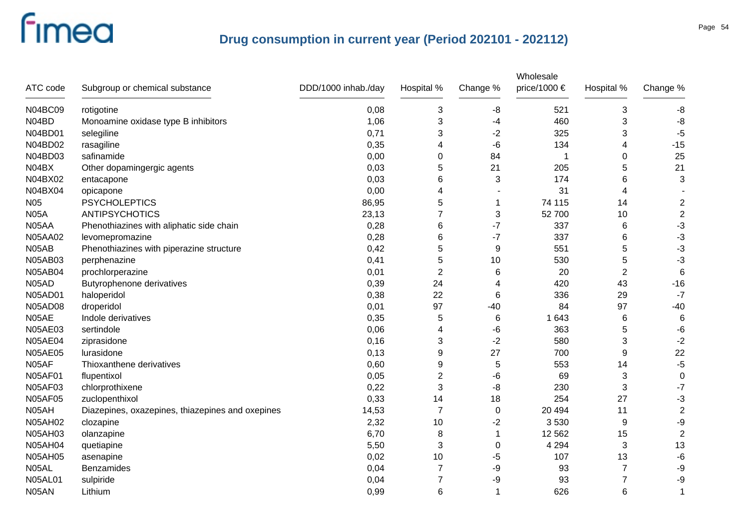# Drug consumption in current year (Period 202101 - 202112)

| ATC code | Subgroup or chemical substance | DDD/1000 inhab./day | Hospital % | Change % | Wholesale price/1000 € | Hospital % | Change % |
|---|---|---|---|---|---|---|---|
| N04BC09 | rotigotine | 0,08 | 3 | -8 | 521 | 3 | -8 |
| N04BD | Monoamine oxidase type B inhibitors | 1,06 | 3 | -4 | 460 | 3 | -8 |
| N04BD01 | selegiline | 0,71 | 3 | -2 | 325 | 3 | -5 |
| N04BD02 | rasagiline | 0,35 | 4 | -6 | 134 | 4 | -15 |
| N04BD03 | safinamide | 0,00 | 0 | 84 | 1 | 0 | 25 |
| N04BX | Other dopamingergic agents | 0,03 | 5 | 21 | 205 | 5 | 21 |
| N04BX02 | entacapone | 0,03 | 6 | 3 | 174 | 6 | 3 |
| N04BX04 | opicapone | 0,00 | 4 | - | 31 | 4 | - |
| N05 | PSYCHOLEPTICS | 86,95 | 5 | 1 | 74 115 | 14 | 2 |
| N05A | ANTIPSYCHOTICS | 23,13 | 7 | 3 | 52 700 | 10 | 2 |
| N05AA | Phenothiazines with aliphatic side chain | 0,28 | 6 | -7 | 337 | 6 | -3 |
| N05AA02 | levomepromazine | 0,28 | 6 | -7 | 337 | 6 | -3 |
| N05AB | Phenothiazines with piperazine structure | 0,42 | 5 | 9 | 551 | 5 | -3 |
| N05AB03 | perphenazine | 0,41 | 5 | 10 | 530 | 5 | -3 |
| N05AB04 | prochlorperazine | 0,01 | 2 | 6 | 20 | 2 | 6 |
| N05AD | Butyrophenone derivatives | 0,39 | 24 | 4 | 420 | 43 | -16 |
| N05AD01 | haloperidol | 0,38 | 22 | 6 | 336 | 29 | -7 |
| N05AD08 | droperidol | 0,01 | 97 | -40 | 84 | 97 | -40 |
| N05AE | Indole derivatives | 0,35 | 5 | 6 | 1 643 | 6 | 6 |
| N05AE03 | sertindole | 0,06 | 4 | -6 | 363 | 5 | -6 |
| N05AE04 | ziprasidone | 0,16 | 3 | -2 | 580 | 3 | -2 |
| N05AE05 | lurasidone | 0,13 | 9 | 27 | 700 | 9 | 22 |
| N05AF | Thioxanthene derivatives | 0,60 | 9 | 5 | 553 | 14 | -5 |
| N05AF01 | flupentixol | 0,05 | 2 | -6 | 69 | 3 | 0 |
| N05AF03 | chlorprothixene | 0,22 | 3 | -8 | 230 | 3 | -7 |
| N05AF05 | zuclopenthixol | 0,33 | 14 | 18 | 254 | 27 | -3 |
| N05AH | Diazepines, oxazepines, thiazepines and oxepines | 14,53 | 7 | 0 | 20 494 | 11 | 2 |
| N05AH02 | clozapine | 2,32 | 10 | -2 | 3 530 | 9 | -9 |
| N05AH03 | olanzapine | 6,70 | 8 | 1 | 12 562 | 15 | 2 |
| N05AH04 | quetiapine | 5,50 | 3 | 0 | 4 294 | 3 | 13 |
| N05AH05 | asenapine | 0,02 | 10 | -5 | 107 | 13 | -6 |
| N05AL | Benzamides | 0,04 | 7 | -9 | 93 | 7 | -9 |
| N05AL01 | sulpiride | 0,04 | 7 | -9 | 93 | 7 | -9 |
| N05AN | Lithium | 0,99 | 6 | 1 | 626 | 6 | 1 |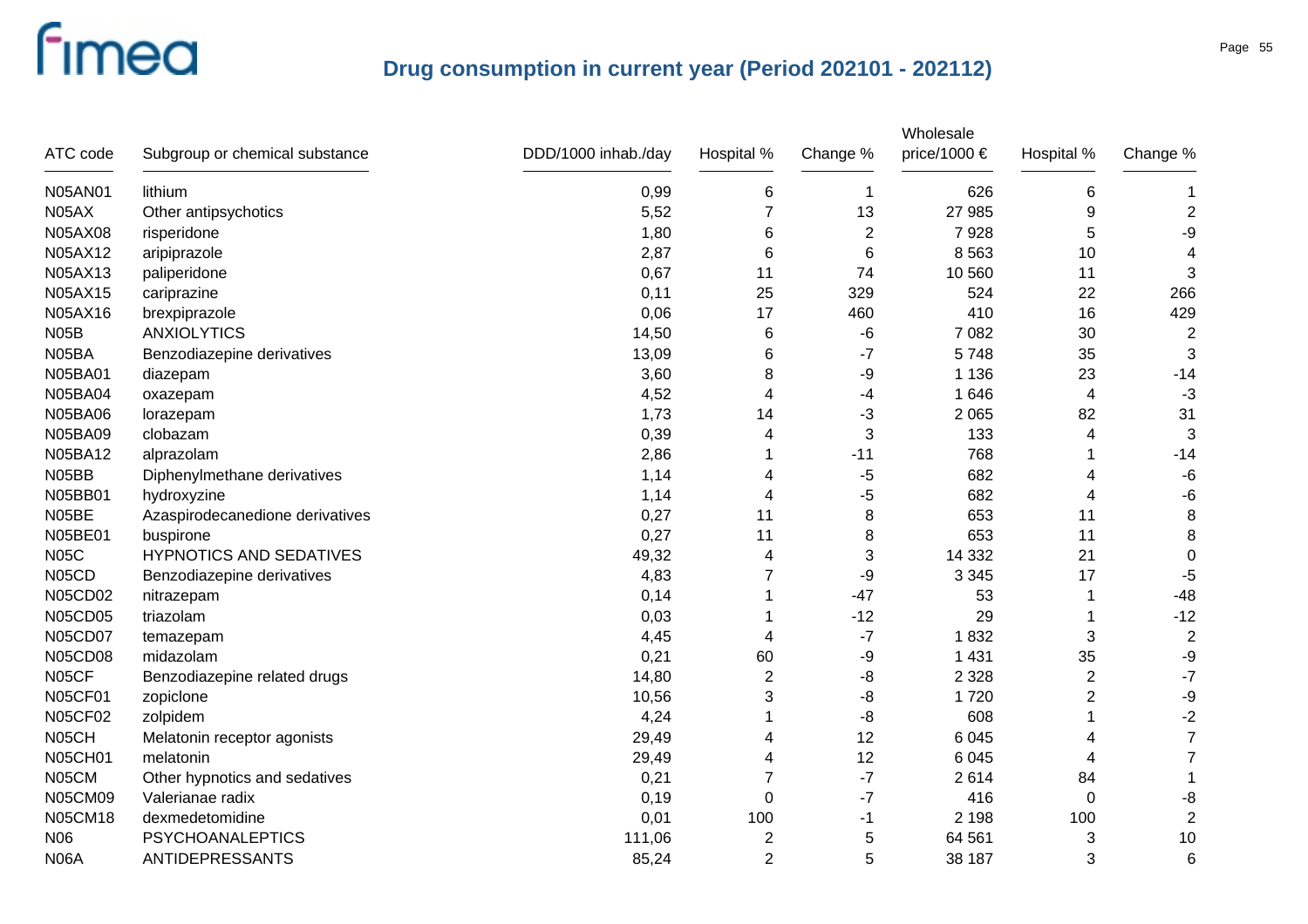## Drug consumption in current year (Period 202101 - 202112)

| ATC code | Subgroup or chemical substance | DDD/1000 inhab./day | Hospital % | Change % | Wholesale price/1000 € | Hospital % | Change % |
|---|---|---|---|---|---|---|---|
| N05AN01 | lithium | 0,99 | 6 | 1 | 626 | 6 | 1 |
| N05AX | Other antipsychotics | 5,52 | 7 | 13 | 27 985 | 9 | 2 |
| N05AX08 | risperidone | 1,80 | 6 | 2 | 7 928 | 5 | -9 |
| N05AX12 | aripiprazole | 2,87 | 6 | 6 | 8 563 | 10 | 4 |
| N05AX13 | paliperidone | 0,67 | 11 | 74 | 10 560 | 11 | 3 |
| N05AX15 | cariprazine | 0,11 | 25 | 329 | 524 | 22 | 266 |
| N05AX16 | brexpiprazole | 0,06 | 17 | 460 | 410 | 16 | 429 |
| N05B | ANXIOLYTICS | 14,50 | 6 | -6 | 7 082 | 30 | 2 |
| N05BA | Benzodiazepine derivatives | 13,09 | 6 | -7 | 5 748 | 35 | 3 |
| N05BA01 | diazepam | 3,60 | 8 | -9 | 1 136 | 23 | -14 |
| N05BA04 | oxazepam | 4,52 | 4 | -4 | 1 646 | 4 | -3 |
| N05BA06 | lorazepam | 1,73 | 14 | -3 | 2 065 | 82 | 31 |
| N05BA09 | clobazam | 0,39 | 4 | 3 | 133 | 4 | 3 |
| N05BA12 | alprazolam | 2,86 | 1 | -11 | 768 | 1 | -14 |
| N05BB | Diphenylmethane derivatives | 1,14 | 4 | -5 | 682 | 4 | -6 |
| N05BB01 | hydroxyzine | 1,14 | 4 | -5 | 682 | 4 | -6 |
| N05BE | Azaspirodecanedione derivatives | 0,27 | 11 | 8 | 653 | 11 | 8 |
| N05BE01 | buspirone | 0,27 | 11 | 8 | 653 | 11 | 8 |
| N05C | HYPNOTICS AND SEDATIVES | 49,32 | 4 | 3 | 14 332 | 21 | 0 |
| N05CD | Benzodiazepine derivatives | 4,83 | 7 | -9 | 3 345 | 17 | -5 |
| N05CD02 | nitrazepam | 0,14 | 1 | -47 | 53 | 1 | -48 |
| N05CD05 | triazolam | 0,03 | 1 | -12 | 29 | 1 | -12 |
| N05CD07 | temazepam | 4,45 | 4 | -7 | 1 832 | 3 | 2 |
| N05CD08 | midazolam | 0,21 | 60 | -9 | 1 431 | 35 | -9 |
| N05CF | Benzodiazepine related drugs | 14,80 | 2 | -8 | 2 328 | 2 | -7 |
| N05CF01 | zopiclone | 10,56 | 3 | -8 | 1 720 | 2 | -9 |
| N05CF02 | zolpidem | 4,24 | 1 | -8 | 608 | 1 | -2 |
| N05CH | Melatonin receptor agonists | 29,49 | 4 | 12 | 6 045 | 4 | 7 |
| N05CH01 | melatonin | 29,49 | 4 | 12 | 6 045 | 4 | 7 |
| N05CM | Other hypnotics and sedatives | 0,21 | 7 | -7 | 2 614 | 84 | 1 |
| N05CM09 | Valerianae radix | 0,19 | 0 | -7 | 416 | 0 | -8 |
| N05CM18 | dexmedetomidine | 0,01 | 100 | -1 | 2 198 | 100 | 2 |
| N06 | PSYCHOANALEPTICS | 111,06 | 2 | 5 | 64 561 | 3 | 10 |
| N06A | ANTIDEPRESSANTS | 85,24 | 2 | 5 | 38 187 | 3 | 6 |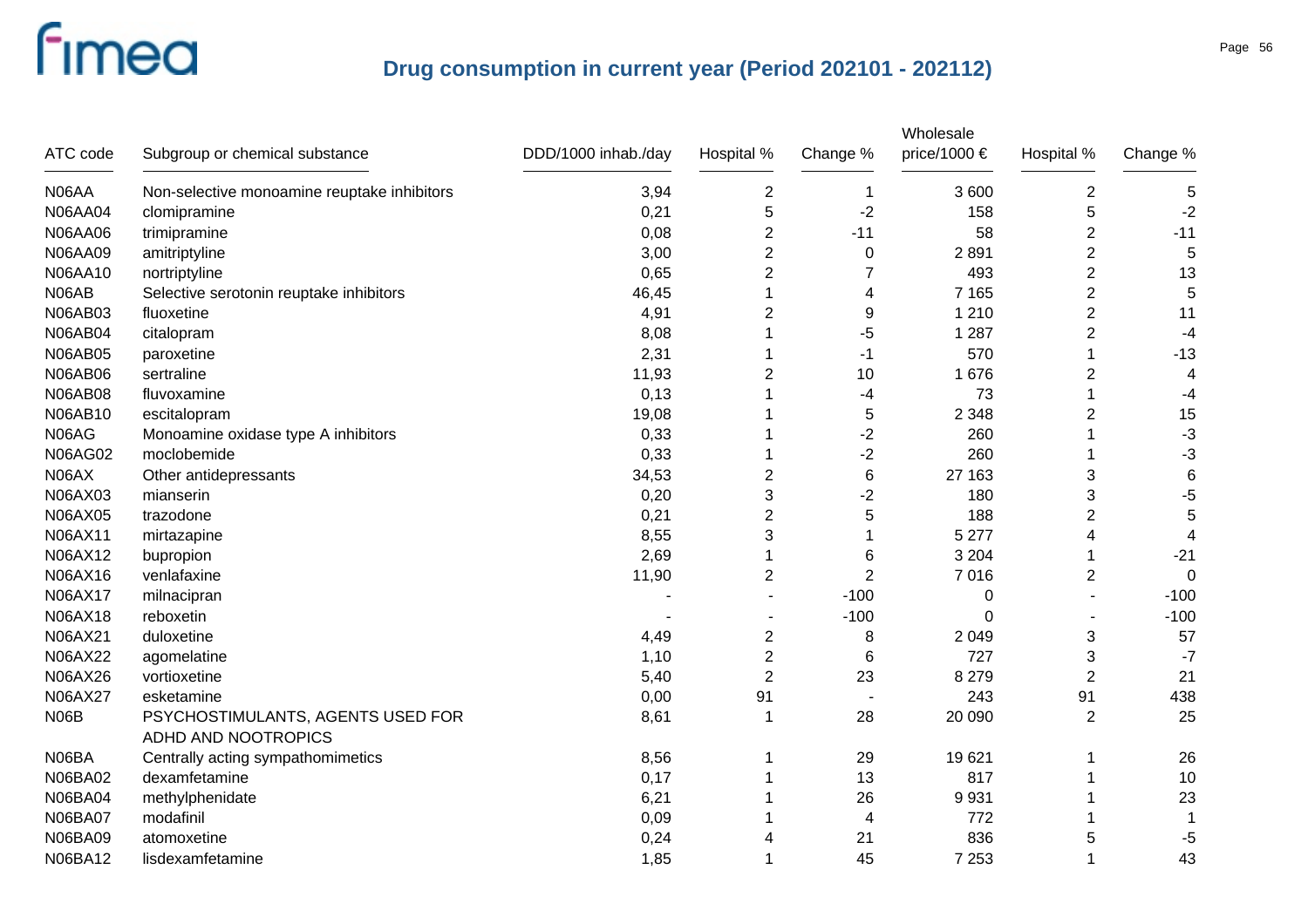# Drug consumption in current year (Period 202101 - 202112)

| ATC code | Subgroup or chemical substance | DDD/1000 inhab./day | Hospital % | Change % | Wholesale price/1000 € | Hospital % | Change % |
|---|---|---|---|---|---|---|---|
| N06AA | Non-selective monoamine reuptake inhibitors | 3,94 | 2 | 1 | 3 600 | 2 | 5 |
| N06AA04 | clomipramine | 0,21 | 5 | -2 | 158 | 5 | -2 |
| N06AA06 | trimipramine | 0,08 | 2 | -11 | 58 | 2 | -11 |
| N06AA09 | amitriptyline | 3,00 | 2 | 0 | 2 891 | 2 | 5 |
| N06AA10 | nortriptyline | 0,65 | 2 | 7 | 493 | 2 | 13 |
| N06AB | Selective serotonin reuptake inhibitors | 46,45 | 1 | 4 | 7 165 | 2 | 5 |
| N06AB03 | fluoxetine | 4,91 | 2 | 9 | 1 210 | 2 | 11 |
| N06AB04 | citalopram | 8,08 | 1 | -5 | 1 287 | 2 | -4 |
| N06AB05 | paroxetine | 2,31 | 1 | -1 | 570 | 1 | -13 |
| N06AB06 | sertraline | 11,93 | 2 | 10 | 1 676 | 2 | 4 |
| N06AB08 | fluvoxamine | 0,13 | 1 | -4 | 73 | 1 | -4 |
| N06AB10 | escitalopram | 19,08 | 1 | 5 | 2 348 | 2 | 15 |
| N06AG | Monoamine oxidase type A inhibitors | 0,33 | 1 | -2 | 260 | 1 | -3 |
| N06AG02 | moclobemide | 0,33 | 1 | -2 | 260 | 1 | -3 |
| N06AX | Other antidepressants | 34,53 | 2 | 6 | 27 163 | 3 | 6 |
| N06AX03 | mianserin | 0,20 | 3 | -2 | 180 | 3 | -5 |
| N06AX05 | trazodone | 0,21 | 2 | 5 | 188 | 2 | 5 |
| N06AX11 | mirtazapine | 8,55 | 3 | 1 | 5 277 | 4 | 4 |
| N06AX12 | bupropion | 2,69 | 1 | 6 | 3 204 | 1 | -21 |
| N06AX16 | venlafaxine | 11,90 | 2 | 2 | 7 016 | 2 | 0 |
| N06AX17 | milnacipran | - | - | -100 | 0 | - | -100 |
| N06AX18 | reboxetin | - | - | -100 | 0 | - | -100 |
| N06AX21 | duloxetine | 4,49 | 2 | 8 | 2 049 | 3 | 57 |
| N06AX22 | agomelatine | 1,10 | 2 | 6 | 727 | 3 | -7 |
| N06AX26 | vortioxetine | 5,40 | 2 | 23 | 8 279 | 2 | 21 |
| N06AX27 | esketamine | 0,00 | 91 | - | 243 | 91 | 438 |
| N06B | PSYCHOSTIMULANTS, AGENTS USED FOR ADHD AND NOOTROPICS | 8,61 | 1 | 28 | 20 090 | 2 | 25 |
| N06BA | Centrally acting sympathomimetics | 8,56 | 1 | 29 | 19 621 | 1 | 26 |
| N06BA02 | dexamfetamine | 0,17 | 1 | 13 | 817 | 1 | 10 |
| N06BA04 | methylphenidate | 6,21 | 1 | 26 | 9 931 | 1 | 23 |
| N06BA07 | modafinil | 0,09 | 1 | 4 | 772 | 1 | 1 |
| N06BA09 | atomoxetine | 0,24 | 4 | 21 | 836 | 5 | -5 |
| N06BA12 | lisdexamfetamine | 1,85 | 1 | 45 | 7 253 | 1 | 43 |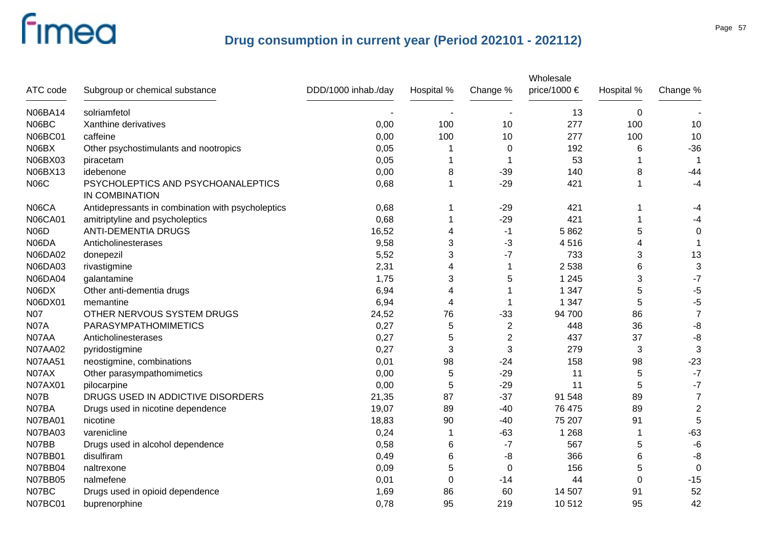# Drug consumption in current year (Period 202101 - 202112)

| ATC code | Subgroup or chemical substance | DDD/1000 inhab./day | Hospital % | Change % | Wholesale price/1000 € | Hospital % | Change % |
|---|---|---|---|---|---|---|---|
| N06BA14 | solriamfetol | - | - | - | 13 | 0 | - |
| N06BC | Xanthine derivatives | 0,00 | 100 | 10 | 277 | 100 | 10 |
| N06BC01 | caffeine | 0,00 | 100 | 10 | 277 | 100 | 10 |
| N06BX | Other psychostimulants and nootropics | 0,05 | 1 | 0 | 192 | 6 | -36 |
| N06BX03 | piracetam | 0,05 | 1 | 1 | 53 | 1 | 1 |
| N06BX13 | idebenone | 0,00 | 8 | -39 | 140 | 8 | -44 |
| N06C | PSYCHOLEPTICS AND PSYCHOANALEPTICS IN COMBINATION | 0,68 | 1 | -29 | 421 | 1 | -4 |
| N06CA | Antidepressants in combination with psycholeptics | 0,68 | 1 | -29 | 421 | 1 | -4 |
| N06CA01 | amitriptyline and psycholeptics | 0,68 | 1 | -29 | 421 | 1 | -4 |
| N06D | ANTI-DEMENTIA DRUGS | 16,52 | 4 | -1 | 5 862 | 5 | 0 |
| N06DA | Anticholinesterases | 9,58 | 3 | -3 | 4 516 | 4 | 1 |
| N06DA02 | donepezil | 5,52 | 3 | -7 | 733 | 3 | 13 |
| N06DA03 | rivastigmine | 2,31 | 4 | 1 | 2 538 | 6 | 3 |
| N06DA04 | galantamine | 1,75 | 3 | 5 | 1 245 | 3 | -7 |
| N06DX | Other anti-dementia drugs | 6,94 | 4 | 1 | 1 347 | 5 | -5 |
| N06DX01 | memantine | 6,94 | 4 | 1 | 1 347 | 5 | -5 |
| N07 | OTHER NERVOUS SYSTEM DRUGS | 24,52 | 76 | -33 | 94 700 | 86 | 7 |
| N07A | PARASYMPATHOMIMETICS | 0,27 | 5 | 2 | 448 | 36 | -8 |
| N07AA | Anticholinesterases | 0,27 | 5 | 2 | 437 | 37 | -8 |
| N07AA02 | pyridostigmine | 0,27 | 3 | 3 | 279 | 3 | 3 |
| N07AA51 | neostigmine, combinations | 0,01 | 98 | -24 | 158 | 98 | -23 |
| N07AX | Other parasympathomimetics | 0,00 | 5 | -29 | 11 | 5 | -7 |
| N07AX01 | pilocarpine | 0,00 | 5 | -29 | 11 | 5 | -7 |
| N07B | DRUGS USED IN ADDICTIVE DISORDERS | 21,35 | 87 | -37 | 91 548 | 89 | 7 |
| N07BA | Drugs used in nicotine dependence | 19,07 | 89 | -40 | 76 475 | 89 | 2 |
| N07BA01 | nicotine | 18,83 | 90 | -40 | 75 207 | 91 | 5 |
| N07BA03 | varenicline | 0,24 | 1 | -63 | 1 268 | 1 | -63 |
| N07BB | Drugs used in alcohol dependence | 0,58 | 6 | -7 | 567 | 5 | -6 |
| N07BB01 | disulfiram | 0,49 | 6 | -8 | 366 | 6 | -8 |
| N07BB04 | naltrexone | 0,09 | 5 | 0 | 156 | 5 | 0 |
| N07BB05 | nalmefene | 0,01 | 0 | -14 | 44 | 0 | -15 |
| N07BC | Drugs used in opioid dependence | 1,69 | 86 | 60 | 14 507 | 91 | 52 |
| N07BC01 | buprenorphine | 0,78 | 95 | 219 | 10 512 | 95 | 42 |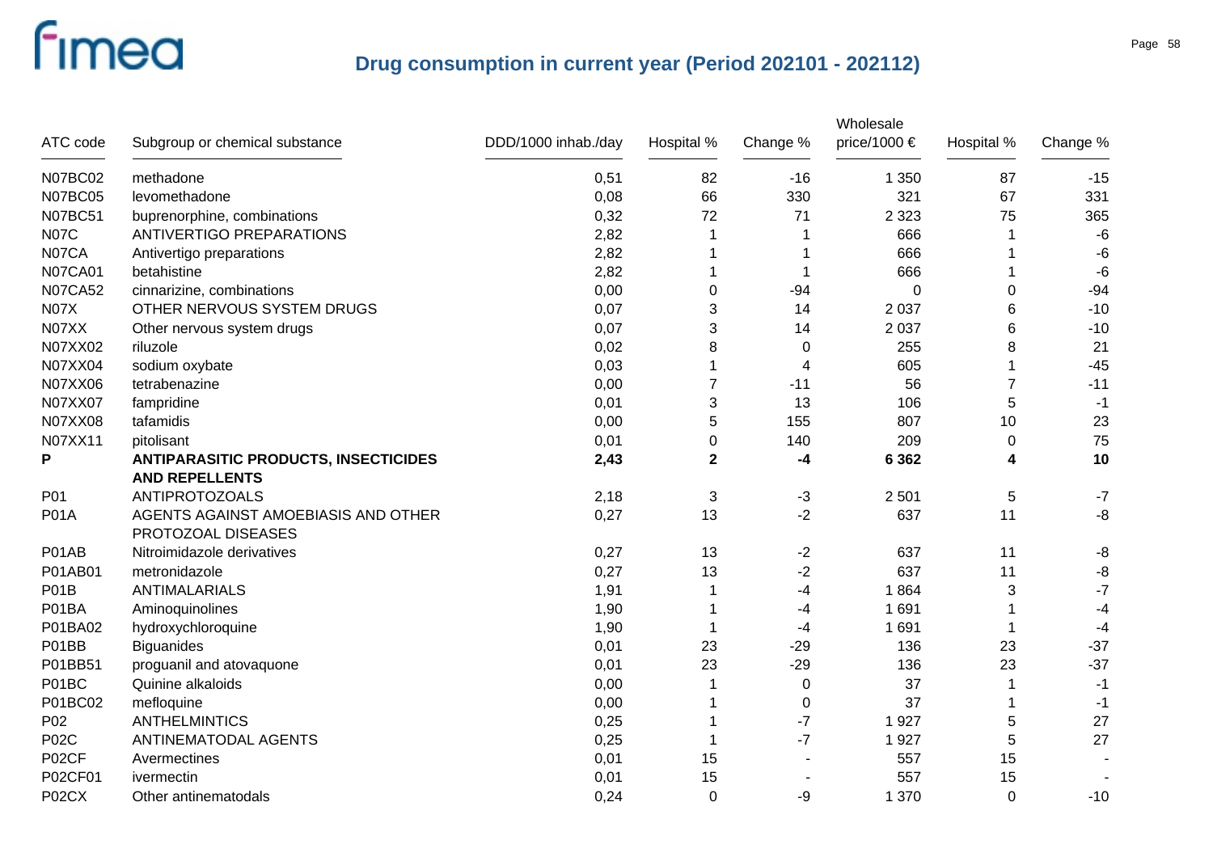# Drug consumption in current year (Period 202101 - 202112)

| ATC code | Subgroup or chemical substance | DDD/1000 inhab./day | Hospital % | Change % | Wholesale price/1000 € | Hospital % | Change % |
|---|---|---|---|---|---|---|---|
| N07BC02 | methadone | 0,51 | 82 | -16 | 1 350 | 87 | -15 |
| N07BC05 | levomethadone | 0,08 | 66 | 330 | 321 | 67 | 331 |
| N07BC51 | buprenorphine, combinations | 0,32 | 72 | 71 | 2 323 | 75 | 365 |
| N07C | ANTIVERTIGO PREPARATIONS | 2,82 | 1 | 1 | 666 | 1 | -6 |
| N07CA | Antivertigo preparations | 2,82 | 1 | 1 | 666 | 1 | -6 |
| N07CA01 | betahistine | 2,82 | 1 | 1 | 666 | 1 | -6 |
| N07CA52 | cinnarizine, combinations | 0,00 | 0 | -94 | 0 | 0 | -94 |
| N07X | OTHER NERVOUS SYSTEM DRUGS | 0,07 | 3 | 14 | 2 037 | 6 | -10 |
| N07XX | Other nervous system drugs | 0,07 | 3 | 14 | 2 037 | 6 | -10 |
| N07XX02 | riluzole | 0,02 | 8 | 0 | 255 | 8 | 21 |
| N07XX04 | sodium oxybate | 0,03 | 1 | 4 | 605 | 1 | -45 |
| N07XX06 | tetrabenazine | 0,00 | 7 | -11 | 56 | 7 | -11 |
| N07XX07 | fampridine | 0,01 | 3 | 13 | 106 | 5 | -1 |
| N07XX08 | tafamidis | 0,00 | 5 | 155 | 807 | 10 | 23 |
| N07XX11 | pitolisant | 0,01 | 0 | 140 | 209 | 0 | 75 |
| **P** | **ANTIPARASITIC PRODUCTS, INSECTICIDES AND REPELLENTS** | **2,43** | **2** | **-4** | **6 362** | **4** | **10** |
| P01 | ANTIPROTOZOALS | 2,18 | 3 | -3 | 2 501 | 5 | -7 |
| P01A | AGENTS AGAINST AMOEBIASIS AND OTHER PROTOZOAL DISEASES | 0,27 | 13 | -2 | 637 | 11 | -8 |
| P01AB | Nitroimidazole derivatives | 0,27 | 13 | -2 | 637 | 11 | -8 |
| P01AB01 | metronidazole | 0,27 | 13 | -2 | 637 | 11 | -8 |
| P01B | ANTIMALARIALS | 1,91 | 1 | -4 | 1 864 | 3 | -7 |
| P01BA | Aminoquinolines | 1,90 | 1 | -4 | 1 691 | 1 | -4 |
| P01BA02 | hydroxychloroquine | 1,90 | 1 | -4 | 1 691 | 1 | -4 |
| P01BB | Biguanides | 0,01 | 23 | -29 | 136 | 23 | -37 |
| P01BB51 | proguanil and atovaquone | 0,01 | 23 | -29 | 136 | 23 | -37 |
| P01BC | Quinine alkaloids | 0,00 | 1 | 0 | 37 | 1 | -1 |
| P01BC02 | mefloquine | 0,00 | 1 | 0 | 37 | 1 | -1 |
| P02 | ANTHELMINTICS | 0,25 | 1 | -7 | 1 927 | 5 | 27 |
| P02C | ANTINEMATODAL AGENTS | 0,25 | 1 | -7 | 1 927 | 5 | 27 |
| P02CF | Avermectines | 0,01 | 15 | - | 557 | 15 | - |
| P02CF01 | ivermectin | 0,01 | 15 | - | 557 | 15 | - |
| P02CX | Other antinematodals | 0,24 | 0 | -9 | 1 370 | 0 | -10 |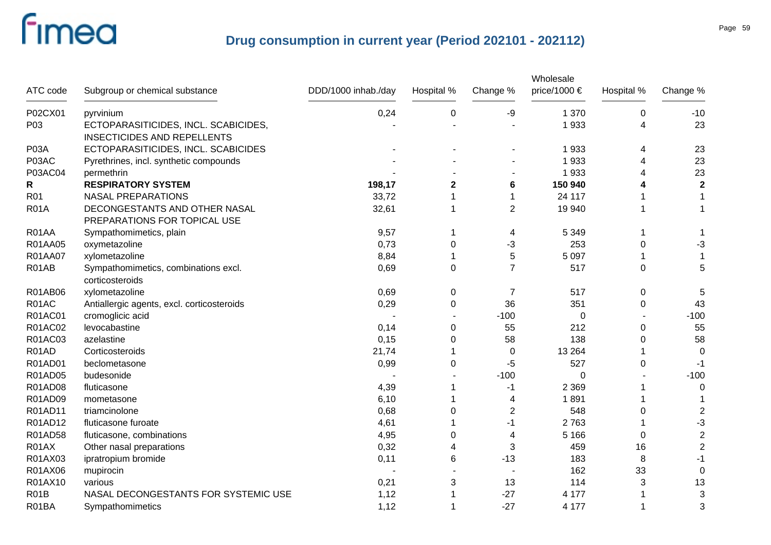# Drug consumption in current year (Period 202101 - 202112)

| ATC code | Subgroup or chemical substance | DDD/1000 inhab./day | Hospital % | Change % | Wholesale price/1000 € | Hospital % | Change % |
|---|---|---|---|---|---|---|---|
| P02CX01 | pyrvinium | 0,24 | 0 | -9 | 1 370 | 0 | -10 |
| P03 | ECTOPARASITICIDES, INCL. SCABICIDES, INSECTICIDES AND REPELLENTS | - | - | - | 1 933 | 4 | 23 |
| P03A | ECTOPARASITICIDES, INCL. SCABICIDES | - | - | - | 1 933 | 4 | 23 |
| P03AC | Pyrethrines, incl. synthetic compounds | - | - | - | 1 933 | 4 | 23 |
| P03AC04 | permethrin | - | - | - | 1 933 | 4 | 23 |
| **R** | **RESPIRATORY SYSTEM** | **198,17** | **2** | **6** | **150 940** | **4** | **2** |
| R01 | NASAL PREPARATIONS | 33,72 | 1 | 1 | 24 117 | 1 | 1 |
| R01A | DECONGESTANTS AND OTHER NASAL PREPARATIONS FOR TOPICAL USE | 32,61 | 1 | 2 | 19 940 | 1 | 1 |
| R01AA | Sympathomimetics, plain | 9,57 | 1 | 4 | 5 349 | 1 | 1 |
| R01AA05 | oxymetazoline | 0,73 | 0 | -3 | 253 | 0 | -3 |
| R01AA07 | xylometazoline | 8,84 | 1 | 5 | 5 097 | 1 | 1 |
| R01AB | Sympathomimetics, combinations excl. corticosteroids | 0,69 | 0 | 7 | 517 | 0 | 5 |
| R01AB06 | xylometazoline | 0,69 | 0 | 7 | 517 | 0 | 5 |
| R01AC | Antiallergic agents, excl. corticosteroids | 0,29 | 0 | 36 | 351 | 0 | 43 |
| R01AC01 | cromoglicic acid | - | - | -100 | 0 | - | -100 |
| R01AC02 | levocabastine | 0,14 | 0 | 55 | 212 | 0 | 55 |
| R01AC03 | azelastine | 0,15 | 0 | 58 | 138 | 0 | 58 |
| R01AD | Corticosteroids | 21,74 | 1 | 0 | 13 264 | 1 | 0 |
| R01AD01 | beclometasone | 0,99 | 0 | -5 | 527 | 0 | -1 |
| R01AD05 | budesonide | - | - | -100 | 0 | - | -100 |
| R01AD08 | fluticasone | 4,39 | 1 | -1 | 2 369 | 1 | 0 |
| R01AD09 | mometasone | 6,10 | 1 | 4 | 1 891 | 1 | 1 |
| R01AD11 | triamcinolone | 0,68 | 0 | 2 | 548 | 0 | 2 |
| R01AD12 | fluticasone furoate | 4,61 | 1 | -1 | 2 763 | 1 | -3 |
| R01AD58 | fluticasone, combinations | 4,95 | 0 | 4 | 5 166 | 0 | 2 |
| R01AX | Other nasal preparations | 0,32 | 4 | 3 | 459 | 16 | 2 |
| R01AX03 | ipratropium bromide | 0,11 | 6 | -13 | 183 | 8 | -1 |
| R01AX06 | mupirocin | - | - | - | 162 | 33 | 0 |
| R01AX10 | various | 0,21 | 3 | 13 | 114 | 3 | 13 |
| R01B | NASAL DECONGESTANTS FOR SYSTEMIC USE | 1,12 | 1 | -27 | 4 177 | 1 | 3 |
| R01BA | Sympathomimetics | 1,12 | 1 | -27 | 4 177 | 1 | 3 |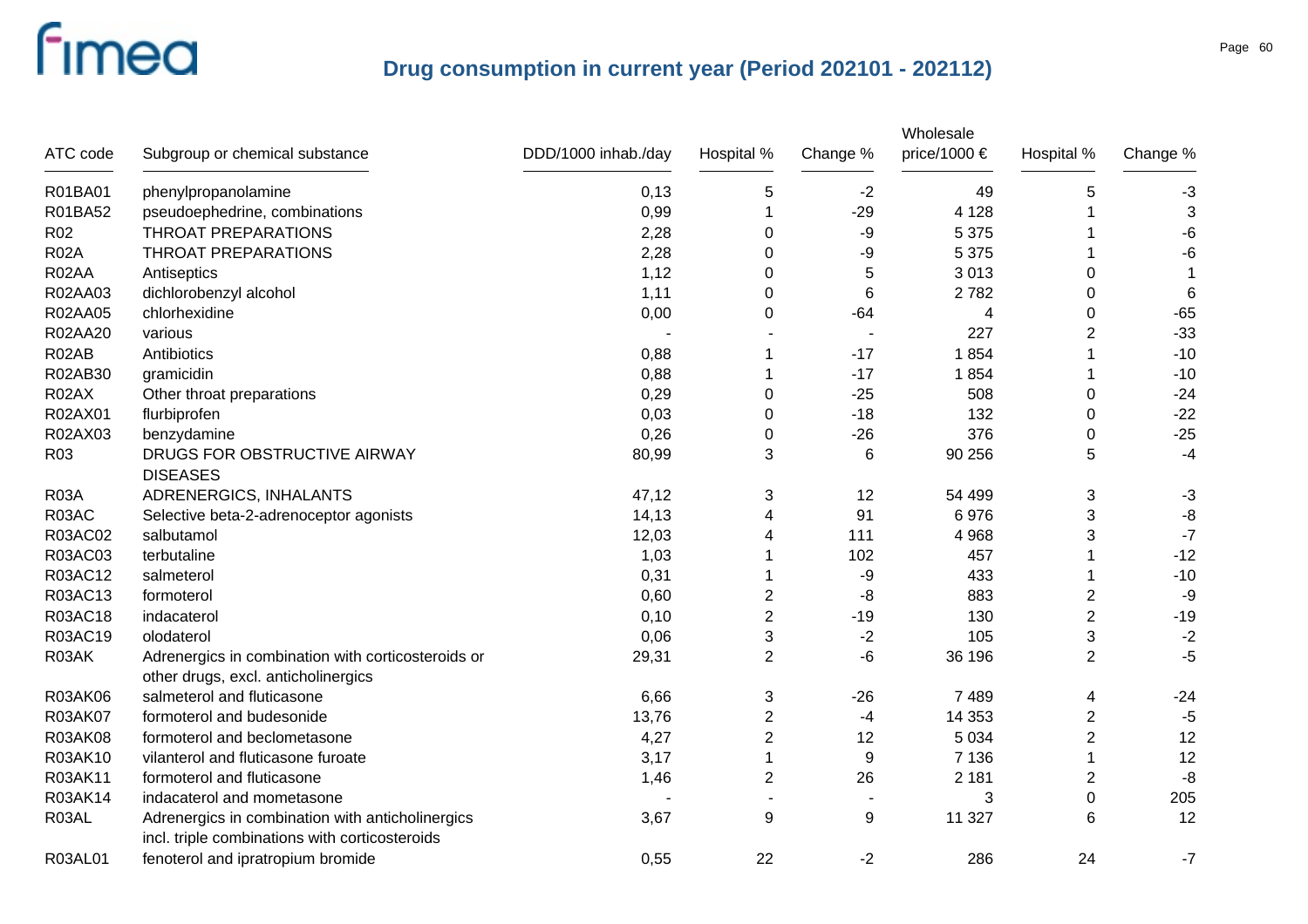# Drug consumption in current year (Period 202101 - 202112)

| ATC code | Subgroup or chemical substance | DDD/1000 inhab./day | Hospital % | Change % | Wholesale price/1000 € | Hospital % | Change % |
|---|---|---|---|---|---|---|---|
| R01BA01 | phenylpropanolamine | 0,13 | 5 | -2 | 49 | 5 | -3 |
| R01BA52 | pseudoephedrine, combinations | 0,99 | 1 | -29 | 4 128 | 1 | 3 |
| R02 | THROAT PREPARATIONS | 2,28 | 0 | -9 | 5 375 | 1 | -6 |
| R02A | THROAT PREPARATIONS | 2,28 | 0 | -9 | 5 375 | 1 | -6 |
| R02AA | Antiseptics | 1,12 | 0 | 5 | 3 013 | 0 | 1 |
| R02AA03 | dichlorobenzyl alcohol | 1,11 | 0 | 6 | 2 782 | 0 | 6 |
| R02AA05 | chlorhexidine | 0,00 | 0 | -64 | 4 | 0 | -65 |
| R02AA20 | various | - | - | - | 227 | 2 | -33 |
| R02AB | Antibiotics | 0,88 | 1 | -17 | 1 854 | 1 | -10 |
| R02AB30 | gramicidin | 0,88 | 1 | -17 | 1 854 | 1 | -10 |
| R02AX | Other throat preparations | 0,29 | 0 | -25 | 508 | 0 | -24 |
| R02AX01 | flurbiprofen | 0,03 | 0 | -18 | 132 | 0 | -22 |
| R02AX03 | benzydamine | 0,26 | 0 | -26 | 376 | 0 | -25 |
| R03 | DRUGS FOR OBSTRUCTIVE AIRWAY DISEASES | 80,99 | 3 | 6 | 90 256 | 5 | -4 |
| R03A | ADRENERGICS, INHALANTS | 47,12 | 3 | 12 | 54 499 | 3 | -3 |
| R03AC | Selective beta-2-adrenoceptor agonists | 14,13 | 4 | 91 | 6 976 | 3 | -8 |
| R03AC02 | salbutamol | 12,03 | 4 | 111 | 4 968 | 3 | -7 |
| R03AC03 | terbutaline | 1,03 | 1 | 102 | 457 | 1 | -12 |
| R03AC12 | salmeterol | 0,31 | 1 | -9 | 433 | 1 | -10 |
| R03AC13 | formoterol | 0,60 | 2 | -8 | 883 | 2 | -9 |
| R03AC18 | indacaterol | 0,10 | 2 | -19 | 130 | 2 | -19 |
| R03AC19 | olodaterol | 0,06 | 3 | -2 | 105 | 3 | -2 |
| R03AK | Adrenergics in combination with corticosteroids or other drugs, excl. anticholinergics | 29,31 | 2 | -6 | 36 196 | 2 | -5 |
| R03AK06 | salmeterol and fluticasone | 6,66 | 3 | -26 | 7 489 | 4 | -24 |
| R03AK07 | formoterol and budesonide | 13,76 | 2 | -4 | 14 353 | 2 | -5 |
| R03AK08 | formoterol and beclometasone | 4,27 | 2 | 12 | 5 034 | 2 | 12 |
| R03AK10 | vilanterol and fluticasone furoate | 3,17 | 1 | 9 | 7 136 | 1 | 12 |
| R03AK11 | formoterol and fluticasone | 1,46 | 2 | 26 | 2 181 | 2 | -8 |
| R03AK14 | indacaterol and mometasone | - | - | - | 3 | 0 | 205 |
| R03AL | Adrenergics in combination with anticholinergics incl. triple combinations with corticosteroids | 3,67 | 9 | 9 | 11 327 | 6 | 12 |
| R03AL01 | fenoterol and ipratropium bromide | 0,55 | 22 | -2 | 286 | 24 | -7 |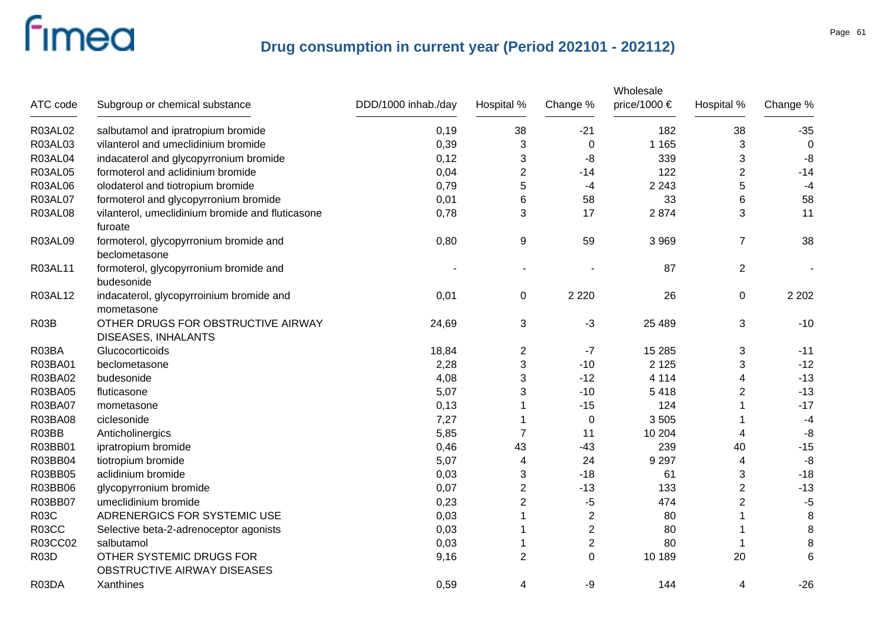## Drug consumption in current year (Period 202101 - 202112)

| ATC code | Subgroup or chemical substance | DDD/1000 inhab./day | Hospital % | Change % | Wholesale price/1000 € | Hospital % | Change % |
|---|---|---|---|---|---|---|---|
| R03AL02 | salbutamol and ipratropium bromide | 0,19 | 38 | -21 | 182 | 38 | -35 |
| R03AL03 | vilanterol and umeclidinium bromide | 0,39 | 3 | 0 | 1 165 | 3 | 0 |
| R03AL04 | indacaterol and glycopyrronium bromide | 0,12 | 3 | -8 | 339 | 3 | -8 |
| R03AL05 | formoterol and aclidinium bromide | 0,04 | 2 | -14 | 122 | 2 | -14 |
| R03AL06 | olodaterol and tiotropium bromide | 0,79 | 5 | -4 | 2 243 | 5 | -4 |
| R03AL07 | formoterol and glycopyrronium bromide | 0,01 | 6 | 58 | 33 | 6 | 58 |
| R03AL08 | vilanterol, umeclidinium bromide and fluticasone furoate | 0,78 | 3 | 17 | 2 874 | 3 | 11 |
| R03AL09 | formoterol, glycopyrronium bromide and beclometasone | 0,80 | 9 | 59 | 3 969 | 7 | 38 |
| R03AL11 | formoterol, glycopyrronium bromide and budesonide | - | - | - | 87 | 2 | - |
| R03AL12 | indacaterol, glycopyrroinium bromide and mometasone | 0,01 | 0 | 2 220 | 26 | 0 | 2 202 |
| R03B | OTHER DRUGS FOR OBSTRUCTIVE AIRWAY DISEASES, INHALANTS | 24,69 | 3 | -3 | 25 489 | 3 | -10 |
| R03BA | Glucocorticoids | 18,84 | 2 | -7 | 15 285 | 3 | -11 |
| R03BA01 | beclometasone | 2,28 | 3 | -10 | 2 125 | 3 | -12 |
| R03BA02 | budesonide | 4,08 | 3 | -12 | 4 114 | 4 | -13 |
| R03BA05 | fluticasone | 5,07 | 3 | -10 | 5 418 | 2 | -13 |
| R03BA07 | mometasone | 0,13 | 1 | -15 | 124 | 1 | -17 |
| R03BA08 | ciclesonide | 7,27 | 1 | 0 | 3 505 | 1 | -4 |
| R03BB | Anticholinergics | 5,85 | 7 | 11 | 10 204 | 4 | -8 |
| R03BB01 | ipratropium bromide | 0,46 | 43 | -43 | 239 | 40 | -15 |
| R03BB04 | tiotropium bromide | 5,07 | 4 | 24 | 9 297 | 4 | -8 |
| R03BB05 | aclidinium bromide | 0,03 | 3 | -18 | 61 | 3 | -18 |
| R03BB06 | glycopyrronium bromide | 0,07 | 2 | -13 | 133 | 2 | -13 |
| R03BB07 | umeclidinium bromide | 0,23 | 2 | -5 | 474 | 2 | -5 |
| R03C | ADRENERGICS FOR SYSTEMIC USE | 0,03 | 1 | 2 | 80 | 1 | 8 |
| R03CC | Selective beta-2-adrenoceptor agonists | 0,03 | 1 | 2 | 80 | 1 | 8 |
| R03CC02 | salbutamol | 0,03 | 1 | 2 | 80 | 1 | 8 |
| R03D | OTHER SYSTEMIC DRUGS FOR OBSTRUCTIVE AIRWAY DISEASES | 9,16 | 2 | 0 | 10 189 | 20 | 6 |
| R03DA | Xanthines | 0,59 | 4 | -9 | 144 | 4 | -26 |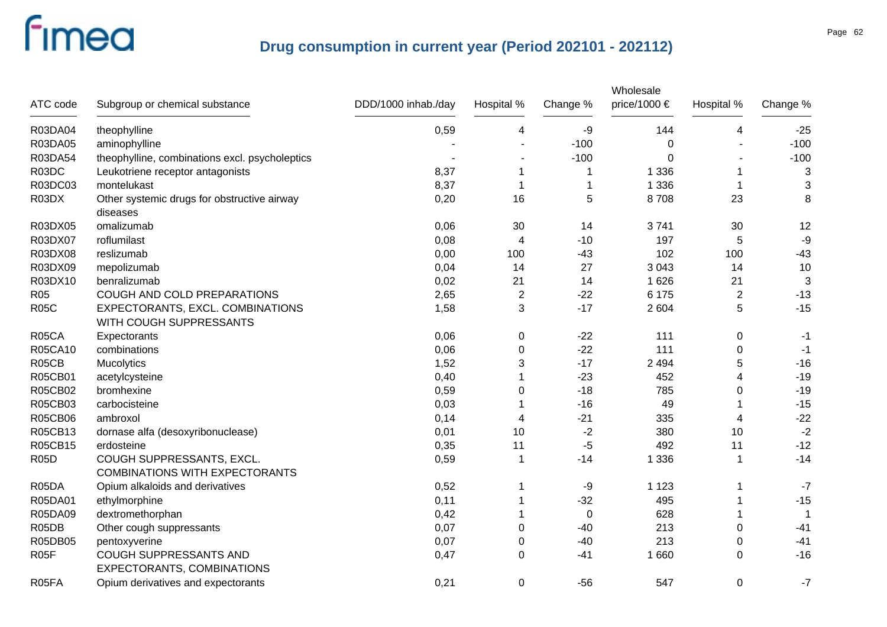# Drug consumption in current year (Period 202101 - 202112)

| ATC code | Subgroup or chemical substance | DDD/1000 inhab./day | Hospital % | Change % | Wholesale price/1000 € | Hospital % | Change % |
|---|---|---|---|---|---|---|---|
| R03DA04 | theophylline | 0,59 | 4 | -9 | 144 | 4 | -25 |
| R03DA05 | aminophylline | - | - | -100 | 0 | - | -100 |
| R03DA54 | theophylline, combinations excl. psycholeptics | - | - | -100 | 0 | - | -100 |
| R03DC | Leukotriene receptor antagonists | 8,37 | 1 | 1 | 1 336 | 1 | 3 |
| R03DC03 | montelukast | 8,37 | 1 | 1 | 1 336 | 1 | 3 |
| R03DX | Other systemic drugs for obstructive airway diseases | 0,20 | 16 | 5 | 8 708 | 23 | 8 |
| R03DX05 | omalizumab | 0,06 | 30 | 14 | 3 741 | 30 | 12 |
| R03DX07 | roflumilast | 0,08 | 4 | -10 | 197 | 5 | -9 |
| R03DX08 | reslizumab | 0,00 | 100 | -43 | 102 | 100 | -43 |
| R03DX09 | mepolizumab | 0,04 | 14 | 27 | 3 043 | 14 | 10 |
| R03DX10 | benralizumab | 0,02 | 21 | 14 | 1 626 | 21 | 3 |
| R05 | COUGH AND COLD PREPARATIONS | 2,65 | 2 | -22 | 6 175 | 2 | -13 |
| R05C | EXPECTORANTS, EXCL. COMBINATIONS WITH COUGH SUPPRESSANTS | 1,58 | 3 | -17 | 2 604 | 5 | -15 |
| R05CA | Expectorants | 0,06 | 0 | -22 | 111 | 0 | -1 |
| R05CA10 | combinations | 0,06 | 0 | -22 | 111 | 0 | -1 |
| R05CB | Mucolytics | 1,52 | 3 | -17 | 2 494 | 5 | -16 |
| R05CB01 | acetylcysteine | 0,40 | 1 | -23 | 452 | 4 | -19 |
| R05CB02 | bromhexine | 0,59 | 0 | -18 | 785 | 0 | -19 |
| R05CB03 | carbocisteine | 0,03 | 1 | -16 | 49 | 1 | -15 |
| R05CB06 | ambroxol | 0,14 | 4 | -21 | 335 | 4 | -22 |
| R05CB13 | dornase alfa (desoxyribonuclease) | 0,01 | 10 | -2 | 380 | 10 | -2 |
| R05CB15 | erdosteine | 0,35 | 11 | -5 | 492 | 11 | -12 |
| R05D | COUGH SUPPRESSANTS, EXCL. COMBINATIONS WITH EXPECTORANTS | 0,59 | 1 | -14 | 1 336 | 1 | -14 |
| R05DA | Opium alkaloids and derivatives | 0,52 | 1 | -9 | 1 123 | 1 | -7 |
| R05DA01 | ethylmorphine | 0,11 | 1 | -32 | 495 | 1 | -15 |
| R05DA09 | dextromethorphan | 0,42 | 1 | 0 | 628 | 1 | 1 |
| R05DB | Other cough suppressants | 0,07 | 0 | -40 | 213 | 0 | -41 |
| R05DB05 | pentoxyverine | 0,07 | 0 | -40 | 213 | 0 | -41 |
| R05F | COUGH SUPPRESSANTS AND EXPECTORANTS, COMBINATIONS | 0,47 | 0 | -41 | 1 660 | 0 | -16 |
| R05FA | Opium derivatives and expectorants | 0,21 | 0 | -56 | 547 | 0 | -7 |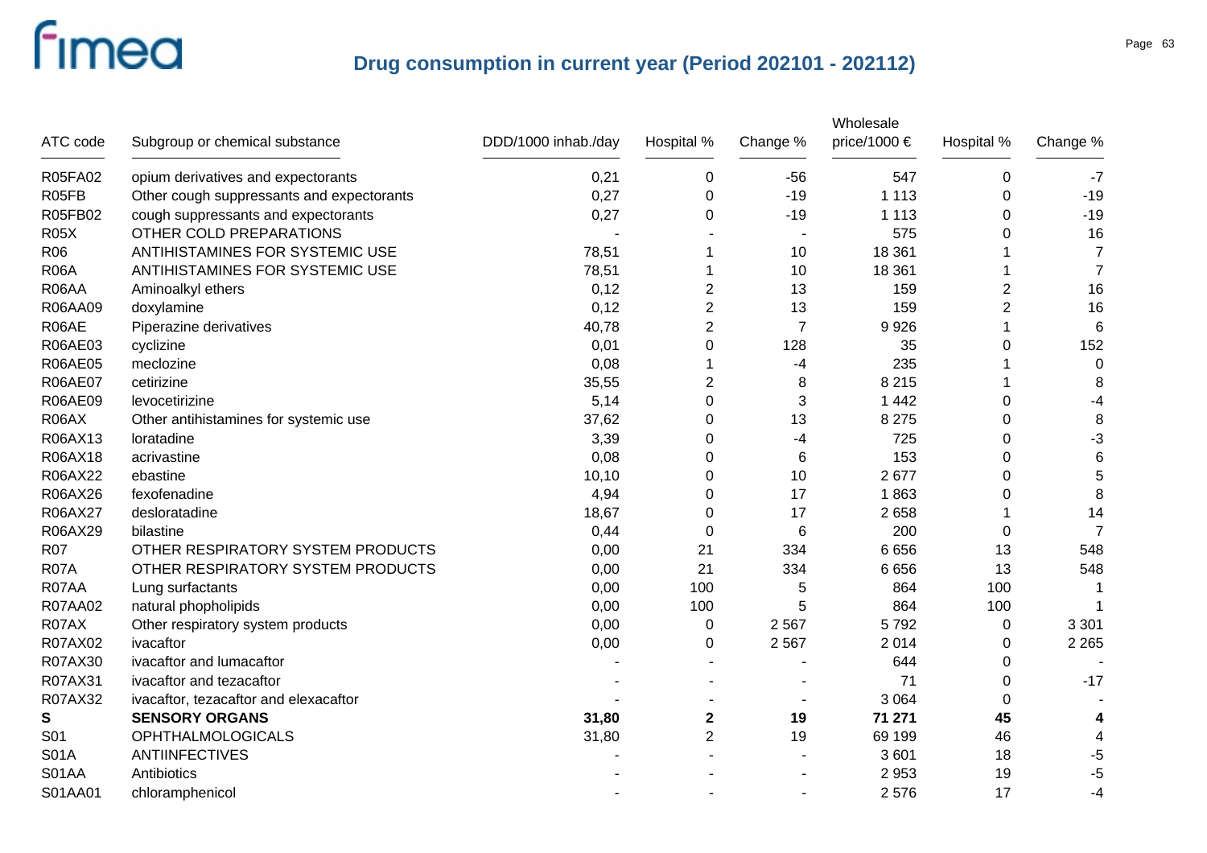# Drug consumption in current year (Period 202101 - 202112)

| ATC code | Subgroup or chemical substance | DDD/1000 inhab./day | Hospital % | Change % | Wholesale price/1000 € | Hospital % | Change % |
|---|---|---|---|---|---|---|---|
| R05FA02 | opium derivatives and expectorants | 0,21 | 0 | -56 | 547 | 0 | -7 |
| R05FB | Other cough suppressants and expectorants | 0,27 | 0 | -19 | 1 113 | 0 | -19 |
| R05FB02 | cough suppressants and expectorants | 0,27 | 0 | -19 | 1 113 | 0 | -19 |
| R05X | OTHER COLD PREPARATIONS | - | - | - | 575 | 0 | 16 |
| R06 | ANTIHISTAMINES FOR SYSTEMIC USE | 78,51 | 1 | 10 | 18 361 | 1 | 7 |
| R06A | ANTIHISTAMINES FOR SYSTEMIC USE | 78,51 | 1 | 10 | 18 361 | 1 | 7 |
| R06AA | Aminoalkyl ethers | 0,12 | 2 | 13 | 159 | 2 | 16 |
| R06AA09 | doxylamine | 0,12 | 2 | 13 | 159 | 2 | 16 |
| R06AE | Piperazine derivatives | 40,78 | 2 | 7 | 9 926 | 1 | 6 |
| R06AE03 | cyclizine | 0,01 | 0 | 128 | 35 | 0 | 152 |
| R06AE05 | meclozine | 0,08 | 1 | -4 | 235 | 1 | 0 |
| R06AE07 | cetirizine | 35,55 | 2 | 8 | 8 215 | 1 | 8 |
| R06AE09 | levocetirizine | 5,14 | 0 | 3 | 1 442 | 0 | -4 |
| R06AX | Other antihistamines for systemic use | 37,62 | 0 | 13 | 8 275 | 0 | 8 |
| R06AX13 | loratadine | 3,39 | 0 | -4 | 725 | 0 | -3 |
| R06AX18 | acrivastine | 0,08 | 0 | 6 | 153 | 0 | 6 |
| R06AX22 | ebastine | 10,10 | 0 | 10 | 2 677 | 0 | 5 |
| R06AX26 | fexofenadine | 4,94 | 0 | 17 | 1 863 | 0 | 8 |
| R06AX27 | desloratadine | 18,67 | 0 | 17 | 2 658 | 1 | 14 |
| R06AX29 | bilastine | 0,44 | 0 | 6 | 200 | 0 | 7 |
| R07 | OTHER RESPIRATORY SYSTEM PRODUCTS | 0,00 | 21 | 334 | 6 656 | 13 | 548 |
| R07A | OTHER RESPIRATORY SYSTEM PRODUCTS | 0,00 | 21 | 334 | 6 656 | 13 | 548 |
| R07AA | Lung surfactants | 0,00 | 100 | 5 | 864 | 100 | 1 |
| R07AA02 | natural phospholipids | 0,00 | 100 | 5 | 864 | 100 | 1 |
| R07AX | Other respiratory system products | 0,00 | 0 | 2 567 | 5 792 | 0 | 3 301 |
| R07AX02 | ivacaftor | 0,00 | 0 | 2 567 | 2 014 | 0 | 2 265 |
| R07AX30 | ivacaftor and lumacaftor | - | - | - | 644 | 0 | - |
| R07AX31 | ivacaftor and tezacaftor | - | - | - | 71 | 0 | -17 |
| R07AX32 | ivacaftor, tezacaftor and elexacaftor | - | - | - | 3 064 | 0 | - |
| **S** | **SENSORY ORGANS** | **31,80** | **2** | **19** | **71 271** | **45** | **4** |
| S01 | OPHTHALMOLOGICALS | 31,80 | 2 | 19 | 69 199 | 46 | 4 |
| S01A | ANTIINFECTIVES | - | - | - | 3 601 | 18 | -5 |
| S01AA | Antibiotics | - | - | - | 2 953 | 19 | -5 |
| S01AA01 | chloramphenicol | - | - | - | 2 576 | 17 | -4 |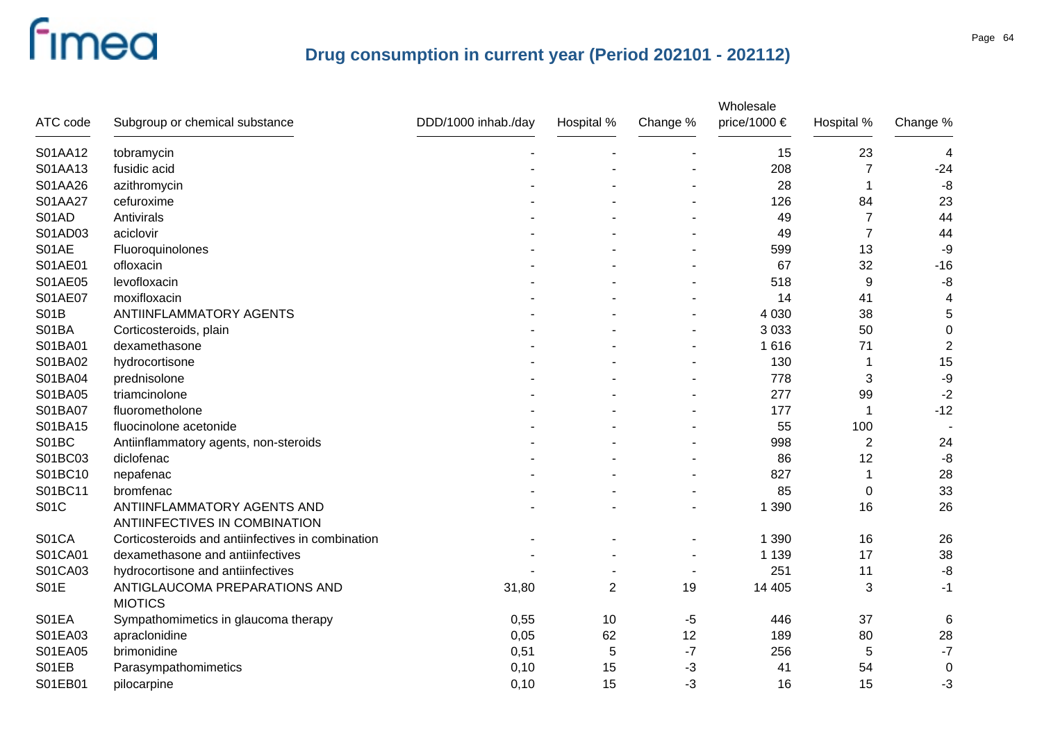## Drug consumption in current year (Period 202101 - 202112)

| ATC code | Subgroup or chemical substance | DDD/1000 inhab./day | Hospital % | Change % | Wholesale price/1000 € | Hospital % | Change % |
|---|---|---|---|---|---|---|---|
| S01AA12 | tobramycin | - | - | - | 15 | 23 | 4 |
| S01AA13 | fusidic acid | - | - | - | 208 | 7 | -24 |
| S01AA26 | azithromycin | - | - | - | 28 | 1 | -8 |
| S01AA27 | cefuroxime | - | - | - | 126 | 84 | 23 |
| S01AD | Antivirals | - | - | - | 49 | 7 | 44 |
| S01AD03 | aciclovir | - | - | - | 49 | 7 | 44 |
| S01AE | Fluoroquinolones | - | - | - | 599 | 13 | -9 |
| S01AE01 | ofloxacin | - | - | - | 67 | 32 | -16 |
| S01AE05 | levofloxacin | - | - | - | 518 | 9 | -8 |
| S01AE07 | moxifloxacin | - | - | - | 14 | 41 | 4 |
| S01B | ANTIINFLAMMATORY AGENTS | - | - | - | 4 030 | 38 | 5 |
| S01BA | Corticosteroids, plain | - | - | - | 3 033 | 50 | 0 |
| S01BA01 | dexamethasone | - | - | - | 1 616 | 71 | 2 |
| S01BA02 | hydrocortisone | - | - | - | 130 | 1 | 15 |
| S01BA04 | prednisolone | - | - | - | 778 | 3 | -9 |
| S01BA05 | triamcinolone | - | - | - | 277 | 99 | -2 |
| S01BA07 | fluorometholone | - | - | - | 177 | 1 | -12 |
| S01BA15 | fluocinolone acetonide | - | - | - | 55 | 100 | - |
| S01BC | Antiinflammatory agents, non-steroids | - | - | - | 998 | 2 | 24 |
| S01BC03 | diclofenac | - | - | - | 86 | 12 | -8 |
| S01BC10 | nepafenac | - | - | - | 827 | 1 | 28 |
| S01BC11 | bromfenac | - | - | - | 85 | 0 | 33 |
| S01C | ANTIINFLAMMATORY AGENTS AND ANTIINFECTIVES IN COMBINATION | - | - | - | 1 390 | 16 | 26 |
| S01CA | Corticosteroids and antiinfectives in combination | - | - | - | 1 390 | 16 | 26 |
| S01CA01 | dexamethasone and antiinfectives | - | - | - | 1 139 | 17 | 38 |
| S01CA03 | hydrocortisone and antiinfectives | - | - | - | 251 | 11 | -8 |
| S01E | ANTIGLAUCOMA PREPARATIONS AND MIOTICS | 31,80 | 2 | 19 | 14 405 | 3 | -1 |
| S01EA | Sympathomimetics in glaucoma therapy | 0,55 | 10 | -5 | 446 | 37 | 6 |
| S01EA03 | apraclonidine | 0,05 | 62 | 12 | 189 | 80 | 28 |
| S01EA05 | brimonidine | 0,51 | 5 | -7 | 256 | 5 | -7 |
| S01EB | Parasympathomimetics | 0,10 | 15 | -3 | 41 | 54 | 0 |
| S01EB01 | pilocarpine | 0,10 | 15 | -3 | 16 | 15 | -3 |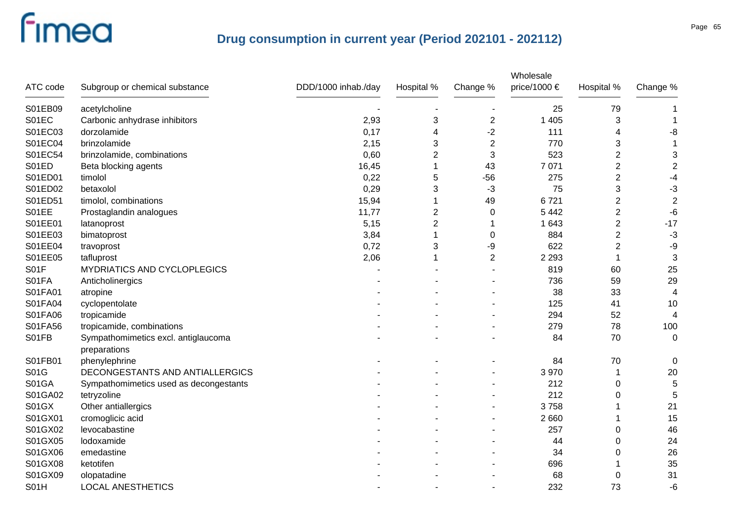# Drug consumption in current year (Period 202101 - 202112)

| ATC code | Subgroup or chemical substance | DDD/1000 inhab./day | Hospital % | Change % | Wholesale price/1000 € | Hospital % | Change % |
|---|---|---|---|---|---|---|---|
| S01EB09 | acetylcholine | - | - | - | 25 | 79 | 1 |
| S01EC | Carbonic anhydrase inhibitors | 2,93 | 3 | 2 | 1 405 | 3 | 1 |
| S01EC03 | dorzolamide | 0,17 | 4 | -2 | 111 | 4 | -8 |
| S01EC04 | brinzolamide | 2,15 | 3 | 2 | 770 | 3 | 1 |
| S01EC54 | brinzolamide, combinations | 0,60 | 2 | 3 | 523 | 2 | 3 |
| S01ED | Beta blocking agents | 16,45 | 1 | 43 | 7 071 | 2 | 2 |
| S01ED01 | timolol | 0,22 | 5 | -56 | 275 | 2 | -4 |
| S01ED02 | betaxolol | 0,29 | 3 | -3 | 75 | 3 | -3 |
| S01ED51 | timolol, combinations | 15,94 | 1 | 49 | 6 721 | 2 | 2 |
| S01EE | Prostaglandin analogues | 11,77 | 2 | 0 | 5 442 | 2 | -6 |
| S01EE01 | latanoprost | 5,15 | 2 | 1 | 1 643 | 2 | -17 |
| S01EE03 | bimatoprost | 3,84 | 1 | 0 | 884 | 2 | -3 |
| S01EE04 | travoprost | 0,72 | 3 | -9 | 622 | 2 | -9 |
| S01EE05 | tafluprost | 2,06 | 1 | 2 | 2 293 | 1 | 3 |
| S01F | MYDRIATICS AND CYCLOPLEGICS | - | - | - | 819 | 60 | 25 |
| S01FA | Anticholinergics | - | - | - | 736 | 59 | 29 |
| S01FA01 | atropine | - | - | - | 38 | 33 | 4 |
| S01FA04 | cyclopentolate | - | - | - | 125 | 41 | 10 |
| S01FA06 | tropicamide | - | - | - | 294 | 52 | 4 |
| S01FA56 | tropicamide, combinations | - | - | - | 279 | 78 | 100 |
| S01FB | Sympathomimetics excl. antiglaucoma preparations | - | - | - | 84 | 70 | 0 |
| S01FB01 | phenylephrine | - | - | - | 84 | 70 | 0 |
| S01G | DECONGESTANTS AND ANTIALLERGICS | - | - | - | 3 970 | 1 | 20 |
| S01GA | Sympathomimetics used as decongestants | - | - | - | 212 | 0 | 5 |
| S01GA02 | tetryzoline | - | - | - | 212 | 0 | 5 |
| S01GX | Other antiallergics | - | - | - | 3 758 | 1 | 21 |
| S01GX01 | cromoglicic acid | - | - | - | 2 660 | 1 | 15 |
| S01GX02 | levocabastine | - | - | - | 257 | 0 | 46 |
| S01GX05 | lodoxamide | - | - | - | 44 | 0 | 24 |
| S01GX06 | emedastine | - | - | - | 34 | 0 | 26 |
| S01GX08 | ketotifen | - | - | - | 696 | 1 | 35 |
| S01GX09 | olopatadine | - | - | - | 68 | 0 | 31 |
| S01H | LOCAL ANESTHETICS | - | - | - | 232 | 73 | -6 |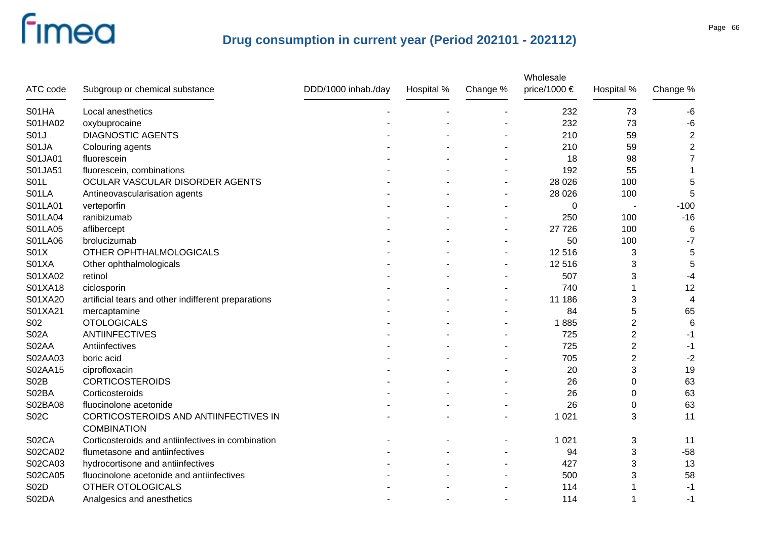## Drug consumption in current year (Period 202101 - 202112)

| ATC code | Subgroup or chemical substance | DDD/1000 inhab./day | Hospital % | Change % | Wholesale price/1000 € | Hospital % | Change % |
|---|---|---|---|---|---|---|---|
| S01HA | Local anesthetics | - | - | - | 232 | 73 | -6 |
| S01HA02 | oxybuprocaine | - | - | - | 232 | 73 | -6 |
| S01J | DIAGNOSTIC AGENTS | - | - | - | 210 | 59 | 2 |
| S01JA | Colouring agents | - | - | - | 210 | 59 | 2 |
| S01JA01 | fluorescein | - | - | - | 18 | 98 | 7 |
| S01JA51 | fluorescein, combinations | - | - | - | 192 | 55 | 1 |
| S01L | OCULAR VASCULAR DISORDER AGENTS | - | - | - | 28 026 | 100 | 5 |
| S01LA | Antineovascularisation agents | - | - | - | 28 026 | 100 | 5 |
| S01LA01 | verteporfin | - | - | - | 0 | - | -100 |
| S01LA04 | ranibizumab | - | - | - | 250 | 100 | -16 |
| S01LA05 | aflibercept | - | - | - | 27 726 | 100 | 6 |
| S01LA06 | brolucizumab | - | - | - | 50 | 100 | -7 |
| S01X | OTHER OPHTHALMOLOGICALS | - | - | - | 12 516 | 3 | 5 |
| S01XA | Other ophthalmologicals | - | - | - | 12 516 | 3 | 5 |
| S01XA02 | retinol | - | - | - | 507 | 3 | -4 |
| S01XA18 | ciclosporin | - | - | - | 740 | 1 | 12 |
| S01XA20 | artificial tears and other indifferent preparations | - | - | - | 11 186 | 3 | 4 |
| S01XA21 | mercaptamine | - | - | - | 84 | 5 | 65 |
| S02 | OTOLOGICALS | - | - | - | 1 885 | 2 | 6 |
| S02A | ANTIINFECTIVES | - | - | - | 725 | 2 | -1 |
| S02AA | Antiinfectives | - | - | - | 725 | 2 | -1 |
| S02AA03 | boric acid | - | - | - | 705 | 2 | -2 |
| S02AA15 | ciprofloxacin | - | - | - | 20 | 3 | 19 |
| S02B | CORTICOSTEROIDS | - | - | - | 26 | 0 | 63 |
| S02BA | Corticosteroids | - | - | - | 26 | 0 | 63 |
| S02BA08 | fluocinolone acetonide | - | - | - | 26 | 0 | 63 |
| S02C | CORTICOSTEROIDS AND ANTIINFECTIVES IN COMBINATION | - | - | - | 1 021 | 3 | 11 |
| S02CA | Corticosteroids and antiinfectives in combination | - | - | - | 1 021 | 3 | 11 |
| S02CA02 | flumetasone and antiinfectives | - | - | - | 94 | 3 | -58 |
| S02CA03 | hydrocortisone and antiinfectives | - | - | - | 427 | 3 | 13 |
| S02CA05 | fluocinolone acetonide and antiinfectives | - | - | - | 500 | 3 | 58 |
| S02D | OTHER OTOLOGICALS | - | - | - | 114 | 1 | -1 |
| S02DA | Analgesics and anesthetics | - | - | - | 114 | 1 | -1 |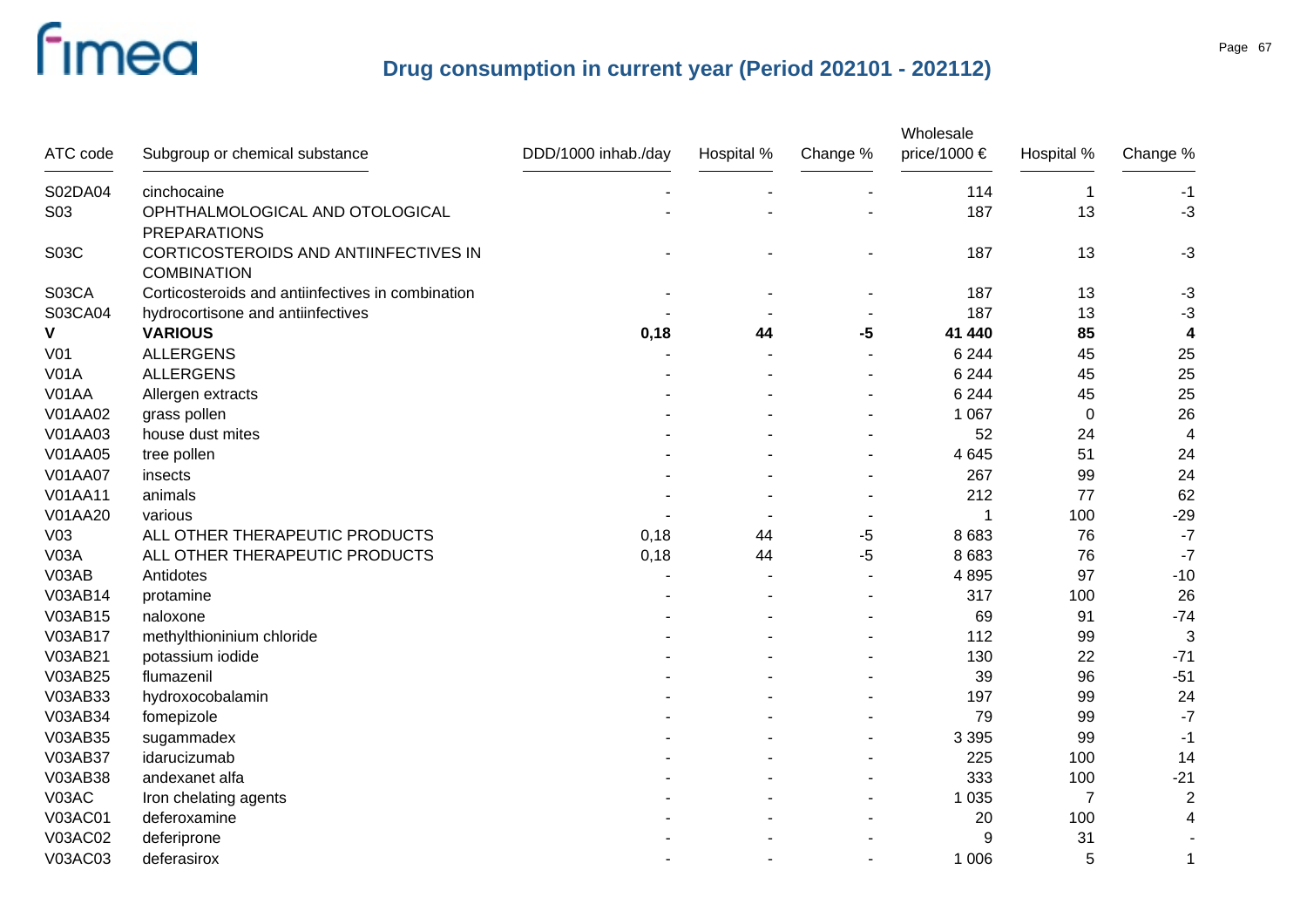## Drug consumption in current year (Period 202101 - 202112)

| ATC code | Subgroup or chemical substance | DDD/1000 inhab./day | Hospital % | Change % | Wholesale price/1000 € | Hospital % | Change % |
|---|---|---|---|---|---|---|---|
| S02DA04 | cinchocaine | - | - | - | 114 | 1 | -1 |
| S03 | OPHTHALMOLOGICAL AND OTOLOGICAL PREPARATIONS | - | - | - | 187 | 13 | -3 |
| S03C | CORTICOSTEROIDS AND ANTIINFECTIVES IN COMBINATION | - | - | - | 187 | 13 | -3 |
| S03CA | Corticosteroids and antiinfectives in combination | - | - | - | 187 | 13 | -3 |
| S03CA04 | hydrocortisone and antiinfectives | - | - | - | 187 | 13 | -3 |
| **V** | **VARIOUS** | **0,18** | **44** | **-5** | **41 440** | **85** | **4** |
| V01 | ALLERGENS | - | - | - | 6 244 | 45 | 25 |
| V01A | ALLERGENS | - | - | - | 6 244 | 45 | 25 |
| V01AA | Allergen extracts | - | - | - | 6 244 | 45 | 25 |
| V01AA02 | grass pollen | - | - | - | 1 067 | 0 | 26 |
| V01AA03 | house dust mites | - | - | - | 52 | 24 | 4 |
| V01AA05 | tree pollen | - | - | - | 4 645 | 51 | 24 |
| V01AA07 | insects | - | - | - | 267 | 99 | 24 |
| V01AA11 | animals | - | - | - | 212 | 77 | 62 |
| V01AA20 | various | - | - | - | 1 | 100 | -29 |
| V03 | ALL OTHER THERAPEUTIC PRODUCTS | 0,18 | 44 | -5 | 8 683 | 76 | -7 |
| V03A | ALL OTHER THERAPEUTIC PRODUCTS | 0,18 | 44 | -5 | 8 683 | 76 | -7 |
| V03AB | Antidotes | - | - | - | 4 895 | 97 | -10 |
| V03AB14 | protamine | - | - | - | 317 | 100 | 26 |
| V03AB15 | naloxone | - | - | - | 69 | 91 | -74 |
| V03AB17 | methylthioninium chloride | - | - | - | 112 | 99 | 3 |
| V03AB21 | potassium iodide | - | - | - | 130 | 22 | -71 |
| V03AB25 | flumazenil | - | - | - | 39 | 96 | -51 |
| V03AB33 | hydroxocobalamin | - | - | - | 197 | 99 | 24 |
| V03AB34 | fomepizole | - | - | - | 79 | 99 | -7 |
| V03AB35 | sugammadex | - | - | - | 3 395 | 99 | -1 |
| V03AB37 | idarucizumab | - | - | - | 225 | 100 | 14 |
| V03AB38 | andexanet alfa | - | - | - | 333 | 100 | -21 |
| V03AC | Iron chelating agents | - | - | - | 1 035 | 7 | 2 |
| V03AC01 | deferoxamine | - | - | - | 20 | 100 | 4 |
| V03AC02 | deferiprone | - | - | - | 9 | 31 | - |
| V03AC03 | deferasirox | - | - | - | 1 006 | 5 | 1 |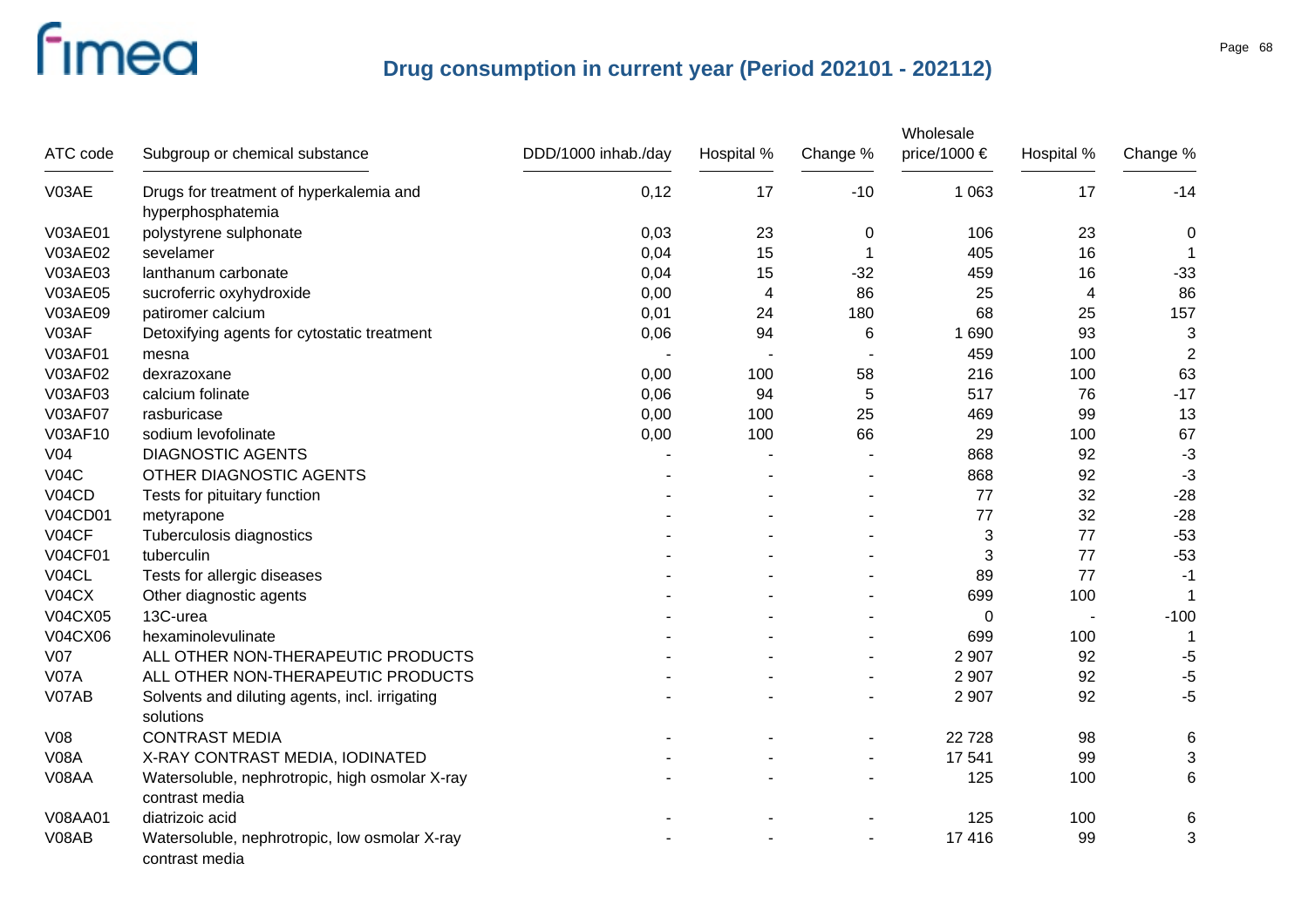# Drug consumption in current year (Period 202101 - 202112)

| ATC code | Subgroup or chemical substance | DDD/1000 inhab./day | Hospital % | Change % | Wholesale price/1000 € | Hospital % | Change % |
|---|---|---|---|---|---|---|---|
| V03AE | Drugs for treatment of hyperkalemia and hyperphosphatemia | 0,12 | 17 | -10 | 1 063 | 17 | -14 |
| V03AE01 | polystyrene sulphonate | 0,03 | 23 | 0 | 106 | 23 | 0 |
| V03AE02 | sevelamer | 0,04 | 15 | 1 | 405 | 16 | 1 |
| V03AE03 | lanthanum carbonate | 0,04 | 15 | -32 | 459 | 16 | -33 |
| V03AE05 | sucroferric oxyhydroxide | 0,00 | 4 | 86 | 25 | 4 | 86 |
| V03AE09 | patiromer calcium | 0,01 | 24 | 180 | 68 | 25 | 157 |
| V03AF | Detoxifying agents for cytostatic treatment | 0,06 | 94 | 6 | 1 690 | 93 | 3 |
| V03AF01 | mesna | - | - | - | 459 | 100 | 2 |
| V03AF02 | dexrazoxane | 0,00 | 100 | 58 | 216 | 100 | 63 |
| V03AF03 | calcium folinate | 0,06 | 94 | 5 | 517 | 76 | -17 |
| V03AF07 | rasburicase | 0,00 | 100 | 25 | 469 | 99 | 13 |
| V03AF10 | sodium levofolinate | 0,00 | 100 | 66 | 29 | 100 | 67 |
| V04 | DIAGNOSTIC AGENTS | - | - | - | 868 | 92 | -3 |
| V04C | OTHER DIAGNOSTIC AGENTS | - | - | - | 868 | 92 | -3 |
| V04CD | Tests for pituitary function | - | - | - | 77 | 32 | -28 |
| V04CD01 | metyrapone | - | - | - | 77 | 32 | -28 |
| V04CF | Tuberculosis diagnostics | - | - | - | 3 | 77 | -53 |
| V04CF01 | tuberculin | - | - | - | 3 | 77 | -53 |
| V04CL | Tests for allergic diseases | - | - | - | 89 | 77 | -1 |
| V04CX | Other diagnostic agents | - | - | - | 699 | 100 | 1 |
| V04CX05 | 13C-urea | - | - | - | 0 | - | -100 |
| V04CX06 | hexaminolevulinate | - | - | - | 699 | 100 | 1 |
| V07 | ALL OTHER NON-THERAPEUTIC PRODUCTS | - | - | - | 2 907 | 92 | -5 |
| V07A | ALL OTHER NON-THERAPEUTIC PRODUCTS | - | - | - | 2 907 | 92 | -5 |
| V07AB | Solvents and diluting agents, incl. irrigating solutions | - | - | - | 2 907 | 92 | -5 |
| V08 | CONTRAST MEDIA | - | - | - | 22 728 | 98 | 6 |
| V08A | X-RAY CONTRAST MEDIA, IODINATED | - | - | - | 17 541 | 99 | 3 |
| V08AA | Watersoluble, nephrotropic, high osmolar X-ray contrast media | - | - | - | 125 | 100 | 6 |
| V08AA01 | diatrizoic acid | - | - | - | 125 | 100 | 6 |
| V08AB | Watersoluble, nephrotropic, low osmolar X-ray contrast media | - | - | - | 17 416 | 99 | 3 |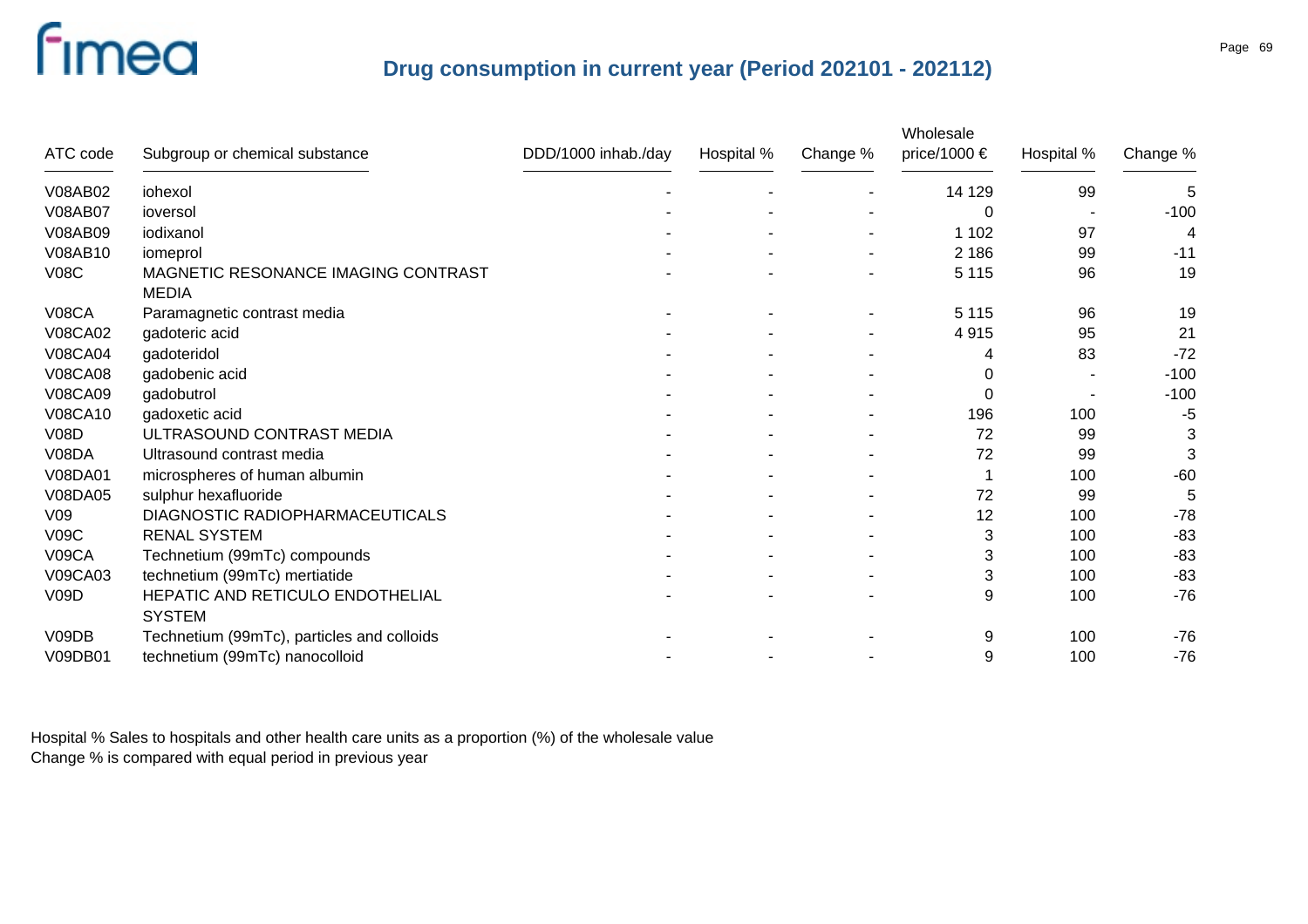## Drug consumption in current year (Period 202101 - 202112)

| ATC code | Subgroup or chemical substance | DDD/1000 inhab./day | Hospital % | Change % | Wholesale price/1000 € | Hospital % | Change % |
|---|---|---|---|---|---|---|---|
| V08AB02 | iohexol | - | - | - | 14 129 | 99 | 5 |
| V08AB07 | ioversol | - | - | - | 0 | - | -100 |
| V08AB09 | iodixanol | - | - | - | 1 102 | 97 | 4 |
| V08AB10 | iomeprol | - | - | - | 2 186 | 99 | -11 |
| V08C | MAGNETIC RESONANCE IMAGING CONTRAST MEDIA | - | - | - | 5 115 | 96 | 19 |
| V08CA | Paramagnetic contrast media | - | - | - | 5 115 | 96 | 19 |
| V08CA02 | gadoteric acid | - | - | - | 4 915 | 95 | 21 |
| V08CA04 | gadoteridol | - | - | - | 4 | 83 | -72 |
| V08CA08 | gadobenic acid | - | - | - | 0 | - | -100 |
| V08CA09 | gadobutrol | - | - | - | 0 | - | -100 |
| V08CA10 | gadoxetic acid | - | - | - | 196 | 100 | -5 |
| V08D | ULTRASOUND CONTRAST MEDIA | - | - | - | 72 | 99 | 3 |
| V08DA | Ultrasound contrast media | - | - | - | 72 | 99 | 3 |
| V08DA01 | microspheres of human albumin | - | - | - | 1 | 100 | -60 |
| V08DA05 | sulphur hexafluoride | - | - | - | 72 | 99 | 5 |
| V09 | DIAGNOSTIC RADIOPHARMACEUTICALS | - | - | - | 12 | 100 | -78 |
| V09C | RENAL SYSTEM | - | - | - | 3 | 100 | -83 |
| V09CA | Technetium (99mTc) compounds | - | - | - | 3 | 100 | -83 |
| V09CA03 | technetium (99mTc) mertiatide | - | - | - | 3 | 100 | -83 |
| V09D | HEPATIC AND RETICULO ENDOTHELIAL SYSTEM | - | - | - | 9 | 100 | -76 |
| V09DB | Technetium (99mTc), particles and colloids | - | - | - | 9 | 100 | -76 |
| V09DB01 | technetium (99mTc) nanocolloid | - | - | - | 9 | 100 | -76 |

Hospital % Sales to hospitals and other health care units as a proportion (%) of the wholesale value
Change % is compared with equal period in previous year